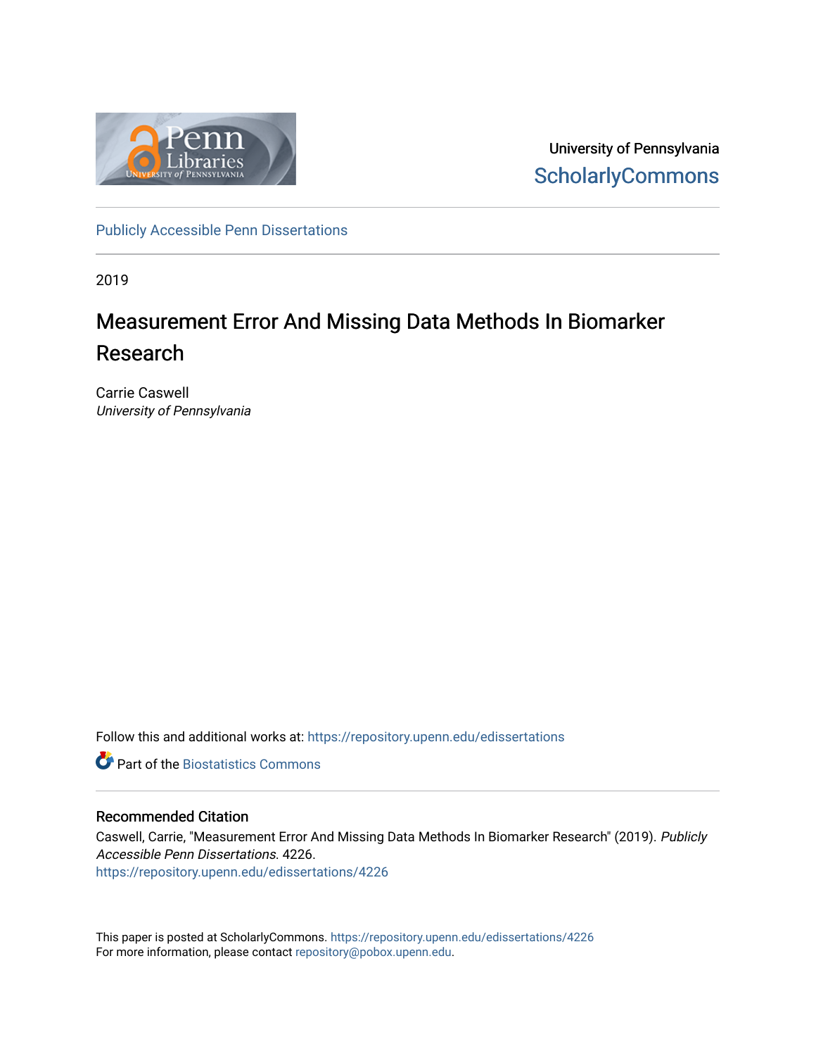University of Pennsylvania
ScholarlyCommons

Publicly Accessible Penn Dissertations

2019

# Measurement Error And Missing Data Methods In Biomarker Research

Carrie Caswell
*University of Pennsylvania*

Follow this and additional works at: https://repository.upenn.edu/edissertations

Part of the Biostatistics Commons

## Recommended Citation

Caswell, Carrie, "Measurement Error And Missing Data Methods In Biomarker Research" (2019). *Publicly Accessible Penn Dissertations*. 4226.
https://repository.upenn.edu/edissertations/4226

This paper is posted at ScholarlyCommons. https://repository.upenn.edu/edissertations/4226
For more information, please contact repository@pobox.upenn.edu.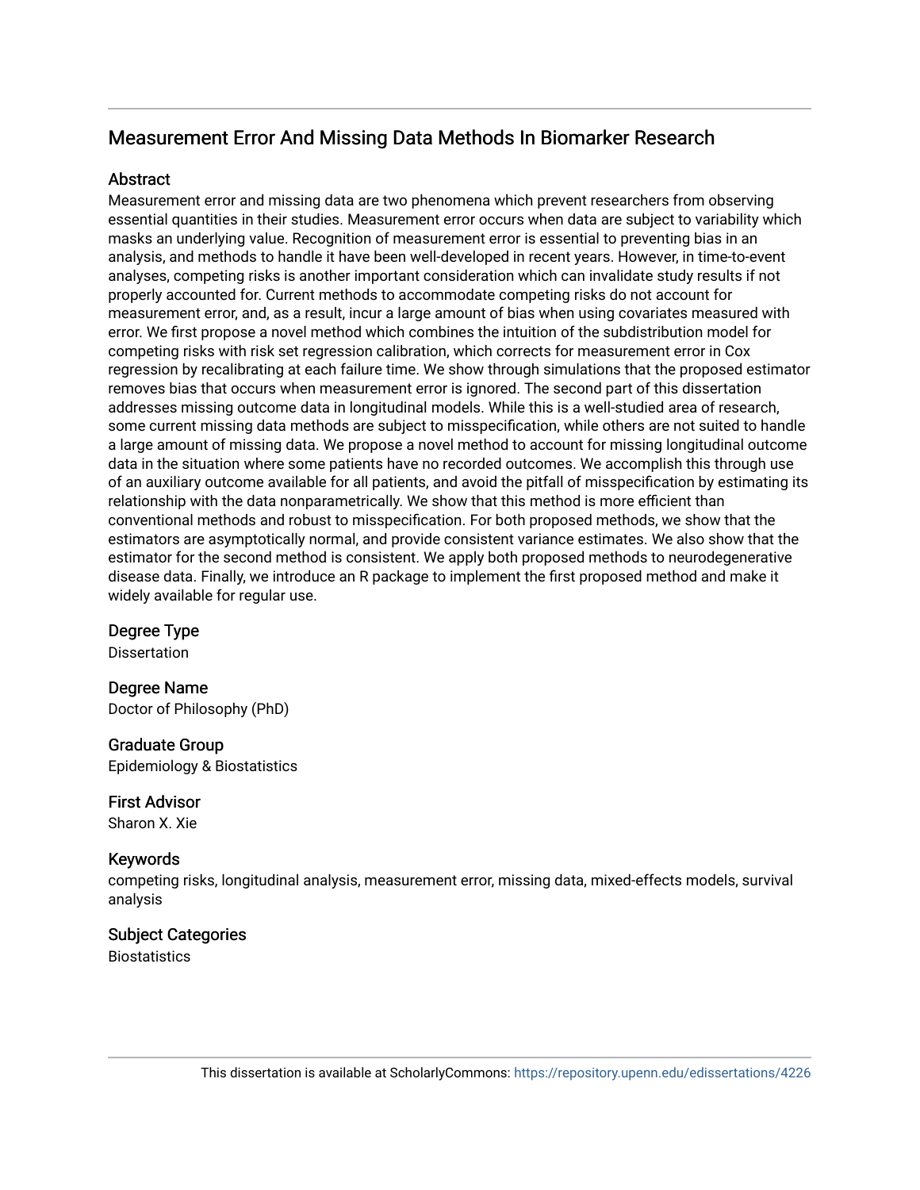# Measurement Error And Missing Data Methods In Biomarker Research

## Abstract

Measurement error and missing data are two phenomena which prevent researchers from observing essential quantities in their studies. Measurement error occurs when data are subject to variability which masks an underlying value. Recognition of measurement error is essential to preventing bias in an analysis, and methods to handle it have been well-developed in recent years. However, in time-to-event analyses, competing risks is another important consideration which can invalidate study results if not properly accounted for. Current methods to accommodate competing risks do not account for measurement error, and, as a result, incur a large amount of bias when using covariates measured with error. We first propose a novel method which combines the intuition of the subdistribution model for competing risks with risk set regression calibration, which corrects for measurement error in Cox regression by recalibrating at each failure time. We show through simulations that the proposed estimator removes bias that occurs when measurement error is ignored. The second part of this dissertation addresses missing outcome data in longitudinal models. While this is a well-studied area of research, some current missing data methods are subject to misspecification, while others are not suited to handle a large amount of missing data. We propose a novel method to account for missing longitudinal outcome data in the situation where some patients have no recorded outcomes. We accomplish this through use of an auxiliary outcome available for all patients, and avoid the pitfall of misspecification by estimating its relationship with the data nonparametrically. We show that this method is more efficient than conventional methods and robust to misspecification. For both proposed methods, we show that the estimators are asymptotically normal, and provide consistent variance estimates. We also show that the estimator for the second method is consistent. We apply both proposed methods to neurodegenerative disease data. Finally, we introduce an R package to implement the first proposed method and make it widely available for regular use.

## Degree Type

Dissertation

## Degree Name

Doctor of Philosophy (PhD)

## Graduate Group

Epidemiology & Biostatistics

## First Advisor

Sharon X. Xie

## Keywords

competing risks, longitudinal analysis, measurement error, missing data, mixed-effects models, survival analysis

## Subject Categories

Biostatistics

This dissertation is available at ScholarlyCommons: https://repository.upenn.edu/edissertations/4226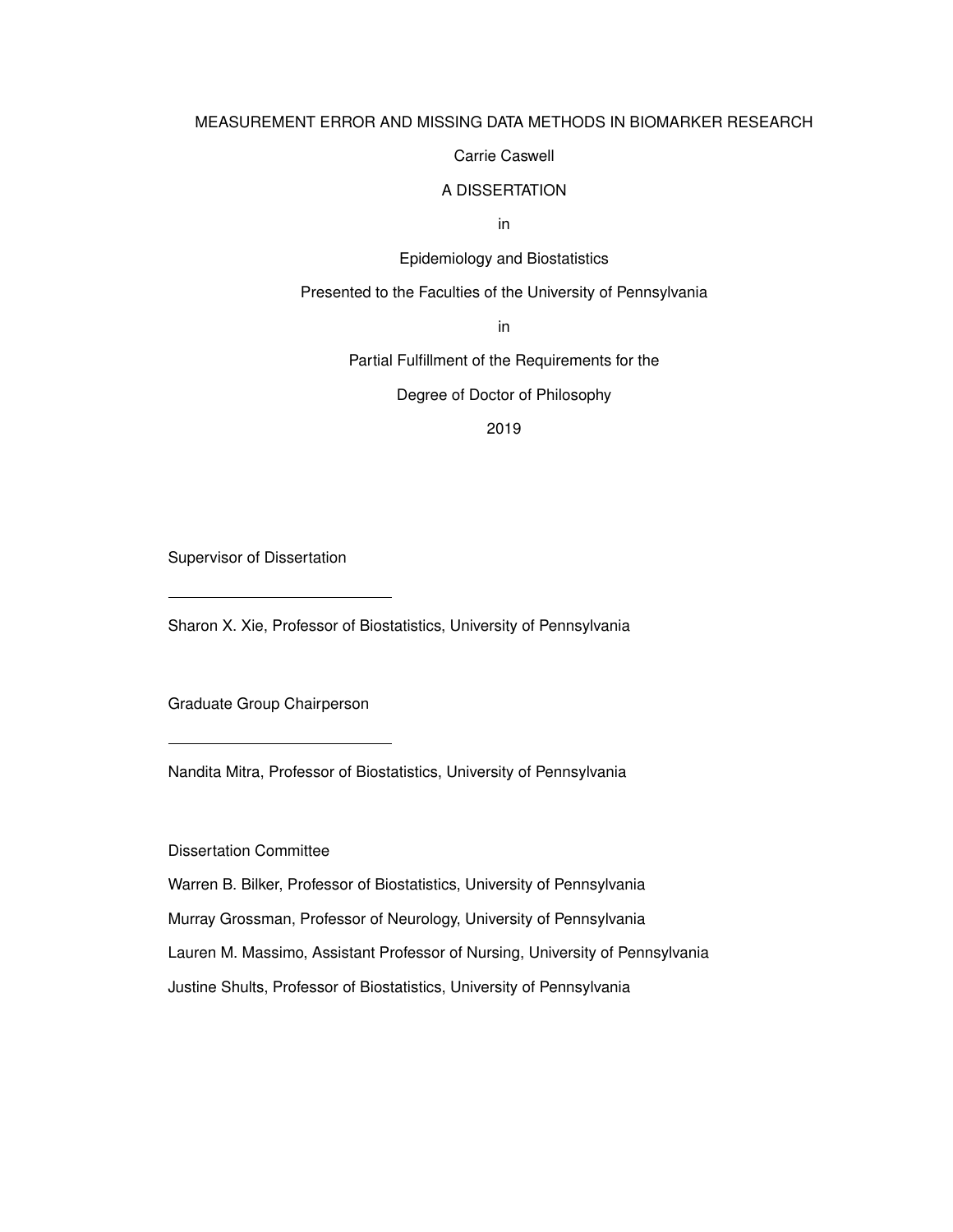MEASUREMENT ERROR AND MISSING DATA METHODS IN BIOMARKER RESEARCH

Carrie Caswell

A DISSERTATION

in

Epidemiology and Biostatistics

Presented to the Faculties of the University of Pennsylvania

in

Partial Fulfillment of the Requirements for the

Degree of Doctor of Philosophy

2019

Supervisor of Dissertation

Sharon X. Xie, Professor of Biostatistics, University of Pennsylvania

Graduate Group Chairperson

Nandita Mitra, Professor of Biostatistics, University of Pennsylvania

Dissertation Committee

Warren B. Bilker, Professor of Biostatistics, University of Pennsylvania

Murray Grossman, Professor of Neurology, University of Pennsylvania

Lauren M. Massimo, Assistant Professor of Nursing, University of Pennsylvania

Justine Shults, Professor of Biostatistics, University of Pennsylvania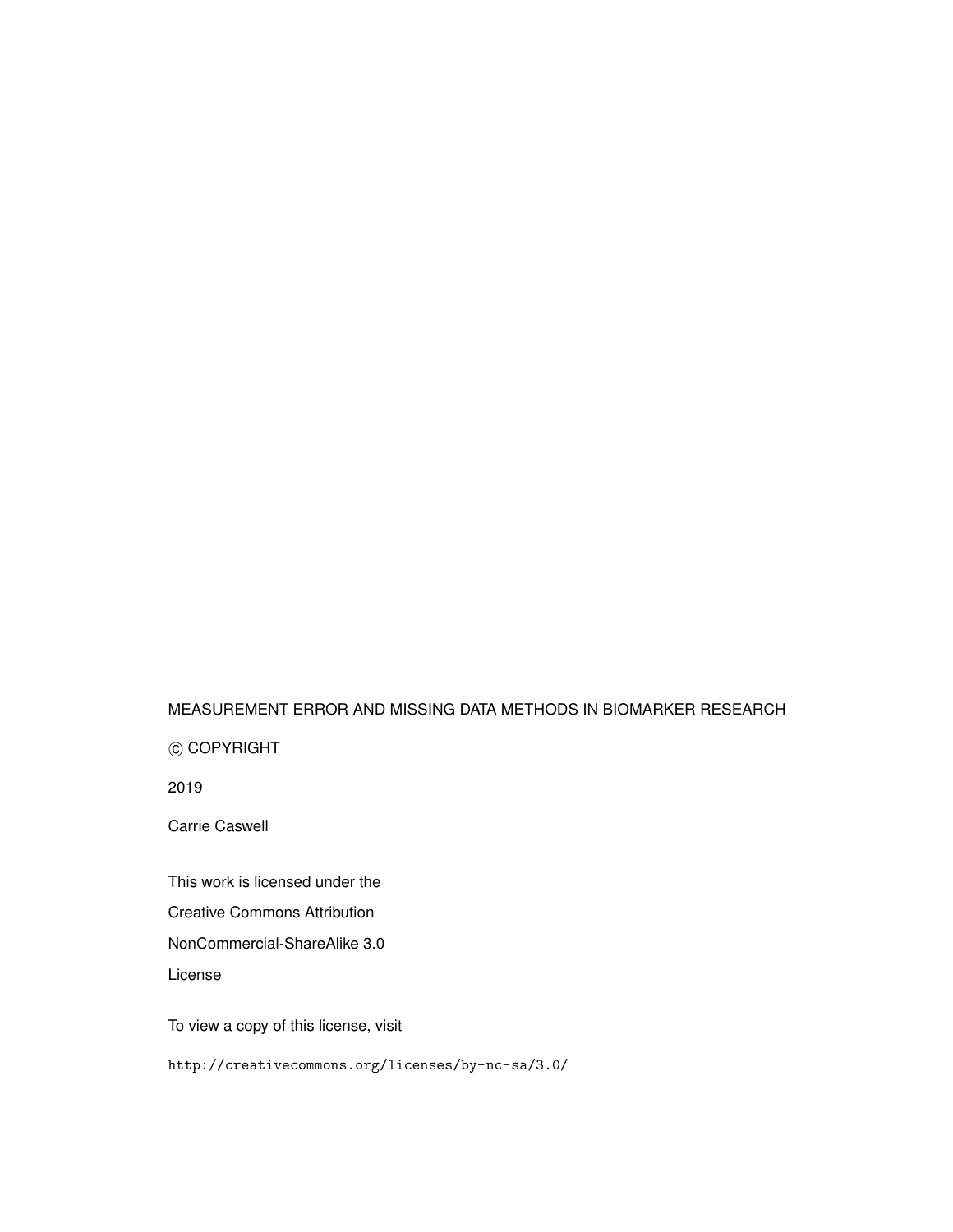MEASUREMENT ERROR AND MISSING DATA METHODS IN BIOMARKER RESEARCH

© COPYRIGHT

2019

Carrie Caswell

This work is licensed under the

Creative Commons Attribution

NonCommercial-ShareAlike 3.0

License

To view a copy of this license, visit

http://creativecommons.org/licenses/by-nc-sa/3.0/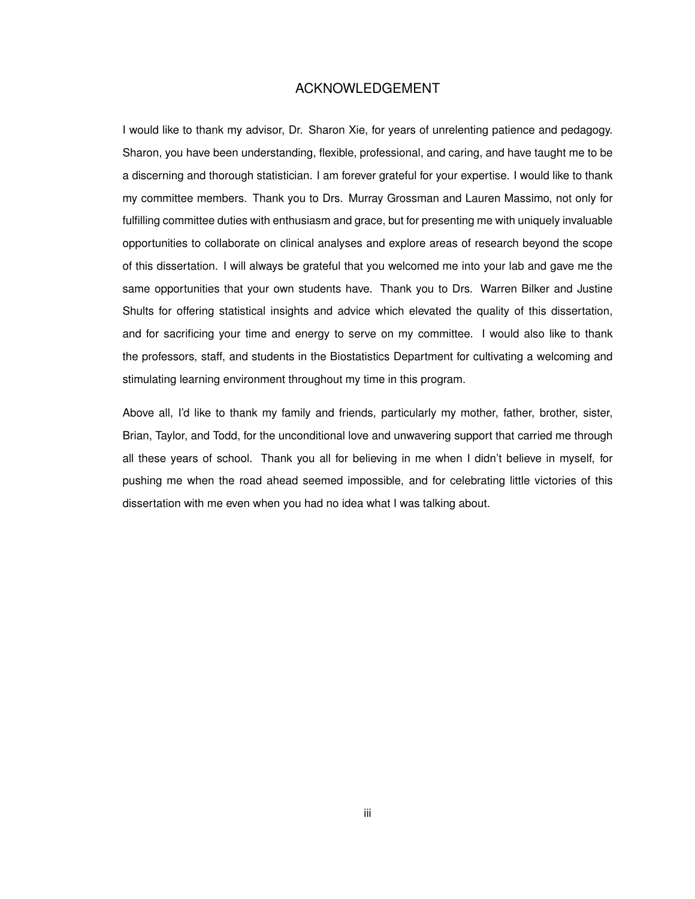# ACKNOWLEDGEMENT

I would like to thank my advisor, Dr. Sharon Xie, for years of unrelenting patience and pedagogy. Sharon, you have been understanding, flexible, professional, and caring, and have taught me to be a discerning and thorough statistician. I am forever grateful for your expertise. I would like to thank my committee members. Thank you to Drs. Murray Grossman and Lauren Massimo, not only for fulfilling committee duties with enthusiasm and grace, but for presenting me with uniquely invaluable opportunities to collaborate on clinical analyses and explore areas of research beyond the scope of this dissertation. I will always be grateful that you welcomed me into your lab and gave me the same opportunities that your own students have. Thank you to Drs. Warren Bilker and Justine Shults for offering statistical insights and advice which elevated the quality of this dissertation, and for sacrificing your time and energy to serve on my committee. I would also like to thank the professors, staff, and students in the Biostatistics Department for cultivating a welcoming and stimulating learning environment throughout my time in this program.

Above all, I'd like to thank my family and friends, particularly my mother, father, brother, sister, Brian, Taylor, and Todd, for the unconditional love and unwavering support that carried me through all these years of school. Thank you all for believing in me when I didn't believe in myself, for pushing me when the road ahead seemed impossible, and for celebrating little victories of this dissertation with me even when you had no idea what I was talking about.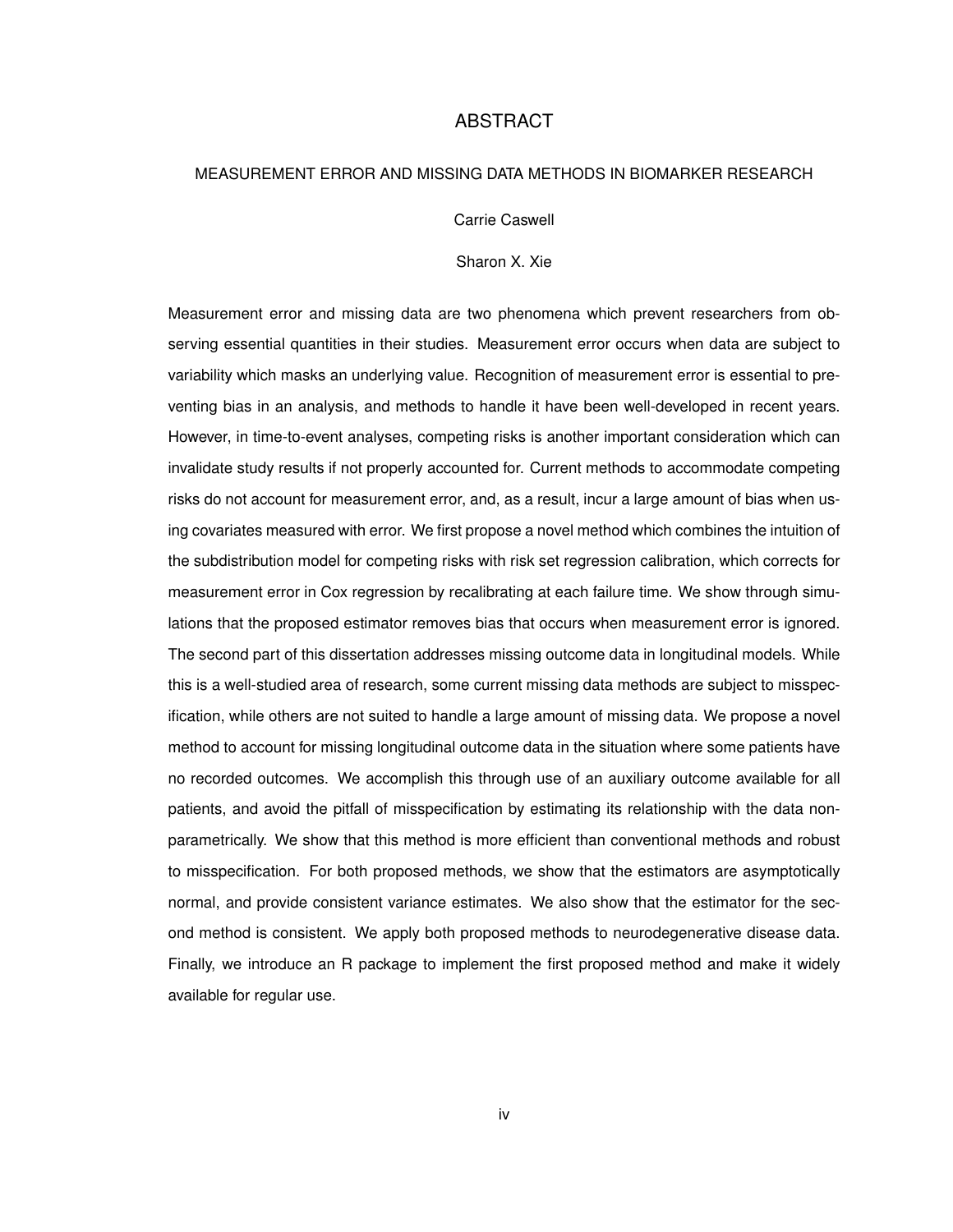# ABSTRACT

MEASUREMENT ERROR AND MISSING DATA METHODS IN BIOMARKER RESEARCH

Carrie Caswell

Sharon X. Xie

Measurement error and missing data are two phenomena which prevent researchers from observing essential quantities in their studies. Measurement error occurs when data are subject to variability which masks an underlying value. Recognition of measurement error is essential to preventing bias in an analysis, and methods to handle it have been well-developed in recent years. However, in time-to-event analyses, competing risks is another important consideration which can invalidate study results if not properly accounted for. Current methods to accommodate competing risks do not account for measurement error, and, as a result, incur a large amount of bias when using covariates measured with error. We first propose a novel method which combines the intuition of the subdistribution model for competing risks with risk set regression calibration, which corrects for measurement error in Cox regression by recalibrating at each failure time. We show through simulations that the proposed estimator removes bias that occurs when measurement error is ignored. The second part of this dissertation addresses missing outcome data in longitudinal models. While this is a well-studied area of research, some current missing data methods are subject to misspecification, while others are not suited to handle a large amount of missing data. We propose a novel method to account for missing longitudinal outcome data in the situation where some patients have no recorded outcomes. We accomplish this through use of an auxiliary outcome available for all patients, and avoid the pitfall of misspecification by estimating its relationship with the data non-parametrically. We show that this method is more efficient than conventional methods and robust to misspecification. For both proposed methods, we show that the estimators are asymptotically normal, and provide consistent variance estimates. We also show that the estimator for the second method is consistent. We apply both proposed methods to neurodegenerative disease data. Finally, we introduce an R package to implement the first proposed method and make it widely available for regular use.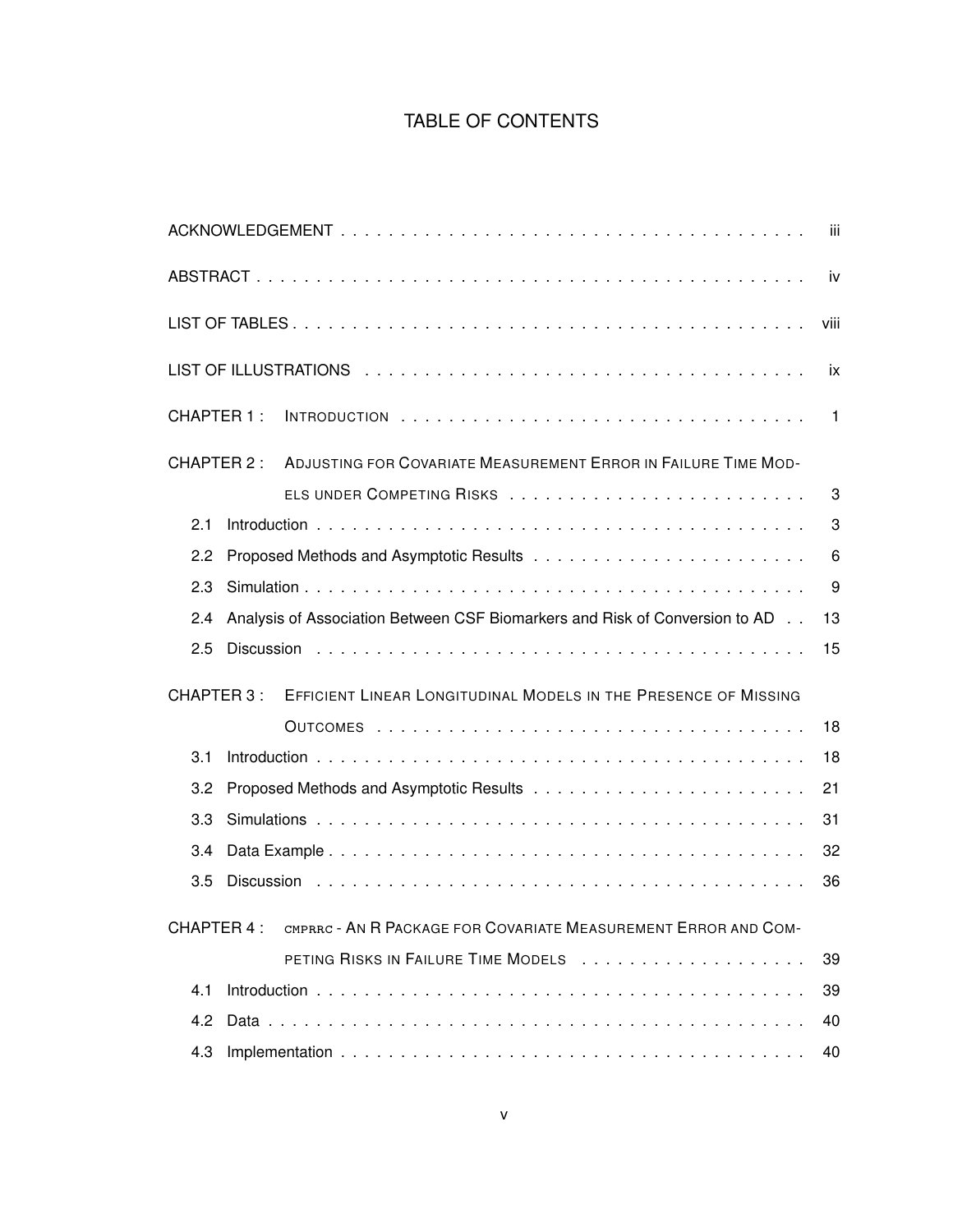# TABLE OF CONTENTS

ACKNOWLEDGEMENT . . . . . . . . . . iii

ABSTRACT . . . . . . . . . . iv

LIST OF TABLES . . . . . . . . . . viii

LIST OF ILLUSTRATIONS . . . . . . . . . . ix

CHAPTER 1 : INTRODUCTION . . . . . . . . . . 1

CHAPTER 2 : ADJUSTING FOR COVARIATE MEASUREMENT ERROR IN FAILURE TIME MODELS UNDER COMPETING RISKS . . . . . . . . . . 3

- 2.1 Introduction . . . . . . . . . . 3
- 2.2 Proposed Methods and Asymptotic Results . . . . . . . . . . 6
- 2.3 Simulation . . . . . . . . . . 9
- 2.4 Analysis of Association Between CSF Biomarkers and Risk of Conversion to AD . . 13
- 2.5 Discussion . . . . . . . . . . 15

CHAPTER 3 : EFFICIENT LINEAR LONGITUDINAL MODELS IN THE PRESENCE OF MISSING OUTCOMES . . . . . . . . . . 18

- 3.1 Introduction . . . . . . . . . . 18
- 3.2 Proposed Methods and Asymptotic Results . . . . . . . . . . 21
- 3.3 Simulations . . . . . . . . . . 31
- 3.4 Data Example . . . . . . . . . . 32
- 3.5 Discussion . . . . . . . . . . 36

CHAPTER 4 : CMPRRC - AN R PACKAGE FOR COVARIATE MEASUREMENT ERROR AND COMPETING RISKS IN FAILURE TIME MODELS . . . . . . . . . . 39

- 4.1 Introduction . . . . . . . . . . 39
- 4.2 Data . . . . . . . . . . 40
- 4.3 Implementation . . . . . . . . . . 40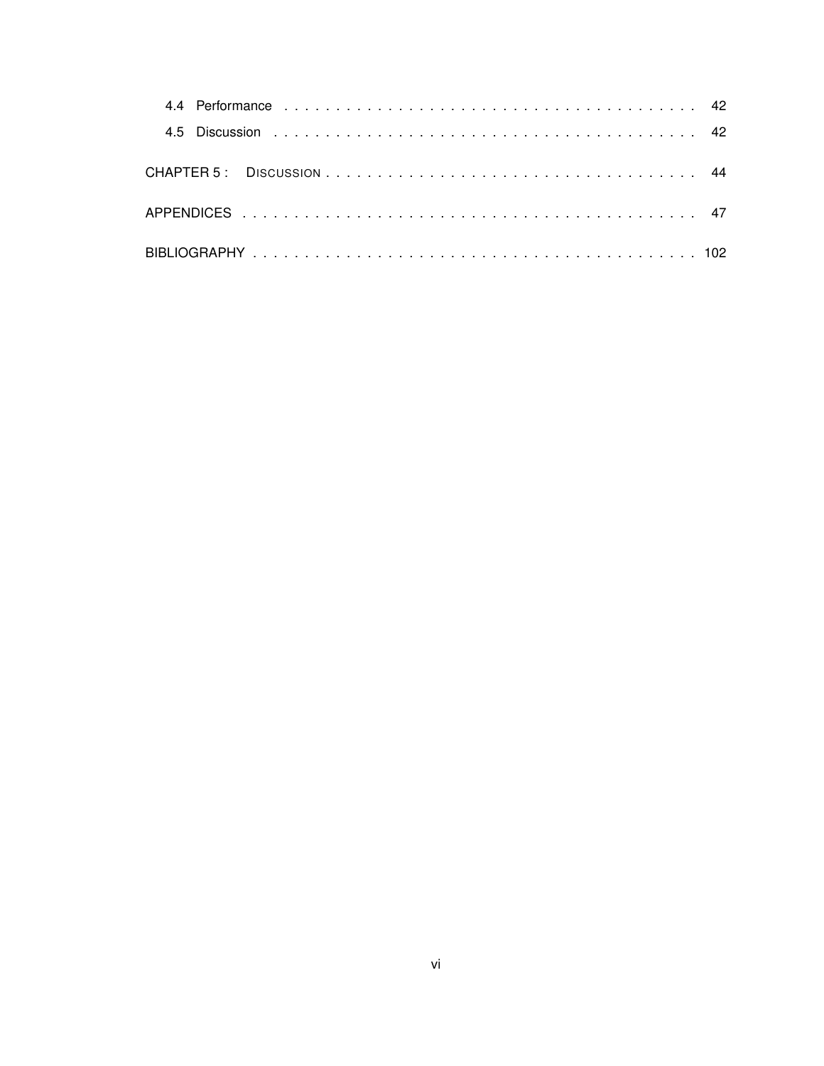4.4 Performance . . . . . . . . . . . . . . . . . . . . . . . . . . . . . . . . . . . . . . . . . 42

4.5 Discussion . . . . . . . . . . . . . . . . . . . . . . . . . . . . . . . . . . . . . . . . . 42

CHAPTER 5 : DISCUSSION . . . . . . . . . . . . . . . . . . . . . . . . . . . . . . . . . . . 44

APPENDICES . . . . . . . . . . . . . . . . . . . . . . . . . . . . . . . . . . . . . . . . . . . 47

BIBLIOGRAPHY . . . . . . . . . . . . . . . . . . . . . . . . . . . . . . . . . . . . . . . . . 102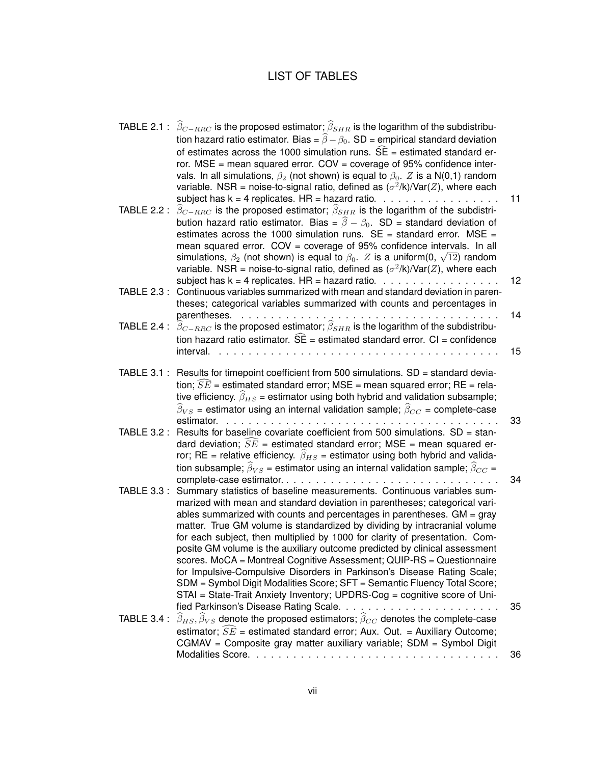# LIST OF TABLES

TABLE 2.1 : $\widehat{\beta}_{C-RRC}$ is the proposed estimator; $\widehat{\beta}_{SHR}$ is the logarithm of the subdistribution hazard ratio estimator. Bias = $\widehat{\beta} - \beta_0$. SD = empirical standard deviation of estimates across the 1000 simulation runs. $\widehat{\text{SE}}$ = estimated standard error. MSE = mean squared error. COV = coverage of 95% confidence intervals. In all simulations, $\beta_2$ (not shown) is equal to $\beta_0$. $Z$ is a N(0,1) random variable. NSR = noise-to-signal ratio, defined as ($\sigma^2$/k)/Var($Z$), where each subject has k = 4 replicates. HR = hazard ratio. . . . . . . . . . . . . . . . . 11

TABLE 2.2 : $\widehat{\beta}_{C-RRC}$ is the proposed estimator; $\widehat{\beta}_{SHR}$ is the logarithm of the subdistribution hazard ratio estimator. Bias = $\widehat{\beta} - \beta_0$. SD = standard deviation of estimates across the 1000 simulation runs. SE = standard error. MSE = mean squared error. COV = coverage of 95% confidence intervals. In all simulations, $\beta_2$ (not shown) is equal to $\beta_0$. $Z$ is a uniform(0, $\sqrt{12}$) random variable. NSR = noise-to-signal ratio, defined as ($\sigma^2$/k)/Var($Z$), where each subject has k = 4 replicates. HR = hazard ratio. . . . . . . . . . . . . . . . . 12

TABLE 2.3 : Continuous variables summarized with mean and standard deviation in parentheses; categorical variables summarized with counts and percentages in parentheses. . . . . . . . . . . . . . . . . . . . . . . . . . . . . . . . . . . . 14

TABLE 2.4 : $\widehat{\beta}_{C-RRC}$ is the proposed estimator; $\widehat{\beta}_{SHR}$ is the logarithm of the subdistribution hazard ratio estimator. $\widehat{\text{SE}}$ = estimated standard error. CI = confidence interval. . . . . . . . . . . . . . . . . . . . . . . . . . . . . . . . . . . . . . . . 15

TABLE 3.1 : Results for timepoint coefficient from 500 simulations. SD = standard deviation; $\widehat{SE}$ = estimated standard error; MSE = mean squared error; RE = relative efficiency. $\widehat{\beta}_{HS}$ = estimator using both hybrid and validation subsample; $\widehat{\beta}_{VS}$ = estimator using an internal validation sample; $\widehat{\beta}_{CC}$ = complete-case estimator. . . . . . . . . . . . . . . . . . . . . . . . . . . . . . . . . . . . . . 33

TABLE 3.2 : Results for baseline covariate coefficient from 500 simulations. SD = standard deviation; $\widehat{SE}$ = estimated standard error; MSE = mean squared error; RE = relative efficiency. $\widehat{\beta}_{HS}$ = estimator using both hybrid and validation subsample; $\widehat{\beta}_{VS}$ = estimator using an internal validation sample; $\widehat{\beta}_{CC}$ = complete-case estimator. . . . . . . . . . . . . . . . . . . . . . . . . . . . . . . . 34

TABLE 3.3 : Summary statistics of baseline measurements. Continuous variables summarized with mean and standard deviation in parentheses; categorical variables summarized with counts and percentages in parentheses. GM = gray matter. True GM volume is standardized by dividing by intracranial volume for each subject, then multiplied by 1000 for clarity of presentation. Composite GM volume is the auxiliary outcome predicted by clinical assessment scores. MoCA = Montreal Cognitive Assessment; QUIP-RS = Questionnaire for Impulsive-Compulsive Disorders in Parkinson's Disease Rating Scale; SDM = Symbol Digit Modalities Score; SFT = Semantic Fluency Total Score; STAI = State-Trait Anxiety Inventory; UPDRS-Cog = cognitive score of Unified Parkinson's Disease Rating Scale. . . . . . . . . . . . . . . . . . . . . . 35

TABLE 3.4 : $\widehat{\beta}_{HS}, \widehat{\beta}_{VS}$ denote the proposed estimators; $\widehat{\beta}_{CC}$ denotes the complete-case estimator; $\widehat{SE}$ = estimated standard error; Aux. Out. = Auxiliary Outcome; CGMAV = Composite gray matter auxiliary variable; SDM = Symbol Digit Modalities Score. . . . . . . . . . . . . . . . . . . . . . . . . . . . . . . . . . 36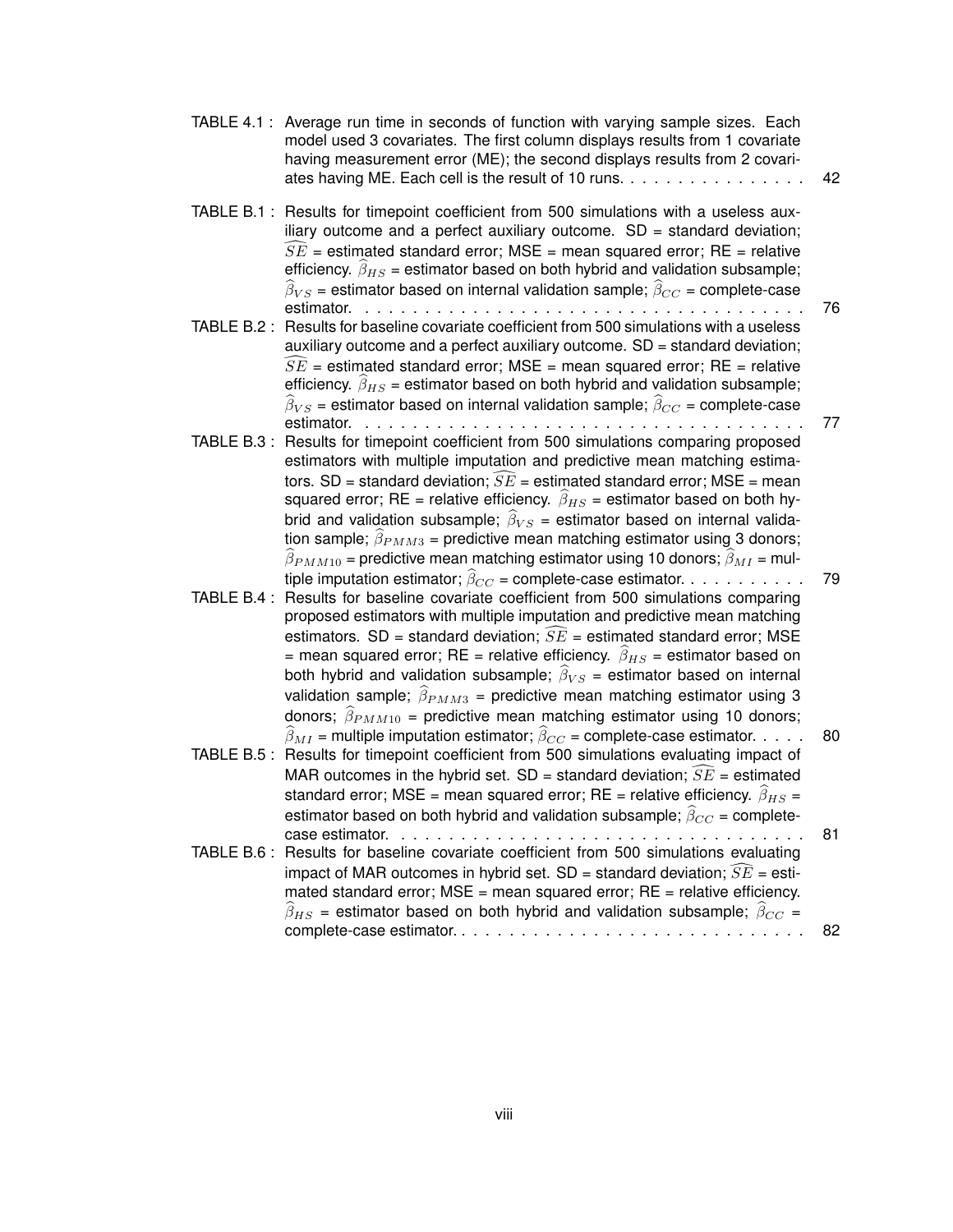TABLE 4.1 : Average run time in seconds of function with varying sample sizes. Each model used 3 covariates. The first column displays results from 1 covariate having measurement error (ME); the second displays results from 2 covariates having ME. Each cell is the result of 10 runs. . . . . . . . . . . . . . . . 42

TABLE B.1 : Results for timepoint coefficient from 500 simulations with a useless auxiliary outcome and a perfect auxiliary outcome. SD = standard deviation; $\widehat{SE}$ = estimated standard error; MSE = mean squared error; RE = relative efficiency. $\widehat{\beta}_{HS}$ = estimator based on both hybrid and validation subsample; $\widehat{\beta}_{VS}$ = estimator based on internal validation sample; $\widehat{\beta}_{CC}$ = complete-case estimator. . . . . . . . . . . . . . . . . . . . . . . . . . . . . . . . . . . . . . . 76

TABLE B.2 : Results for baseline covariate coefficient from 500 simulations with a useless auxiliary outcome and a perfect auxiliary outcome. SD = standard deviation; $\widehat{SE}$ = estimated standard error; MSE = mean squared error; RE = relative efficiency. $\widehat{\beta}_{HS}$ = estimator based on both hybrid and validation subsample; $\widehat{\beta}_{VS}$ = estimator based on internal validation sample; $\widehat{\beta}_{CC}$ = complete-case estimator. . . . . . . . . . . . . . . . . . . . . . . . . . . . . . . . . . . . . . 77

TABLE B.3 : Results for timepoint coefficient from 500 simulations comparing proposed estimators with multiple imputation and predictive mean matching estimators. SD = standard deviation; $\widehat{SE}$ = estimated standard error; MSE = mean squared error; RE = relative efficiency. $\widehat{\beta}_{HS}$ = estimator based on both hybrid and validation subsample; $\widehat{\beta}_{VS}$ = estimator based on internal validation sample; $\widehat{\beta}_{PMM3}$ = predictive mean matching estimator using 3 donors; $\widehat{\beta}_{PMM10}$ = predictive mean matching estimator using 10 donors; $\widehat{\beta}_{MI}$ = multiple imputation estimator; $\widehat{\beta}_{CC}$ = complete-case estimator. . . . . . . . . . 79

TABLE B.4 : Results for baseline covariate coefficient from 500 simulations comparing proposed estimators with multiple imputation and predictive mean matching estimators. SD = standard deviation; $\widehat{SE}$ = estimated standard error; MSE = mean squared error; RE = relative efficiency. $\widehat{\beta}_{HS}$ = estimator based on both hybrid and validation subsample; $\widehat{\beta}_{VS}$ = estimator based on internal validation sample; $\widehat{\beta}_{PMM3}$ = predictive mean matching estimator using 3 donors; $\widehat{\beta}_{PMM10}$ = predictive mean matching estimator using 10 donors; $\widehat{\beta}_{MI}$ = multiple imputation estimator; $\widehat{\beta}_{CC}$ = complete-case estimator. . . . . 80

TABLE B.5 : Results for timepoint coefficient from 500 simulations evaluating impact of MAR outcomes in the hybrid set. SD = standard deviation; $\widehat{SE}$ = estimated standard error; MSE = mean squared error; RE = relative efficiency. $\widehat{\beta}_{HS}$ = estimator based on both hybrid and validation subsample; $\widehat{\beta}_{CC}$ = complete-case estimator. . . . . . . . . . . . . . . . . . . . . . . . . . . . . . . . . . . . 81

TABLE B.6 : Results for baseline covariate coefficient from 500 simulations evaluating impact of MAR outcomes in hybrid set. SD = standard deviation; $\widehat{SE}$ = estimated standard error; MSE = mean squared error; RE = relative efficiency. $\widehat{\beta}_{HS}$ = estimator based on both hybrid and validation subsample; $\widehat{\beta}_{CC}$ = complete-case estimator. . . . . . . . . . . . . . . . . . . . . . . . . . . . . 82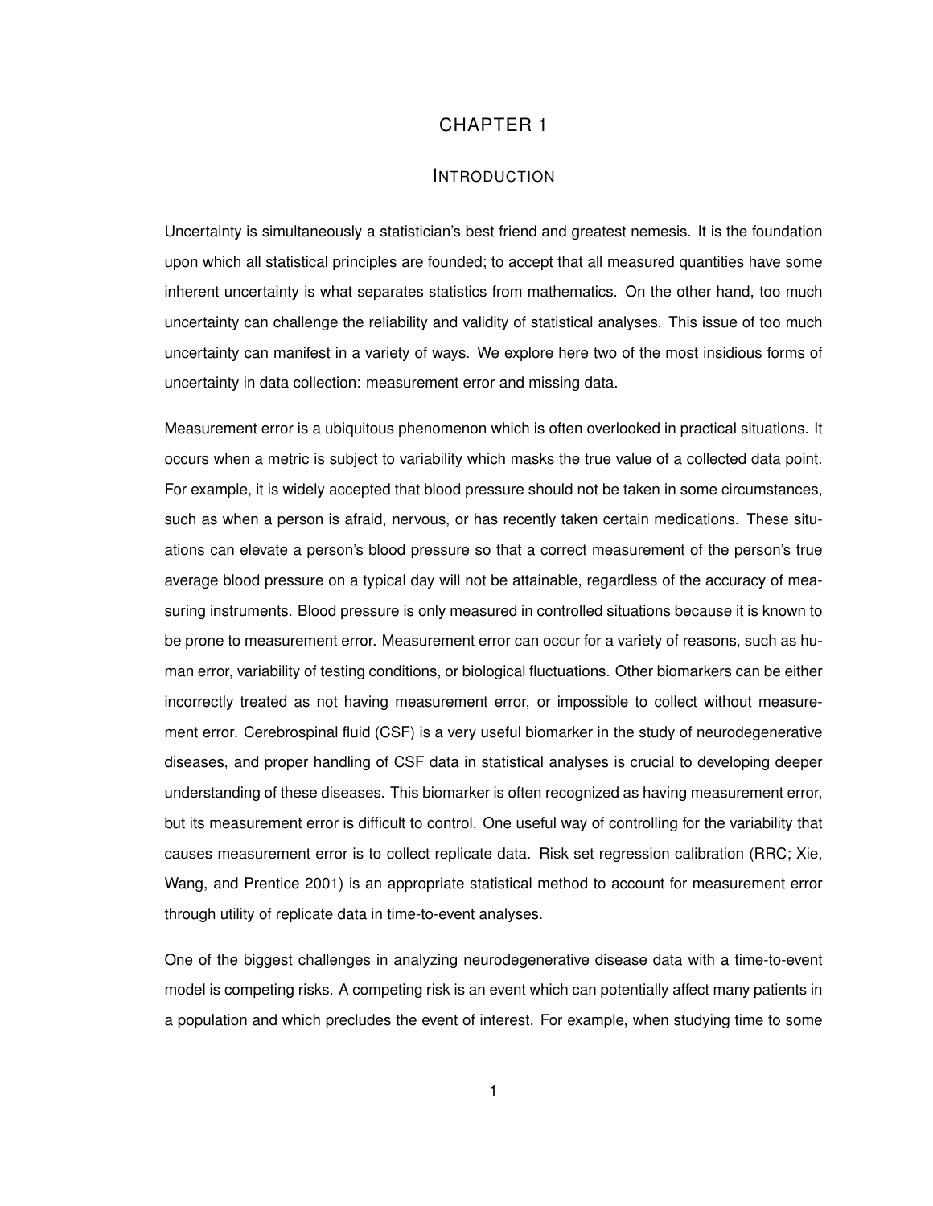# CHAPTER 1

## INTRODUCTION

Uncertainty is simultaneously a statistician's best friend and greatest nemesis. It is the foundation upon which all statistical principles are founded; to accept that all measured quantities have some inherent uncertainty is what separates statistics from mathematics. On the other hand, too much uncertainty can challenge the reliability and validity of statistical analyses. This issue of too much uncertainty can manifest in a variety of ways. We explore here two of the most insidious forms of uncertainty in data collection: measurement error and missing data.

Measurement error is a ubiquitous phenomenon which is often overlooked in practical situations. It occurs when a metric is subject to variability which masks the true value of a collected data point. For example, it is widely accepted that blood pressure should not be taken in some circumstances, such as when a person is afraid, nervous, or has recently taken certain medications. These situations can elevate a person's blood pressure so that a correct measurement of the person's true average blood pressure on a typical day will not be attainable, regardless of the accuracy of measuring instruments. Blood pressure is only measured in controlled situations because it is known to be prone to measurement error. Measurement error can occur for a variety of reasons, such as human error, variability of testing conditions, or biological fluctuations. Other biomarkers can be either incorrectly treated as not having measurement error, or impossible to collect without measurement error. Cerebrospinal fluid (CSF) is a very useful biomarker in the study of neurodegenerative diseases, and proper handling of CSF data in statistical analyses is crucial to developing deeper understanding of these diseases. This biomarker is often recognized as having measurement error, but its measurement error is difficult to control. One useful way of controlling for the variability that causes measurement error is to collect replicate data. Risk set regression calibration (RRC; Xie, Wang, and Prentice 2001) is an appropriate statistical method to account for measurement error through utility of replicate data in time-to-event analyses.

One of the biggest challenges in analyzing neurodegenerative disease data with a time-to-event model is competing risks. A competing risk is an event which can potentially affect many patients in a population and which precludes the event of interest. For example, when studying time to some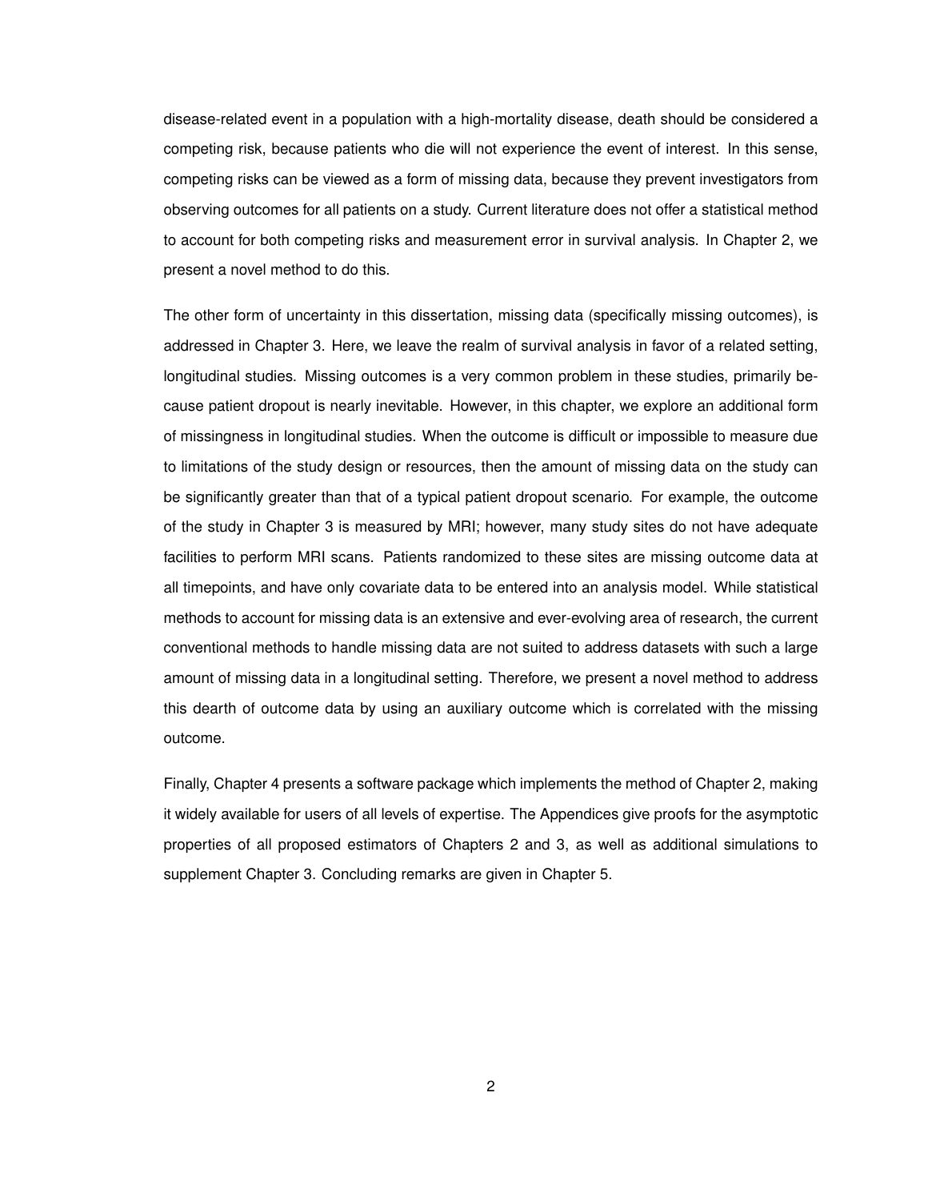disease-related event in a population with a high-mortality disease, death should be considered a competing risk, because patients who die will not experience the event of interest. In this sense, competing risks can be viewed as a form of missing data, because they prevent investigators from observing outcomes for all patients on a study. Current literature does not offer a statistical method to account for both competing risks and measurement error in survival analysis. In Chapter 2, we present a novel method to do this.

The other form of uncertainty in this dissertation, missing data (specifically missing outcomes), is addressed in Chapter 3. Here, we leave the realm of survival analysis in favor of a related setting, longitudinal studies. Missing outcomes is a very common problem in these studies, primarily because patient dropout is nearly inevitable. However, in this chapter, we explore an additional form of missingness in longitudinal studies. When the outcome is difficult or impossible to measure due to limitations of the study design or resources, then the amount of missing data on the study can be significantly greater than that of a typical patient dropout scenario. For example, the outcome of the study in Chapter 3 is measured by MRI; however, many study sites do not have adequate facilities to perform MRI scans. Patients randomized to these sites are missing outcome data at all timepoints, and have only covariate data to be entered into an analysis model. While statistical methods to account for missing data is an extensive and ever-evolving area of research, the current conventional methods to handle missing data are not suited to address datasets with such a large amount of missing data in a longitudinal setting. Therefore, we present a novel method to address this dearth of outcome data by using an auxiliary outcome which is correlated with the missing outcome.

Finally, Chapter 4 presents a software package which implements the method of Chapter 2, making it widely available for users of all levels of expertise. The Appendices give proofs for the asymptotic properties of all proposed estimators of Chapters 2 and 3, as well as additional simulations to supplement Chapter 3. Concluding remarks are given in Chapter 5.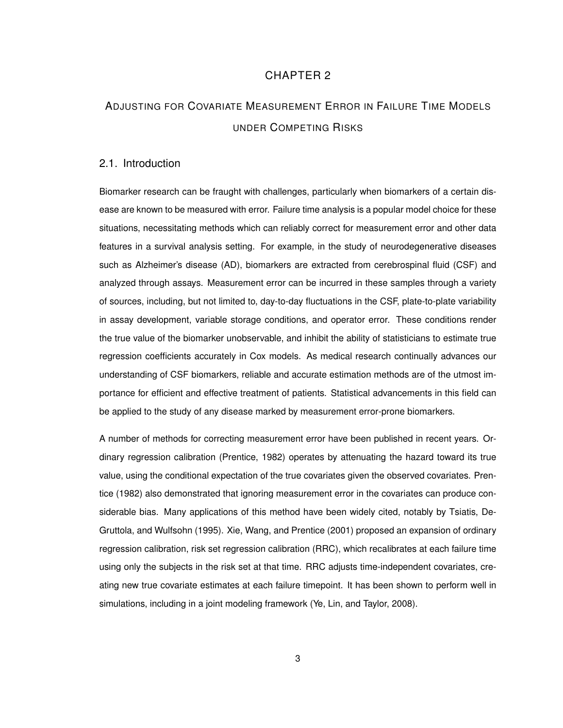# CHAPTER 2

# ADJUSTING FOR COVARIATE MEASUREMENT ERROR IN FAILURE TIME MODELS UNDER COMPETING RISKS

## 2.1. Introduction

Biomarker research can be fraught with challenges, particularly when biomarkers of a certain disease are known to be measured with error. Failure time analysis is a popular model choice for these situations, necessitating methods which can reliably correct for measurement error and other data features in a survival analysis setting. For example, in the study of neurodegenerative diseases such as Alzheimer's disease (AD), biomarkers are extracted from cerebrospinal fluid (CSF) and analyzed through assays. Measurement error can be incurred in these samples through a variety of sources, including, but not limited to, day-to-day fluctuations in the CSF, plate-to-plate variability in assay development, variable storage conditions, and operator error. These conditions render the true value of the biomarker unobservable, and inhibit the ability of statisticians to estimate true regression coefficients accurately in Cox models. As medical research continually advances our understanding of CSF biomarkers, reliable and accurate estimation methods are of the utmost importance for efficient and effective treatment of patients. Statistical advancements in this field can be applied to the study of any disease marked by measurement error-prone biomarkers.

A number of methods for correcting measurement error have been published in recent years. Ordinary regression calibration (Prentice, 1982) operates by attenuating the hazard toward its true value, using the conditional expectation of the true covariates given the observed covariates. Prentice (1982) also demonstrated that ignoring measurement error in the covariates can produce considerable bias. Many applications of this method have been widely cited, notably by Tsiatis, DeGruttola, and Wulfsohn (1995). Xie, Wang, and Prentice (2001) proposed an expansion of ordinary regression calibration, risk set regression calibration (RRC), which recalibrates at each failure time using only the subjects in the risk set at that time. RRC adjusts time-independent covariates, creating new true covariate estimates at each failure timepoint. It has been shown to perform well in simulations, including in a joint modeling framework (Ye, Lin, and Taylor, 2008).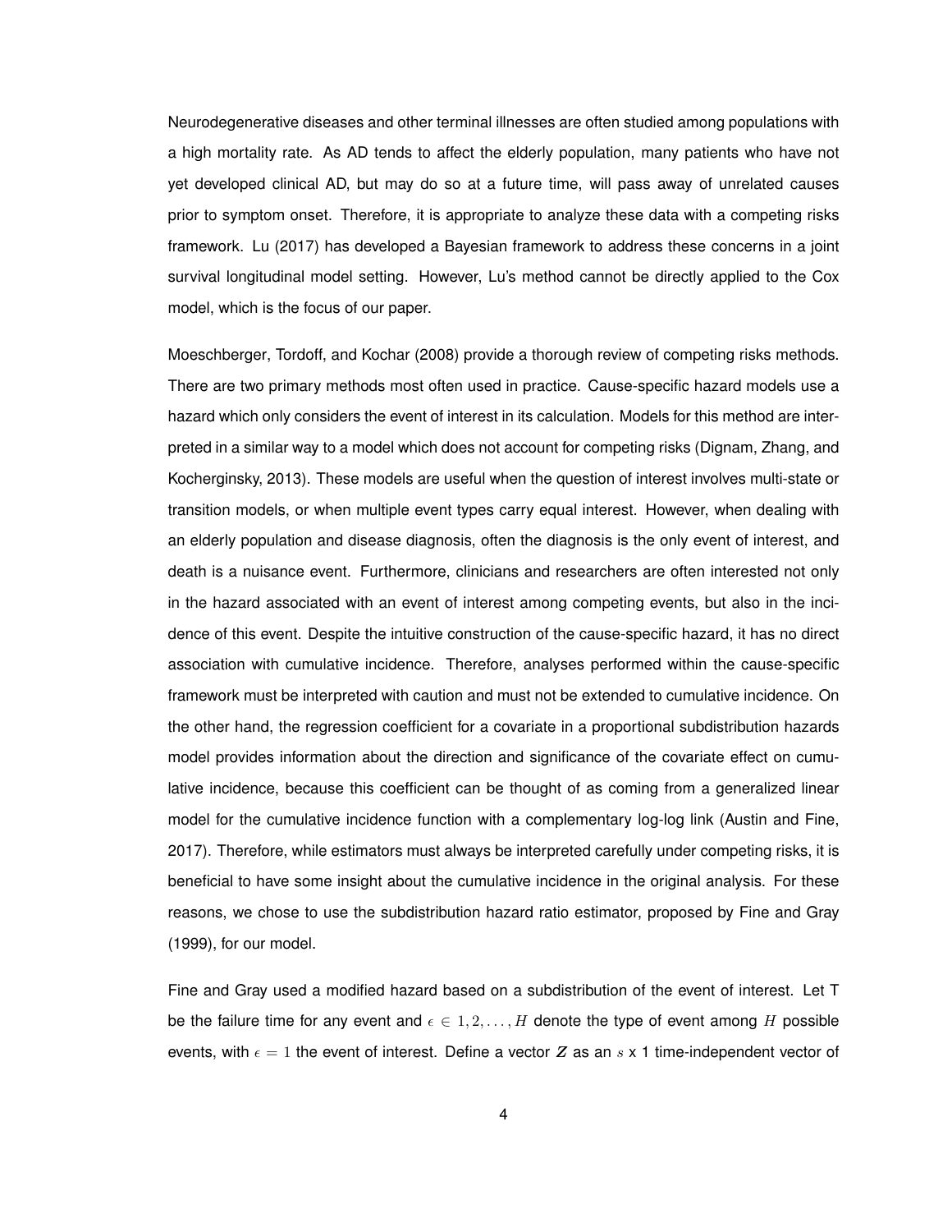Neurodegenerative diseases and other terminal illnesses are often studied among populations with a high mortality rate. As AD tends to affect the elderly population, many patients who have not yet developed clinical AD, but may do so at a future time, will pass away of unrelated causes prior to symptom onset. Therefore, it is appropriate to analyze these data with a competing risks framework. Lu (2017) has developed a Bayesian framework to address these concerns in a joint survival longitudinal model setting. However, Lu's method cannot be directly applied to the Cox model, which is the focus of our paper.

Moeschberger, Tordoff, and Kochar (2008) provide a thorough review of competing risks methods. There are two primary methods most often used in practice. Cause-specific hazard models use a hazard which only considers the event of interest in its calculation. Models for this method are interpreted in a similar way to a model which does not account for competing risks (Dignam, Zhang, and Kocherginsky, 2013). These models are useful when the question of interest involves multi-state or transition models, or when multiple event types carry equal interest. However, when dealing with an elderly population and disease diagnosis, often the diagnosis is the only event of interest, and death is a nuisance event. Furthermore, clinicians and researchers are often interested not only in the hazard associated with an event of interest among competing events, but also in the incidence of this event. Despite the intuitive construction of the cause-specific hazard, it has no direct association with cumulative incidence. Therefore, analyses performed within the cause-specific framework must be interpreted with caution and must not be extended to cumulative incidence. On the other hand, the regression coefficient for a covariate in a proportional subdistribution hazards model provides information about the direction and significance of the covariate effect on cumulative incidence, because this coefficient can be thought of as coming from a generalized linear model for the cumulative incidence function with a complementary log-log link (Austin and Fine, 2017). Therefore, while estimators must always be interpreted carefully under competing risks, it is beneficial to have some insight about the cumulative incidence in the original analysis. For these reasons, we chose to use the subdistribution hazard ratio estimator, proposed by Fine and Gray (1999), for our model.

Fine and Gray used a modified hazard based on a subdistribution of the event of interest. Let T be the failure time for any event and $\epsilon \in 1, 2, \ldots, H$ denote the type of event among $H$ possible events, with $\epsilon = 1$ the event of interest. Define a vector $\boldsymbol{Z}$ as an $s$ x 1 time-independent vector of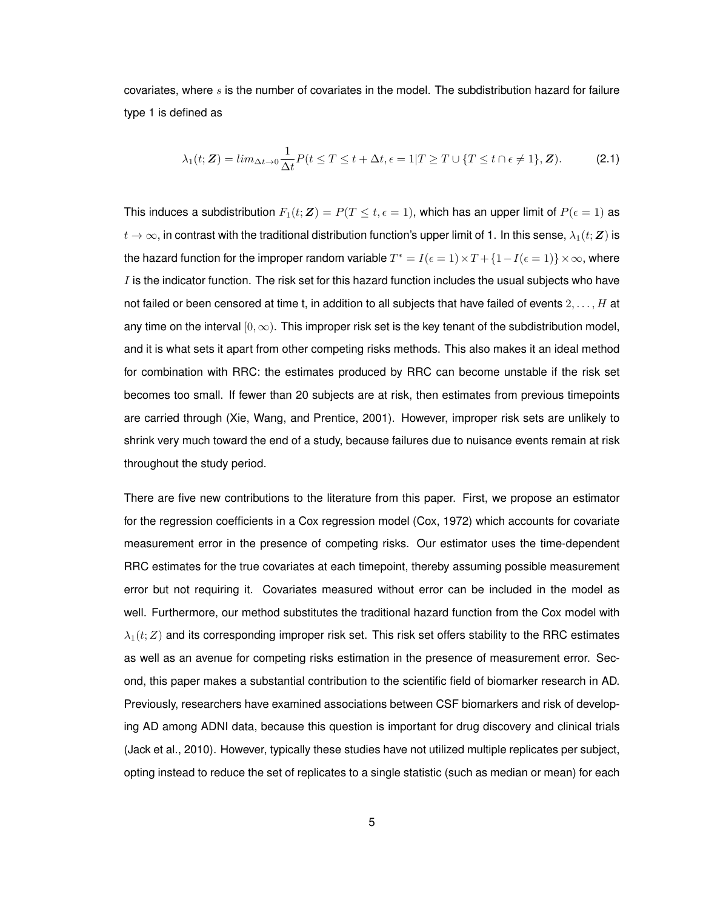covariates, where $s$ is the number of covariates in the model. The subdistribution hazard for failure type 1 is defined as

$$\lambda_1(t;\boldsymbol{Z}) = lim_{\Delta t \to 0}\frac{1}{\Delta t}P(t \leq T \leq t + \Delta t, \epsilon = 1 | T \geq T \cup \{T \leq t \cap \epsilon \neq 1\}, \boldsymbol{Z}). \tag{2.1}$$

This induces a subdistribution $F_1(t;\boldsymbol{Z}) = P(T \leq t, \epsilon = 1)$, which has an upper limit of $P(\epsilon = 1)$ as $t \to \infty$, in contrast with the traditional distribution function's upper limit of 1. In this sense, $\lambda_1(t;\boldsymbol{Z})$ is the hazard function for the improper random variable $T^* = I(\epsilon = 1) \times T + \{1 - I(\epsilon = 1)\} \times \infty$, where $I$ is the indicator function. The risk set for this hazard function includes the usual subjects who have not failed or been censored at time t, in addition to all subjects that have failed of events $2, \ldots, H$ at any time on the interval $[0, \infty)$. This improper risk set is the key tenant of the subdistribution model, and it is what sets it apart from other competing risks methods. This also makes it an ideal method for combination with RRC: the estimates produced by RRC can become unstable if the risk set becomes too small. If fewer than 20 subjects are at risk, then estimates from previous timepoints are carried through (Xie, Wang, and Prentice, 2001). However, improper risk sets are unlikely to shrink very much toward the end of a study, because failures due to nuisance events remain at risk throughout the study period.

There are five new contributions to the literature from this paper. First, we propose an estimator for the regression coefficients in a Cox regression model (Cox, 1972) which accounts for covariate measurement error in the presence of competing risks. Our estimator uses the time-dependent RRC estimates for the true covariates at each timepoint, thereby assuming possible measurement error but not requiring it. Covariates measured without error can be included in the model as well. Furthermore, our method substitutes the traditional hazard function from the Cox model with $\lambda_1(t; Z)$ and its corresponding improper risk set. This risk set offers stability to the RRC estimates as well as an avenue for competing risks estimation in the presence of measurement error. Second, this paper makes a substantial contribution to the scientific field of biomarker research in AD. Previously, researchers have examined associations between CSF biomarkers and risk of developing AD among ADNI data, because this question is important for drug discovery and clinical trials (Jack et al., 2010). However, typically these studies have not utilized multiple replicates per subject, opting instead to reduce the set of replicates to a single statistic (such as median or mean) for each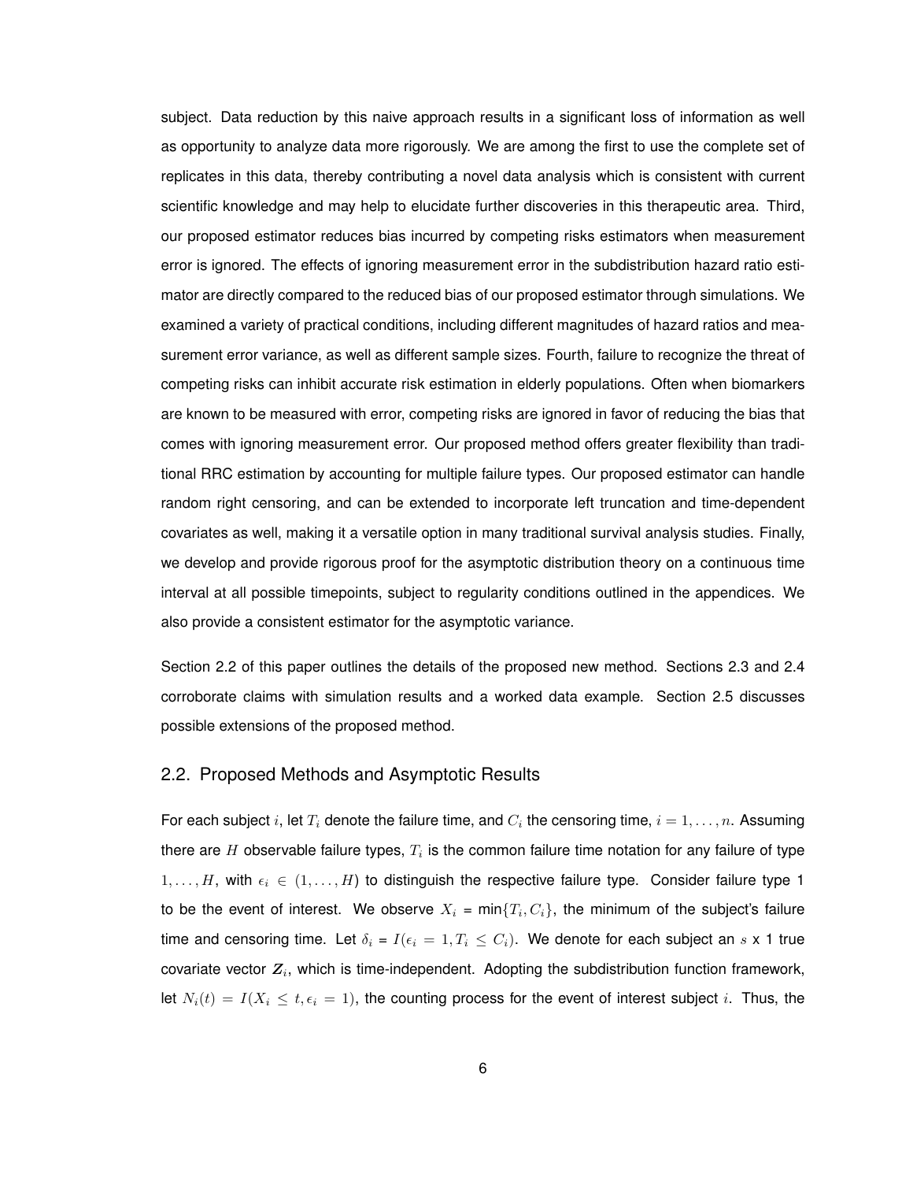subject. Data reduction by this naive approach results in a significant loss of information as well as opportunity to analyze data more rigorously. We are among the first to use the complete set of replicates in this data, thereby contributing a novel data analysis which is consistent with current scientific knowledge and may help to elucidate further discoveries in this therapeutic area. Third, our proposed estimator reduces bias incurred by competing risks estimators when measurement error is ignored. The effects of ignoring measurement error in the subdistribution hazard ratio estimator are directly compared to the reduced bias of our proposed estimator through simulations. We examined a variety of practical conditions, including different magnitudes of hazard ratios and measurement error variance, as well as different sample sizes. Fourth, failure to recognize the threat of competing risks can inhibit accurate risk estimation in elderly populations. Often when biomarkers are known to be measured with error, competing risks are ignored in favor of reducing the bias that comes with ignoring measurement error. Our proposed method offers greater flexibility than traditional RRC estimation by accounting for multiple failure types. Our proposed estimator can handle random right censoring, and can be extended to incorporate left truncation and time-dependent covariates as well, making it a versatile option in many traditional survival analysis studies. Finally, we develop and provide rigorous proof for the asymptotic distribution theory on a continuous time interval at all possible timepoints, subject to regularity conditions outlined in the appendices. We also provide a consistent estimator for the asymptotic variance.

Section 2.2 of this paper outlines the details of the proposed new method. Sections 2.3 and 2.4 corroborate claims with simulation results and a worked data example. Section 2.5 discusses possible extensions of the proposed method.

## 2.2. Proposed Methods and Asymptotic Results

For each subject $i$, let $T_i$ denote the failure time, and $C_i$ the censoring time, $i = 1, \ldots, n$. Assuming there are $H$ observable failure types, $T_i$ is the common failure time notation for any failure of type $1, \ldots, H$, with $\epsilon_i \in (1, \ldots, H)$ to distinguish the respective failure type. Consider failure type 1 to be the event of interest. We observe $X_i = \min\{T_i, C_i\}$, the minimum of the subject's failure time and censoring time. Let $\delta_i = I(\epsilon_i = 1, T_i \leq C_i)$. We denote for each subject an $s$ x 1 true covariate vector $\boldsymbol{Z}_i$, which is time-independent. Adopting the subdistribution function framework, let $N_i(t) = I(X_i \leq t, \epsilon_i = 1)$, the counting process for the event of interest subject $i$. Thus, the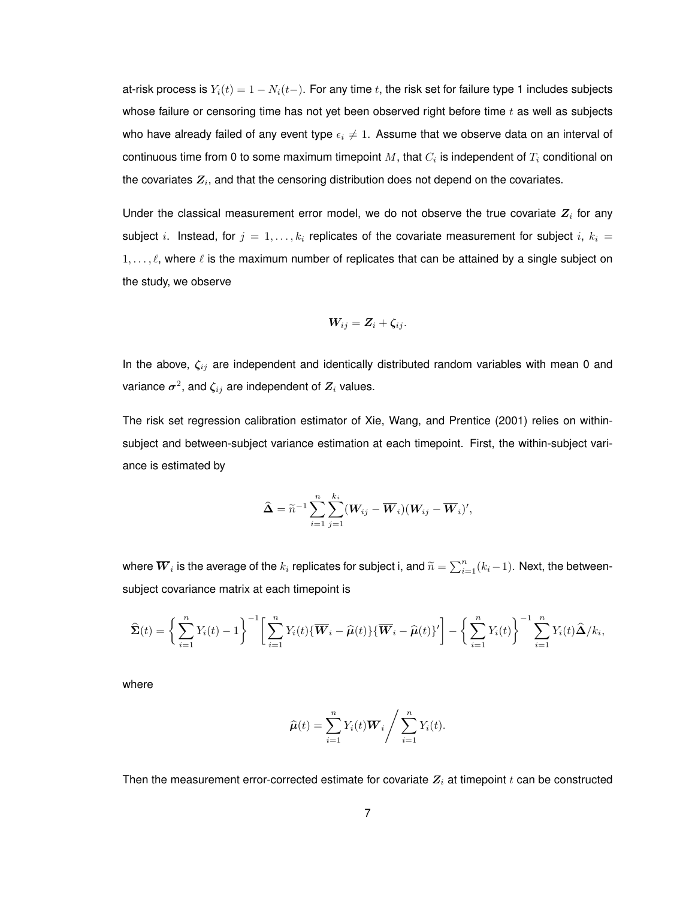at-risk process is $Y_i(t) = 1 - N_i(t-)$. For any time $t$, the risk set for failure type 1 includes subjects whose failure or censoring time has not yet been observed right before time $t$ as well as subjects who have already failed of any event type $\epsilon_i \neq 1$. Assume that we observe data on an interval of continuous time from 0 to some maximum timepoint $M$, that $C_i$ is independent of $T_i$ conditional on the covariates $\boldsymbol{Z}_i$, and that the censoring distribution does not depend on the covariates.

Under the classical measurement error model, we do not observe the true covariate $\boldsymbol{Z}_i$ for any subject $i$. Instead, for $j = 1, \ldots, k_i$ replicates of the covariate measurement for subject $i$, $k_i = 1, \ldots, \ell$, where $\ell$ is the maximum number of replicates that can be attained by a single subject on the study, we observe

$$\boldsymbol{W}_{ij} = \boldsymbol{Z}_i + \boldsymbol{\zeta}_{ij}.$$

In the above, $\boldsymbol{\zeta}_{ij}$ are independent and identically distributed random variables with mean 0 and variance $\boldsymbol{\sigma}^2$, and $\boldsymbol{\zeta}_{ij}$ are independent of $\boldsymbol{Z}_i$ values.

The risk set regression calibration estimator of Xie, Wang, and Prentice (2001) relies on within-subject and between-subject variance estimation at each timepoint. First, the within-subject variance is estimated by

$$\widehat{\boldsymbol{\Delta}} = \widetilde{n}^{-1} \sum_{i=1}^{n} \sum_{j=1}^{k_i} (\boldsymbol{W}_{ij} - \overline{\boldsymbol{W}}_i)(\boldsymbol{W}_{ij} - \overline{\boldsymbol{W}}_i)',$$

where $\overline{\boldsymbol{W}}_i$ is the average of the $k_i$ replicates for subject i, and $\widetilde{n} = \sum_{i=1}^{n}(k_i - 1)$. Next, the between-subject covariance matrix at each timepoint is

$$\widehat{\boldsymbol{\Sigma}}(t) = \left\{ \sum_{i=1}^{n} Y_i(t) - 1 \right\}^{-1} \left[ \sum_{i=1}^{n} Y_i(t) \{\overline{\boldsymbol{W}}_i - \widehat{\boldsymbol{\mu}}(t)\}\{\overline{\boldsymbol{W}}_i - \widehat{\boldsymbol{\mu}}(t)\}' \right] - \left\{ \sum_{i=1}^{n} Y_i(t) \right\}^{-1} \sum_{i=1}^{n} Y_i(t) \widehat{\boldsymbol{\Delta}} / k_i,$$

where

$$\widehat{\boldsymbol{\mu}}(t) = \sum_{i=1}^{n} Y_i(t) \overline{\boldsymbol{W}}_i \bigg/ \sum_{i=1}^{n} Y_i(t).$$

Then the measurement error-corrected estimate for covariate $\boldsymbol{Z}_i$ at timepoint $t$ can be constructed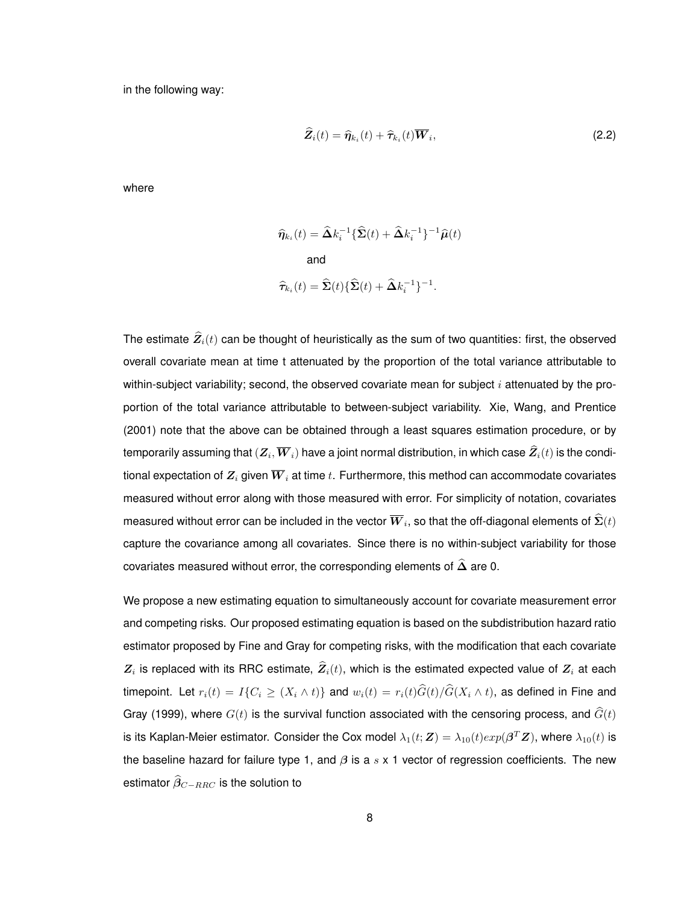in the following way:

$$\widehat{\boldsymbol{Z}}_i(t) = \widehat{\boldsymbol{\eta}}_{k_i}(t) + \widehat{\boldsymbol{\tau}}_{k_i}(t)\overline{\boldsymbol{W}}_i, \tag{2.2}$$

where

$$\widehat{\boldsymbol{\eta}}_{k_i}(t) = \widehat{\boldsymbol{\Delta}}k_i^{-1}\{\widehat{\boldsymbol{\Sigma}}(t) + \widehat{\boldsymbol{\Delta}}k_i^{-1}\}^{-1}\widehat{\boldsymbol{\mu}}(t)$$

and

$$\widehat{\boldsymbol{\tau}}_{k_i}(t) = \widehat{\boldsymbol{\Sigma}}(t)\{\widehat{\boldsymbol{\Sigma}}(t) + \widehat{\boldsymbol{\Delta}}k_i^{-1}\}^{-1}.$$

The estimate $\widehat{\boldsymbol{Z}}_i(t)$ can be thought of heuristically as the sum of two quantities: first, the observed overall covariate mean at time t attenuated by the proportion of the total variance attributable to within-subject variability; second, the observed covariate mean for subject $i$ attenuated by the proportion of the total variance attributable to between-subject variability. Xie, Wang, and Prentice (2001) note that the above can be obtained through a least squares estimation procedure, or by temporarily assuming that $(\boldsymbol{Z}_i, \overline{\boldsymbol{W}}_i)$ have a joint normal distribution, in which case $\widehat{\boldsymbol{Z}}_i(t)$ is the conditional expectation of $\boldsymbol{Z}_i$ given $\overline{\boldsymbol{W}}_i$ at time $t$. Furthermore, this method can accommodate covariates measured without error along with those measured with error. For simplicity of notation, covariates measured without error can be included in the vector $\overline{\boldsymbol{W}}_i$, so that the off-diagonal elements of $\widehat{\boldsymbol{\Sigma}}(t)$ capture the covariance among all covariates. Since there is no within-subject variability for those covariates measured without error, the corresponding elements of $\widehat{\boldsymbol{\Delta}}$ are 0.

We propose a new estimating equation to simultaneously account for covariate measurement error and competing risks. Our proposed estimating equation is based on the subdistribution hazard ratio estimator proposed by Fine and Gray for competing risks, with the modification that each covariate $\boldsymbol{Z}_i$ is replaced with its RRC estimate, $\widehat{\boldsymbol{Z}}_i(t)$, which is the estimated expected value of $\boldsymbol{Z}_i$ at each timepoint. Let $r_i(t) = I\{C_i \geq (X_i \wedge t)\}$ and $w_i(t) = r_i(t)\widehat{G}(t)/\widehat{G}(X_i \wedge t)$, as defined in Fine and Gray (1999), where $G(t)$ is the survival function associated with the censoring process, and $\widehat{G}(t)$ is its Kaplan-Meier estimator. Consider the Cox model $\lambda_1(t; \boldsymbol{Z}) = \lambda_{10}(t)exp(\boldsymbol{\beta}^T\boldsymbol{Z})$, where $\lambda_{10}(t)$ is the baseline hazard for failure type 1, and $\beta$ is a $s$ x 1 vector of regression coefficients. The new estimator $\widehat{\boldsymbol{\beta}}_{C-RRC}$ is the solution to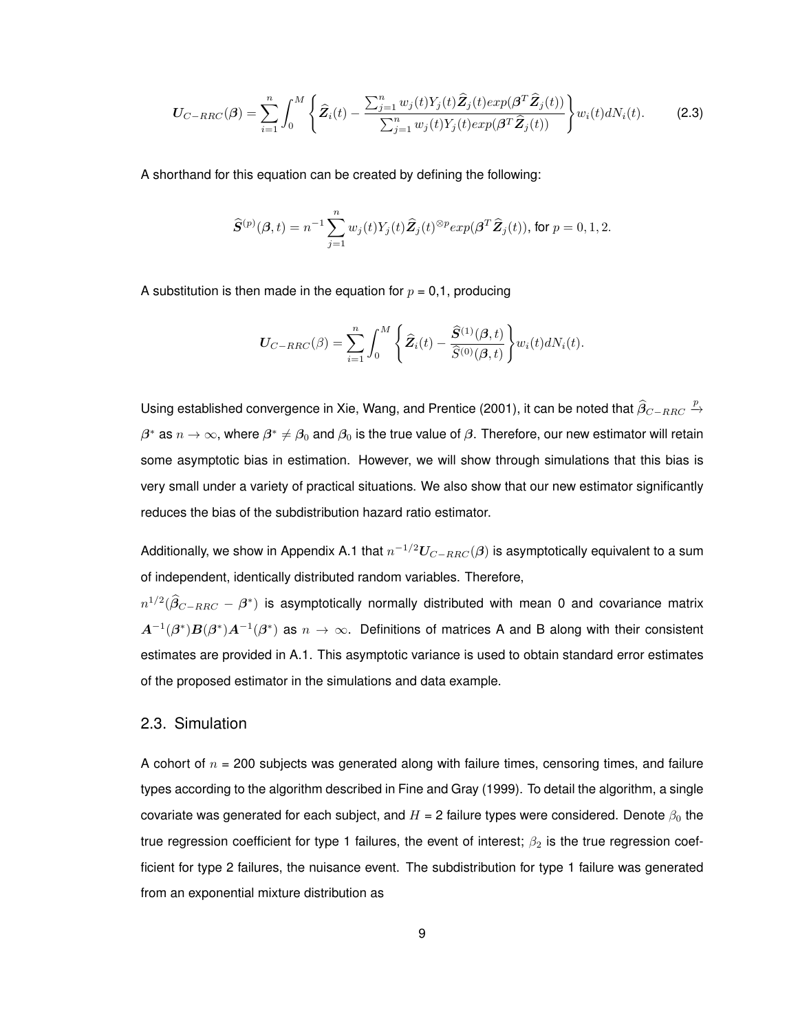$$\boldsymbol{U}_{C-RRC}(\boldsymbol{\beta}) = \sum_{i=1}^{n} \int_0^M \left\{ \widehat{\boldsymbol{Z}}_i(t) - \frac{\sum_{j=1}^{n} w_j(t) Y_j(t) \widehat{\boldsymbol{Z}}_j(t) exp(\boldsymbol{\beta}^T \widehat{\boldsymbol{Z}}_j(t))}{\sum_{j=1}^{n} w_j(t) Y_j(t) exp(\boldsymbol{\beta}^T \widehat{\boldsymbol{Z}}_j(t))} \right\} w_i(t) dN_i(t). \tag{2.3}$$

A shorthand for this equation can be created by defining the following:

$$\widehat{\boldsymbol{S}}^{(p)}(\boldsymbol{\beta}, t) = n^{-1} \sum_{j=1}^{n} w_j(t) Y_j(t) \widehat{\boldsymbol{Z}}_j(t)^{\otimes p} exp(\boldsymbol{\beta}^T \widehat{\boldsymbol{Z}}_j(t)), \text{ for } p = 0, 1, 2.$$

A substitution is then made in the equation for $p$ = 0,1, producing

$$\boldsymbol{U}_{C-RRC}(\beta) = \sum_{i=1}^{n} \int_0^M \left\{ \widehat{\boldsymbol{Z}}_i(t) - \frac{\widehat{\boldsymbol{S}}^{(1)}(\boldsymbol{\beta}, t)}{\widehat{S}^{(0)}(\boldsymbol{\beta}, t)} \right\} w_i(t) dN_i(t).$$

Using established convergence in Xie, Wang, and Prentice (2001), it can be noted that $\widehat{\boldsymbol{\beta}}_{C-RRC} \xrightarrow{p} \boldsymbol{\beta}^*$ as $n \to \infty$, where $\boldsymbol{\beta}^* \neq \boldsymbol{\beta}_0$ and $\boldsymbol{\beta}_0$ is the true value of $\boldsymbol{\beta}$. Therefore, our new estimator will retain some asymptotic bias in estimation. However, we will show through simulations that this bias is very small under a variety of practical situations. We also show that our new estimator significantly reduces the bias of the subdistribution hazard ratio estimator.

Additionally, we show in Appendix A.1 that $n^{-1/2}\boldsymbol{U}_{C-RRC}(\boldsymbol{\beta})$ is asymptotically equivalent to a sum of independent, identically distributed random variables. Therefore,
$n^{1/2}(\widehat{\boldsymbol{\beta}}_{C-RRC} - \boldsymbol{\beta}^*)$ is asymptotically normally distributed with mean 0 and covariance matrix $\boldsymbol{A}^{-1}(\boldsymbol{\beta}^*)\boldsymbol{B}(\boldsymbol{\beta}^*)\boldsymbol{A}^{-1}(\boldsymbol{\beta}^*)$ as $n \to \infty$. Definitions of matrices A and B along with their consistent estimates are provided in A.1. This asymptotic variance is used to obtain standard error estimates of the proposed estimator in the simulations and data example.

## 2.3. Simulation

A cohort of $n$ = 200 subjects was generated along with failure times, censoring times, and failure types according to the algorithm described in Fine and Gray (1999). To detail the algorithm, a single covariate was generated for each subject, and $H$ = 2 failure types were considered. Denote $\beta_0$ the true regression coefficient for type 1 failures, the event of interest; $\beta_2$ is the true regression coefficient for type 2 failures, the nuisance event. The subdistribution for type 1 failure was generated from an exponential mixture distribution as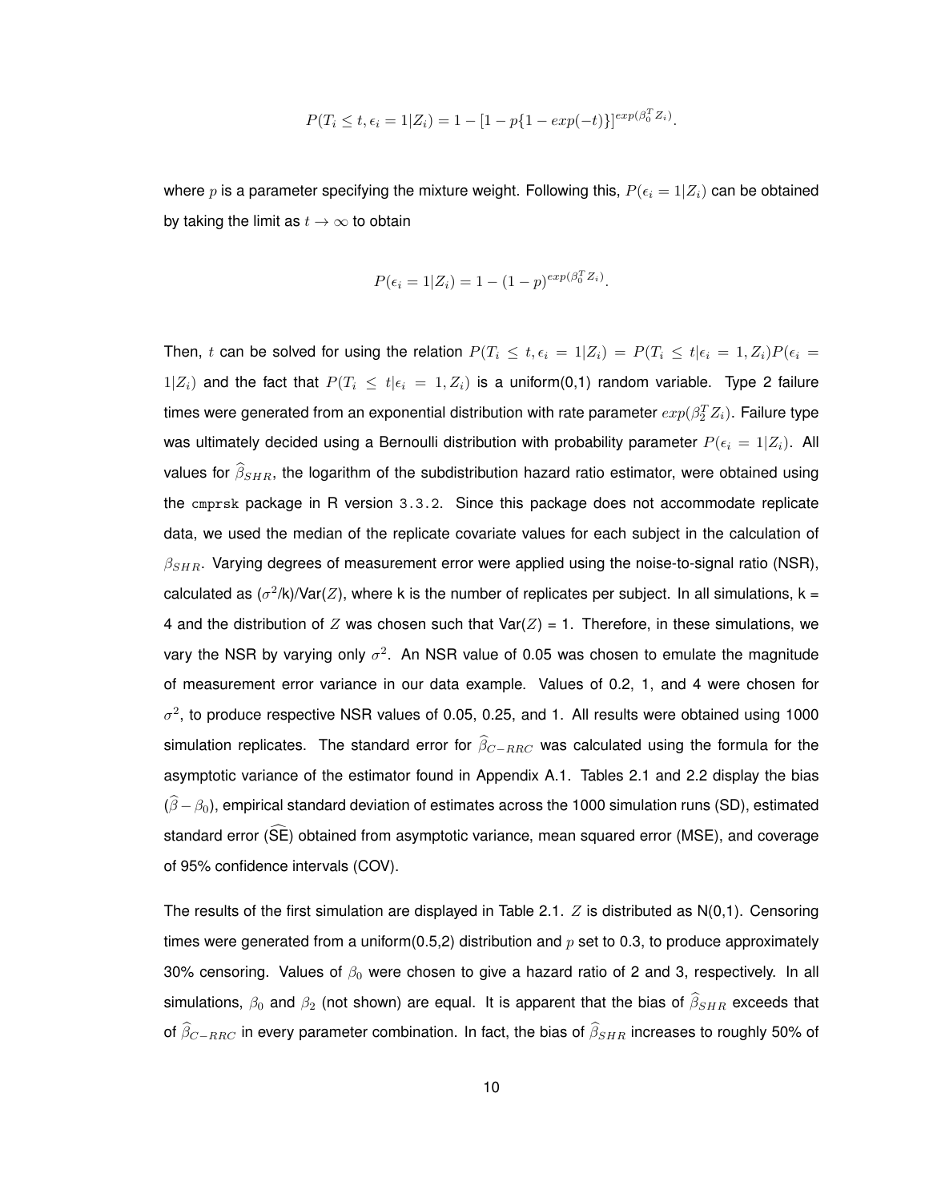$$P(T_i \leq t, \epsilon_i = 1|Z_i) = 1 - [1 - p\{1 - exp(-t)\}]^{exp(\beta_0^T Z_i)}.$$

where $p$ is a parameter specifying the mixture weight. Following this, $P(\epsilon_i = 1|Z_i)$ can be obtained by taking the limit as $t \to \infty$ to obtain

$$P(\epsilon_i = 1|Z_i) = 1 - (1 - p)^{exp(\beta_0^T Z_i)}.$$

Then, $t$ can be solved for using the relation $P(T_i \leq t, \epsilon_i = 1|Z_i) = P(T_i \leq t|\epsilon_i = 1, Z_i)P(\epsilon_i = 1|Z_i)$ and the fact that $P(T_i \leq t|\epsilon_i = 1, Z_i)$ is a uniform(0,1) random variable. Type 2 failure times were generated from an exponential distribution with rate parameter $exp(\beta_2^T Z_i)$. Failure type was ultimately decided using a Bernoulli distribution with probability parameter $P(\epsilon_i = 1|Z_i)$. All values for $\widehat{\beta}_{SHR}$, the logarithm of the subdistribution hazard ratio estimator, were obtained using the `cmprsk` package in R version 3.3.2. Since this package does not accommodate replicate data, we used the median of the replicate covariate values for each subject in the calculation of $\beta_{SHR}$. Varying degrees of measurement error were applied using the noise-to-signal ratio (NSR), calculated as ($\sigma^2$/k)/Var($Z$), where k is the number of replicates per subject. In all simulations, k = 4 and the distribution of $Z$ was chosen such that Var($Z$) = 1. Therefore, in these simulations, we vary the NSR by varying only $\sigma^2$. An NSR value of 0.05 was chosen to emulate the magnitude of measurement error variance in our data example. Values of 0.2, 1, and 4 were chosen for $\sigma^2$, to produce respective NSR values of 0.05, 0.25, and 1. All results were obtained using 1000 simulation replicates. The standard error for $\widehat{\beta}_{C-RRC}$ was calculated using the formula for the asymptotic variance of the estimator found in Appendix A.1. Tables 2.1 and 2.2 display the bias ($\widehat{\beta} - \beta_0$), empirical standard deviation of estimates across the 1000 simulation runs (SD), estimated standard error ($\widehat{\text{SE}}$) obtained from asymptotic variance, mean squared error (MSE), and coverage of 95% confidence intervals (COV).

The results of the first simulation are displayed in Table 2.1. $Z$ is distributed as N(0,1). Censoring times were generated from a uniform(0.5,2) distribution and $p$ set to 0.3, to produce approximately 30% censoring. Values of $\beta_0$ were chosen to give a hazard ratio of 2 and 3, respectively. In all simulations, $\beta_0$ and $\beta_2$ (not shown) are equal. It is apparent that the bias of $\widehat{\beta}_{SHR}$ exceeds that of $\widehat{\beta}_{C-RRC}$ in every parameter combination. In fact, the bias of $\widehat{\beta}_{SHR}$ increases to roughly 50% of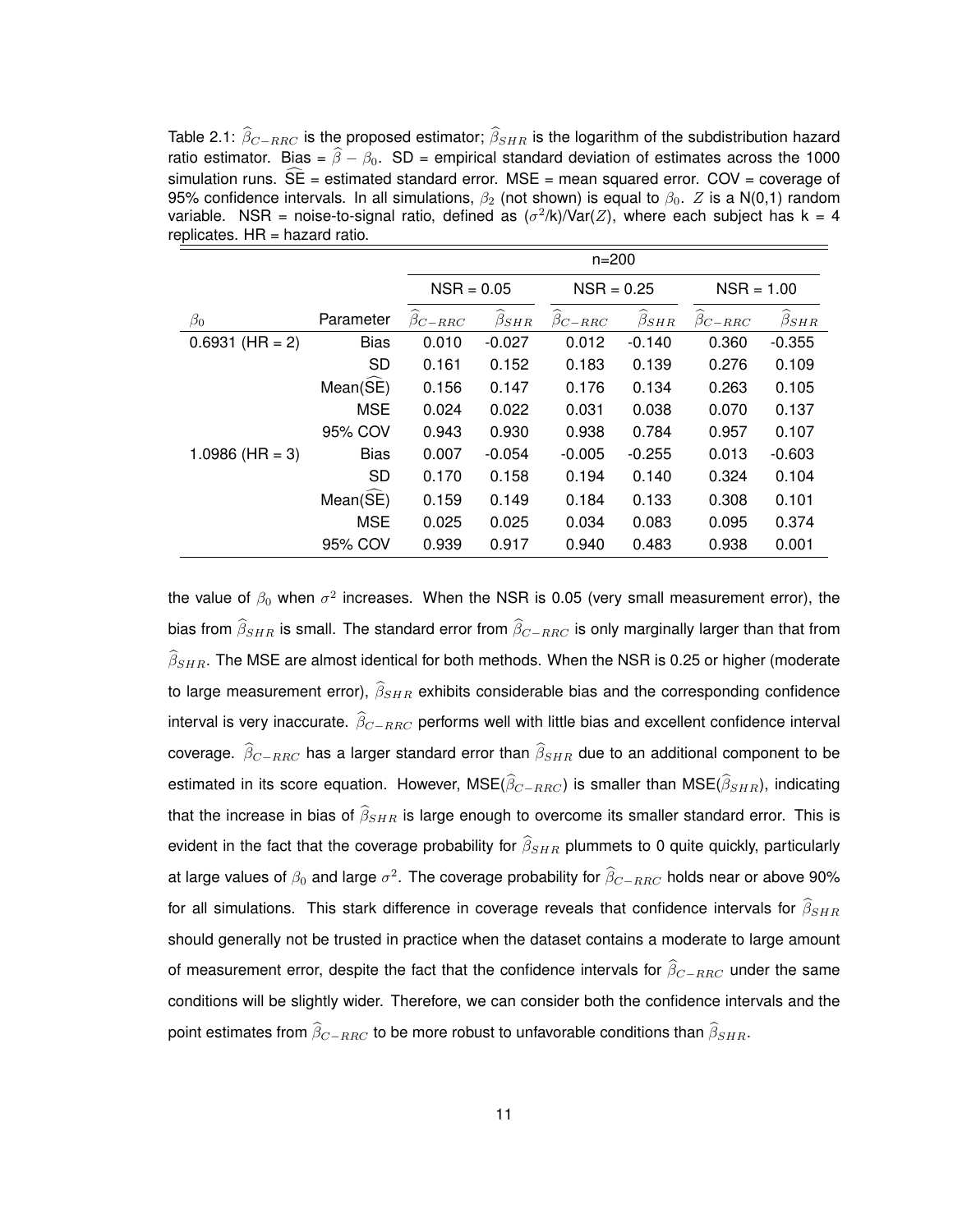Table 2.1: $\widehat{\beta}_{C-RRC}$ is the proposed estimator; $\widehat{\beta}_{SHR}$ is the logarithm of the subdistribution hazard ratio estimator. Bias = $\widehat{\beta} - \beta_0$. SD = empirical standard deviation of estimates across the 1000 simulation runs. $\widehat{\text{SE}}$ = estimated standard error. MSE = mean squared error. COV = coverage of 95% confidence intervals. In all simulations, $\beta_2$ (not shown) is equal to $\beta_0$. $Z$ is a N(0,1) random variable. NSR = noise-to-signal ratio, defined as ($\sigma^2$/k)/Var($Z$), where each subject has k = 4 replicates. HR = hazard ratio.

| | | n=200 | | | | | |
|---|---|---|---|---|---|---|---|
| | | NSR = 0.05 | | NSR = 0.25 | | NSR = 1.00 | |
| $\beta_0$ | Parameter | $\widehat{\beta}_{C-RRC}$ | $\widehat{\beta}_{SHR}$ | $\widehat{\beta}_{C-RRC}$ | $\widehat{\beta}_{SHR}$ | $\widehat{\beta}_{C-RRC}$ | $\widehat{\beta}_{SHR}$ |
| 0.6931 (HR = 2) | Bias | 0.010 | -0.027 | 0.012 | -0.140 | 0.360 | -0.355 |
| | SD | 0.161 | 0.152 | 0.183 | 0.139 | 0.276 | 0.109 |
| | Mean($\widehat{\text{SE}}$) | 0.156 | 0.147 | 0.176 | 0.134 | 0.263 | 0.105 |
| | MSE | 0.024 | 0.022 | 0.031 | 0.038 | 0.070 | 0.137 |
| | 95% COV | 0.943 | 0.930 | 0.938 | 0.784 | 0.957 | 0.107 |
| 1.0986 (HR = 3) | Bias | 0.007 | -0.054 | -0.005 | -0.255 | 0.013 | -0.603 |
| | SD | 0.170 | 0.158 | 0.194 | 0.140 | 0.324 | 0.104 |
| | Mean($\widehat{\text{SE}}$) | 0.159 | 0.149 | 0.184 | 0.133 | 0.308 | 0.101 |
| | MSE | 0.025 | 0.025 | 0.034 | 0.083 | 0.095 | 0.374 |
| | 95% COV | 0.939 | 0.917 | 0.940 | 0.483 | 0.938 | 0.001 |

the value of $\beta_0$ when $\sigma^2$ increases. When the NSR is 0.05 (very small measurement error), the bias from $\widehat{\beta}_{SHR}$ is small. The standard error from $\widehat{\beta}_{C-RRC}$ is only marginally larger than that from $\widehat{\beta}_{SHR}$. The MSE are almost identical for both methods. When the NSR is 0.25 or higher (moderate to large measurement error), $\widehat{\beta}_{SHR}$ exhibits considerable bias and the corresponding confidence interval is very inaccurate. $\widehat{\beta}_{C-RRC}$ performs well with little bias and excellent confidence interval coverage. $\widehat{\beta}_{C-RRC}$ has a larger standard error than $\widehat{\beta}_{SHR}$ due to an additional component to be estimated in its score equation. However, MSE($\widehat{\beta}_{C-RRC}$) is smaller than MSE($\widehat{\beta}_{SHR}$), indicating that the increase in bias of $\widehat{\beta}_{SHR}$ is large enough to overcome its smaller standard error. This is evident in the fact that the coverage probability for $\widehat{\beta}_{SHR}$ plummets to 0 quite quickly, particularly at large values of $\beta_0$ and large $\sigma^2$. The coverage probability for $\widehat{\beta}_{C-RRC}$ holds near or above 90% for all simulations. This stark difference in coverage reveals that confidence intervals for $\widehat{\beta}_{SHR}$ should generally not be trusted in practice when the dataset contains a moderate to large amount of measurement error, despite the fact that the confidence intervals for $\widehat{\beta}_{C-RRC}$ under the same conditions will be slightly wider. Therefore, we can consider both the confidence intervals and the point estimates from $\widehat{\beta}_{C-RRC}$ to be more robust to unfavorable conditions than $\widehat{\beta}_{SHR}$.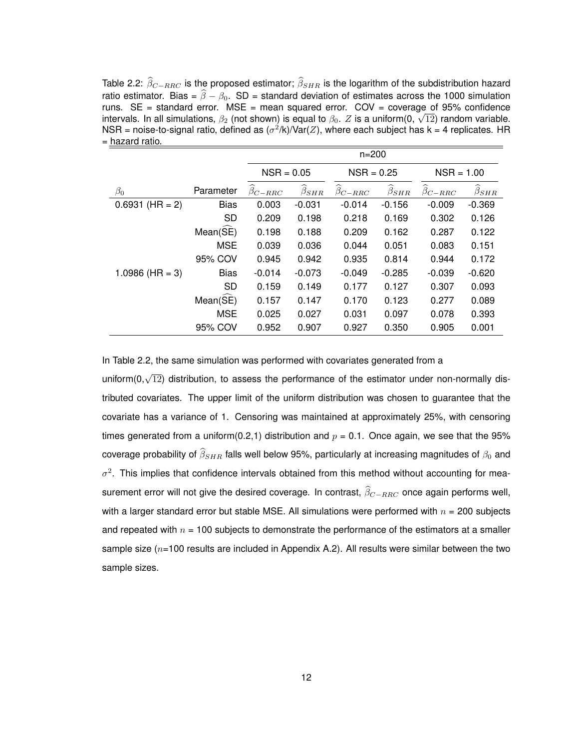Table 2.2: $\widehat{\beta}_{C-RRC}$ is the proposed estimator; $\widehat{\beta}_{SHR}$ is the logarithm of the subdistribution hazard ratio estimator. Bias = $\widehat{\beta} - \beta_0$. SD = standard deviation of estimates across the 1000 simulation runs. SE = standard error. MSE = mean squared error. COV = coverage of 95% confidence intervals. In all simulations, $\beta_2$ (not shown) is equal to $\beta_0$. $Z$ is a uniform(0, $\sqrt{12}$) random variable. NSR = noise-to-signal ratio, defined as ($\sigma^2$/k)/Var($Z$), where each subject has k = 4 replicates. HR = hazard ratio.

| | | n=200 | | | | | |
|---|---|---|---|---|---|---|---|
| | | NSR = 0.05 | | NSR = 0.25 | | NSR = 1.00 | |
| $\beta_0$ | Parameter | $\widehat{\beta}_{C-RRC}$ | $\widehat{\beta}_{SHR}$ | $\widehat{\beta}_{C-RRC}$ | $\widehat{\beta}_{SHR}$ | $\widehat{\beta}_{C-RRC}$ | $\widehat{\beta}_{SHR}$ |
| 0.6931 (HR = 2) | Bias | 0.003 | -0.031 | -0.014 | -0.156 | -0.009 | -0.369 |
| | SD | 0.209 | 0.198 | 0.218 | 0.169 | 0.302 | 0.126 |
| | Mean($\widehat{\text{SE}}$) | 0.198 | 0.188 | 0.209 | 0.162 | 0.287 | 0.122 |
| | MSE | 0.039 | 0.036 | 0.044 | 0.051 | 0.083 | 0.151 |
| | 95% COV | 0.945 | 0.942 | 0.935 | 0.814 | 0.944 | 0.172 |
| 1.0986 (HR = 3) | Bias | -0.014 | -0.073 | -0.049 | -0.285 | -0.039 | -0.620 |
| | SD | 0.159 | 0.149 | 0.177 | 0.127 | 0.307 | 0.093 |
| | Mean($\widehat{\text{SE}}$) | 0.157 | 0.147 | 0.170 | 0.123 | 0.277 | 0.089 |
| | MSE | 0.025 | 0.027 | 0.031 | 0.097 | 0.078 | 0.393 |
| | 95% COV | 0.952 | 0.907 | 0.927 | 0.350 | 0.905 | 0.001 |

In Table 2.2, the same simulation was performed with covariates generated from a uniform(0,$\sqrt{12}$) distribution, to assess the performance of the estimator under non-normally distributed covariates. The upper limit of the uniform distribution was chosen to guarantee that the covariate has a variance of 1. Censoring was maintained at approximately 25%, with censoring times generated from a uniform(0.2,1) distribution and $p$ = 0.1. Once again, we see that the 95% coverage probability of $\widehat{\beta}_{SHR}$ falls well below 95%, particularly at increasing magnitudes of $\beta_0$ and $\sigma^2$. This implies that confidence intervals obtained from this method without accounting for measurement error will not give the desired coverage. In contrast, $\widehat{\beta}_{C-RRC}$ once again performs well, with a larger standard error but stable MSE. All simulations were performed with $n$ = 200 subjects and repeated with $n$ = 100 subjects to demonstrate the performance of the estimators at a smaller sample size ($n$=100 results are included in Appendix A.2). All results were similar between the two sample sizes.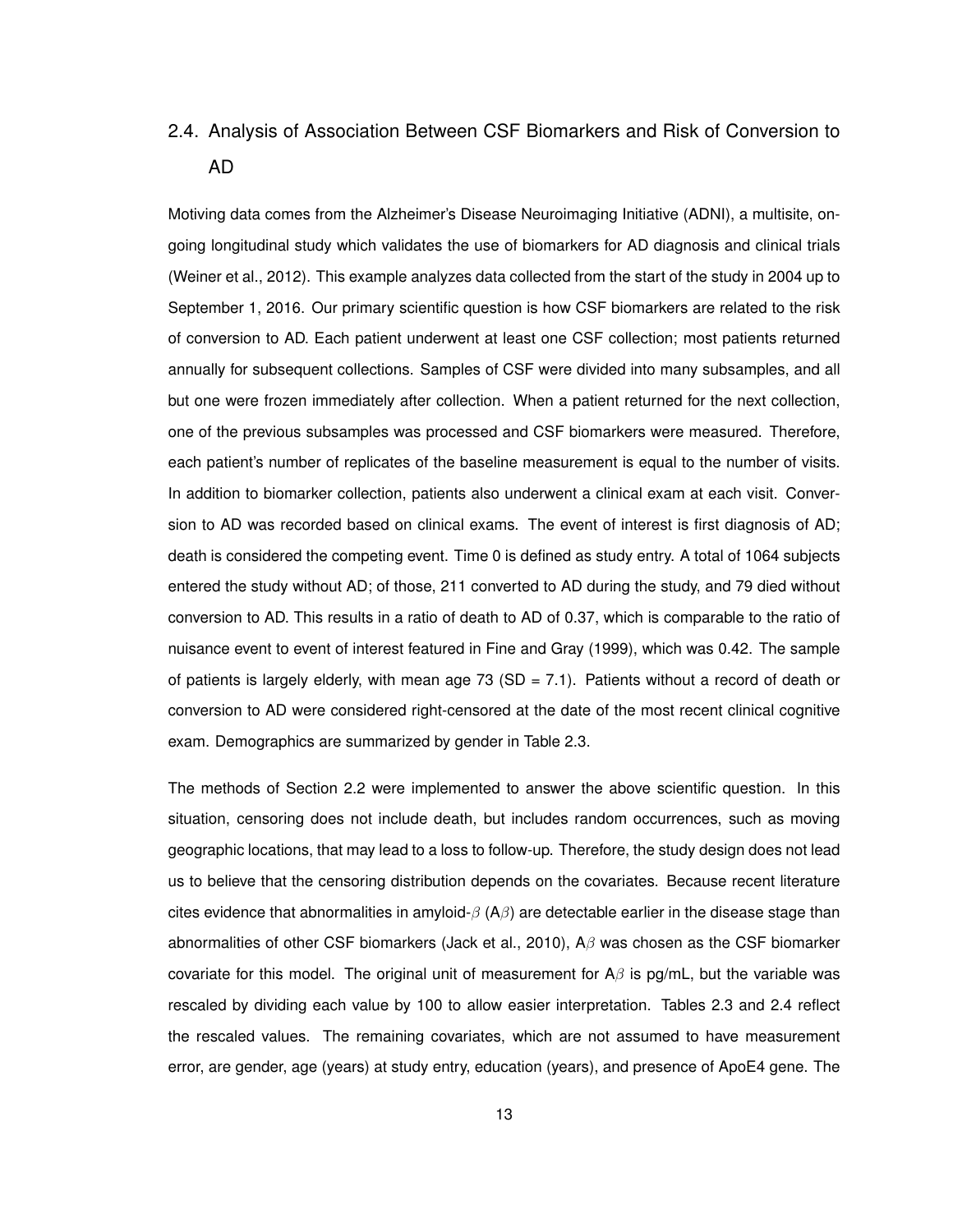## 2.4. Analysis of Association Between CSF Biomarkers and Risk of Conversion to AD

Motiving data comes from the Alzheimer's Disease Neuroimaging Initiative (ADNI), a multisite, ongoing longitudinal study which validates the use of biomarkers for AD diagnosis and clinical trials (Weiner et al., 2012). This example analyzes data collected from the start of the study in 2004 up to September 1, 2016. Our primary scientific question is how CSF biomarkers are related to the risk of conversion to AD. Each patient underwent at least one CSF collection; most patients returned annually for subsequent collections. Samples of CSF were divided into many subsamples, and all but one were frozen immediately after collection. When a patient returned for the next collection, one of the previous subsamples was processed and CSF biomarkers were measured. Therefore, each patient's number of replicates of the baseline measurement is equal to the number of visits. In addition to biomarker collection, patients also underwent a clinical exam at each visit. Conversion to AD was recorded based on clinical exams. The event of interest is first diagnosis of AD; death is considered the competing event. Time 0 is defined as study entry. A total of 1064 subjects entered the study without AD; of those, 211 converted to AD during the study, and 79 died without conversion to AD. This results in a ratio of death to AD of 0.37, which is comparable to the ratio of nuisance event to event of interest featured in Fine and Gray (1999), which was 0.42. The sample of patients is largely elderly, with mean age 73 (SD = 7.1). Patients without a record of death or conversion to AD were considered right-censored at the date of the most recent clinical cognitive exam. Demographics are summarized by gender in Table 2.3.

The methods of Section 2.2 were implemented to answer the above scientific question. In this situation, censoring does not include death, but includes random occurrences, such as moving geographic locations, that may lead to a loss to follow-up. Therefore, the study design does not lead us to believe that the censoring distribution depends on the covariates. Because recent literature cites evidence that abnormalities in amyloid-$\beta$ (A$\beta$) are detectable earlier in the disease stage than abnormalities of other CSF biomarkers (Jack et al., 2010), A$\beta$ was chosen as the CSF biomarker covariate for this model. The original unit of measurement for A$\beta$ is pg/mL, but the variable was rescaled by dividing each value by 100 to allow easier interpretation. Tables 2.3 and 2.4 reflect the rescaled values. The remaining covariates, which are not assumed to have measurement error, are gender, age (years) at study entry, education (years), and presence of ApoE4 gene. The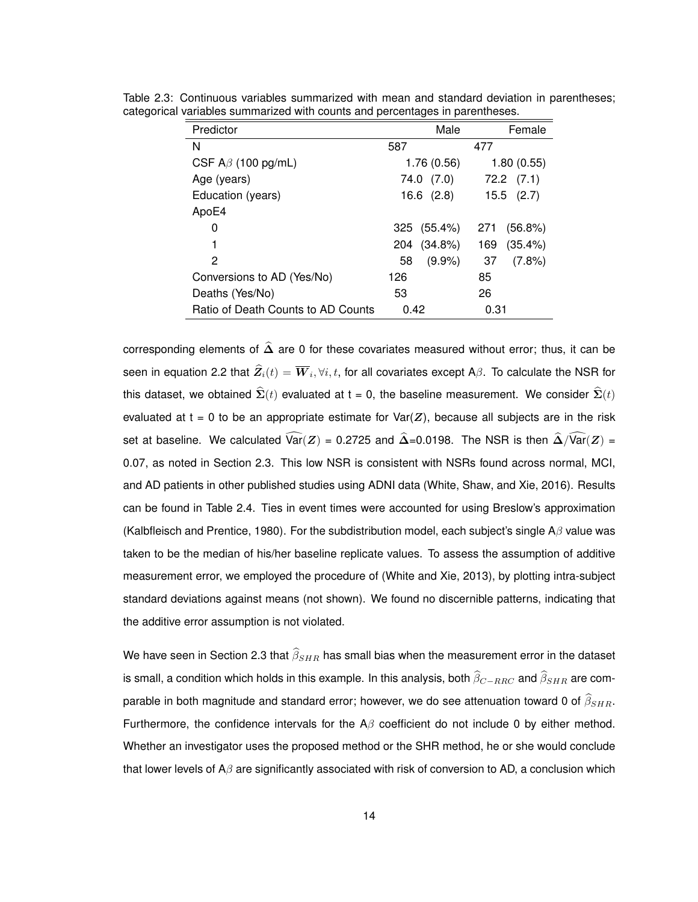Table 2.3: Continuous variables summarized with mean and standard deviation in parentheses; categorical variables summarized with counts and percentages in parentheses.

| Predictor | Male | Female |
|---|---|---|
| N | 587 | 477 |
| CSF A$\beta$ (100 pg/mL) | 1.76 (0.56) | 1.80 (0.55) |
| Age (years) | 74.0 (7.0) | 72.2 (7.1) |
| Education (years) | 16.6 (2.8) | 15.5 (2.7) |
| ApoE4 | | |
| 0 | 325 (55.4%) | 271 (56.8%) |
| 1 | 204 (34.8%) | 169 (35.4%) |
| 2 | 58 (9.9%) | 37 (7.8%) |
| Conversions to AD (Yes/No) | 126 | 85 |
| Deaths (Yes/No) | 53 | 26 |
| Ratio of Death Counts to AD Counts | 0.42 | 0.31 |

corresponding elements of $\widehat{\boldsymbol{\Delta}}$ are 0 for these covariates measured without error; thus, it can be seen in equation 2.2 that $\widehat{\boldsymbol{Z}}_i(t) = \overline{\boldsymbol{W}}_i, \forall i, t$, for all covariates except A$\beta$. To calculate the NSR for this dataset, we obtained $\widehat{\boldsymbol{\Sigma}}(t)$ evaluated at t = 0, the baseline measurement. We consider $\widehat{\boldsymbol{\Sigma}}(t)$ evaluated at t = 0 to be an appropriate estimate for Var($\boldsymbol{Z}$), because all subjects are in the risk set at baseline. We calculated $\widehat{\text{Var}}(\boldsymbol{Z})$ = 0.2725 and $\widehat{\boldsymbol{\Delta}}$=0.0198. The NSR is then $\widehat{\boldsymbol{\Delta}}/\widehat{\text{Var}}(\boldsymbol{Z})$ = 0.07, as noted in Section 2.3. This low NSR is consistent with NSRs found across normal, MCI, and AD patients in other published studies using ADNI data (White, Shaw, and Xie, 2016). Results can be found in Table 2.4. Ties in event times were accounted for using Breslow's approximation (Kalbfleisch and Prentice, 1980). For the subdistribution model, each subject's single A$\beta$ value was taken to be the median of his/her baseline replicate values. To assess the assumption of additive measurement error, we employed the procedure of (White and Xie, 2013), by plotting intra-subject standard deviations against means (not shown). We found no discernible patterns, indicating that the additive error assumption is not violated.

We have seen in Section 2.3 that $\widehat{\beta}_{SHR}$ has small bias when the measurement error in the dataset is small, a condition which holds in this example. In this analysis, both $\widehat{\beta}_{C-RRC}$ and $\widehat{\beta}_{SHR}$ are comparable in both magnitude and standard error; however, we do see attenuation toward 0 of $\widehat{\beta}_{SHR}$. Furthermore, the confidence intervals for the A$\beta$ coefficient do not include 0 by either method. Whether an investigator uses the proposed method or the SHR method, he or she would conclude that lower levels of A$\beta$ are significantly associated with risk of conversion to AD, a conclusion which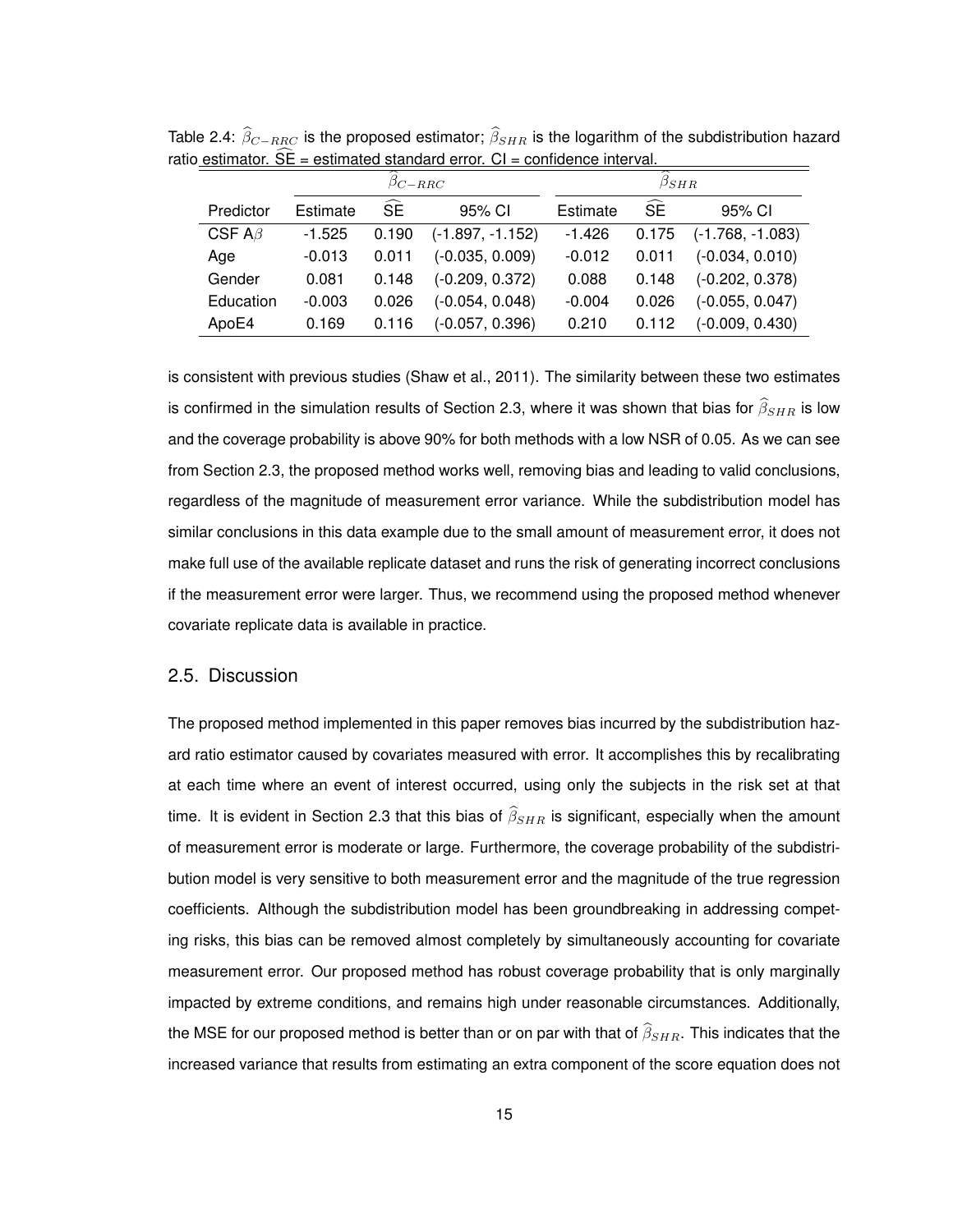Table 2.4: $\widehat{\beta}_{C-RRC}$ is the proposed estimator; $\widehat{\beta}_{SHR}$ is the logarithm of the subdistribution hazard ratio estimator. $\widehat{\text{SE}}$ = estimated standard error. CI = confidence interval.

| | $\widehat{\beta}_{C-RRC}$ | | | $\widehat{\beta}_{SHR}$ | | |
|---|---|---|---|---|---|---|
| Predictor | Estimate | $\widehat{\text{SE}}$ | 95% CI | Estimate | $\widehat{\text{SE}}$ | 95% CI |
| CSF A$\beta$ | -1.525 | 0.190 | (-1.897, -1.152) | -1.426 | 0.175 | (-1.768, -1.083) |
| Age | -0.013 | 0.011 | (-0.035, 0.009) | -0.012 | 0.011 | (-0.034, 0.010) |
| Gender | 0.081 | 0.148 | (-0.209, 0.372) | 0.088 | 0.148 | (-0.202, 0.378) |
| Education | -0.003 | 0.026 | (-0.054, 0.048) | -0.004 | 0.026 | (-0.055, 0.047) |
| ApoE4 | 0.169 | 0.116 | (-0.057, 0.396) | 0.210 | 0.112 | (-0.009, 0.430) |

is consistent with previous studies (Shaw et al., 2011). The similarity between these two estimates is confirmed in the simulation results of Section 2.3, where it was shown that bias for $\widehat{\beta}_{SHR}$ is low and the coverage probability is above 90% for both methods with a low NSR of 0.05. As we can see from Section 2.3, the proposed method works well, removing bias and leading to valid conclusions, regardless of the magnitude of measurement error variance. While the subdistribution model has similar conclusions in this data example due to the small amount of measurement error, it does not make full use of the available replicate dataset and runs the risk of generating incorrect conclusions if the measurement error were larger. Thus, we recommend using the proposed method whenever covariate replicate data is available in practice.

## 2.5. Discussion

The proposed method implemented in this paper removes bias incurred by the subdistribution hazard ratio estimator caused by covariates measured with error. It accomplishes this by recalibrating at each time where an event of interest occurred, using only the subjects in the risk set at that time. It is evident in Section 2.3 that this bias of $\widehat{\beta}_{SHR}$ is significant, especially when the amount of measurement error is moderate or large. Furthermore, the coverage probability of the subdistribution model is very sensitive to both measurement error and the magnitude of the true regression coefficients. Although the subdistribution model has been groundbreaking in addressing competing risks, this bias can be removed almost completely by simultaneously accounting for covariate measurement error. Our proposed method has robust coverage probability that is only marginally impacted by extreme conditions, and remains high under reasonable circumstances. Additionally, the MSE for our proposed method is better than or on par with that of $\widehat{\beta}_{SHR}$. This indicates that the increased variance that results from estimating an extra component of the score equation does not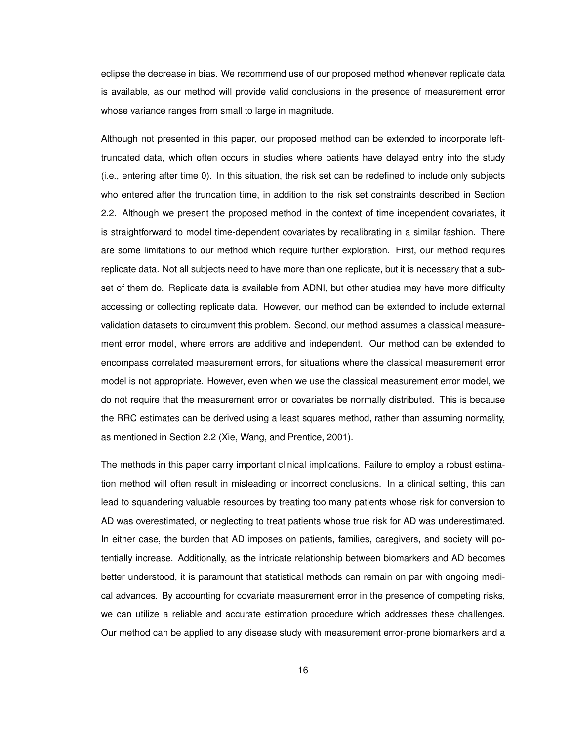eclipse the decrease in bias. We recommend use of our proposed method whenever replicate data is available, as our method will provide valid conclusions in the presence of measurement error whose variance ranges from small to large in magnitude.

Although not presented in this paper, our proposed method can be extended to incorporate left-truncated data, which often occurs in studies where patients have delayed entry into the study (i.e., entering after time 0). In this situation, the risk set can be redefined to include only subjects who entered after the truncation time, in addition to the risk set constraints described in Section 2.2. Although we present the proposed method in the context of time independent covariates, it is straightforward to model time-dependent covariates by recalibrating in a similar fashion. There are some limitations to our method which require further exploration. First, our method requires replicate data. Not all subjects need to have more than one replicate, but it is necessary that a subset of them do. Replicate data is available from ADNI, but other studies may have more difficulty accessing or collecting replicate data. However, our method can be extended to include external validation datasets to circumvent this problem. Second, our method assumes a classical measurement error model, where errors are additive and independent. Our method can be extended to encompass correlated measurement errors, for situations where the classical measurement error model is not appropriate. However, even when we use the classical measurement error model, we do not require that the measurement error or covariates be normally distributed. This is because the RRC estimates can be derived using a least squares method, rather than assuming normality, as mentioned in Section 2.2 (Xie, Wang, and Prentice, 2001).

The methods in this paper carry important clinical implications. Failure to employ a robust estimation method will often result in misleading or incorrect conclusions. In a clinical setting, this can lead to squandering valuable resources by treating too many patients whose risk for conversion to AD was overestimated, or neglecting to treat patients whose true risk for AD was underestimated. In either case, the burden that AD imposes on patients, families, caregivers, and society will potentially increase. Additionally, as the intricate relationship between biomarkers and AD becomes better understood, it is paramount that statistical methods can remain on par with ongoing medical advances. By accounting for covariate measurement error in the presence of competing risks, we can utilize a reliable and accurate estimation procedure which addresses these challenges. Our method can be applied to any disease study with measurement error-prone biomarkers and a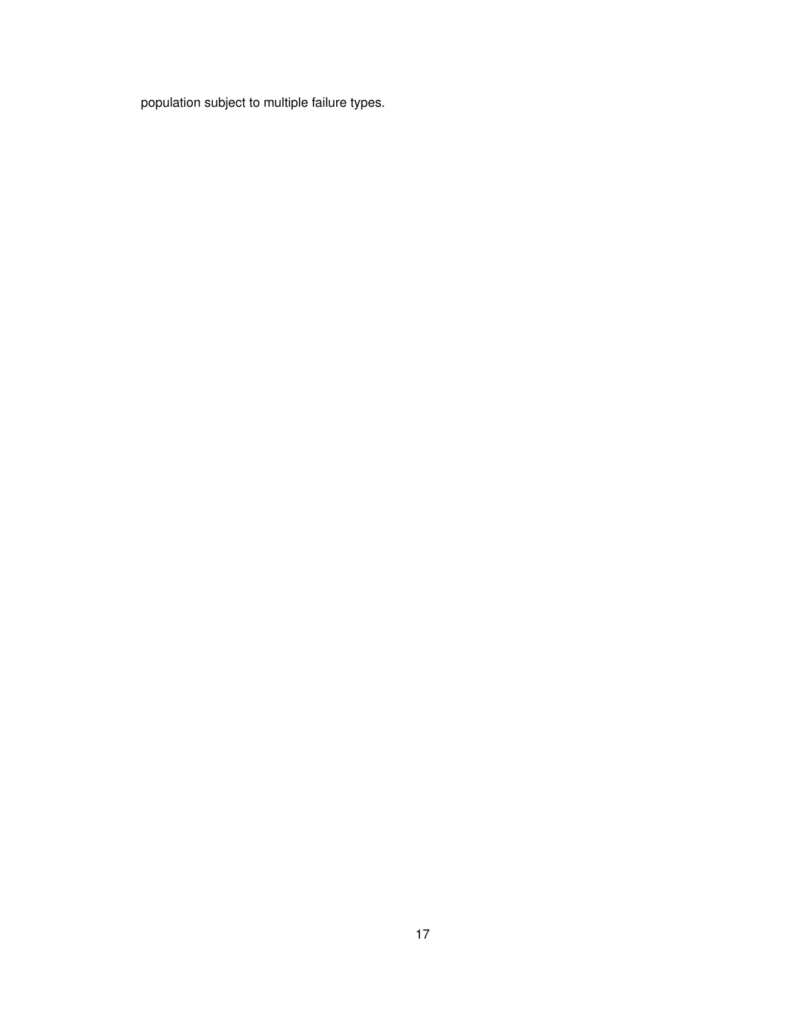population subject to multiple failure types.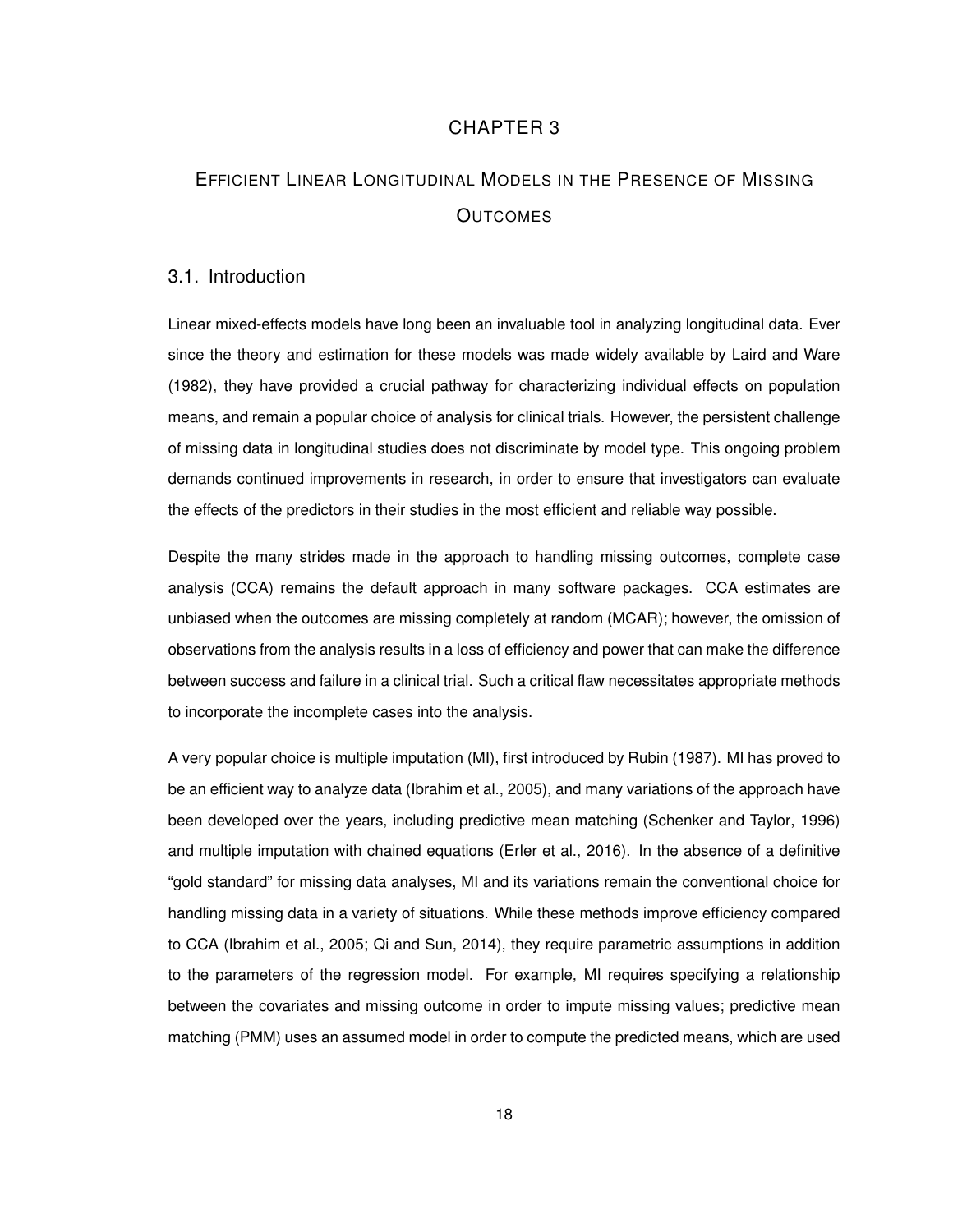# CHAPTER 3

# Efficient Linear Longitudinal Models in the Presence of Missing Outcomes

## 3.1. Introduction

Linear mixed-effects models have long been an invaluable tool in analyzing longitudinal data. Ever since the theory and estimation for these models was made widely available by Laird and Ware (1982), they have provided a crucial pathway for characterizing individual effects on population means, and remain a popular choice of analysis for clinical trials. However, the persistent challenge of missing data in longitudinal studies does not discriminate by model type. This ongoing problem demands continued improvements in research, in order to ensure that investigators can evaluate the effects of the predictors in their studies in the most efficient and reliable way possible.

Despite the many strides made in the approach to handling missing outcomes, complete case analysis (CCA) remains the default approach in many software packages. CCA estimates are unbiased when the outcomes are missing completely at random (MCAR); however, the omission of observations from the analysis results in a loss of efficiency and power that can make the difference between success and failure in a clinical trial. Such a critical flaw necessitates appropriate methods to incorporate the incomplete cases into the analysis.

A very popular choice is multiple imputation (MI), first introduced by Rubin (1987). MI has proved to be an efficient way to analyze data (Ibrahim et al., 2005), and many variations of the approach have been developed over the years, including predictive mean matching (Schenker and Taylor, 1996) and multiple imputation with chained equations (Erler et al., 2016). In the absence of a definitive "gold standard" for missing data analyses, MI and its variations remain the conventional choice for handling missing data in a variety of situations. While these methods improve efficiency compared to CCA (Ibrahim et al., 2005; Qi and Sun, 2014), they require parametric assumptions in addition to the parameters of the regression model. For example, MI requires specifying a relationship between the covariates and missing outcome in order to impute missing values; predictive mean matching (PMM) uses an assumed model in order to compute the predicted means, which are used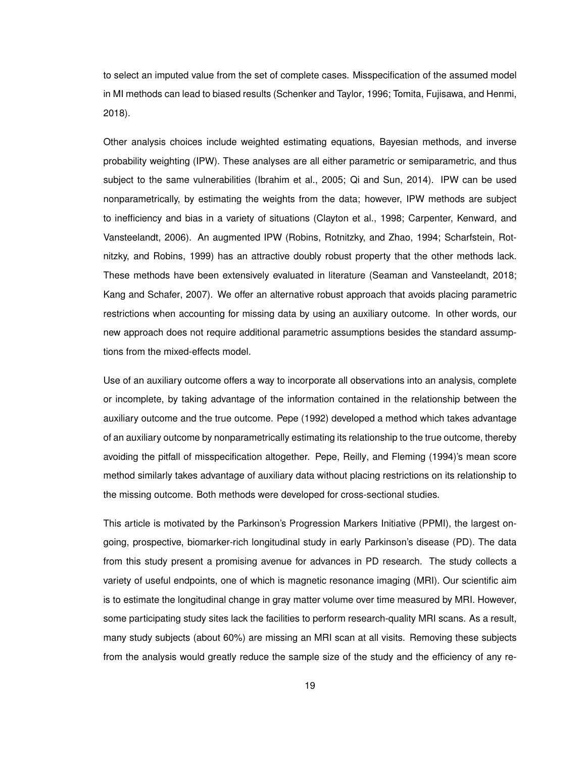to select an imputed value from the set of complete cases. Misspecification of the assumed model in MI methods can lead to biased results (Schenker and Taylor, 1996; Tomita, Fujisawa, and Henmi, 2018).

Other analysis choices include weighted estimating equations, Bayesian methods, and inverse probability weighting (IPW). These analyses are all either parametric or semiparametric, and thus subject to the same vulnerabilities (Ibrahim et al., 2005; Qi and Sun, 2014). IPW can be used nonparametrically, by estimating the weights from the data; however, IPW methods are subject to inefficiency and bias in a variety of situations (Clayton et al., 1998; Carpenter, Kenward, and Vansteelandt, 2006). An augmented IPW (Robins, Rotnitzky, and Zhao, 1994; Scharfstein, Rotnitzky, and Robins, 1999) has an attractive doubly robust property that the other methods lack. These methods have been extensively evaluated in literature (Seaman and Vansteelandt, 2018; Kang and Schafer, 2007). We offer an alternative robust approach that avoids placing parametric restrictions when accounting for missing data by using an auxiliary outcome. In other words, our new approach does not require additional parametric assumptions besides the standard assumptions from the mixed-effects model.

Use of an auxiliary outcome offers a way to incorporate all observations into an analysis, complete or incomplete, by taking advantage of the information contained in the relationship between the auxiliary outcome and the true outcome. Pepe (1992) developed a method which takes advantage of an auxiliary outcome by nonparametrically estimating its relationship to the true outcome, thereby avoiding the pitfall of misspecification altogether. Pepe, Reilly, and Fleming (1994)'s mean score method similarly takes advantage of auxiliary data without placing restrictions on its relationship to the missing outcome. Both methods were developed for cross-sectional studies.

This article is motivated by the Parkinson's Progression Markers Initiative (PPMI), the largest ongoing, prospective, biomarker-rich longitudinal study in early Parkinson's disease (PD). The data from this study present a promising avenue for advances in PD research. The study collects a variety of useful endpoints, one of which is magnetic resonance imaging (MRI). Our scientific aim is to estimate the longitudinal change in gray matter volume over time measured by MRI. However, some participating study sites lack the facilities to perform research-quality MRI scans. As a result, many study subjects (about 60%) are missing an MRI scan at all visits. Removing these subjects from the analysis would greatly reduce the sample size of the study and the efficiency of any re-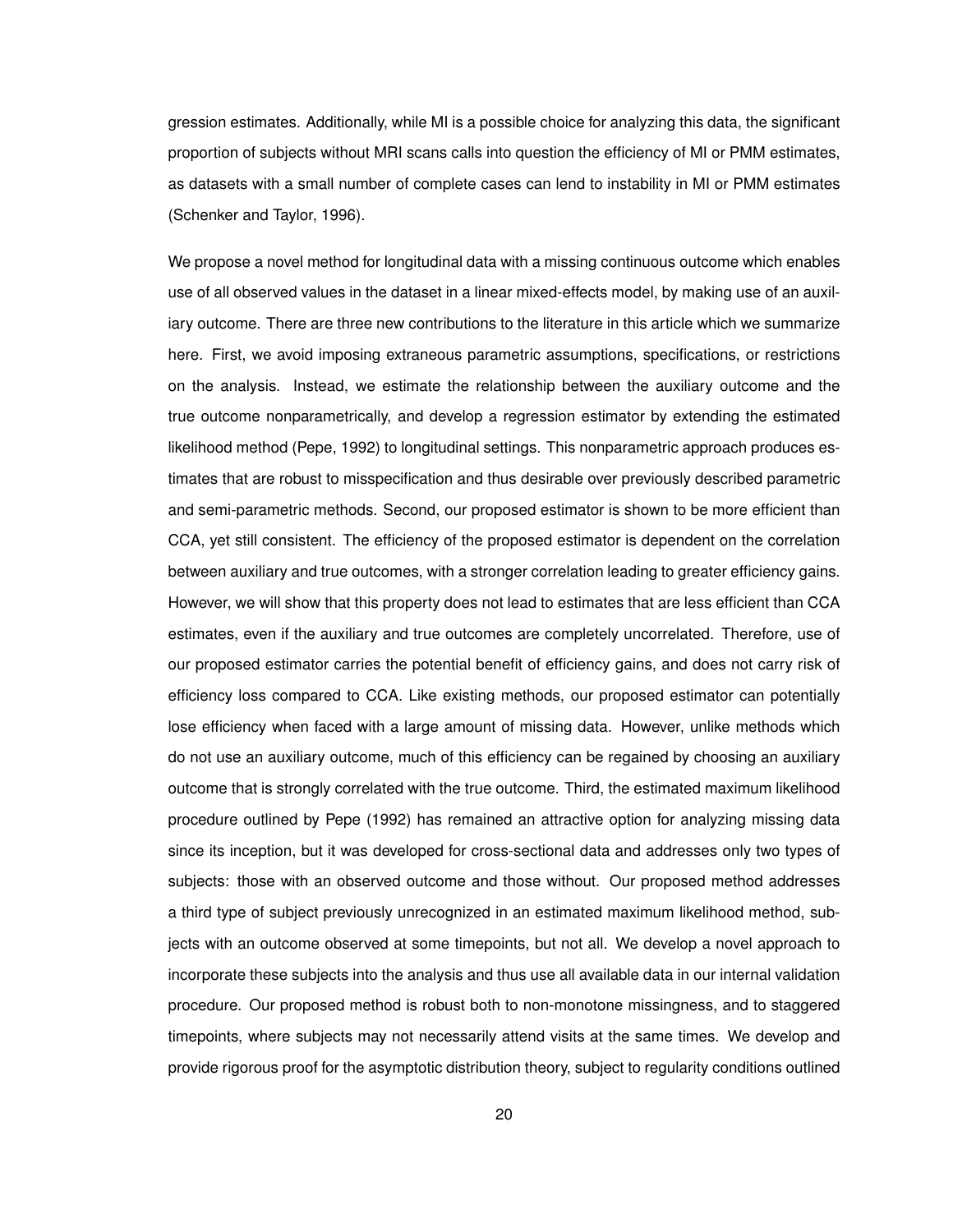gression estimates. Additionally, while MI is a possible choice for analyzing this data, the significant proportion of subjects without MRI scans calls into question the efficiency of MI or PMM estimates, as datasets with a small number of complete cases can lend to instability in MI or PMM estimates (Schenker and Taylor, 1996).

We propose a novel method for longitudinal data with a missing continuous outcome which enables use of all observed values in the dataset in a linear mixed-effects model, by making use of an auxiliary outcome. There are three new contributions to the literature in this article which we summarize here. First, we avoid imposing extraneous parametric assumptions, specifications, or restrictions on the analysis. Instead, we estimate the relationship between the auxiliary outcome and the true outcome nonparametrically, and develop a regression estimator by extending the estimated likelihood method (Pepe, 1992) to longitudinal settings. This nonparametric approach produces estimates that are robust to misspecification and thus desirable over previously described parametric and semi-parametric methods. Second, our proposed estimator is shown to be more efficient than CCA, yet still consistent. The efficiency of the proposed estimator is dependent on the correlation between auxiliary and true outcomes, with a stronger correlation leading to greater efficiency gains. However, we will show that this property does not lead to estimates that are less efficient than CCA estimates, even if the auxiliary and true outcomes are completely uncorrelated. Therefore, use of our proposed estimator carries the potential benefit of efficiency gains, and does not carry risk of efficiency loss compared to CCA. Like existing methods, our proposed estimator can potentially lose efficiency when faced with a large amount of missing data. However, unlike methods which do not use an auxiliary outcome, much of this efficiency can be regained by choosing an auxiliary outcome that is strongly correlated with the true outcome. Third, the estimated maximum likelihood procedure outlined by Pepe (1992) has remained an attractive option for analyzing missing data since its inception, but it was developed for cross-sectional data and addresses only two types of subjects: those with an observed outcome and those without. Our proposed method addresses a third type of subject previously unrecognized in an estimated maximum likelihood method, subjects with an outcome observed at some timepoints, but not all. We develop a novel approach to incorporate these subjects into the analysis and thus use all available data in our internal validation procedure. Our proposed method is robust both to non-monotone missingness, and to staggered timepoints, where subjects may not necessarily attend visits at the same times. We develop and provide rigorous proof for the asymptotic distribution theory, subject to regularity conditions outlined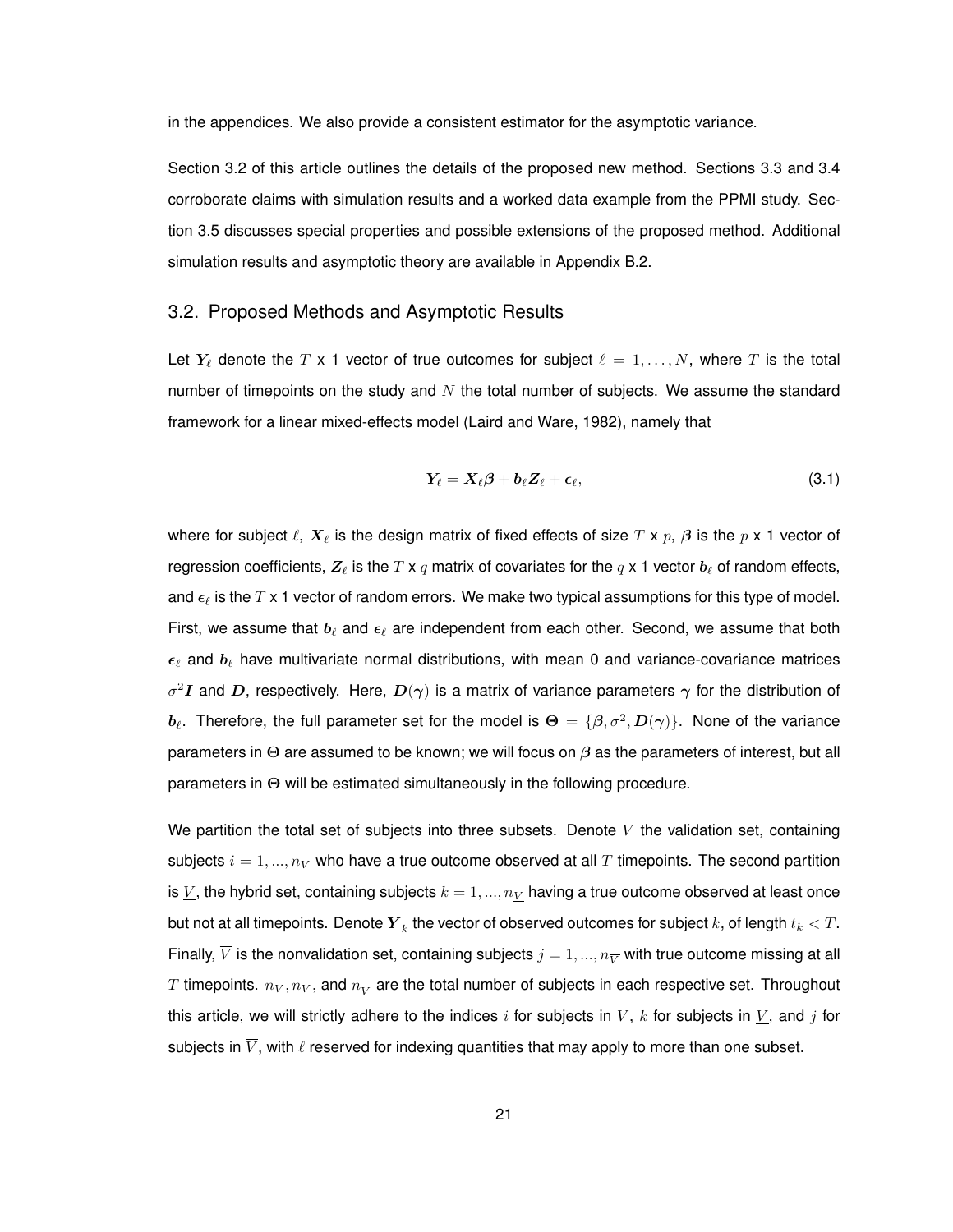in the appendices. We also provide a consistent estimator for the asymptotic variance.

Section 3.2 of this article outlines the details of the proposed new method. Sections 3.3 and 3.4 corroborate claims with simulation results and a worked data example from the PPMI study. Section 3.5 discusses special properties and possible extensions of the proposed method. Additional simulation results and asymptotic theory are available in Appendix B.2.

## 3.2. Proposed Methods and Asymptotic Results

Let $\boldsymbol{Y}_\ell$ denote the $T$ x 1 vector of true outcomes for subject $\ell = 1, \ldots, N$, where $T$ is the total number of timepoints on the study and $N$ the total number of subjects. We assume the standard framework for a linear mixed-effects model (Laird and Ware, 1982), namely that

$$\boldsymbol{Y}_\ell = \boldsymbol{X}_\ell \boldsymbol{\beta} + \boldsymbol{b}_\ell \boldsymbol{Z}_\ell + \boldsymbol{\epsilon}_\ell, \tag{3.1}$$

where for subject $\ell$, $\boldsymbol{X}_\ell$ is the design matrix of fixed effects of size $T$ x $p$, $\boldsymbol{\beta}$ is the $p$ x 1 vector of regression coefficients, $\boldsymbol{Z}_\ell$ is the $T$ x $q$ matrix of covariates for the $q$ x 1 vector $\boldsymbol{b}_\ell$ of random effects, and $\boldsymbol{\epsilon}_\ell$ is the $T$ x 1 vector of random errors. We make two typical assumptions for this type of model. First, we assume that $\boldsymbol{b}_\ell$ and $\boldsymbol{\epsilon}_\ell$ are independent from each other. Second, we assume that both $\boldsymbol{\epsilon}_\ell$ and $\boldsymbol{b}_\ell$ have multivariate normal distributions, with mean 0 and variance-covariance matrices $\sigma^2 \boldsymbol{I}$ and $\boldsymbol{D}$, respectively. Here, $\boldsymbol{D}(\gamma)$ is a matrix of variance parameters $\gamma$ for the distribution of $\boldsymbol{b}_\ell$. Therefore, the full parameter set for the model is $\boldsymbol{\Theta} = \{\boldsymbol{\beta}, \sigma^2, \boldsymbol{D}(\boldsymbol{\gamma})\}$. None of the variance parameters in $\boldsymbol{\Theta}$ are assumed to be known; we will focus on $\boldsymbol{\beta}$ as the parameters of interest, but all parameters in $\boldsymbol{\Theta}$ will be estimated simultaneously in the following procedure.

We partition the total set of subjects into three subsets. Denote $V$ the validation set, containing subjects $i = 1, ..., n_V$ who have a true outcome observed at all $T$ timepoints. The second partition is $\underline{V}$, the hybrid set, containing subjects $k = 1, ..., n_{\underline{V}}$ having a true outcome observed at least once but not at all timepoints. Denote $\underline{\boldsymbol{Y}}_k$ the vector of observed outcomes for subject $k$, of length $t_k < T$. Finally, $\overline{V}$ is the nonvalidation set, containing subjects $j = 1, ..., n_{\overline{V}}$ with true outcome missing at all $T$ timepoints. $n_V, n_{\underline{V}}$, and $n_{\overline{V}}$ are the total number of subjects in each respective set. Throughout this article, we will strictly adhere to the indices $i$ for subjects in $V$, $k$ for subjects in $\underline{V}$, and $j$ for subjects in $\overline{V}$, with $\ell$ reserved for indexing quantities that may apply to more than one subset.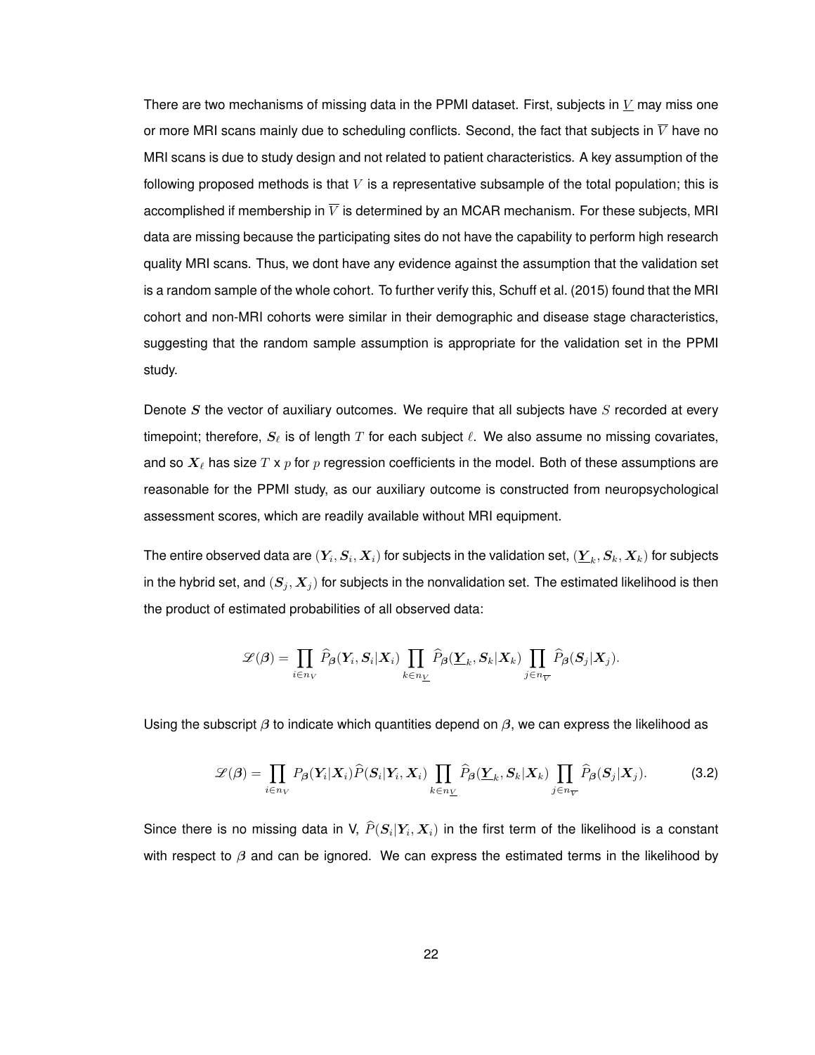There are two mechanisms of missing data in the PPMI dataset. First, subjects in $\underline{V}$ may miss one or more MRI scans mainly due to scheduling conflicts. Second, the fact that subjects in $\overline{V}$ have no MRI scans is due to study design and not related to patient characteristics. A key assumption of the following proposed methods is that $V$ is a representative subsample of the total population; this is accomplished if membership in $\overline{V}$ is determined by an MCAR mechanism. For these subjects, MRI data are missing because the participating sites do not have the capability to perform high research quality MRI scans. Thus, we dont have any evidence against the assumption that the validation set is a random sample of the whole cohort. To further verify this, Schuff et al. (2015) found that the MRI cohort and non-MRI cohorts were similar in their demographic and disease stage characteristics, suggesting that the random sample assumption is appropriate for the validation set in the PPMI study.

Denote $\boldsymbol{S}$ the vector of auxiliary outcomes. We require that all subjects have $S$ recorded at every timepoint; therefore, $\boldsymbol{S}_\ell$ is of length $T$ for each subject $\ell$. We also assume no missing covariates, and so $\boldsymbol{X}_\ell$ has size $T$ x $p$ for $p$ regression coefficients in the model. Both of these assumptions are reasonable for the PPMI study, as our auxiliary outcome is constructed from neuropsychological assessment scores, which are readily available without MRI equipment.

The entire observed data are $(\boldsymbol{Y}_i, \boldsymbol{S}_i, \boldsymbol{X}_i)$ for subjects in the validation set, $(\underline{\boldsymbol{Y}}_k, \boldsymbol{S}_k, \boldsymbol{X}_k)$ for subjects in the hybrid set, and $(\boldsymbol{S}_j, \boldsymbol{X}_j)$ for subjects in the nonvalidation set. The estimated likelihood is then the product of estimated probabilities of all observed data:

$$\mathscr{L}(\boldsymbol{\beta}) = \prod_{i \in n_V} \widehat{P}_{\boldsymbol{\beta}}(\boldsymbol{Y}_i, \boldsymbol{S}_i | \boldsymbol{X}_i) \prod_{k \in n_{\underline{V}}} \widehat{P}_{\boldsymbol{\beta}}(\underline{\boldsymbol{Y}}_k, \boldsymbol{S}_k | \boldsymbol{X}_k) \prod_{j \in n_{\overline{V}}} \widehat{P}_{\boldsymbol{\beta}}(\boldsymbol{S}_j | \boldsymbol{X}_j).$$

Using the subscript $\boldsymbol{\beta}$ to indicate which quantities depend on $\boldsymbol{\beta}$, we can express the likelihood as

$$\mathscr{L}(\boldsymbol{\beta}) = \prod_{i \in n_V} P_{\boldsymbol{\beta}}(\boldsymbol{Y}_i | \boldsymbol{X}_i) \widehat{P}(\boldsymbol{S}_i | \boldsymbol{Y}_i, \boldsymbol{X}_i) \prod_{k \in n_{\underline{V}}} \widehat{P}_{\boldsymbol{\beta}}(\underline{\boldsymbol{Y}}_k, \boldsymbol{S}_k | \boldsymbol{X}_k) \prod_{j \in n_{\overline{V}}} \widehat{P}_{\boldsymbol{\beta}}(\boldsymbol{S}_j | \boldsymbol{X}_j). \tag{3.2}$$

Since there is no missing data in V, $\widehat{P}(\boldsymbol{S}_i | \boldsymbol{Y}_i, \boldsymbol{X}_i)$ in the first term of the likelihood is a constant with respect to $\boldsymbol{\beta}$ and can be ignored. We can express the estimated terms in the likelihood by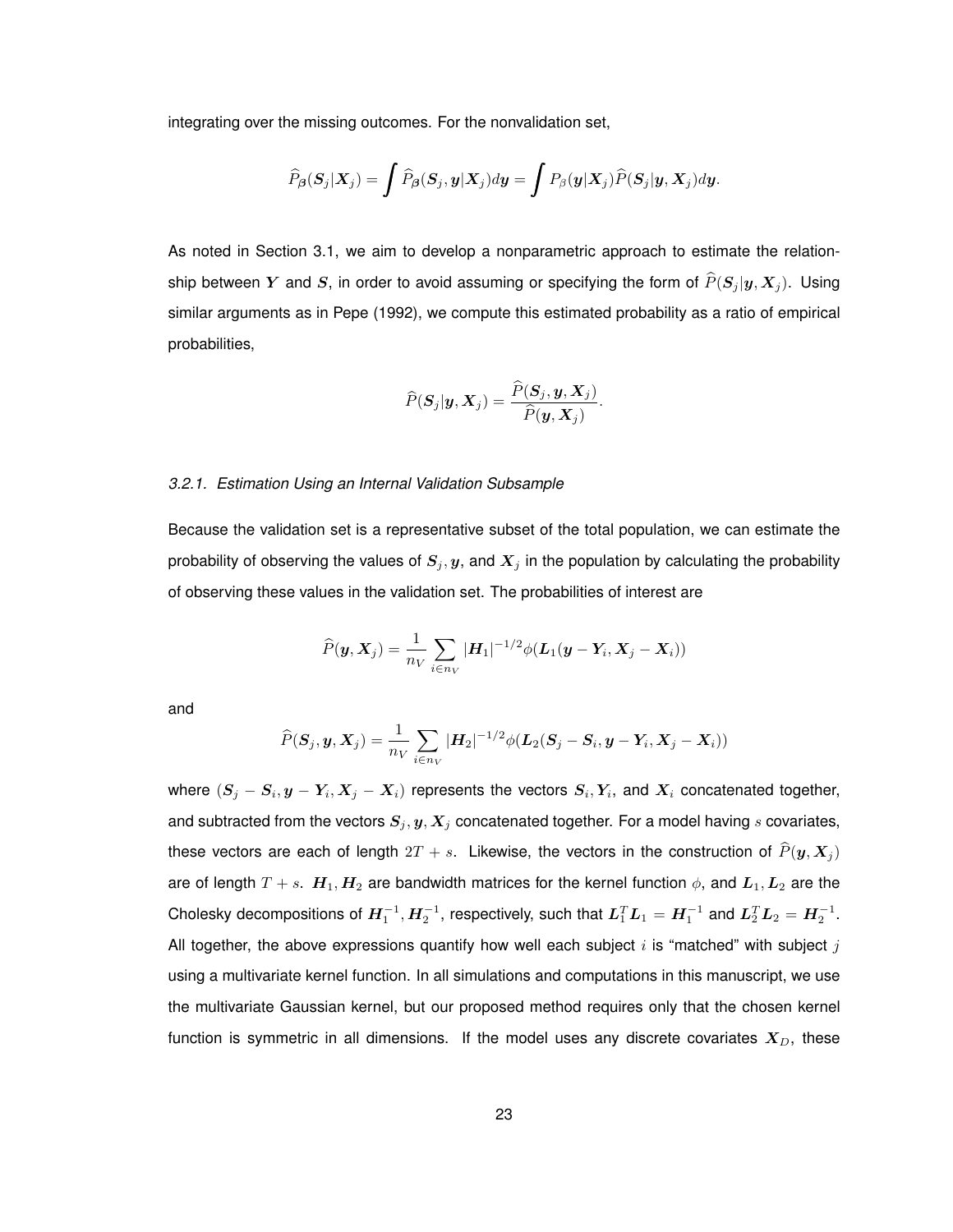integrating over the missing outcomes. For the nonvalidation set,

$$\widehat{P}_{\boldsymbol{\beta}}(\boldsymbol{S}_j|\boldsymbol{X}_j) = \int \widehat{P}_{\boldsymbol{\beta}}(\boldsymbol{S}_j, \boldsymbol{y}|\boldsymbol{X}_j)d\boldsymbol{y} = \int P_{\beta}(\boldsymbol{y}|\boldsymbol{X}_j)\widehat{P}(\boldsymbol{S}_j|\boldsymbol{y}, \boldsymbol{X}_j)d\boldsymbol{y}.$$

As noted in Section 3.1, we aim to develop a nonparametric approach to estimate the relationship between $\boldsymbol{Y}$ and $\boldsymbol{S}$, in order to avoid assuming or specifying the form of $\widehat{P}(\boldsymbol{S}_j|\boldsymbol{y}, \boldsymbol{X}_j)$. Using similar arguments as in Pepe (1992), we compute this estimated probability as a ratio of empirical probabilities,

$$\widehat{P}(\boldsymbol{S}_j|\boldsymbol{y}, \boldsymbol{X}_j) = \frac{\widehat{P}(\boldsymbol{S}_j, \boldsymbol{y}, \boldsymbol{X}_j)}{\widehat{P}(\boldsymbol{y}, \boldsymbol{X}_j)}.$$

### *3.2.1. Estimation Using an Internal Validation Subsample*

Because the validation set is a representative subset of the total population, we can estimate the probability of observing the values of $\boldsymbol{S}_j, \boldsymbol{y}$, and $\boldsymbol{X}_j$ in the population by calculating the probability of observing these values in the validation set. The probabilities of interest are

$$\widehat{P}(\boldsymbol{y}, \boldsymbol{X}_j) = \frac{1}{n_V} \sum_{i \in n_V} |\boldsymbol{H}_1|^{-1/2} \phi(\boldsymbol{L}_1(\boldsymbol{y} - \boldsymbol{Y}_i, \boldsymbol{X}_j - \boldsymbol{X}_i))$$

and

$$\widehat{P}(\boldsymbol{S}_j, \boldsymbol{y}, \boldsymbol{X}_j) = \frac{1}{n_V} \sum_{i \in n_V} |\boldsymbol{H}_2|^{-1/2} \phi(\boldsymbol{L}_2(\boldsymbol{S}_j - \boldsymbol{S}_i, \boldsymbol{y} - \boldsymbol{Y}_i, \boldsymbol{X}_j - \boldsymbol{X}_i))$$

where $(\boldsymbol{S}_j - \boldsymbol{S}_i, \boldsymbol{y} - \boldsymbol{Y}_i, \boldsymbol{X}_j - \boldsymbol{X}_i)$ represents the vectors $\boldsymbol{S}_i, \boldsymbol{Y}_i$, and $\boldsymbol{X}_i$ concatenated together, and subtracted from the vectors $\boldsymbol{S}_j, \boldsymbol{y}, \boldsymbol{X}_j$ concatenated together. For a model having $s$ covariates, these vectors are each of length $2T + s$. Likewise, the vectors in the construction of $\widehat{P}(\boldsymbol{y}, \boldsymbol{X}_j)$ are of length $T + s$. $\boldsymbol{H}_1, \boldsymbol{H}_2$ are bandwidth matrices for the kernel function $\phi$, and $\boldsymbol{L}_1, \boldsymbol{L}_2$ are the Cholesky decompositions of $\boldsymbol{H}_1^{-1}, \boldsymbol{H}_2^{-1}$, respectively, such that $\boldsymbol{L}_1^T \boldsymbol{L}_1 = \boldsymbol{H}_1^{-1}$ and $\boldsymbol{L}_2^T \boldsymbol{L}_2 = \boldsymbol{H}_2^{-1}$. All together, the above expressions quantify how well each subject $i$ is "matched" with subject $j$ using a multivariate kernel function. In all simulations and computations in this manuscript, we use the multivariate Gaussian kernel, but our proposed method requires only that the chosen kernel function is symmetric in all dimensions. If the model uses any discrete covariates $\boldsymbol{X}_D$, these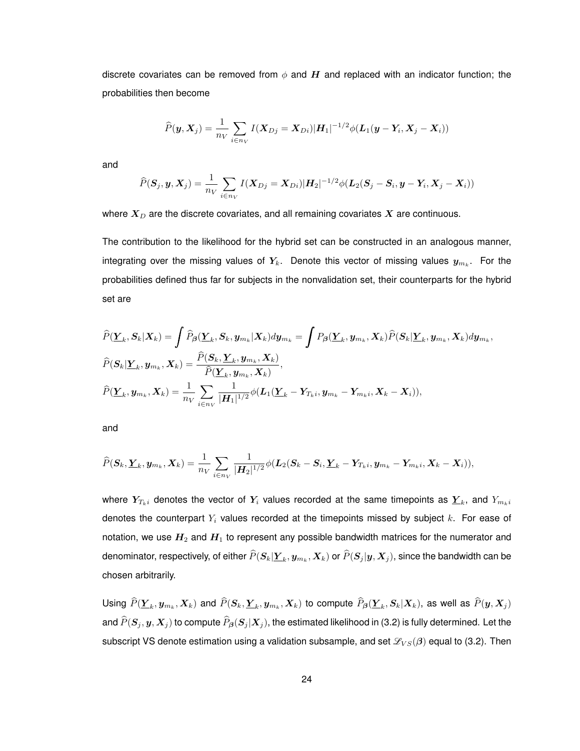discrete covariates can be removed from $\phi$ and $\boldsymbol{H}$ and replaced with an indicator function; the probabilities then become

$$\widehat{P}(\boldsymbol{y}, \boldsymbol{X}_j) = \frac{1}{n_V} \sum_{i \in n_V} I(\boldsymbol{X}_{Dj} = \boldsymbol{X}_{Di}) |\boldsymbol{H}_1|^{-1/2} \phi(\boldsymbol{L}_1(\boldsymbol{y} - \boldsymbol{Y}_i, \boldsymbol{X}_j - \boldsymbol{X}_i))$$

and

$$\widehat{P}(\boldsymbol{S}_j, \boldsymbol{y}, \boldsymbol{X}_j) = \frac{1}{n_V} \sum_{i \in n_V} I(\boldsymbol{X}_{Dj} = \boldsymbol{X}_{Di}) |\boldsymbol{H}_2|^{-1/2} \phi(\boldsymbol{L}_2(\boldsymbol{S}_j - \boldsymbol{S}_i, \boldsymbol{y} - \boldsymbol{Y}_i, \boldsymbol{X}_j - \boldsymbol{X}_i))$$

where $\boldsymbol{X}_D$ are the discrete covariates, and all remaining covariates $\boldsymbol{X}$ are continuous.

The contribution to the likelihood for the hybrid set can be constructed in an analogous manner, integrating over the missing values of $\boldsymbol{Y}_k$. Denote this vector of missing values $\boldsymbol{y}_{m_k}$. For the probabilities defined thus far for subjects in the nonvalidation set, their counterparts for the hybrid set are

$$\widehat{P}(\underline{\boldsymbol{Y}}_k, \boldsymbol{S}_k | \boldsymbol{X}_k) = \int \widehat{P}_{\boldsymbol{\beta}}(\underline{\boldsymbol{Y}}_k, \boldsymbol{S}_k, \boldsymbol{y}_{m_k} | \boldsymbol{X}_k) d\boldsymbol{y}_{m_k} = \int P_{\boldsymbol{\beta}}(\underline{\boldsymbol{Y}}_k, \boldsymbol{y}_{m_k}, \boldsymbol{X}_k) \widehat{P}(\boldsymbol{S}_k | \underline{\boldsymbol{Y}}_k, \boldsymbol{y}_{m_k}, \boldsymbol{X}_k) d\boldsymbol{y}_{m_k},$$
$$\widehat{P}(\boldsymbol{S}_k | \underline{\boldsymbol{Y}}_k, \boldsymbol{y}_{m_k}, \boldsymbol{X}_k) = \frac{\widehat{P}(\boldsymbol{S}_k, \underline{\boldsymbol{Y}}_k, \boldsymbol{y}_{m_k}, \boldsymbol{X}_k)}{\widehat{P}(\underline{\boldsymbol{Y}}_k, \boldsymbol{y}_{m_k}, \boldsymbol{X}_k)},$$
$$\widehat{P}(\underline{\boldsymbol{Y}}_k, \boldsymbol{y}_{m_k}, \boldsymbol{X}_k) = \frac{1}{n_V} \sum_{i \in n_V} \frac{1}{|\boldsymbol{H}_1|^{1/2}} \phi(\boldsymbol{L}_1(\underline{\boldsymbol{Y}}_k - \boldsymbol{Y}_{T_k i}, \boldsymbol{y}_{m_k} - \boldsymbol{Y}_{m_k i}, \boldsymbol{X}_k - \boldsymbol{X}_i)),$$

and

$$\widehat{P}(\boldsymbol{S}_k, \underline{\boldsymbol{Y}}_k, \boldsymbol{y}_{m_k}, \boldsymbol{X}_k) = \frac{1}{n_V} \sum_{i \in n_V} \frac{1}{|\boldsymbol{H}_2|^{1/2}} \phi(\boldsymbol{L}_2(\boldsymbol{S}_k - \boldsymbol{S}_i, \underline{\boldsymbol{Y}}_k - \boldsymbol{Y}_{T_k i}, \boldsymbol{y}_{m_k} - \boldsymbol{Y}_{m_k i}, \boldsymbol{X}_k - \boldsymbol{X}_i)),$$

where $\boldsymbol{Y}_{T_k i}$ denotes the vector of $\boldsymbol{Y}_i$ values recorded at the same timepoints as $\underline{\boldsymbol{Y}}_k$, and $Y_{m_k i}$ denotes the counterpart $Y_i$ values recorded at the timepoints missed by subject $k$. For ease of notation, we use $\boldsymbol{H}_2$ and $\boldsymbol{H}_1$ to represent any possible bandwidth matrices for the numerator and denominator, respectively, of either $\widehat{P}(\boldsymbol{S}_k | \underline{\boldsymbol{Y}}_k, \boldsymbol{y}_{m_k}, \boldsymbol{X}_k)$ or $\widehat{P}(\boldsymbol{S}_j | \boldsymbol{y}, \boldsymbol{X}_j)$, since the bandwidth can be chosen arbitrarily.

Using $\widehat{P}(\underline{\boldsymbol{Y}}_k, \boldsymbol{y}_{m_k}, \boldsymbol{X}_k)$ and $\widehat{P}(\boldsymbol{S}_k, \underline{\boldsymbol{Y}}_k, \boldsymbol{y}_{m_k}, \boldsymbol{X}_k)$ to compute $\widehat{P}_{\boldsymbol{\beta}}(\underline{\boldsymbol{Y}}_k, \boldsymbol{S}_k | \boldsymbol{X}_k)$, as well as $\widehat{P}(\boldsymbol{y}, \boldsymbol{X}_j)$ and $\widehat{P}(\boldsymbol{S}_j, \boldsymbol{y}, \boldsymbol{X}_j)$ to compute $\widehat{P}_{\boldsymbol{\beta}}(\boldsymbol{S}_j | \boldsymbol{X}_j)$, the estimated likelihood in (3.2) is fully determined. Let the subscript VS denote estimation using a validation subsample, and set $\mathscr{L}_{VS}(\boldsymbol{\beta})$ equal to (3.2). Then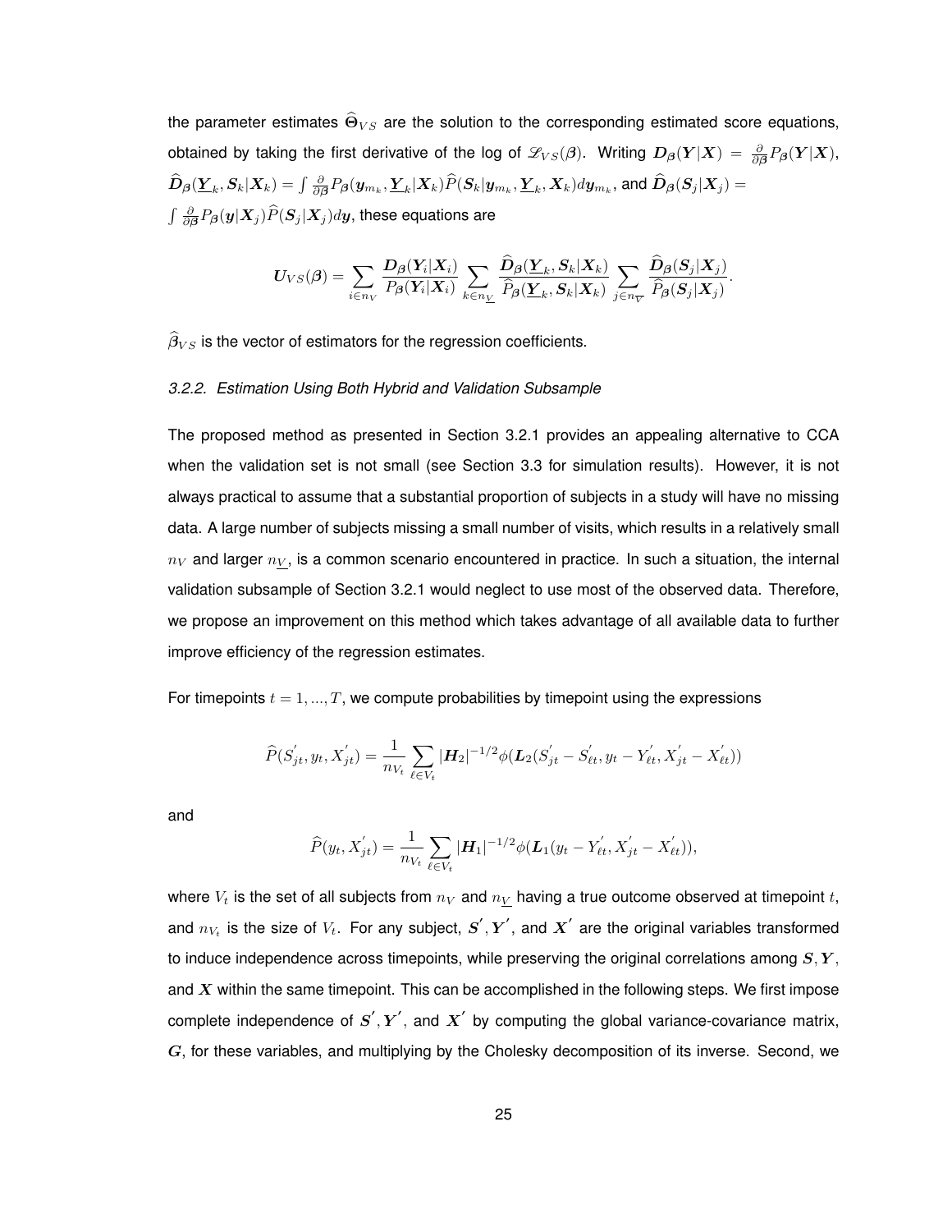the parameter estimates $\widehat{\boldsymbol{\Theta}}_{VS}$ are the solution to the corresponding estimated score equations, obtained by taking the first derivative of the log of $\mathscr{L}_{VS}(\boldsymbol{\beta})$. Writing $\boldsymbol{D}_{\boldsymbol{\beta}}(\boldsymbol{Y}|\boldsymbol{X}) = \frac{\partial}{\partial \boldsymbol{\beta}} P_{\boldsymbol{\beta}}(\boldsymbol{Y}|\boldsymbol{X})$, $\widehat{\boldsymbol{D}}_{\boldsymbol{\beta}}(\underline{\boldsymbol{Y}}_k, \boldsymbol{S}_k|\boldsymbol{X}_k) = \int \frac{\partial}{\partial \boldsymbol{\beta}} P_{\boldsymbol{\beta}}(\boldsymbol{y}_{m_k}, \underline{\boldsymbol{Y}}_k|\boldsymbol{X}_k)\widehat{P}(\boldsymbol{S}_k|\boldsymbol{y}_{m_k}, \underline{\boldsymbol{Y}}_k, \boldsymbol{X}_k)d\boldsymbol{y}_{m_k}$, and $\widehat{\boldsymbol{D}}_{\boldsymbol{\beta}}(\boldsymbol{S}_j|\boldsymbol{X}_j) = \int \frac{\partial}{\partial \boldsymbol{\beta}} P_{\boldsymbol{\beta}}(\boldsymbol{y}|\boldsymbol{X}_j)\widehat{P}(\boldsymbol{S}_j|\boldsymbol{X}_j)d\boldsymbol{y}$, these equations are

$$\boldsymbol{U}_{VS}(\boldsymbol{\beta}) = \sum_{i \in n_V} \frac{\boldsymbol{D}_{\boldsymbol{\beta}}(\boldsymbol{Y}_i|\boldsymbol{X}_i)}{P_{\boldsymbol{\beta}}(\boldsymbol{Y}_i|\boldsymbol{X}_i)} \sum_{k \in n_{\underline{V}}} \frac{\widehat{\boldsymbol{D}}_{\boldsymbol{\beta}}(\underline{\boldsymbol{Y}}_k, \boldsymbol{S}_k|\boldsymbol{X}_k)}{\widehat{P}_{\boldsymbol{\beta}}(\underline{\boldsymbol{Y}}_k, \boldsymbol{S}_k|\boldsymbol{X}_k)} \sum_{j \in n_{\overline{V}}} \frac{\widehat{\boldsymbol{D}}_{\boldsymbol{\beta}}(\boldsymbol{S}_j|\boldsymbol{X}_j)}{\widehat{P}_{\boldsymbol{\beta}}(\boldsymbol{S}_j|\boldsymbol{X}_j)}.$$

$\widehat{\boldsymbol{\beta}}_{VS}$ is the vector of estimators for the regression coefficients.

#### *3.2.2. Estimation Using Both Hybrid and Validation Subsample*

The proposed method as presented in Section 3.2.1 provides an appealing alternative to CCA when the validation set is not small (see Section 3.3 for simulation results). However, it is not always practical to assume that a substantial proportion of subjects in a study will have no missing data. A large number of subjects missing a small number of visits, which results in a relatively small $n_V$ and larger $n_{\underline{V}}$, is a common scenario encountered in practice. In such a situation, the internal validation subsample of Section 3.2.1 would neglect to use most of the observed data. Therefore, we propose an improvement on this method which takes advantage of all available data to further improve efficiency of the regression estimates.

For timepoints $t = 1, ..., T$, we compute probabilities by timepoint using the expressions

$$\widehat{P}(S^{'}_{jt}, y_t, X^{'}_{jt}) = \frac{1}{n_{V_t}} \sum_{\ell \in V_t} |\boldsymbol{H}_2|^{-1/2} \phi(\boldsymbol{L}_2(S^{'}_{jt} - S^{'}_{\ell t}, y_t - Y^{'}_{\ell t}, X^{'}_{jt} - X^{'}_{\ell t}))$$

and

$$\widehat{P}(y_t, X^{'}_{jt}) = \frac{1}{n_{V_t}} \sum_{\ell \in V_t} |\boldsymbol{H}_1|^{-1/2} \phi(\boldsymbol{L}_1(y_t - Y^{'}_{\ell t}, X^{'}_{jt} - X^{'}_{\ell t})),$$

where $V_t$ is the set of all subjects from $n_V$ and $n_{\underline{V}}$ having a true outcome observed at timepoint $t$, and $n_{V_t}$ is the size of $V_t$. For any subject, $\boldsymbol{S}^{'}, \boldsymbol{Y}^{'}$, and $\boldsymbol{X}^{'}$ are the original variables transformed to induce independence across timepoints, while preserving the original correlations among $\boldsymbol{S}, \boldsymbol{Y}$, and $\boldsymbol{X}$ within the same timepoint. This can be accomplished in the following steps. We first impose complete independence of $\boldsymbol{S}^{'}, \boldsymbol{Y}^{'}$, and $\boldsymbol{X}^{'}$ by computing the global variance-covariance matrix, $\boldsymbol{G}$, for these variables, and multiplying by the Cholesky decomposition of its inverse. Second, we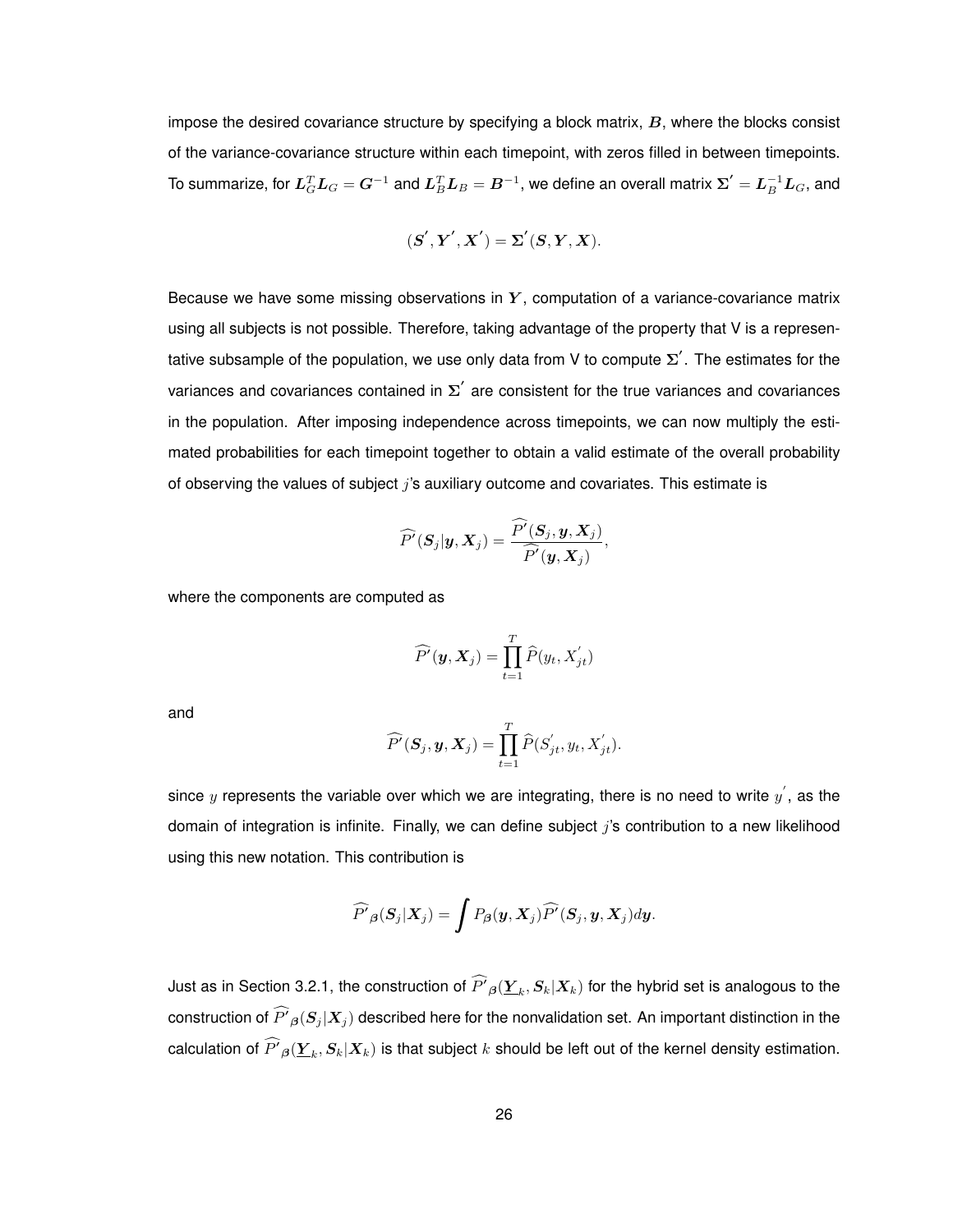impose the desired covariance structure by specifying a block matrix, $\boldsymbol{B}$, where the blocks consist of the variance-covariance structure within each timepoint, with zeros filled in between timepoints. To summarize, for $\boldsymbol{L}_G^T \boldsymbol{L}_G = \boldsymbol{G}^{-1}$ and $\boldsymbol{L}_B^T \boldsymbol{L}_B = \boldsymbol{B}^{-1}$, we define an overall matrix $\boldsymbol{\Sigma}' = \boldsymbol{L}_B^{-1} \boldsymbol{L}_G$, and

$$(\boldsymbol{S}', \boldsymbol{Y}', \boldsymbol{X}') = \boldsymbol{\Sigma}'(\boldsymbol{S}, \boldsymbol{Y}, \boldsymbol{X}).$$

Because we have some missing observations in $\boldsymbol{Y}$, computation of a variance-covariance matrix using all subjects is not possible. Therefore, taking advantage of the property that V is a representative subsample of the population, we use only data from V to compute $\boldsymbol{\Sigma}'$. The estimates for the variances and covariances contained in $\boldsymbol{\Sigma}'$ are consistent for the true variances and covariances in the population. After imposing independence across timepoints, we can now multiply the estimated probabilities for each timepoint together to obtain a valid estimate of the overall probability of observing the values of subject $j$'s auxiliary outcome and covariates. This estimate is

$$\widehat{P'}(\boldsymbol{S}_j | \boldsymbol{y}, \boldsymbol{X}_j) = \frac{\widehat{P'}(\boldsymbol{S}_j, \boldsymbol{y}, \boldsymbol{X}_j)}{\widehat{P'}(\boldsymbol{y}, \boldsymbol{X}_j)},$$

where the components are computed as

$$\widehat{P'}(\boldsymbol{y}, \boldsymbol{X}_j) = \prod_{t=1}^{T} \widehat{P}(y_t, X'_{jt})$$

and

$$\widehat{P'}(\boldsymbol{S}_j, \boldsymbol{y}, \boldsymbol{X}_j) = \prod_{t=1}^{T} \widehat{P}(S'_{jt}, y_t, X'_{jt}).$$

since $y$ represents the variable over which we are integrating, there is no need to write $y'$, as the domain of integration is infinite. Finally, we can define subject $j$'s contribution to a new likelihood using this new notation. This contribution is

$$\widehat{P'}_{\boldsymbol{\beta}}(\boldsymbol{S}_j | \boldsymbol{X}_j) = \int P_{\boldsymbol{\beta}}(\boldsymbol{y}, \boldsymbol{X}_j) \widehat{P'}(\boldsymbol{S}_j, \boldsymbol{y}, \boldsymbol{X}_j) d\boldsymbol{y}.$$

Just as in Section 3.2.1, the construction of $\widehat{P'}_{\boldsymbol{\beta}}(\underline{\boldsymbol{Y}}_k, \boldsymbol{S}_k | \boldsymbol{X}_k)$ for the hybrid set is analogous to the construction of $\widehat{P'}_{\boldsymbol{\beta}}(\boldsymbol{S}_j | \boldsymbol{X}_j)$ described here for the nonvalidation set. An important distinction in the calculation of $\widehat{P'}_{\boldsymbol{\beta}}(\underline{\boldsymbol{Y}}_k, \boldsymbol{S}_k | \boldsymbol{X}_k)$ is that subject $k$ should be left out of the kernel density estimation.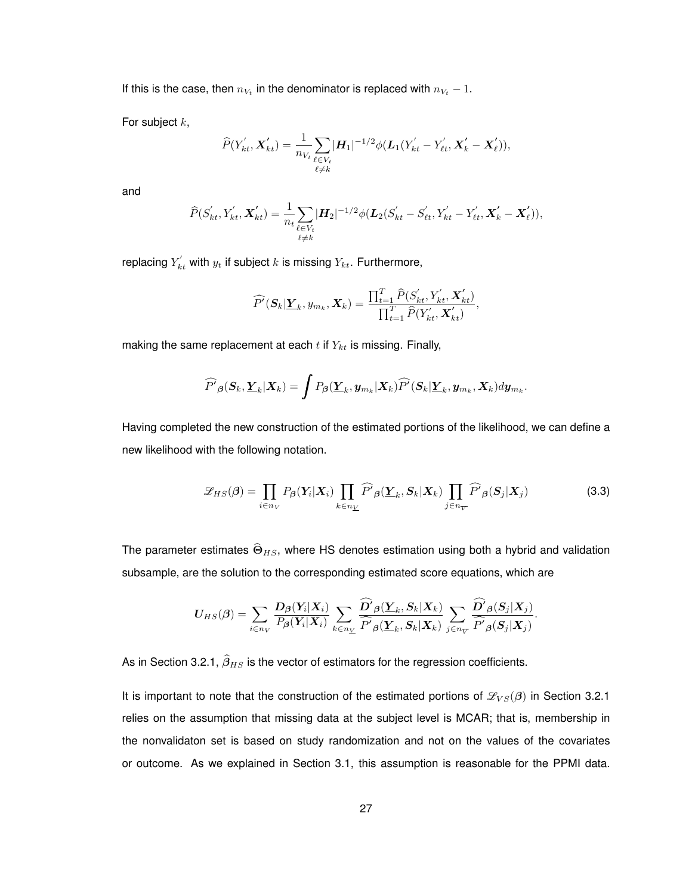If this is the case, then $n_{V_t}$ in the denominator is replaced with $n_{V_t} - 1$.

For subject $k$,

$$\widehat{P}(Y_{kt}^{'}, \boldsymbol{X}_{kt}^{\boldsymbol{\prime}}) = \frac{1}{n_{V_t}} \sum_{\substack{\ell \in V_t \\ \ell \neq k}} |\boldsymbol{H}_1|^{-1/2} \phi(\boldsymbol{L}_1(Y_{kt}^{'} - Y_{\ell t}^{'}, \boldsymbol{X}_k^{\boldsymbol{\prime}} - \boldsymbol{X}_\ell^{\boldsymbol{\prime}})),$$

and

$$\widehat{P}(S_{kt}^{'}, Y_{kt}^{'}, \boldsymbol{X}_{kt}^{\boldsymbol{\prime}}) = \frac{1}{n_t} \sum_{\substack{\ell \in V_t \\ \ell \neq k}} |\boldsymbol{H}_2|^{-1/2} \phi(\boldsymbol{L}_2(S_{kt}^{'} - S_{\ell t}^{'}, Y_{kt}^{'} - Y_{\ell t}^{'}, \boldsymbol{X}_k^{\boldsymbol{\prime}} - \boldsymbol{X}_\ell^{\boldsymbol{\prime}})),$$

replacing $Y_{kt}^{'}$ with $y_t$ if subject $k$ is missing $Y_{kt}$. Furthermore,

$$\widehat{P^{\prime}}(\boldsymbol{S}_k | \underline{\boldsymbol{Y}}_k, y_{m_k}, \boldsymbol{X}_k) = \frac{\prod_{t=1}^{T} \widehat{P}(S_{kt}^{'}, Y_{kt}^{'}, \boldsymbol{X}_{kt}^{\boldsymbol{\prime}})}{\prod_{t=1}^{T} \widehat{P}(Y_{kt}^{'}, \boldsymbol{X}_{kt}^{\boldsymbol{\prime}})},$$

making the same replacement at each $t$ if $Y_{kt}$ is missing. Finally,

$$\widehat{P^{\prime}}_{\boldsymbol{\beta}}(\boldsymbol{S}_k, \underline{\boldsymbol{Y}}_k | \boldsymbol{X}_k) = \int P_{\boldsymbol{\beta}}(\underline{\boldsymbol{Y}}_k, \boldsymbol{y}_{m_k} | \boldsymbol{X}_k) \widehat{P^{\prime}}(\boldsymbol{S}_k | \underline{\boldsymbol{Y}}_k, \boldsymbol{y}_{m_k}, \boldsymbol{X}_k) d\boldsymbol{y}_{m_k}.$$

Having completed the new construction of the estimated portions of the likelihood, we can define a new likelihood with the following notation.

$$\mathscr{L}_{HS}(\boldsymbol{\beta}) = \prod_{i \in n_V} P_{\boldsymbol{\beta}}(\boldsymbol{Y}_i | \boldsymbol{X}_i) \prod_{k \in n_{\underline{V}}} \widehat{P^{\prime}}_{\boldsymbol{\beta}}(\underline{\boldsymbol{Y}}_k, \boldsymbol{S}_k | \boldsymbol{X}_k) \prod_{j \in n_{\overline{V}}} \widehat{P^{\prime}}_{\boldsymbol{\beta}}(\boldsymbol{S}_j | \boldsymbol{X}_j) \tag{3.3}$$

The parameter estimates $\widehat{\boldsymbol{\Theta}}_{HS}$, where HS denotes estimation using both a hybrid and validation subsample, are the solution to the corresponding estimated score equations, which are

$$\boldsymbol{U}_{HS}(\boldsymbol{\beta}) = \sum_{i \in n_V} \frac{\boldsymbol{D}_{\boldsymbol{\beta}}(\boldsymbol{Y}_i | \boldsymbol{X}_i)}{P_{\boldsymbol{\beta}}(\boldsymbol{Y}_i | \boldsymbol{X}_i)} \sum_{k \in n_{\underline{V}}} \frac{\widehat{\boldsymbol{D}^{\prime}}_{\boldsymbol{\beta}}(\underline{\boldsymbol{Y}}_k, \boldsymbol{S}_k | \boldsymbol{X}_k)}{\widehat{P^{\prime}}_{\boldsymbol{\beta}}(\underline{\boldsymbol{Y}}_k, \boldsymbol{S}_k | \boldsymbol{X}_k)} \sum_{j \in n_{\overline{V}}} \frac{\widehat{\boldsymbol{D}^{\prime}}_{\boldsymbol{\beta}}(\boldsymbol{S}_j | \boldsymbol{X}_j)}{\widehat{P^{\prime}}_{\boldsymbol{\beta}}(\boldsymbol{S}_j | \boldsymbol{X}_j)}.$$

As in Section 3.2.1, $\widehat{\boldsymbol{\beta}}_{HS}$ is the vector of estimators for the regression coefficients.

It is important to note that the construction of the estimated portions of $\mathscr{L}_{VS}(\boldsymbol{\beta})$ in Section 3.2.1 relies on the assumption that missing data at the subject level is MCAR; that is, membership in the nonvalidaton set is based on study randomization and not on the values of the covariates or outcome. As we explained in Section 3.1, this assumption is reasonable for the PPMI data.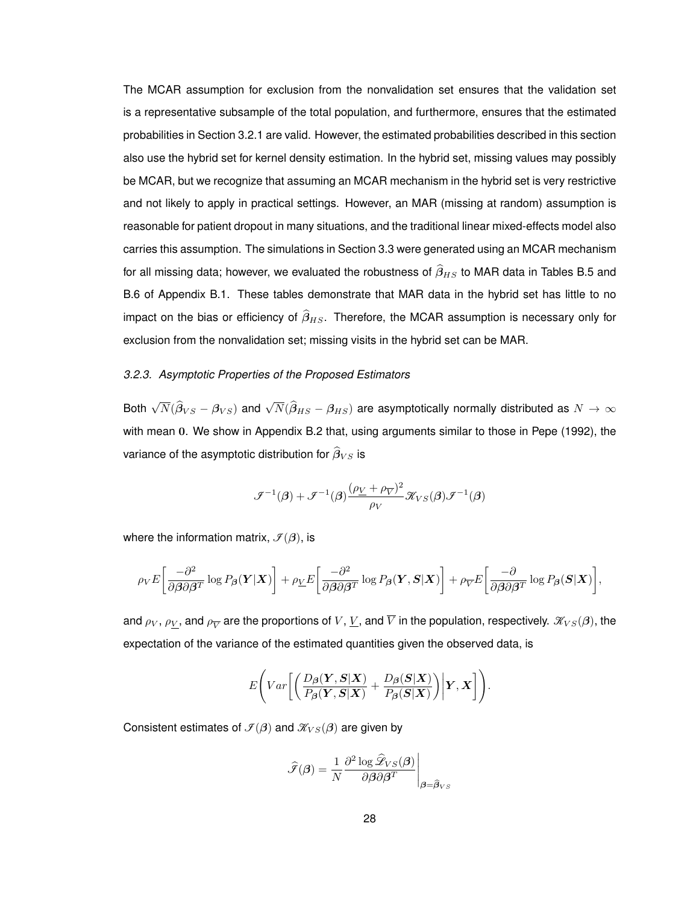The MCAR assumption for exclusion from the nonvalidation set ensures that the validation set is a representative subsample of the total population, and furthermore, ensures that the estimated probabilities in Section 3.2.1 are valid. However, the estimated probabilities described in this section also use the hybrid set for kernel density estimation. In the hybrid set, missing values may possibly be MCAR, but we recognize that assuming an MCAR mechanism in the hybrid set is very restrictive and not likely to apply in practical settings. However, an MAR (missing at random) assumption is reasonable for patient dropout in many situations, and the traditional linear mixed-effects model also carries this assumption. The simulations in Section 3.3 were generated using an MCAR mechanism for all missing data; however, we evaluated the robustness of $\widehat{\beta}_{HS}$ to MAR data in Tables B.5 and B.6 of Appendix B.1. These tables demonstrate that MAR data in the hybrid set has little to no impact on the bias or efficiency of $\widehat{\beta}_{HS}$. Therefore, the MCAR assumption is necessary only for exclusion from the nonvalidation set; missing visits in the hybrid set can be MAR.

### *3.2.3. Asymptotic Properties of the Proposed Estimators*

Both $\sqrt{N}(\widehat{\boldsymbol{\beta}}_{VS} - \boldsymbol{\beta}_{VS})$ and $\sqrt{N}(\widehat{\boldsymbol{\beta}}_{HS} - \boldsymbol{\beta}_{HS})$ are asymptotically normally distributed as $N \to \infty$ with mean $\mathbf{0}$. We show in Appendix B.2 that, using arguments similar to those in Pepe (1992), the variance of the asymptotic distribution for $\widehat{\boldsymbol{\beta}}_{VS}$ is

$$\mathscr{I}^{-1}(\boldsymbol{\beta}) + \mathscr{I}^{-1}(\boldsymbol{\beta}) \frac{(\rho_{\underline{V}} + \rho_{\overline{V}})^2}{\rho_V} \mathscr{K}_{VS}(\boldsymbol{\beta}) \mathscr{I}^{-1}(\boldsymbol{\beta})$$

where the information matrix, $\mathscr{I}(\boldsymbol{\beta})$, is

$$\rho_V E\left[\frac{-\partial^2}{\partial \boldsymbol{\beta} \partial \boldsymbol{\beta}^T} \log P_{\boldsymbol{\beta}}(\boldsymbol{Y}|\boldsymbol{X})\right] + \rho_{\underline{V}} E\left[\frac{-\partial^2}{\partial \boldsymbol{\beta} \partial \boldsymbol{\beta}^T} \log P_{\boldsymbol{\beta}}(\boldsymbol{Y}, \boldsymbol{S}|\boldsymbol{X})\right] + \rho_{\overline{V}} E\left[\frac{-\partial}{\partial \boldsymbol{\beta} \partial \boldsymbol{\beta}^T} \log P_{\boldsymbol{\beta}}(\boldsymbol{S}|\boldsymbol{X})\right],$$

and $\rho_V$, $\rho_{\underline{V}}$, and $\rho_{\overline{V}}$ are the proportions of $V$, $\underline{V}$, and $\overline{V}$ in the population, respectively. $\mathscr{K}_{VS}(\boldsymbol{\beta})$, the expectation of the variance of the estimated quantities given the observed data, is

$$E\left( Var\left[ \left( \frac{D_{\boldsymbol{\beta}}(\boldsymbol{Y}, \boldsymbol{S}|\boldsymbol{X})}{P_{\boldsymbol{\beta}}(\boldsymbol{Y}, \boldsymbol{S}|\boldsymbol{X})} + \frac{D_{\boldsymbol{\beta}}(\boldsymbol{S}|\boldsymbol{X})}{P_{\boldsymbol{\beta}}(\boldsymbol{S}|\boldsymbol{X})} \right) \middle| \boldsymbol{Y}, \boldsymbol{X} \right] \right).$$

Consistent estimates of $\mathscr{I}(\boldsymbol{\beta})$ and $\mathscr{K}_{VS}(\boldsymbol{\beta})$ are given by

$$\widehat{\mathscr{I}}(\boldsymbol{\beta}) = \frac{1}{N} \frac{\partial^2 \log \widehat{\mathscr{L}}_{VS}(\boldsymbol{\beta})}{\partial \boldsymbol{\beta} \partial \boldsymbol{\beta}^T} \Bigg|_{\boldsymbol{\beta} = \widehat{\boldsymbol{\beta}}_{VS}}$$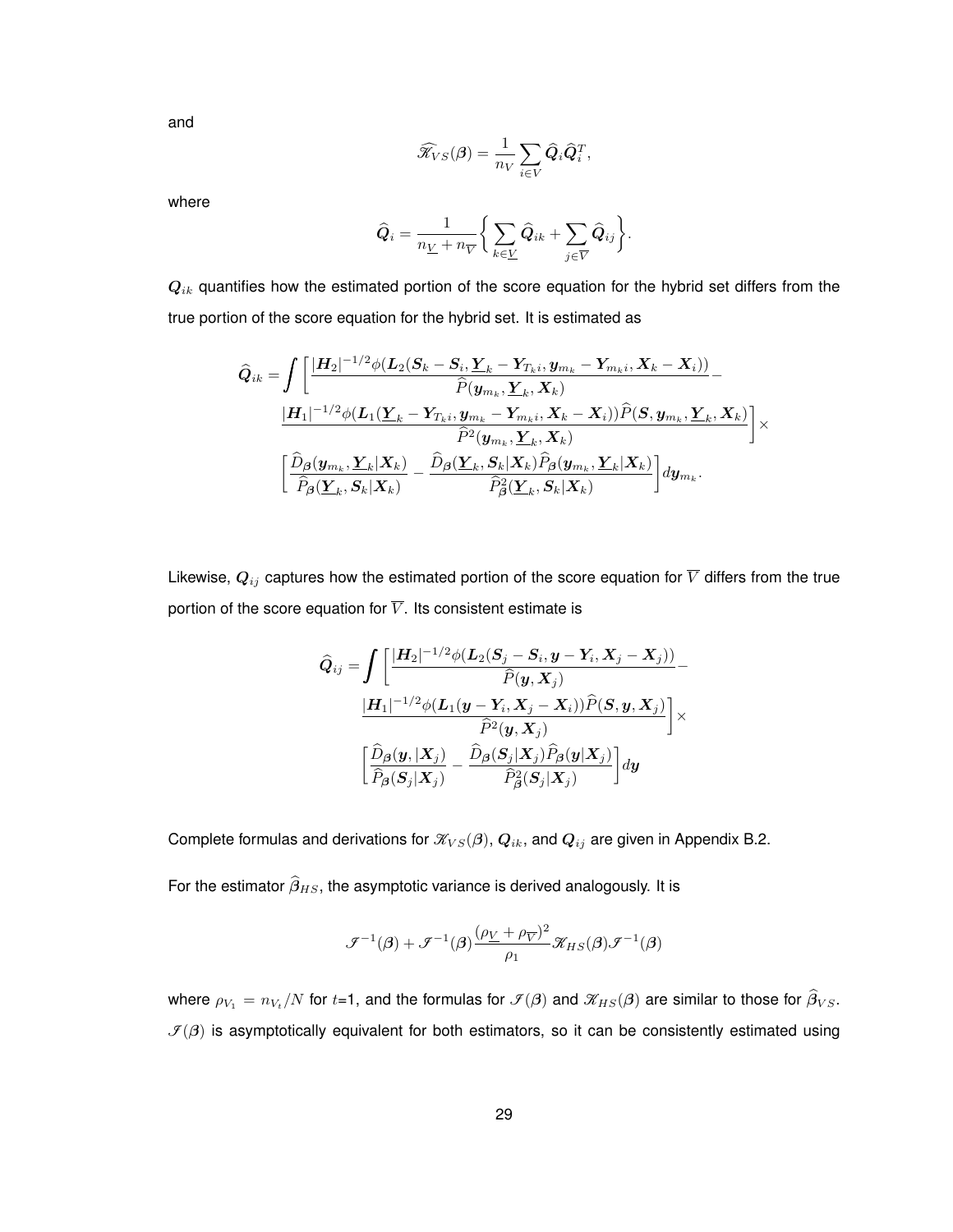and

$$\widehat{\mathscr{K}}_{VS}(\boldsymbol{\beta}) = \frac{1}{n_V} \sum_{i \in V} \widehat{\boldsymbol{Q}}_i \widehat{\boldsymbol{Q}}_i^T,$$

where

$$\widehat{\boldsymbol{Q}}_i = \frac{1}{n_{\underline{V}} + n_{\overline{V}}} \bigg\{ \sum_{k \in \underline{V}} \widehat{\boldsymbol{Q}}_{ik} + \sum_{j \in \overline{V}} \widehat{\boldsymbol{Q}}_{ij} \bigg\}.$$

$\boldsymbol{Q}_{ik}$ quantifies how the estimated portion of the score equation for the hybrid set differs from the true portion of the score equation for the hybrid set. It is estimated as

$$\begin{aligned}
\widehat{\boldsymbol{Q}}_{ik} = \int \bigg[ & \frac{|\boldsymbol{H}_2|^{-1/2} \phi(\boldsymbol{L}_2(\boldsymbol{S}_k - \boldsymbol{S}_i, \underline{\boldsymbol{Y}}_k - \boldsymbol{Y}_{T_k i}, \boldsymbol{y}_{m_k} - \boldsymbol{Y}_{m_k i}, \boldsymbol{X}_k - \boldsymbol{X}_i))}{\widehat{P}(\boldsymbol{y}_{m_k}, \underline{\boldsymbol{Y}}_k, \boldsymbol{X}_k)} - \\
& \frac{|\boldsymbol{H}_1|^{-1/2} \phi(\boldsymbol{L}_1(\underline{\boldsymbol{Y}}_k - \boldsymbol{Y}_{T_k i}, \boldsymbol{y}_{m_k} - \boldsymbol{Y}_{m_k i}, \boldsymbol{X}_k - \boldsymbol{X}_i)) \widehat{P}(\boldsymbol{S}, \boldsymbol{y}_{m_k}, \underline{\boldsymbol{Y}}_k, \boldsymbol{X}_k)}{\widehat{P}^2(\boldsymbol{y}_{m_k}, \underline{\boldsymbol{Y}}_k, \boldsymbol{X}_k)} \bigg] \times \\
& \bigg[ \frac{\widehat{D}_{\boldsymbol{\beta}}(\boldsymbol{y}_{m_k}, \underline{\boldsymbol{Y}}_k | \boldsymbol{X}_k)}{\widehat{P}_{\boldsymbol{\beta}}(\underline{\boldsymbol{Y}}_k, \boldsymbol{S}_k | \boldsymbol{X}_k)} - \frac{\widehat{D}_{\boldsymbol{\beta}}(\underline{\boldsymbol{Y}}_k, \boldsymbol{S}_k | \boldsymbol{X}_k) \widehat{P}_{\boldsymbol{\beta}}(\boldsymbol{y}_{m_k}, \underline{\boldsymbol{Y}}_k | \boldsymbol{X}_k)}{\widehat{P}^2_{\boldsymbol{\beta}}(\underline{\boldsymbol{Y}}_k, \boldsymbol{S}_k | \boldsymbol{X}_k)} \bigg] d\boldsymbol{y}_{m_k}.
\end{aligned}$$

Likewise, $\boldsymbol{Q}_{ij}$ captures how the estimated portion of the score equation for $\overline{V}$ differs from the true portion of the score equation for $\overline{V}$. Its consistent estimate is

$$\begin{aligned}
\widehat{\boldsymbol{Q}}_{ij} = \int \bigg[ & \frac{|\boldsymbol{H}_2|^{-1/2} \phi(\boldsymbol{L}_2(\boldsymbol{S}_j - \boldsymbol{S}_i, \boldsymbol{y} - \boldsymbol{Y}_i, \boldsymbol{X}_j - \boldsymbol{X}_j))}{\widehat{P}(\boldsymbol{y}, \boldsymbol{X}_j)} - \\
& \frac{|\boldsymbol{H}_1|^{-1/2} \phi(\boldsymbol{L}_1(\boldsymbol{y} - \boldsymbol{Y}_i, \boldsymbol{X}_j - \boldsymbol{X}_i)) \widehat{P}(\boldsymbol{S}, \boldsymbol{y}, \boldsymbol{X}_j)}{\widehat{P}^2(\boldsymbol{y}, \boldsymbol{X}_j)} \bigg] \times \\
& \bigg[ \frac{\widehat{D}_{\boldsymbol{\beta}}(\boldsymbol{y}, | \boldsymbol{X}_j)}{\widehat{P}_{\boldsymbol{\beta}}(\boldsymbol{S}_j | \boldsymbol{X}_j)} - \frac{\widehat{D}_{\boldsymbol{\beta}}(\boldsymbol{S}_j | \boldsymbol{X}_j) \widehat{P}_{\boldsymbol{\beta}}(\boldsymbol{y} | \boldsymbol{X}_j)}{\widehat{P}^2_{\boldsymbol{\beta}}(\boldsymbol{S}_j | \boldsymbol{X}_j)} \bigg] d\boldsymbol{y}
\end{aligned}$$

Complete formulas and derivations for $\mathscr{K}_{VS}(\boldsymbol{\beta})$, $\boldsymbol{Q}_{ik}$, and $\boldsymbol{Q}_{ij}$ are given in Appendix B.2.

For the estimator $\widehat{\boldsymbol{\beta}}_{HS}$, the asymptotic variance is derived analogously. It is

$$\mathscr{I}^{-1}(\boldsymbol{\beta}) + \mathscr{I}^{-1}(\boldsymbol{\beta}) \frac{(\rho_{\underline{V}} + \rho_{\overline{V}})^2}{\rho_1} \mathscr{K}_{HS}(\boldsymbol{\beta}) \mathscr{I}^{-1}(\boldsymbol{\beta})$$

where $\rho_{V_1} = n_{V_t}/N$ for $t$=1, and the formulas for $\mathscr{I}(\boldsymbol{\beta})$ and $\mathscr{K}_{HS}(\boldsymbol{\beta})$ are similar to those for $\widehat{\boldsymbol{\beta}}_{VS}$. $\mathscr{I}(\boldsymbol{\beta})$ is asymptotically equivalent for both estimators, so it can be consistently estimated using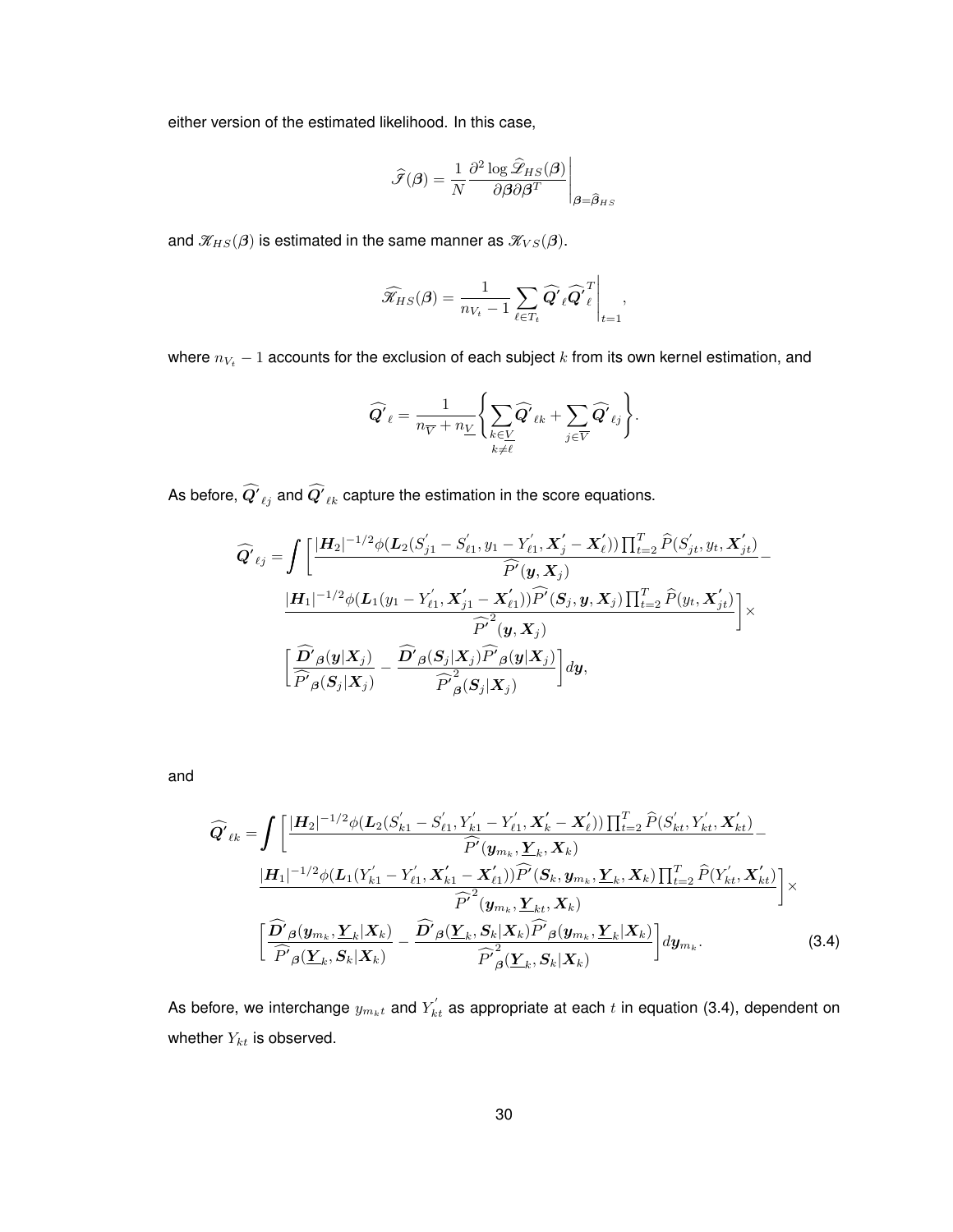either version of the estimated likelihood. In this case,

$$\widehat{\mathscr{I}}(\boldsymbol{\beta}) = \frac{1}{N} \frac{\partial^2 \log \widehat{\mathscr{L}}_{HS}(\boldsymbol{\beta})}{\partial \boldsymbol{\beta} \partial \boldsymbol{\beta}^T} \Bigg|_{\boldsymbol{\beta} = \widehat{\boldsymbol{\beta}}_{HS}}$$

and $\mathscr{K}_{HS}(\boldsymbol{\beta})$ is estimated in the same manner as $\mathscr{K}_{VS}(\boldsymbol{\beta})$.

$$\widehat{\mathscr{K}}_{HS}(\boldsymbol{\beta}) = \frac{1}{n_{V_t} - 1} \sum_{\ell \in T_t} \widehat{\boldsymbol{Q}'}_\ell \widehat{\boldsymbol{Q}'}_\ell^T \Bigg|_{t=1},$$

where $n_{V_t} - 1$ accounts for the exclusion of each subject $k$ from its own kernel estimation, and

$$\widehat{\boldsymbol{Q}'}_\ell = \frac{1}{n_{\overline{V}} + n_{\underline{V}}} \Bigg\{ \sum_{\substack{k \in \underline{V} \\ k \neq \ell}} \widehat{\boldsymbol{Q}'}_{\ell k} + \sum_{j \in \overline{V}} \widehat{\boldsymbol{Q}'}_{\ell j} \Bigg\}.$$

As before, $\widehat{\boldsymbol{Q}'}_{\ell j}$ and $\widehat{\boldsymbol{Q}'}_{\ell k}$ capture the estimation in the score equations.

$$\begin{aligned}
\widehat{\boldsymbol{Q}'}_{\ell j} = \int \Bigg[ & \frac{|\boldsymbol{H}_2|^{-1/2} \phi(\boldsymbol{L}_2(S'_{j1} - S'_{\ell 1}, y_1 - Y'_{\ell 1}, \boldsymbol{X}'_j - \boldsymbol{X}'_\ell)) \prod_{t=2}^T \widehat{P}(S'_{jt}, y_t, \boldsymbol{X}'_{jt})}{\widehat{P'}(\boldsymbol{y}, \boldsymbol{X}_j)} - \\
& \frac{|\boldsymbol{H}_1|^{-1/2} \phi(\boldsymbol{L}_1(y_1 - Y'_{\ell 1}, \boldsymbol{X}'_{j1} - \boldsymbol{X}'_{\ell 1})) \widehat{P'}(\boldsymbol{S}_j, \boldsymbol{y}, \boldsymbol{X}_j) \prod_{t=2}^T \widehat{P}(y_t, \boldsymbol{X}'_{jt})}{\widehat{P'}^2(\boldsymbol{y}, \boldsymbol{X}_j)} \Bigg] \times \\
& \Bigg[ \frac{\widehat{\boldsymbol{D}'}_{\boldsymbol{\beta}}(\boldsymbol{y}|\boldsymbol{X}_j)}{\widehat{P'}_{\boldsymbol{\beta}}(\boldsymbol{S}_j|\boldsymbol{X}_j)} - \frac{\widehat{\boldsymbol{D}'}_{\boldsymbol{\beta}}(\boldsymbol{S}_j|\boldsymbol{X}_j) \widehat{P'}_{\boldsymbol{\beta}}(\boldsymbol{y}|\boldsymbol{X}_j)}{\widehat{P'}^2_{\boldsymbol{\beta}}(\boldsymbol{S}_j|\boldsymbol{X}_j)} \Bigg] d\boldsymbol{y},
\end{aligned}$$

and

$$\begin{aligned}
\widehat{\boldsymbol{Q}'}_{\ell k} = \int \Bigg[ & \frac{|\boldsymbol{H}_2|^{-1/2} \phi(\boldsymbol{L}_2(S'_{k1} - S'_{\ell 1}, Y'_{k1} - Y'_{\ell 1}, \boldsymbol{X}'_k - \boldsymbol{X}'_\ell)) \prod_{t=2}^T \widehat{P}(S'_{kt}, Y'_{kt}, \boldsymbol{X}'_{kt})}{\widehat{P'}(\boldsymbol{y}_{m_k}, \underline{\boldsymbol{Y}}_k, \boldsymbol{X}_k)} - \\
& \frac{|\boldsymbol{H}_1|^{-1/2} \phi(\boldsymbol{L}_1(Y'_{k1} - Y'_{\ell 1}, \boldsymbol{X}'_{k1} - \boldsymbol{X}'_{\ell 1})) \widehat{P'}(\boldsymbol{S}_k, \boldsymbol{y}_{m_k}, \underline{\boldsymbol{Y}}_k, \boldsymbol{X}_k) \prod_{t=2}^T \widehat{P}(Y'_{kt}, \boldsymbol{X}'_{kt})}{\widehat{P'}^2(\boldsymbol{y}_{m_k}, \underline{\boldsymbol{Y}}_{kt}, \boldsymbol{X}_k)} \Bigg] \times \\
& \Bigg[ \frac{\widehat{\boldsymbol{D}'}_{\boldsymbol{\beta}}(\boldsymbol{y}_{m_k}, \underline{\boldsymbol{Y}}_k|\boldsymbol{X}_k)}{\widehat{P'}_{\boldsymbol{\beta}}(\underline{\boldsymbol{Y}}_k, \boldsymbol{S}_k|\boldsymbol{X}_k)} - \frac{\widehat{\boldsymbol{D}'}_{\boldsymbol{\beta}}(\underline{\boldsymbol{Y}}_k, \boldsymbol{S}_k|\boldsymbol{X}_k) \widehat{P'}_{\boldsymbol{\beta}}(\boldsymbol{y}_{m_k}, \underline{\boldsymbol{Y}}_k|\boldsymbol{X}_k)}{\widehat{P'}^2_{\boldsymbol{\beta}}(\underline{\boldsymbol{Y}}_k, \boldsymbol{S}_k|\boldsymbol{X}_k)} \Bigg] d\boldsymbol{y}_{m_k}.
\end{aligned} \tag{3.4}$$

As before, we interchange $y_{m_k t}$ and $Y'_{kt}$ as appropriate at each $t$ in equation (3.4), dependent on whether $Y_{kt}$ is observed.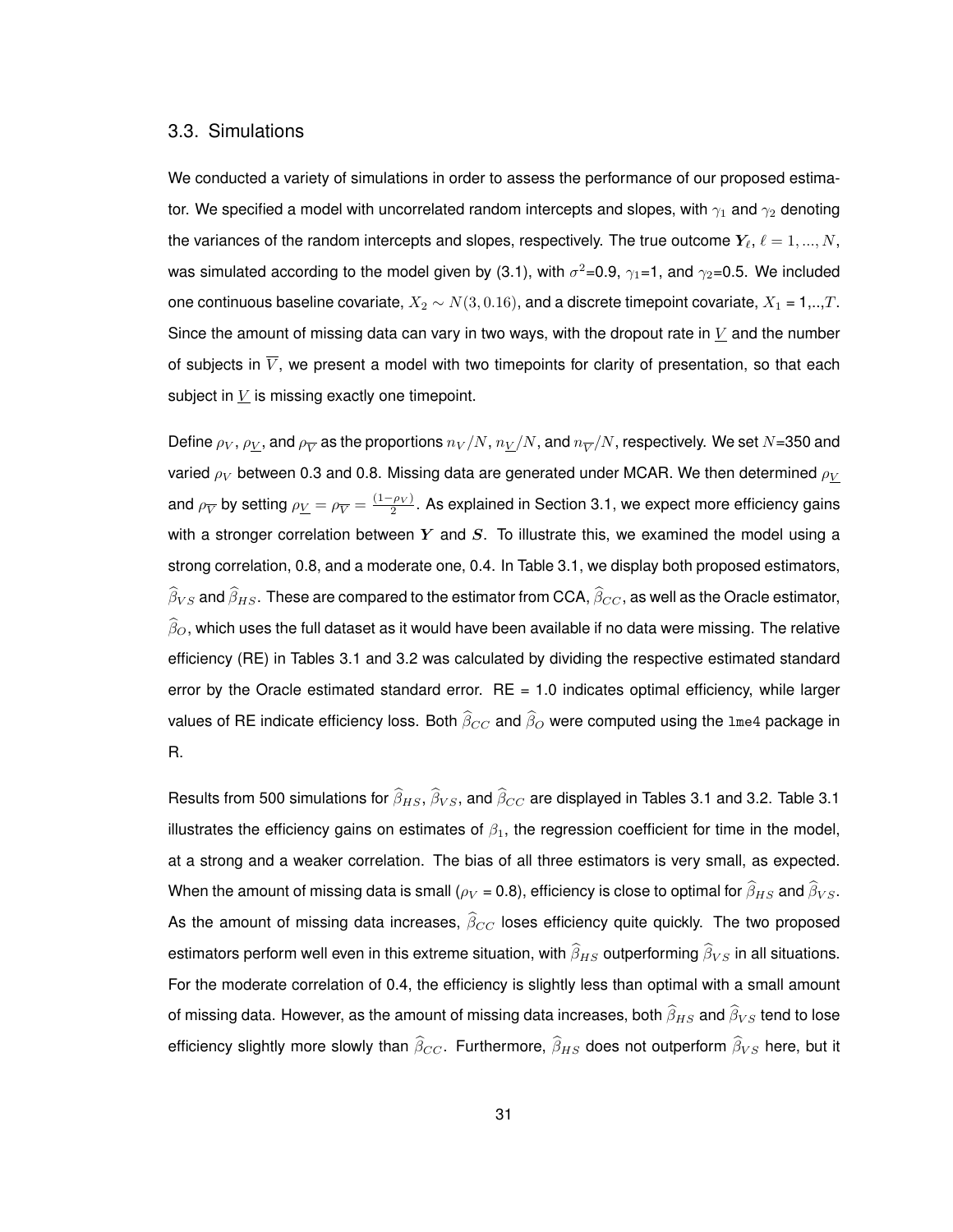### 3.3. Simulations

We conducted a variety of simulations in order to assess the performance of our proposed estimator. We specified a model with uncorrelated random intercepts and slopes, with $\gamma_1$ and $\gamma_2$ denoting the variances of the random intercepts and slopes, respectively. The true outcome $\boldsymbol{Y}_\ell$, $\ell = 1, ..., N$, was simulated according to the model given by (3.1), with $\sigma^2$=0.9, $\gamma_1$=1, and $\gamma_2$=0.5. We included one continuous baseline covariate, $X_2 \sim N(3, 0.16)$, and a discrete timepoint covariate, $X_1$ = 1,..,$T$. Since the amount of missing data can vary in two ways, with the dropout rate in $\underline{V}$ and the number of subjects in $\overline{V}$, we present a model with two timepoints for clarity of presentation, so that each subject in $\underline{V}$ is missing exactly one timepoint.

Define $\rho_V$, $\rho_{\underline{V}}$, and $\rho_{\overline{V}}$ as the proportions $n_V/N$, $n_{\underline{V}}/N$, and $n_{\overline{V}}/N$, respectively. We set $N$=350 and varied $\rho_V$ between 0.3 and 0.8. Missing data are generated under MCAR. We then determined $\rho_{\underline{V}}$ and $\rho_{\overline{V}}$ by setting $\rho_{\underline{V}} = \rho_{\overline{V}} = \frac{(1-\rho_V)}{2}$. As explained in Section 3.1, we expect more efficiency gains with a stronger correlation between $\boldsymbol{Y}$ and $\boldsymbol{S}$. To illustrate this, we examined the model using a strong correlation, 0.8, and a moderate one, 0.4. In Table 3.1, we display both proposed estimators, $\widehat{\beta}_{VS}$ and $\widehat{\beta}_{HS}$. These are compared to the estimator from CCA, $\widehat{\beta}_{CC}$, as well as the Oracle estimator, $\widehat{\beta}_O$, which uses the full dataset as it would have been available if no data were missing. The relative efficiency (RE) in Tables 3.1 and 3.2 was calculated by dividing the respective estimated standard error by the Oracle estimated standard error. RE = 1.0 indicates optimal efficiency, while larger values of RE indicate efficiency loss. Both $\widehat{\beta}_{CC}$ and $\widehat{\beta}_O$ were computed using the `lme4` package in R.

Results from 500 simulations for $\widehat{\beta}_{HS}$, $\widehat{\beta}_{VS}$, and $\widehat{\beta}_{CC}$ are displayed in Tables 3.1 and 3.2. Table 3.1 illustrates the efficiency gains on estimates of $\beta_1$, the regression coefficient for time in the model, at a strong and a weaker correlation. The bias of all three estimators is very small, as expected. When the amount of missing data is small ($\rho_V$ = 0.8), efficiency is close to optimal for $\widehat{\beta}_{HS}$ and $\widehat{\beta}_{VS}$. As the amount of missing data increases, $\widehat{\beta}_{CC}$ loses efficiency quite quickly. The two proposed estimators perform well even in this extreme situation, with $\widehat{\beta}_{HS}$ outperforming $\widehat{\beta}_{VS}$ in all situations. For the moderate correlation of 0.4, the efficiency is slightly less than optimal with a small amount of missing data. However, as the amount of missing data increases, both $\widehat{\beta}_{HS}$ and $\widehat{\beta}_{VS}$ tend to lose efficiency slightly more slowly than $\widehat{\beta}_{CC}$. Furthermore, $\widehat{\beta}_{HS}$ does not outperform $\widehat{\beta}_{VS}$ here, but it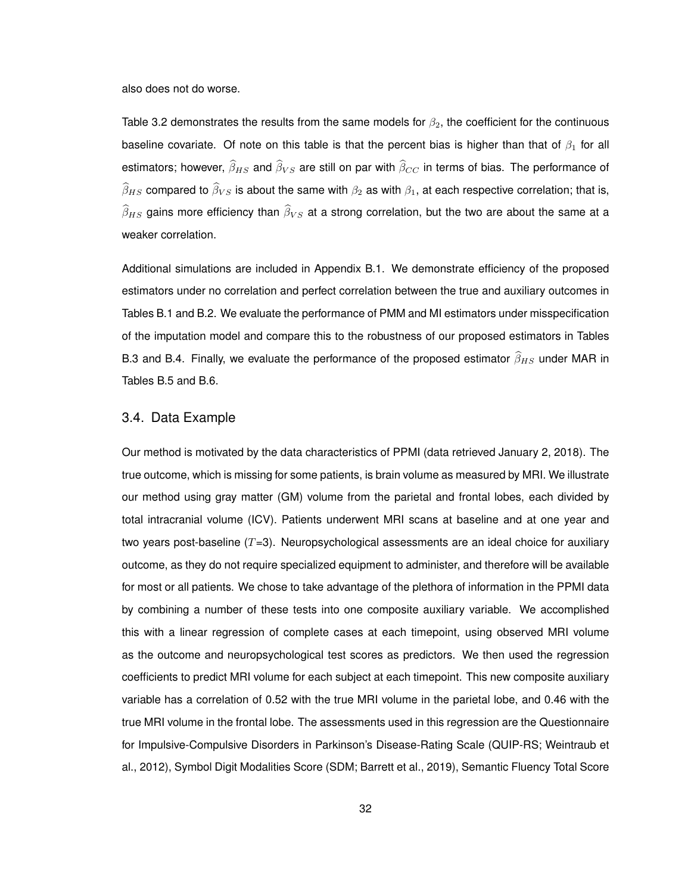also does not do worse.

Table 3.2 demonstrates the results from the same models for $\beta_2$, the coefficient for the continuous baseline covariate. Of note on this table is that the percent bias is higher than that of $\beta_1$ for all estimators; however, $\widehat{\beta}_{HS}$ and $\widehat{\beta}_{VS}$ are still on par with $\widehat{\beta}_{CC}$ in terms of bias. The performance of $\widehat{\beta}_{HS}$ compared to $\widehat{\beta}_{VS}$ is about the same with $\beta_2$ as with $\beta_1$, at each respective correlation; that is, $\widehat{\beta}_{HS}$ gains more efficiency than $\widehat{\beta}_{VS}$ at a strong correlation, but the two are about the same at a weaker correlation.

Additional simulations are included in Appendix B.1. We demonstrate efficiency of the proposed estimators under no correlation and perfect correlation between the true and auxiliary outcomes in Tables B.1 and B.2. We evaluate the performance of PMM and MI estimators under misspecification of the imputation model and compare this to the robustness of our proposed estimators in Tables B.3 and B.4. Finally, we evaluate the performance of the proposed estimator $\widehat{\beta}_{HS}$ under MAR in Tables B.5 and B.6.

## 3.4. Data Example

Our method is motivated by the data characteristics of PPMI (data retrieved January 2, 2018). The true outcome, which is missing for some patients, is brain volume as measured by MRI. We illustrate our method using gray matter (GM) volume from the parietal and frontal lobes, each divided by total intracranial volume (ICV). Patients underwent MRI scans at baseline and at one year and two years post-baseline ($T$=3). Neuropsychological assessments are an ideal choice for auxiliary outcome, as they do not require specialized equipment to administer, and therefore will be available for most or all patients. We chose to take advantage of the plethora of information in the PPMI data by combining a number of these tests into one composite auxiliary variable. We accomplished this with a linear regression of complete cases at each timepoint, using observed MRI volume as the outcome and neuropsychological test scores as predictors. We then used the regression coefficients to predict MRI volume for each subject at each timepoint. This new composite auxiliary variable has a correlation of 0.52 with the true MRI volume in the parietal lobe, and 0.46 with the true MRI volume in the frontal lobe. The assessments used in this regression are the Questionnaire for Impulsive-Compulsive Disorders in Parkinson's Disease-Rating Scale (QUIP-RS; Weintraub et al., 2012), Symbol Digit Modalities Score (SDM; Barrett et al., 2019), Semantic Fluency Total Score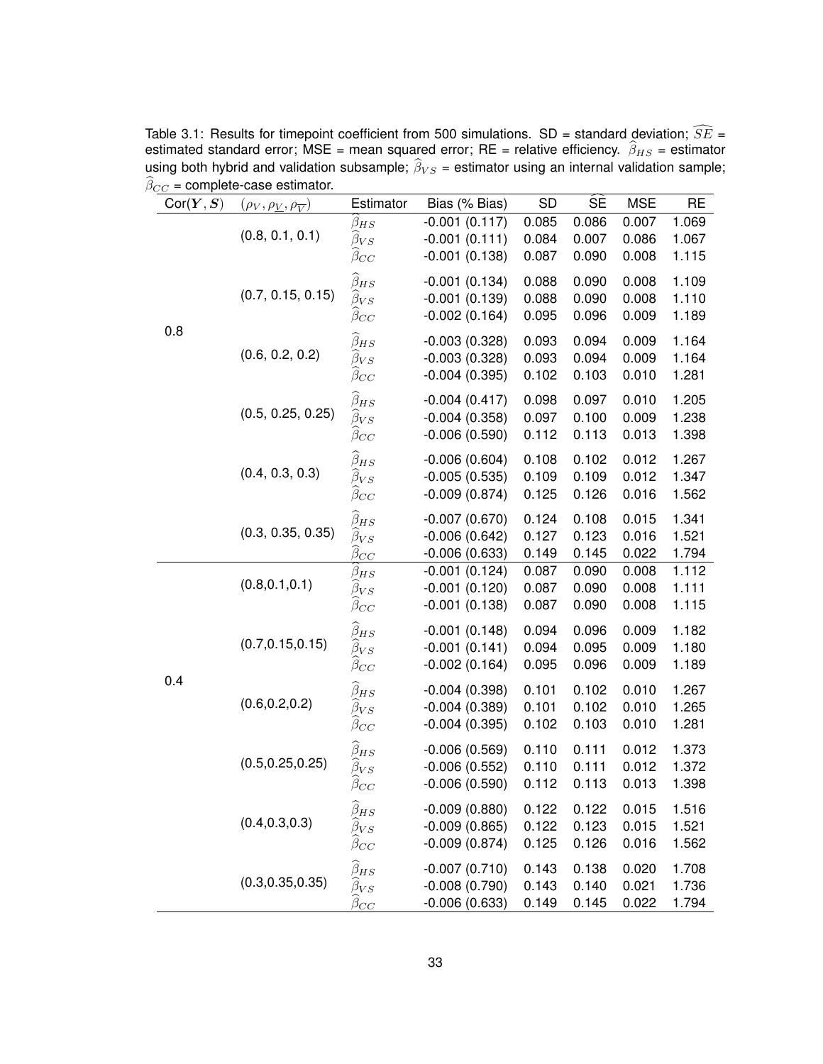Table 3.1: Results for timepoint coefficient from 500 simulations. SD = standard deviation; $\widehat{SE}$ = estimated standard error; MSE = mean squared error; RE = relative efficiency. $\widehat{\beta}_{HS}$ = estimator using both hybrid and validation subsample; $\widehat{\beta}_{VS}$ = estimator using an internal validation sample; $\widehat{\beta}_{CC}$ = complete-case estimator.

| Cor($\boldsymbol{Y}, \boldsymbol{S}$) | $(\rho_V, \rho_{\underline{V}}, \rho_{\overline{V}})$ | Estimator | Bias (% Bias) | SD | $\widehat{\text{SE}}$ | MSE | RE |
|---|---|---|---|---|---|---|---|
| 0.8 | (0.8, 0.1, 0.1) | $\widehat{\beta}_{HS}$ | -0.001 (0.117) | 0.085 | 0.086 | 0.007 | 1.069 |
| | | $\widehat{\beta}_{VS}$ | -0.001 (0.111) | 0.084 | 0.007 | 0.086 | 1.067 |
| | | $\widehat{\beta}_{CC}$ | -0.001 (0.138) | 0.087 | 0.090 | 0.008 | 1.115 |
| | (0.7, 0.15, 0.15) | $\widehat{\beta}_{HS}$ | -0.001 (0.134) | 0.088 | 0.090 | 0.008 | 1.109 |
| | | $\widehat{\beta}_{VS}$ | -0.001 (0.139) | 0.088 | 0.090 | 0.008 | 1.110 |
| | | $\widehat{\beta}_{CC}$ | -0.002 (0.164) | 0.095 | 0.096 | 0.009 | 1.189 |
| | (0.6, 0.2, 0.2) | $\widehat{\beta}_{HS}$ | -0.003 (0.328) | 0.093 | 0.094 | 0.009 | 1.164 |
| | | $\widehat{\beta}_{VS}$ | -0.003 (0.328) | 0.093 | 0.094 | 0.009 | 1.164 |
| | | $\widehat{\beta}_{CC}$ | -0.004 (0.395) | 0.102 | 0.103 | 0.010 | 1.281 |
| | (0.5, 0.25, 0.25) | $\widehat{\beta}_{HS}$ | -0.004 (0.417) | 0.098 | 0.097 | 0.010 | 1.205 |
| | | $\widehat{\beta}_{VS}$ | -0.004 (0.358) | 0.097 | 0.100 | 0.009 | 1.238 |
| | | $\widehat{\beta}_{CC}$ | -0.006 (0.590) | 0.112 | 0.113 | 0.013 | 1.398 |
| | (0.4, 0.3, 0.3) | $\widehat{\beta}_{HS}$ | -0.006 (0.604) | 0.108 | 0.102 | 0.012 | 1.267 |
| | | $\widehat{\beta}_{VS}$ | -0.005 (0.535) | 0.109 | 0.109 | 0.012 | 1.347 |
| | | $\widehat{\beta}_{CC}$ | -0.009 (0.874) | 0.125 | 0.126 | 0.016 | 1.562 |
| | (0.3, 0.35, 0.35) | $\widehat{\beta}_{HS}$ | -0.007 (0.670) | 0.124 | 0.108 | 0.015 | 1.341 |
| | | $\widehat{\beta}_{VS}$ | -0.006 (0.642) | 0.127 | 0.123 | 0.016 | 1.521 |
| | | $\widehat{\beta}_{CC}$ | -0.006 (0.633) | 0.149 | 0.145 | 0.022 | 1.794 |
| 0.4 | (0.8,0.1,0.1) | $\widehat{\beta}_{HS}$ | -0.001 (0.124) | 0.087 | 0.090 | 0.008 | 1.112 |
| | | $\widehat{\beta}_{VS}$ | -0.001 (0.120) | 0.087 | 0.090 | 0.008 | 1.111 |
| | | $\widehat{\beta}_{CC}$ | -0.001 (0.138) | 0.087 | 0.090 | 0.008 | 1.115 |
| | (0.7,0.15,0.15) | $\widehat{\beta}_{HS}$ | -0.001 (0.148) | 0.094 | 0.096 | 0.009 | 1.182 |
| | | $\widehat{\beta}_{VS}$ | -0.001 (0.141) | 0.094 | 0.095 | 0.009 | 1.180 |
| | | $\widehat{\beta}_{CC}$ | -0.002 (0.164) | 0.095 | 0.096 | 0.009 | 1.189 |
| | (0.6,0.2,0.2) | $\widehat{\beta}_{HS}$ | -0.004 (0.398) | 0.101 | 0.102 | 0.010 | 1.267 |
| | | $\widehat{\beta}_{VS}$ | -0.004 (0.389) | 0.101 | 0.102 | 0.010 | 1.265 |
| | | $\widehat{\beta}_{CC}$ | -0.004 (0.395) | 0.102 | 0.103 | 0.010 | 1.281 |
| | (0.5,0.25,0.25) | $\widehat{\beta}_{HS}$ | -0.006 (0.569) | 0.110 | 0.111 | 0.012 | 1.373 |
| | | $\widehat{\beta}_{VS}$ | -0.006 (0.552) | 0.110 | 0.111 | 0.012 | 1.372 |
| | | $\widehat{\beta}_{CC}$ | -0.006 (0.590) | 0.112 | 0.113 | 0.013 | 1.398 |
| | (0.4,0.3,0.3) | $\widehat{\beta}_{HS}$ | -0.009 (0.880) | 0.122 | 0.122 | 0.015 | 1.516 |
| | | $\widehat{\beta}_{VS}$ | -0.009 (0.865) | 0.122 | 0.123 | 0.015 | 1.521 |
| | | $\widehat{\beta}_{CC}$ | -0.009 (0.874) | 0.125 | 0.126 | 0.016 | 1.562 |
| | (0.3,0.35,0.35) | $\widehat{\beta}_{HS}$ | -0.007 (0.710) | 0.143 | 0.138 | 0.020 | 1.708 |
| | | $\widehat{\beta}_{VS}$ | -0.008 (0.790) | 0.143 | 0.140 | 0.021 | 1.736 |
| | | $\widehat{\beta}_{CC}$ | -0.006 (0.633) | 0.149 | 0.145 | 0.022 | 1.794 |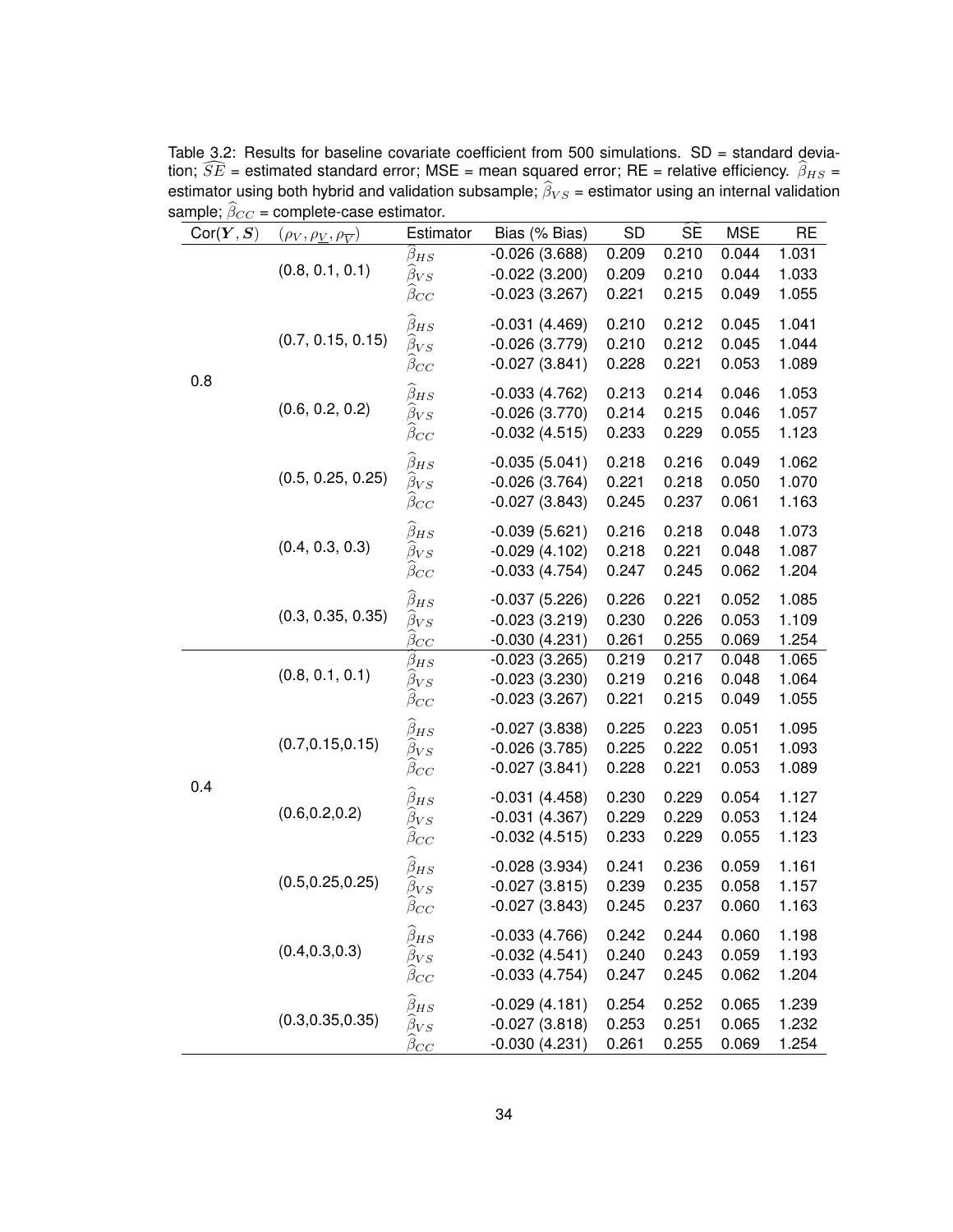Table 3.2: Results for baseline covariate coefficient from 500 simulations. SD = standard deviation; $\widehat{SE}$ = estimated standard error; MSE = mean squared error; RE = relative efficiency. $\widehat{\beta}_{HS}$ = estimator using both hybrid and validation subsample; $\widehat{\beta}_{VS}$ = estimator using an internal validation sample; $\widehat{\beta}_{CC}$ = complete-case estimator.

| Cor($\boldsymbol{Y}, \boldsymbol{S}$) | $(\rho_V, \rho_{\underline{V}}, \rho_{\overline{V}})$ | Estimator | Bias (% Bias) | SD | $\widehat{SE}$ | MSE | RE |
|---|---|---|---|---|---|---|---|
| 0.8 | (0.8, 0.1, 0.1) | $\widehat{\beta}_{HS}$ | -0.026 (3.688) | 0.209 | 0.210 | 0.044 | 1.031 |
| | | $\widehat{\beta}_{VS}$ | -0.022 (3.200) | 0.209 | 0.210 | 0.044 | 1.033 |
| | | $\widehat{\beta}_{CC}$ | -0.023 (3.267) | 0.221 | 0.215 | 0.049 | 1.055 |
| | (0.7, 0.15, 0.15) | $\widehat{\beta}_{HS}$ | -0.031 (4.469) | 0.210 | 0.212 | 0.045 | 1.041 |
| | | $\widehat{\beta}_{VS}$ | -0.026 (3.779) | 0.210 | 0.212 | 0.045 | 1.044 |
| | | $\widehat{\beta}_{CC}$ | -0.027 (3.841) | 0.228 | 0.221 | 0.053 | 1.089 |
| | (0.6, 0.2, 0.2) | $\widehat{\beta}_{HS}$ | -0.033 (4.762) | 0.213 | 0.214 | 0.046 | 1.053 |
| | | $\widehat{\beta}_{VS}$ | -0.026 (3.770) | 0.214 | 0.215 | 0.046 | 1.057 |
| | | $\widehat{\beta}_{CC}$ | -0.032 (4.515) | 0.233 | 0.229 | 0.055 | 1.123 |
| | (0.5, 0.25, 0.25) | $\widehat{\beta}_{HS}$ | -0.035 (5.041) | 0.218 | 0.216 | 0.049 | 1.062 |
| | | $\widehat{\beta}_{VS}$ | -0.026 (3.764) | 0.221 | 0.218 | 0.050 | 1.070 |
| | | $\widehat{\beta}_{CC}$ | -0.027 (3.843) | 0.245 | 0.237 | 0.061 | 1.163 |
| | (0.4, 0.3, 0.3) | $\widehat{\beta}_{HS}$ | -0.039 (5.621) | 0.216 | 0.218 | 0.048 | 1.073 |
| | | $\widehat{\beta}_{VS}$ | -0.029 (4.102) | 0.218 | 0.221 | 0.048 | 1.087 |
| | | $\widehat{\beta}_{CC}$ | -0.033 (4.754) | 0.247 | 0.245 | 0.062 | 1.204 |
| | (0.3, 0.35, 0.35) | $\widehat{\beta}_{HS}$ | -0.037 (5.226) | 0.226 | 0.221 | 0.052 | 1.085 |
| | | $\widehat{\beta}_{VS}$ | -0.023 (3.219) | 0.230 | 0.226 | 0.053 | 1.109 |
| | | $\widehat{\beta}_{CC}$ | -0.030 (4.231) | 0.261 | 0.255 | 0.069 | 1.254 |
| 0.4 | (0.8, 0.1, 0.1) | $\widehat{\beta}_{HS}$ | -0.023 (3.265) | 0.219 | 0.217 | 0.048 | 1.065 |
| | | $\widehat{\beta}_{VS}$ | -0.023 (3.230) | 0.219 | 0.216 | 0.048 | 1.064 |
| | | $\widehat{\beta}_{CC}$ | -0.023 (3.267) | 0.221 | 0.215 | 0.049 | 1.055 |
| | (0.7,0.15,0.15) | $\widehat{\beta}_{HS}$ | -0.027 (3.838) | 0.225 | 0.223 | 0.051 | 1.095 |
| | | $\widehat{\beta}_{VS}$ | -0.026 (3.785) | 0.225 | 0.222 | 0.051 | 1.093 |
| | | $\widehat{\beta}_{CC}$ | -0.027 (3.841) | 0.228 | 0.221 | 0.053 | 1.089 |
| | (0.6,0.2,0.2) | $\widehat{\beta}_{HS}$ | -0.031 (4.458) | 0.230 | 0.229 | 0.054 | 1.127 |
| | | $\widehat{\beta}_{VS}$ | -0.031 (4.367) | 0.229 | 0.229 | 0.053 | 1.124 |
| | | $\widehat{\beta}_{CC}$ | -0.032 (4.515) | 0.233 | 0.229 | 0.055 | 1.123 |
| | (0.5,0.25,0.25) | $\widehat{\beta}_{HS}$ | -0.028 (3.934) | 0.241 | 0.236 | 0.059 | 1.161 |
| | | $\widehat{\beta}_{VS}$ | -0.027 (3.815) | 0.239 | 0.235 | 0.058 | 1.157 |
| | | $\widehat{\beta}_{CC}$ | -0.027 (3.843) | 0.245 | 0.237 | 0.060 | 1.163 |
| | (0.4,0.3,0.3) | $\widehat{\beta}_{HS}$ | -0.033 (4.766) | 0.242 | 0.244 | 0.060 | 1.198 |
| | | $\widehat{\beta}_{VS}$ | -0.032 (4.541) | 0.240 | 0.243 | 0.059 | 1.193 |
| | | $\widehat{\beta}_{CC}$ | -0.033 (4.754) | 0.247 | 0.245 | 0.062 | 1.204 |
| | (0.3,0.35,0.35) | $\widehat{\beta}_{HS}$ | -0.029 (4.181) | 0.254 | 0.252 | 0.065 | 1.239 |
| | | $\widehat{\beta}_{VS}$ | -0.027 (3.818) | 0.253 | 0.251 | 0.065 | 1.232 |
| | | $\widehat{\beta}_{CC}$ | -0.030 (4.231) | 0.261 | 0.255 | 0.069 | 1.254 |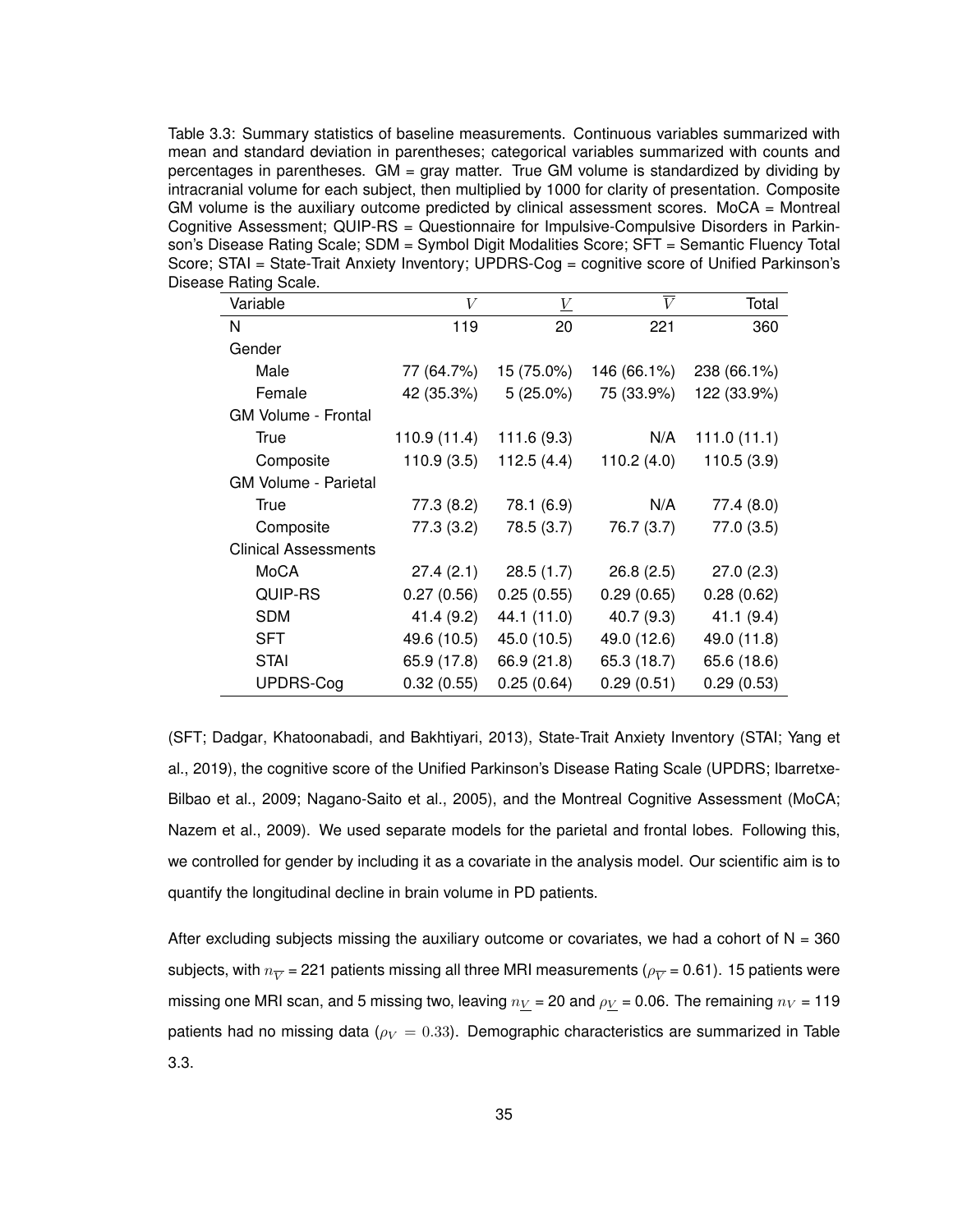Table 3.3: Summary statistics of baseline measurements. Continuous variables summarized with mean and standard deviation in parentheses; categorical variables summarized with counts and percentages in parentheses. GM = gray matter. True GM volume is standardized by dividing by intracranial volume for each subject, then multiplied by 1000 for clarity of presentation. Composite GM volume is the auxiliary outcome predicted by clinical assessment scores. MoCA = Montreal Cognitive Assessment; QUIP-RS = Questionnaire for Impulsive-Compulsive Disorders in Parkinson's Disease Rating Scale; SDM = Symbol Digit Modalities Score; SFT = Semantic Fluency Total Score; STAI = State-Trait Anxiety Inventory; UPDRS-Cog = cognitive score of Unified Parkinson's Disease Rating Scale.

| Variable | $V$ | $\underline{V}$ | $\overline{V}$ | Total |
|---|---|---|---|---|
| N | 119 | 20 | 221 | 360 |
| Gender | | | | |
| Male | 77 (64.7%) | 15 (75.0%) | 146 (66.1%) | 238 (66.1%) |
| Female | 42 (35.3%) | 5 (25.0%) | 75 (33.9%) | 122 (33.9%) |
| GM Volume - Frontal | | | | |
| True | 110.9 (11.4) | 111.6 (9.3) | N/A | 111.0 (11.1) |
| Composite | 110.9 (3.5) | 112.5 (4.4) | 110.2 (4.0) | 110.5 (3.9) |
| GM Volume - Parietal | | | | |
| True | 77.3 (8.2) | 78.1 (6.9) | N/A | 77.4 (8.0) |
| Composite | 77.3 (3.2) | 78.5 (3.7) | 76.7 (3.7) | 77.0 (3.5) |
| Clinical Assessments | | | | |
| MoCA | 27.4 (2.1) | 28.5 (1.7) | 26.8 (2.5) | 27.0 (2.3) |
| QUIP-RS | 0.27 (0.56) | 0.25 (0.55) | 0.29 (0.65) | 0.28 (0.62) |
| SDM | 41.4 (9.2) | 44.1 (11.0) | 40.7 (9.3) | 41.1 (9.4) |
| SFT | 49.6 (10.5) | 45.0 (10.5) | 49.0 (12.6) | 49.0 (11.8) |
| STAI | 65.9 (17.8) | 66.9 (21.8) | 65.3 (18.7) | 65.6 (18.6) |
| UPDRS-Cog | 0.32 (0.55) | 0.25 (0.64) | 0.29 (0.51) | 0.29 (0.53) |

(SFT; Dadgar, Khatoonabadi, and Bakhtiyari, 2013), State-Trait Anxiety Inventory (STAI; Yang et al., 2019), the cognitive score of the Unified Parkinson's Disease Rating Scale (UPDRS; Ibarretxe-Bilbao et al., 2009; Nagano-Saito et al., 2005), and the Montreal Cognitive Assessment (MoCA; Nazem et al., 2009). We used separate models for the parietal and frontal lobes. Following this, we controlled for gender by including it as a covariate in the analysis model. Our scientific aim is to quantify the longitudinal decline in brain volume in PD patients.

After excluding subjects missing the auxiliary outcome or covariates, we had a cohort of N = 360 subjects, with $n_{\overline{V}}$ = 221 patients missing all three MRI measurements ($\rho_{\overline{V}}$ = 0.61). 15 patients were missing one MRI scan, and 5 missing two, leaving $n_{\underline{V}}$ = 20 and $\rho_{\underline{V}}$ = 0.06. The remaining $n_V$ = 119 patients had no missing data ($\rho_V = 0.33$). Demographic characteristics are summarized in Table 3.3.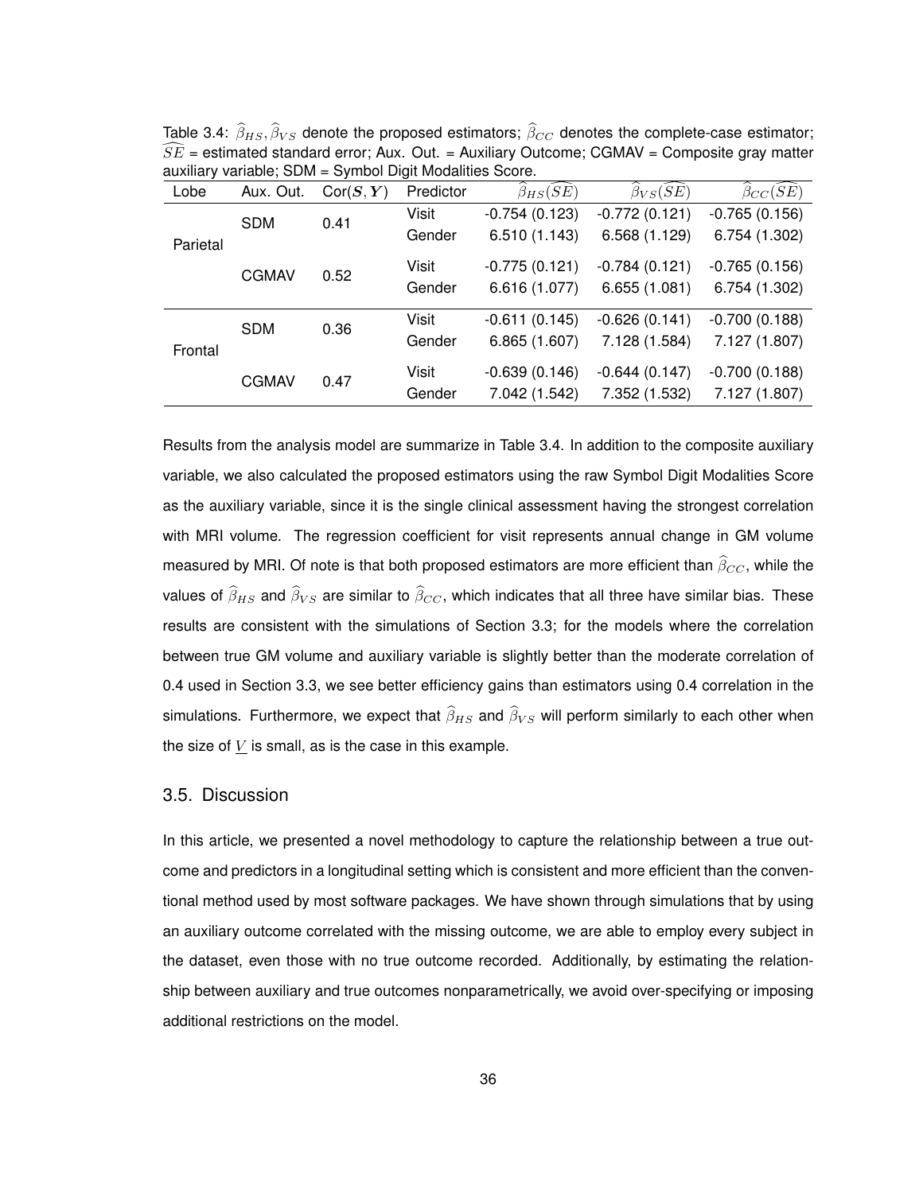Table 3.4: $\widehat{\beta}_{HS}, \widehat{\beta}_{VS}$ denote the proposed estimators; $\widehat{\beta}_{CC}$ denotes the complete-case estimator; $\widehat{SE}$ = estimated standard error; Aux. Out. = Auxiliary Outcome; CGMAV = Composite gray matter auxiliary variable; SDM = Symbol Digit Modalities Score.

| Lobe | Aux. Out. | Cor$(\boldsymbol{S}, \boldsymbol{Y})$ | Predictor | $\widehat{\beta}_{HS}(\widehat{SE})$ | $\widehat{\beta}_{VS}(\widehat{SE})$ | $\widehat{\beta}_{CC}(\widehat{SE})$ |
|---|---|---|---|---|---|---|
| Parietal | SDM | 0.41 | Visit | -0.754 (0.123) | -0.772 (0.121) | -0.765 (0.156) |
| | | | Gender | 6.510 (1.143) | 6.568 (1.129) | 6.754 (1.302) |
| | CGMAV | 0.52 | Visit | -0.775 (0.121) | -0.784 (0.121) | -0.765 (0.156) |
| | | | Gender | 6.616 (1.077) | 6.655 (1.081) | 6.754 (1.302) |
| Frontal | SDM | 0.36 | Visit | -0.611 (0.145) | -0.626 (0.141) | -0.700 (0.188) |
| | | | Gender | 6.865 (1.607) | 7.128 (1.584) | 7.127 (1.807) |
| | CGMAV | 0.47 | Visit | -0.639 (0.146) | -0.644 (0.147) | -0.700 (0.188) |
| | | | Gender | 7.042 (1.542) | 7.352 (1.532) | 7.127 (1.807) |

Results from the analysis model are summarize in Table 3.4. In addition to the composite auxiliary variable, we also calculated the proposed estimators using the raw Symbol Digit Modalities Score as the auxiliary variable, since it is the single clinical assessment having the strongest correlation with MRI volume. The regression coefficient for visit represents annual change in GM volume measured by MRI. Of note is that both proposed estimators are more efficient than $\widehat{\beta}_{CC}$, while the values of $\widehat{\beta}_{HS}$ and $\widehat{\beta}_{VS}$ are similar to $\widehat{\beta}_{CC}$, which indicates that all three have similar bias. These results are consistent with the simulations of Section 3.3; for the models where the correlation between true GM volume and auxiliary variable is slightly better than the moderate correlation of 0.4 used in Section 3.3, we see better efficiency gains than estimators using 0.4 correlation in the simulations. Furthermore, we expect that $\widehat{\beta}_{HS}$ and $\widehat{\beta}_{VS}$ will perform similarly to each other when the size of $\underline{V}$ is small, as is the case in this example.

## 3.5. Discussion

In this article, we presented a novel methodology to capture the relationship between a true outcome and predictors in a longitudinal setting which is consistent and more efficient than the conventional method used by most software packages. We have shown through simulations that by using an auxiliary outcome correlated with the missing outcome, we are able to employ every subject in the dataset, even those with no true outcome recorded. Additionally, by estimating the relationship between auxiliary and true outcomes nonparametrically, we avoid over-specifying or imposing additional restrictions on the model.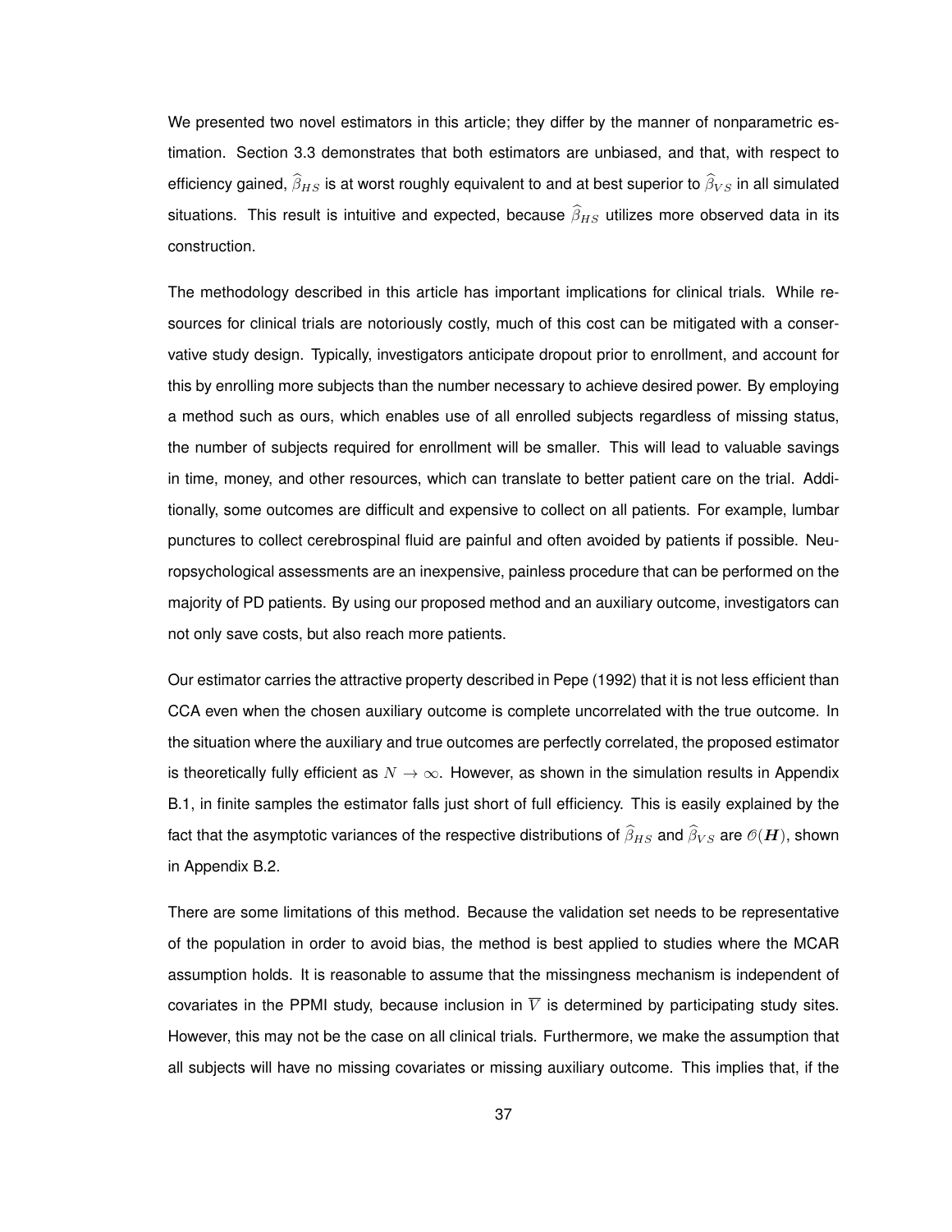We presented two novel estimators in this article; they differ by the manner of nonparametric estimation. Section 3.3 demonstrates that both estimators are unbiased, and that, with respect to efficiency gained, $\widehat{\beta}_{HS}$ is at worst roughly equivalent to and at best superior to $\widehat{\beta}_{VS}$ in all simulated situations. This result is intuitive and expected, because $\widehat{\beta}_{HS}$ utilizes more observed data in its construction.

The methodology described in this article has important implications for clinical trials. While resources for clinical trials are notoriously costly, much of this cost can be mitigated with a conservative study design. Typically, investigators anticipate dropout prior to enrollment, and account for this by enrolling more subjects than the number necessary to achieve desired power. By employing a method such as ours, which enables use of all enrolled subjects regardless of missing status, the number of subjects required for enrollment will be smaller. This will lead to valuable savings in time, money, and other resources, which can translate to better patient care on the trial. Additionally, some outcomes are difficult and expensive to collect on all patients. For example, lumbar punctures to collect cerebrospinal fluid are painful and often avoided by patients if possible. Neuropsychological assessments are an inexpensive, painless procedure that can be performed on the majority of PD patients. By using our proposed method and an auxiliary outcome, investigators can not only save costs, but also reach more patients.

Our estimator carries the attractive property described in Pepe (1992) that it is not less efficient than CCA even when the chosen auxiliary outcome is complete uncorrelated with the true outcome. In the situation where the auxiliary and true outcomes are perfectly correlated, the proposed estimator is theoretically fully efficient as $N \to \infty$. However, as shown in the simulation results in Appendix B.1, in finite samples the estimator falls just short of full efficiency. This is easily explained by the fact that the asymptotic variances of the respective distributions of $\widehat{\beta}_{HS}$ and $\widehat{\beta}_{VS}$ are $\mathcal{O}(\boldsymbol{H})$, shown in Appendix B.2.

There are some limitations of this method. Because the validation set needs to be representative of the population in order to avoid bias, the method is best applied to studies where the MCAR assumption holds. It is reasonable to assume that the missingness mechanism is independent of covariates in the PPMI study, because inclusion in $\overline{V}$ is determined by participating study sites. However, this may not be the case on all clinical trials. Furthermore, we make the assumption that all subjects will have no missing covariates or missing auxiliary outcome. This implies that, if the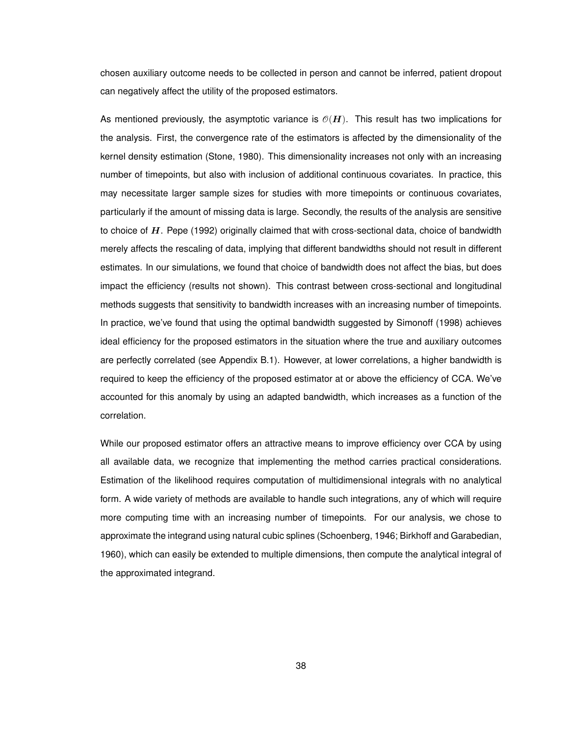chosen auxiliary outcome needs to be collected in person and cannot be inferred, patient dropout can negatively affect the utility of the proposed estimators.

As mentioned previously, the asymptotic variance is $\mathcal{O}(\boldsymbol{H})$. This result has two implications for the analysis. First, the convergence rate of the estimators is affected by the dimensionality of the kernel density estimation (Stone, 1980). This dimensionality increases not only with an increasing number of timepoints, but also with inclusion of additional continuous covariates. In practice, this may necessitate larger sample sizes for studies with more timepoints or continuous covariates, particularly if the amount of missing data is large. Secondly, the results of the analysis are sensitive to choice of $\boldsymbol{H}$. Pepe (1992) originally claimed that with cross-sectional data, choice of bandwidth merely affects the rescaling of data, implying that different bandwidths should not result in different estimates. In our simulations, we found that choice of bandwidth does not affect the bias, but does impact the efficiency (results not shown). This contrast between cross-sectional and longitudinal methods suggests that sensitivity to bandwidth increases with an increasing number of timepoints. In practice, we've found that using the optimal bandwidth suggested by Simonoff (1998) achieves ideal efficiency for the proposed estimators in the situation where the true and auxiliary outcomes are perfectly correlated (see Appendix B.1). However, at lower correlations, a higher bandwidth is required to keep the efficiency of the proposed estimator at or above the efficiency of CCA. We've accounted for this anomaly by using an adapted bandwidth, which increases as a function of the correlation.

While our proposed estimator offers an attractive means to improve efficiency over CCA by using all available data, we recognize that implementing the method carries practical considerations. Estimation of the likelihood requires computation of multidimensional integrals with no analytical form. A wide variety of methods are available to handle such integrations, any of which will require more computing time with an increasing number of timepoints. For our analysis, we chose to approximate the integrand using natural cubic splines (Schoenberg, 1946; Birkhoff and Garabedian, 1960), which can easily be extended to multiple dimensions, then compute the analytical integral of the approximated integrand.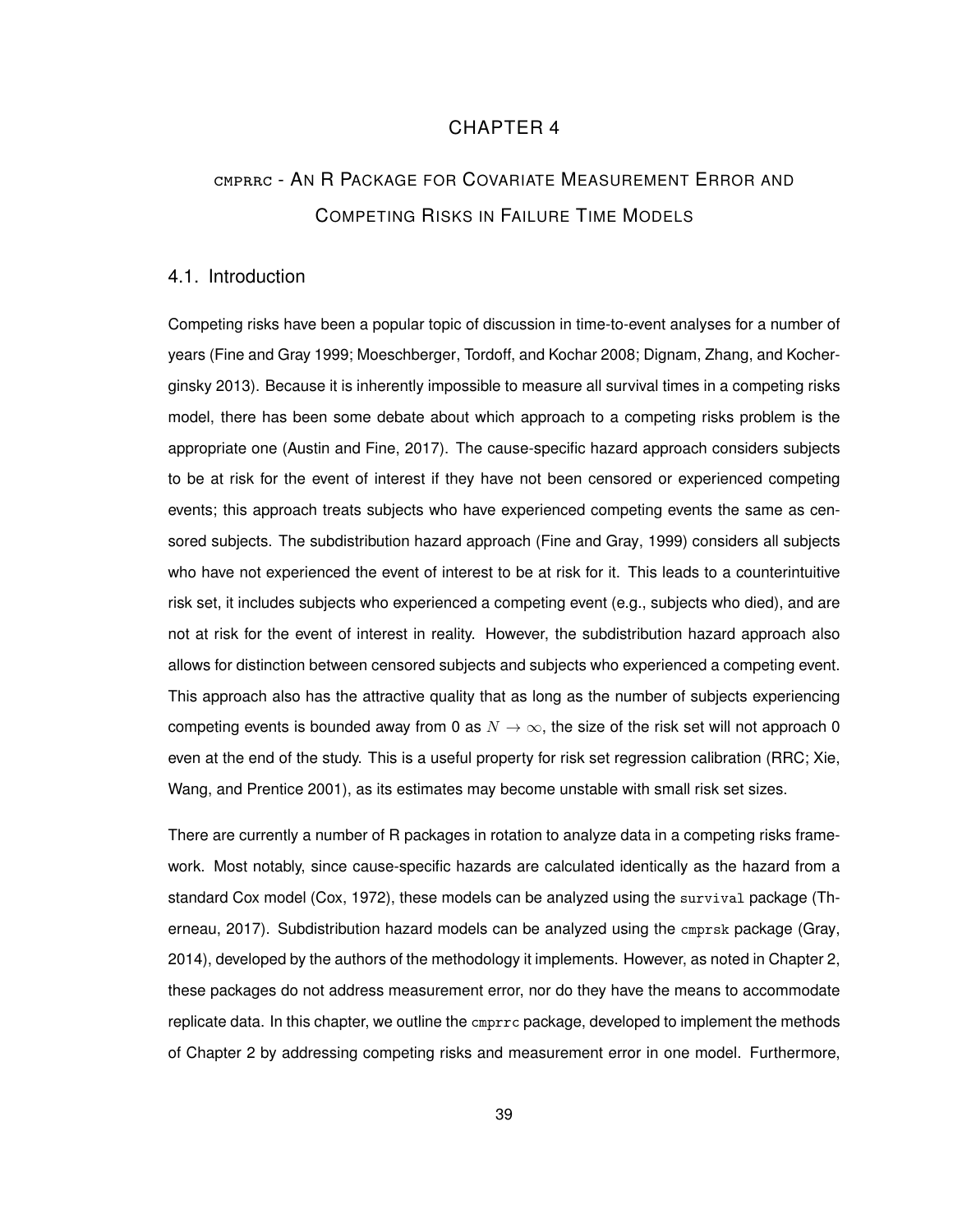# CHAPTER 4

## CMPRRC - AN R PACKAGE FOR COVARIATE MEASUREMENT ERROR AND COMPETING RISKS IN FAILURE TIME MODELS

### 4.1. Introduction

Competing risks have been a popular topic of discussion in time-to-event analyses for a number of years (Fine and Gray 1999; Moeschberger, Tordoff, and Kochar 2008; Dignam, Zhang, and Kocherginsky 2013). Because it is inherently impossible to measure all survival times in a competing risks model, there has been some debate about which approach to a competing risks problem is the appropriate one (Austin and Fine, 2017). The cause-specific hazard approach considers subjects to be at risk for the event of interest if they have not been censored or experienced competing events; this approach treats subjects who have experienced competing events the same as censored subjects. The subdistribution hazard approach (Fine and Gray, 1999) considers all subjects who have not experienced the event of interest to be at risk for it. This leads to a counterintuitive risk set, it includes subjects who experienced a competing event (e.g., subjects who died), and are not at risk for the event of interest in reality. However, the subdistribution hazard approach also allows for distinction between censored subjects and subjects who experienced a competing event. This approach also has the attractive quality that as long as the number of subjects experiencing competing events is bounded away from 0 as $N \to \infty$, the size of the risk set will not approach 0 even at the end of the study. This is a useful property for risk set regression calibration (RRC; Xie, Wang, and Prentice 2001), as its estimates may become unstable with small risk set sizes.

There are currently a number of R packages in rotation to analyze data in a competing risks framework. Most notably, since cause-specific hazards are calculated identically as the hazard from a standard Cox model (Cox, 1972), these models can be analyzed using the `survival` package (Therneau, 2017). Subdistribution hazard models can be analyzed using the `cmprsk` package (Gray, 2014), developed by the authors of the methodology it implements. However, as noted in Chapter 2, these packages do not address measurement error, nor do they have the means to accommodate replicate data. In this chapter, we outline the `cmprrc` package, developed to implement the methods of Chapter 2 by addressing competing risks and measurement error in one model. Furthermore,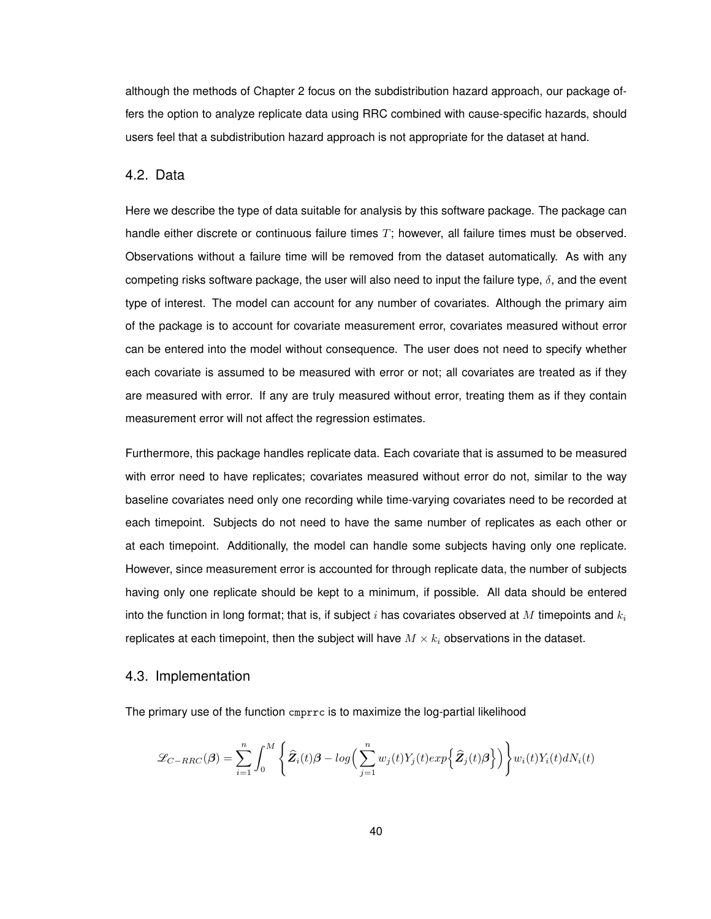although the methods of Chapter 2 focus on the subdistribution hazard approach, our package offers the option to analyze replicate data using RRC combined with cause-specific hazards, should users feel that a subdistribution hazard approach is not appropriate for the dataset at hand.

## 4.2. Data

Here we describe the type of data suitable for analysis by this software package. The package can handle either discrete or continuous failure times $T$; however, all failure times must be observed. Observations without a failure time will be removed from the dataset automatically. As with any competing risks software package, the user will also need to input the failure type, $\delta$, and the event type of interest. The model can account for any number of covariates. Although the primary aim of the package is to account for covariate measurement error, covariates measured without error can be entered into the model without consequence. The user does not need to specify whether each covariate is assumed to be measured with error or not; all covariates are treated as if they are measured with error. If any are truly measured without error, treating them as if they contain measurement error will not affect the regression estimates.

Furthermore, this package handles replicate data. Each covariate that is assumed to be measured with error need to have replicates; covariates measured without error do not, similar to the way baseline covariates need only one recording while time-varying covariates need to be recorded at each timepoint. Subjects do not need to have the same number of replicates as each other or at each timepoint. Additionally, the model can handle some subjects having only one replicate. However, since measurement error is accounted for through replicate data, the number of subjects having only one replicate should be kept to a minimum, if possible. All data should be entered into the function in long format; that is, if subject $i$ has covariates observed at $M$ timepoints and $k_i$ replicates at each timepoint, then the subject will have $M \times k_i$ observations in the dataset.

## 4.3. Implementation

The primary use of the function `cmprrc` is to maximize the log-partial likelihood

$$\mathscr{L}_{C-RRC}(\boldsymbol{\beta}) = \sum_{i=1}^{n} \int_{0}^{M} \left\{ \widehat{\boldsymbol{Z}}_i(t)\boldsymbol{\beta} - log\Big( \sum_{j=1}^{n} w_j(t) Y_j(t) exp\Big\{ \widehat{\boldsymbol{Z}}_j(t)\boldsymbol{\beta} \Big\} \Big) \right\} w_i(t) Y_i(t) dN_i(t)$$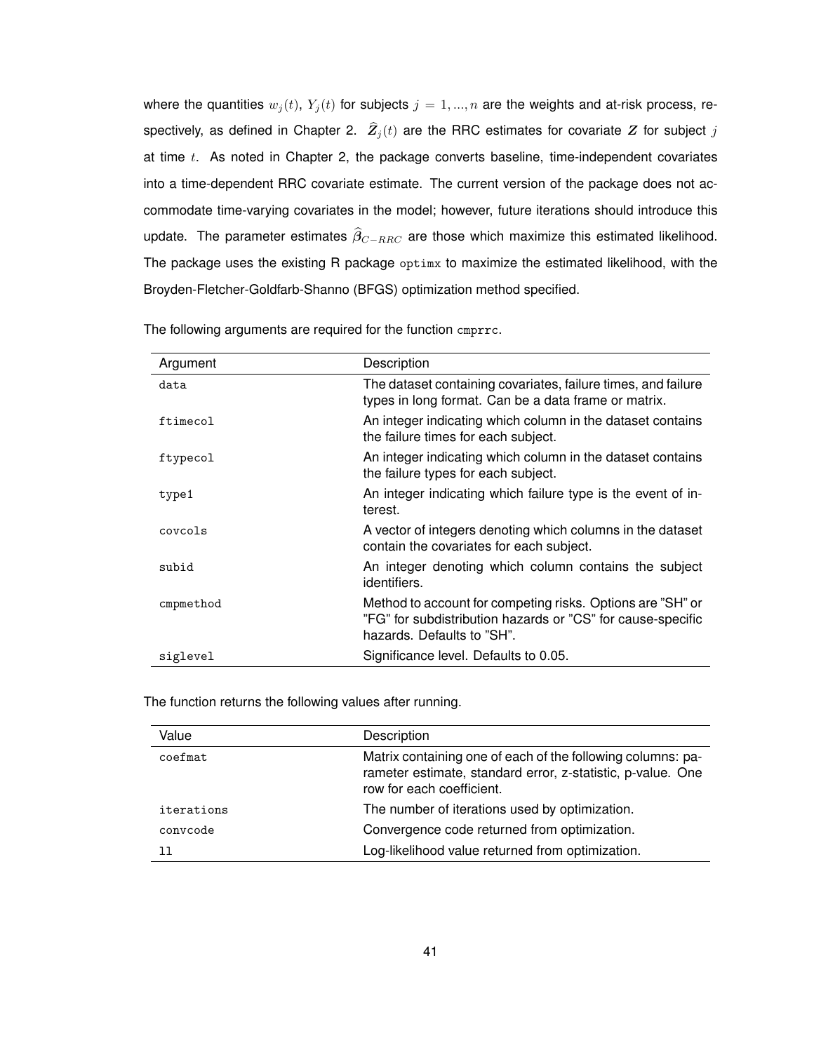where the quantities $w_j(t)$, $Y_j(t)$ for subjects $j = 1, ..., n$ are the weights and at-risk process, respectively, as defined in Chapter 2. $\widehat{\boldsymbol{Z}}_j(t)$ are the RRC estimates for covariate $\boldsymbol{Z}$ for subject $j$ at time $t$. As noted in Chapter 2, the package converts baseline, time-independent covariates into a time-dependent RRC covariate estimate. The current version of the package does not accommodate time-varying covariates in the model; however, future iterations should introduce this update. The parameter estimates $\widehat{\boldsymbol{\beta}}_{C-RRC}$ are those which maximize this estimated likelihood. The package uses the existing R package `optimx` to maximize the estimated likelihood, with the Broyden-Fletcher-Goldfarb-Shanno (BFGS) optimization method specified.

The following arguments are required for the function `cmprrc`.

| Argument | Description |
|---|---|
| `data` | The dataset containing covariates, failure times, and failure types in long format. Can be a data frame or matrix. |
| `ftimecol` | An integer indicating which column in the dataset contains the failure times for each subject. |
| `ftypecol` | An integer indicating which column in the dataset contains the failure types for each subject. |
| `type1` | An integer indicating which failure type is the event of interest. |
| `covcols` | A vector of integers denoting which columns in the dataset contain the covariates for each subject. |
| `subid` | An integer denoting which column contains the subject identifiers. |
| `cmpmethod` | Method to account for competing risks. Options are "SH" or "FG" for subdistribution hazards or "CS" for cause-specific hazards. Defaults to "SH". |
| `siglevel` | Significance level. Defaults to 0.05. |

The function returns the following values after running.

| Value | Description |
|---|---|
| `coefmat` | Matrix containing one of each of the following columns: parameter estimate, standard error, z-statistic, p-value. One row for each coefficient. |
| `iterations` | The number of iterations used by optimization. |
| `convcode` | Convergence code returned from optimization. |
| `ll` | Log-likelihood value returned from optimization. |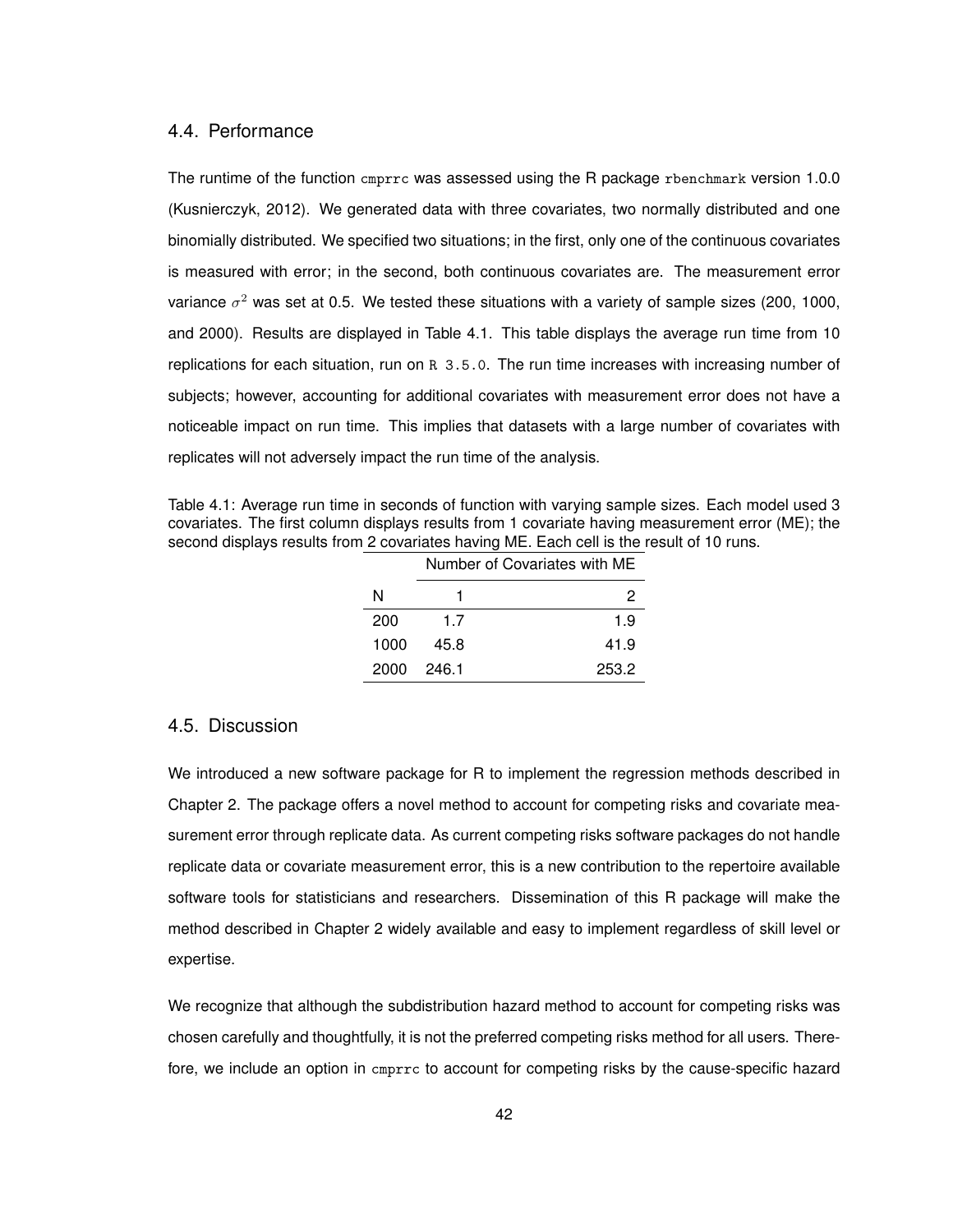## 4.4. Performance

The runtime of the function `cmprrc` was assessed using the R package `rbenchmark` version 1.0.0 (Kusnierczyk, 2012). We generated data with three covariates, two normally distributed and one binomially distributed. We specified two situations; in the first, only one of the continuous covariates is measured with error; in the second, both continuous covariates are. The measurement error variance $\sigma^2$ was set at 0.5. We tested these situations with a variety of sample sizes (200, 1000, and 2000). Results are displayed in Table 4.1. This table displays the average run time from 10 replications for each situation, run on `R 3.5.0`. The run time increases with increasing number of subjects; however, accounting for additional covariates with measurement error does not have a noticeable impact on run time. This implies that datasets with a large number of covariates with replicates will not adversely impact the run time of the analysis.

Table 4.1: Average run time in seconds of function with varying sample sizes. Each model used 3 covariates. The first column displays results from 1 covariate having measurement error (ME); the second displays results from 2 covariates having ME. Each cell is the result of 10 runs.

| | Number of Covariates with ME | |
|---|---|---|
| N | 1 | 2 |
| 200 | 1.7 | 1.9 |
| 1000 | 45.8 | 41.9 |
| 2000 | 246.1 | 253.2 |

## 4.5. Discussion

We introduced a new software package for R to implement the regression methods described in Chapter 2. The package offers a novel method to account for competing risks and covariate measurement error through replicate data. As current competing risks software packages do not handle replicate data or covariate measurement error, this is a new contribution to the repertoire available software tools for statisticians and researchers. Dissemination of this R package will make the method described in Chapter 2 widely available and easy to implement regardless of skill level or expertise.

We recognize that although the subdistribution hazard method to account for competing risks was chosen carefully and thoughtfully, it is not the preferred competing risks method for all users. Therefore, we include an option in `cmprrc` to account for competing risks by the cause-specific hazard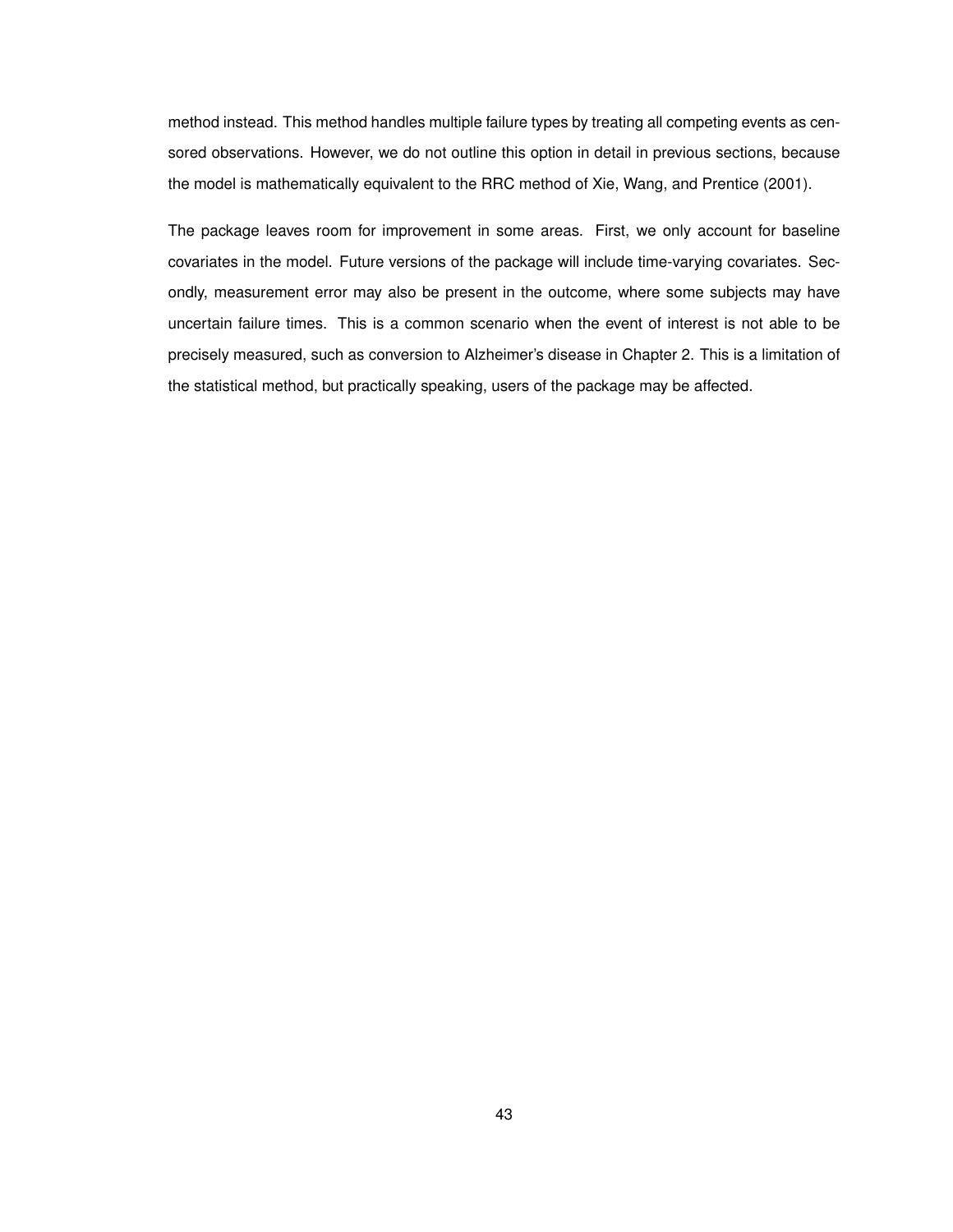method instead. This method handles multiple failure types by treating all competing events as censored observations. However, we do not outline this option in detail in previous sections, because the model is mathematically equivalent to the RRC method of Xie, Wang, and Prentice (2001).

The package leaves room for improvement in some areas. First, we only account for baseline covariates in the model. Future versions of the package will include time-varying covariates. Secondly, measurement error may also be present in the outcome, where some subjects may have uncertain failure times. This is a common scenario when the event of interest is not able to be precisely measured, such as conversion to Alzheimer's disease in Chapter 2. This is a limitation of the statistical method, but practically speaking, users of the package may be affected.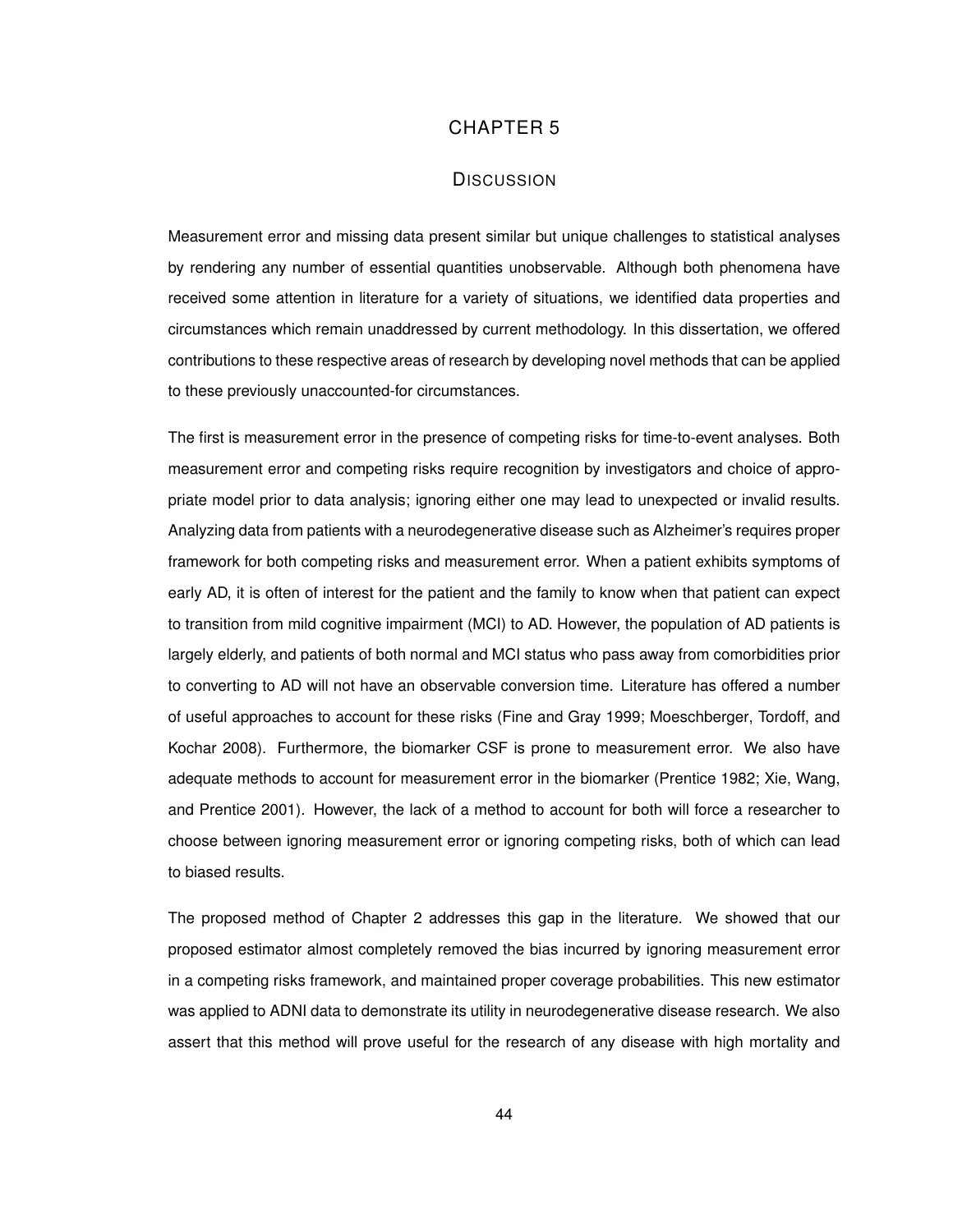# CHAPTER 5

## DISCUSSION

Measurement error and missing data present similar but unique challenges to statistical analyses by rendering any number of essential quantities unobservable. Although both phenomena have received some attention in literature for a variety of situations, we identified data properties and circumstances which remain unaddressed by current methodology. In this dissertation, we offered contributions to these respective areas of research by developing novel methods that can be applied to these previously unaccounted-for circumstances.

The first is measurement error in the presence of competing risks for time-to-event analyses. Both measurement error and competing risks require recognition by investigators and choice of appropriate model prior to data analysis; ignoring either one may lead to unexpected or invalid results. Analyzing data from patients with a neurodegenerative disease such as Alzheimer's requires proper framework for both competing risks and measurement error. When a patient exhibits symptoms of early AD, it is often of interest for the patient and the family to know when that patient can expect to transition from mild cognitive impairment (MCI) to AD. However, the population of AD patients is largely elderly, and patients of both normal and MCI status who pass away from comorbidities prior to converting to AD will not have an observable conversion time. Literature has offered a number of useful approaches to account for these risks (Fine and Gray 1999; Moeschberger, Tordoff, and Kochar 2008). Furthermore, the biomarker CSF is prone to measurement error. We also have adequate methods to account for measurement error in the biomarker (Prentice 1982; Xie, Wang, and Prentice 2001). However, the lack of a method to account for both will force a researcher to choose between ignoring measurement error or ignoring competing risks, both of which can lead to biased results.

The proposed method of Chapter 2 addresses this gap in the literature. We showed that our proposed estimator almost completely removed the bias incurred by ignoring measurement error in a competing risks framework, and maintained proper coverage probabilities. This new estimator was applied to ADNI data to demonstrate its utility in neurodegenerative disease research. We also assert that this method will prove useful for the research of any disease with high mortality and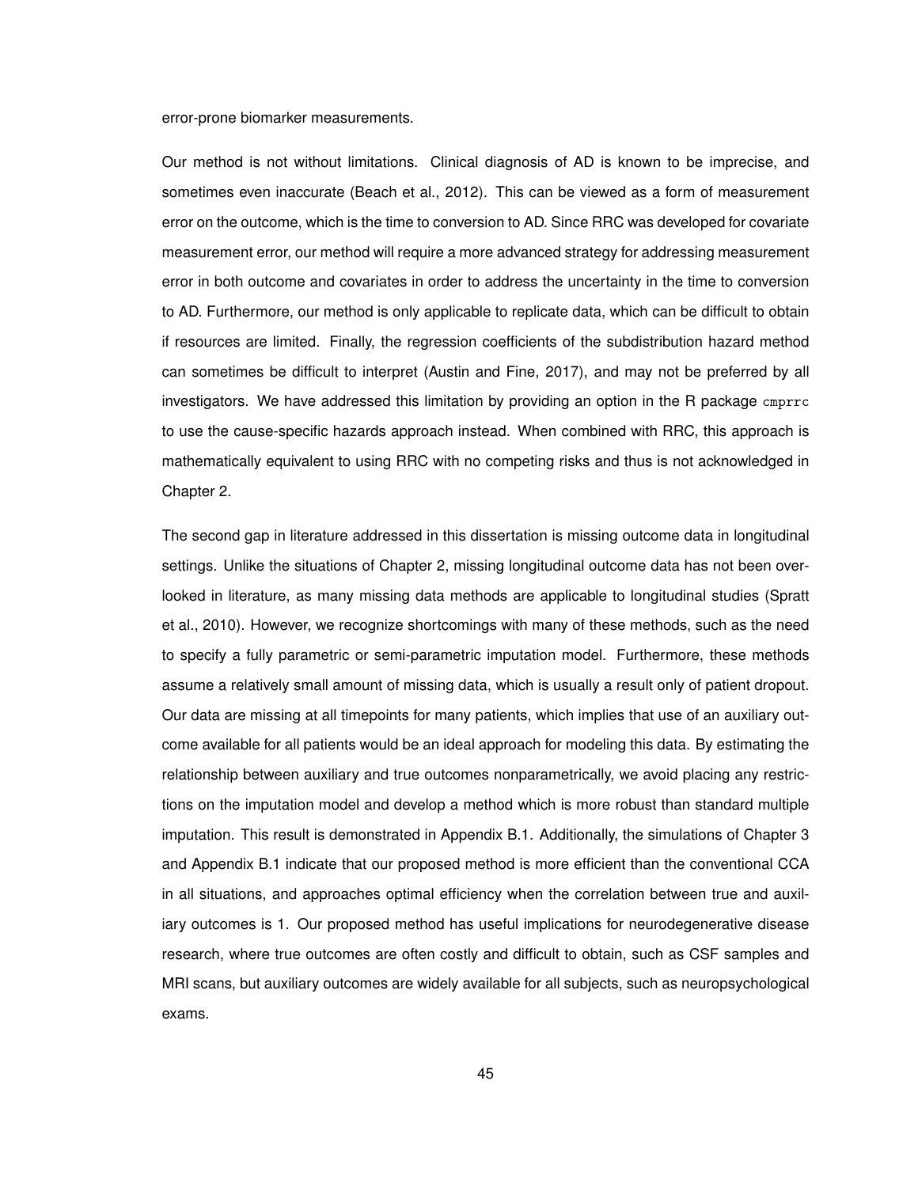error-prone biomarker measurements.

Our method is not without limitations. Clinical diagnosis of AD is known to be imprecise, and sometimes even inaccurate (Beach et al., 2012). This can be viewed as a form of measurement error on the outcome, which is the time to conversion to AD. Since RRC was developed for covariate measurement error, our method will require a more advanced strategy for addressing measurement error in both outcome and covariates in order to address the uncertainty in the time to conversion to AD. Furthermore, our method is only applicable to replicate data, which can be difficult to obtain if resources are limited. Finally, the regression coefficients of the subdistribution hazard method can sometimes be difficult to interpret (Austin and Fine, 2017), and may not be preferred by all investigators. We have addressed this limitation by providing an option in the R package `cmprrc` to use the cause-specific hazards approach instead. When combined with RRC, this approach is mathematically equivalent to using RRC with no competing risks and thus is not acknowledged in Chapter 2.

The second gap in literature addressed in this dissertation is missing outcome data in longitudinal settings. Unlike the situations of Chapter 2, missing longitudinal outcome data has not been overlooked in literature, as many missing data methods are applicable to longitudinal studies (Spratt et al., 2010). However, we recognize shortcomings with many of these methods, such as the need to specify a fully parametric or semi-parametric imputation model. Furthermore, these methods assume a relatively small amount of missing data, which is usually a result only of patient dropout. Our data are missing at all timepoints for many patients, which implies that use of an auxiliary outcome available for all patients would be an ideal approach for modeling this data. By estimating the relationship between auxiliary and true outcomes nonparametrically, we avoid placing any restrictions on the imputation model and develop a method which is more robust than standard multiple imputation. This result is demonstrated in Appendix B.1. Additionally, the simulations of Chapter 3 and Appendix B.1 indicate that our proposed method is more efficient than the conventional CCA in all situations, and approaches optimal efficiency when the correlation between true and auxiliary outcomes is 1. Our proposed method has useful implications for neurodegenerative disease research, where true outcomes are often costly and difficult to obtain, such as CSF samples and MRI scans, but auxiliary outcomes are widely available for all subjects, such as neuropsychological exams.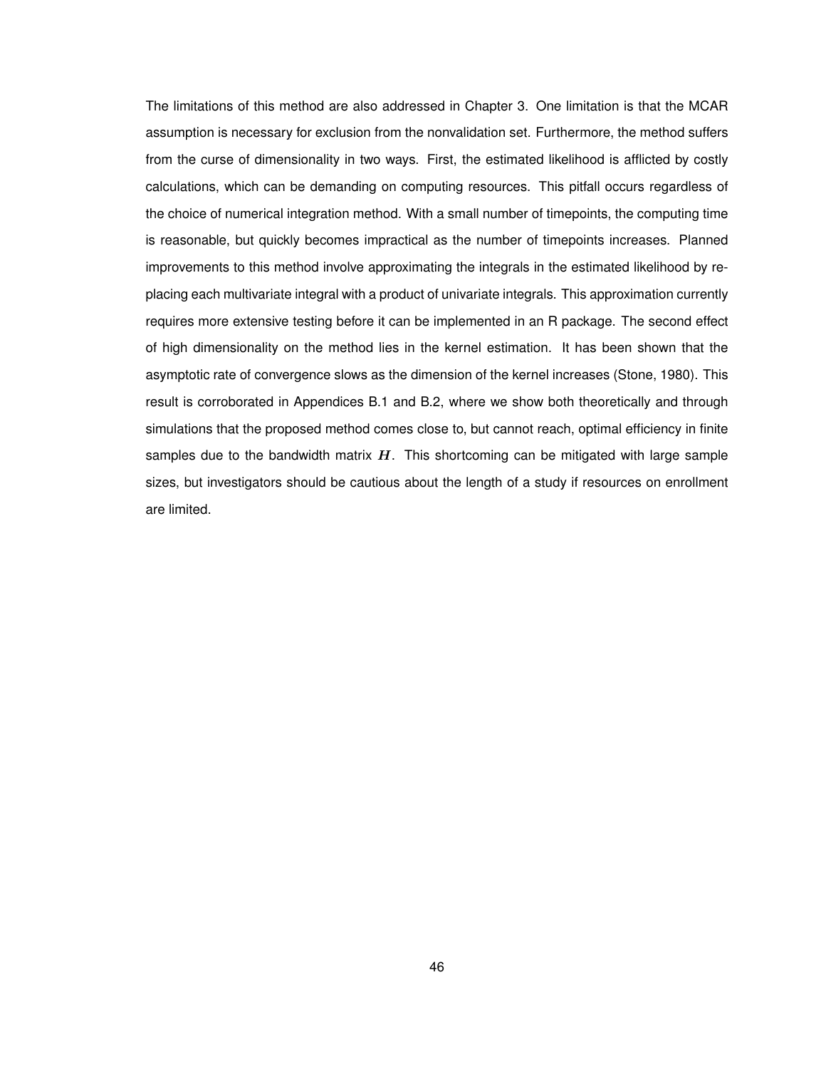The limitations of this method are also addressed in Chapter 3. One limitation is that the MCAR assumption is necessary for exclusion from the nonvalidation set. Furthermore, the method suffers from the curse of dimensionality in two ways. First, the estimated likelihood is afflicted by costly calculations, which can be demanding on computing resources. This pitfall occurs regardless of the choice of numerical integration method. With a small number of timepoints, the computing time is reasonable, but quickly becomes impractical as the number of timepoints increases. Planned improvements to this method involve approximating the integrals in the estimated likelihood by replacing each multivariate integral with a product of univariate integrals. This approximation currently requires more extensive testing before it can be implemented in an R package. The second effect of high dimensionality on the method lies in the kernel estimation. It has been shown that the asymptotic rate of convergence slows as the dimension of the kernel increases (Stone, 1980). This result is corroborated in Appendices B.1 and B.2, where we show both theoretically and through simulations that the proposed method comes close to, but cannot reach, optimal efficiency in finite samples due to the bandwidth matrix $\boldsymbol{H}$. This shortcoming can be mitigated with large sample sizes, but investigators should be cautious about the length of a study if resources on enrollment are limited.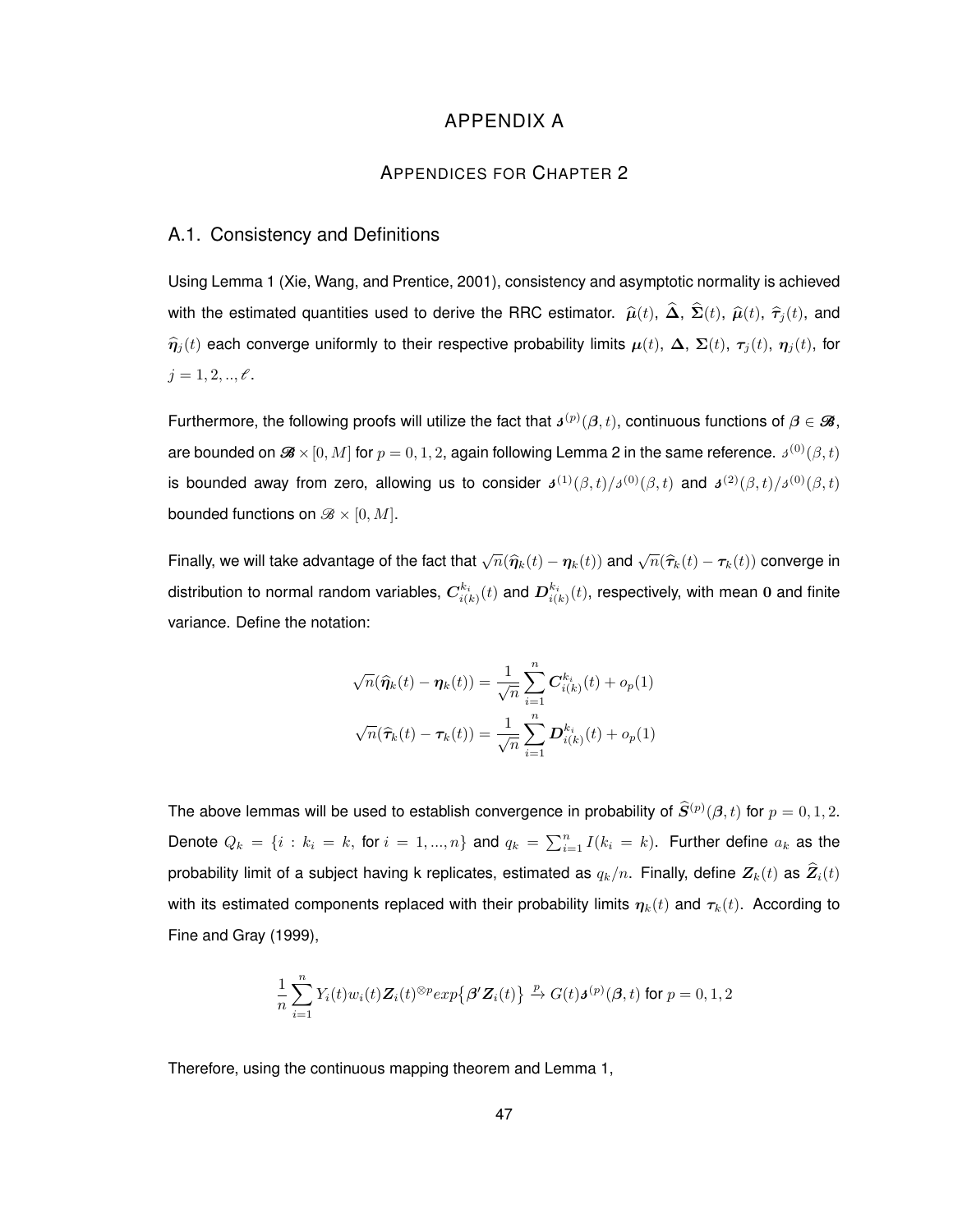# APPENDIX A

## APPENDICES FOR CHAPTER 2

### A.1. Consistency and Definitions

Using Lemma 1 (Xie, Wang, and Prentice, 2001), consistency and asymptotic normality is achieved with the estimated quantities used to derive the RRC estimator. $\widehat{\boldsymbol{\mu}}(t)$, $\widehat{\boldsymbol{\Delta}}$, $\widehat{\boldsymbol{\Sigma}}(t)$, $\widehat{\boldsymbol{\mu}}(t)$, $\widehat{\boldsymbol{\tau}}_j(t)$, and $\widehat{\boldsymbol{\eta}}_j(t)$ each converge uniformly to their respective probability limits $\boldsymbol{\mu}(t)$, $\boldsymbol{\Delta}$, $\boldsymbol{\Sigma}(t)$, $\boldsymbol{\tau}_j(t)$, $\boldsymbol{\eta}_j(t)$, for $j = 1, 2, .., \ell$.

Furthermore, the following proofs will utilize the fact that $\boldsymbol{s}^{(p)}(\boldsymbol{\beta}, t)$, continuous functions of $\boldsymbol{\beta} \in \boldsymbol{\mathscr{B}}$, are bounded on $\boldsymbol{\mathscr{B}} \times [0, M]$ for $p = 0, 1, 2$, again following Lemma 2 in the same reference. $s^{(0)}(\beta, t)$ is bounded away from zero, allowing us to consider $\boldsymbol{s}^{(1)}(\beta, t)/s^{(0)}(\beta, t)$ and $\boldsymbol{s}^{(2)}(\beta, t)/s^{(0)}(\beta, t)$ bounded functions on $\mathscr{B} \times [0, M]$.

Finally, we will take advantage of the fact that $\sqrt{n}(\widehat{\boldsymbol{\eta}}_k(t) - \boldsymbol{\eta}_k(t))$ and $\sqrt{n}(\widehat{\boldsymbol{\tau}}_k(t) - \boldsymbol{\tau}_k(t))$ converge in distribution to normal random variables, $\boldsymbol{C}^{k_i}_{i(k)}(t)$ and $\boldsymbol{D}^{k_i}_{i(k)}(t)$, respectively, with mean $\mathbf{0}$ and finite variance. Define the notation:

$$\sqrt{n}(\widehat{\boldsymbol{\eta}}_k(t) - \boldsymbol{\eta}_k(t)) = \frac{1}{\sqrt{n}} \sum_{i=1}^{n} \boldsymbol{C}^{k_i}_{i(k)}(t) + o_p(1)$$

$$\sqrt{n}(\widehat{\boldsymbol{\tau}}_k(t) - \boldsymbol{\tau}_k(t)) = \frac{1}{\sqrt{n}} \sum_{i=1}^{n} \boldsymbol{D}^{k_i}_{i(k)}(t) + o_p(1)$$

The above lemmas will be used to establish convergence in probability of $\widehat{\boldsymbol{S}}^{(p)}(\boldsymbol{\beta}, t)$ for $p = 0, 1, 2$. Denote $Q_k = \{i : k_i = k, \text{ for } i = 1, ..., n\}$ and $q_k = \sum_{i=1}^{n} I(k_i = k)$. Further define $a_k$ as the probability limit of a subject having k replicates, estimated as $q_k/n$. Finally, define $\boldsymbol{Z}_k(t)$ as $\widehat{\boldsymbol{Z}}_i(t)$ with its estimated components replaced with their probability limits $\boldsymbol{\eta}_k(t)$ and $\boldsymbol{\tau}_k(t)$. According to Fine and Gray (1999),

$$\frac{1}{n} \sum_{i=1}^{n} Y_i(t) w_i(t) \boldsymbol{Z}_i(t)^{\otimes p} exp\{\boldsymbol{\beta}' \boldsymbol{Z}_i(t)\} \xrightarrow{p} G(t) \boldsymbol{s}^{(p)}(\boldsymbol{\beta}, t) \text{ for } p = 0, 1, 2$$

Therefore, using the continuous mapping theorem and Lemma 1,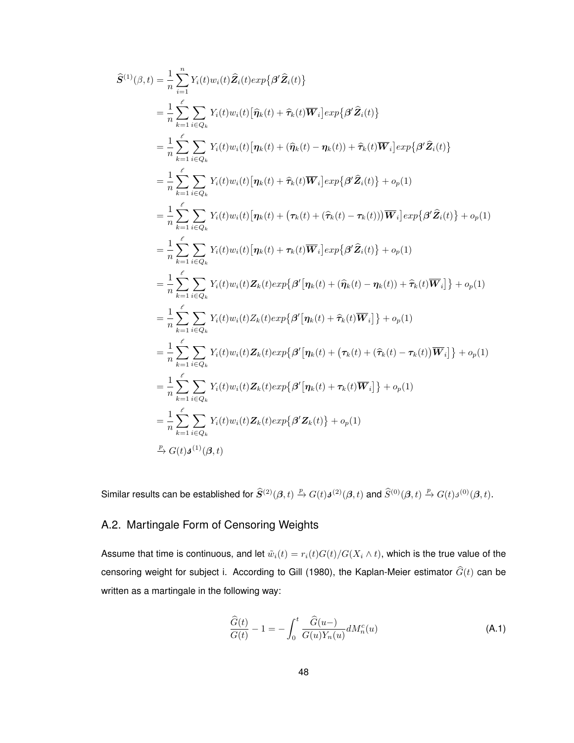$$
\begin{aligned}
\widehat{\boldsymbol{S}}^{(1)}(\beta,t) &= \frac{1}{n}\sum_{i=1}^{n} Y_i(t)w_i(t)\widehat{\boldsymbol{Z}}_i(t)exp\big\{\boldsymbol{\beta}'\widehat{\boldsymbol{Z}}_i(t)\big\} \\
&= \frac{1}{n}\sum_{k=1}^{\ell}\sum_{i\in Q_k} Y_i(t)w_i(t)\big[\widehat{\boldsymbol{\eta}}_k(t) + \widehat{\boldsymbol{\tau}}_k(t)\overline{\boldsymbol{W}}_i\big]exp\big\{\boldsymbol{\beta}'\widehat{\boldsymbol{Z}}_i(t)\big\} \\
&= \frac{1}{n}\sum_{k=1}^{\ell}\sum_{i\in Q_k} Y_i(t)w_i(t)\big[\boldsymbol{\eta}_k(t) + (\widehat{\boldsymbol{\eta}}_k(t) - \boldsymbol{\eta}_k(t)) + \widehat{\boldsymbol{\tau}}_k(t)\overline{\boldsymbol{W}}_i\big]exp\big\{\boldsymbol{\beta}'\widehat{\boldsymbol{Z}}_i(t)\big\} \\
&= \frac{1}{n}\sum_{k=1}^{\ell}\sum_{i\in Q_k} Y_i(t)w_i(t)\big[\boldsymbol{\eta}_k(t) + \widehat{\boldsymbol{\tau}}_k(t)\overline{\boldsymbol{W}}_i\big]exp\big\{\boldsymbol{\beta}'\widehat{\boldsymbol{Z}}_i(t)\big\} + o_p(1) \\
&= \frac{1}{n}\sum_{k=1}^{\ell}\sum_{i\in Q_k} Y_i(t)w_i(t)\big[\boldsymbol{\eta}_k(t) + \big(\boldsymbol{\tau}_k(t) + (\widehat{\boldsymbol{\tau}}_k(t) - \boldsymbol{\tau}_k(t))\big)\overline{\boldsymbol{W}}_i\big]exp\big\{\boldsymbol{\beta}'\widehat{\boldsymbol{Z}}_i(t)\big\} + o_p(1) \\
&= \frac{1}{n}\sum_{k=1}^{\ell}\sum_{i\in Q_k} Y_i(t)w_i(t)\big[\boldsymbol{\eta}_k(t) + \boldsymbol{\tau}_k(t)\overline{\boldsymbol{W}}_i\big]exp\big\{\boldsymbol{\beta}'\widehat{\boldsymbol{Z}}_i(t)\big\} + o_p(1) \\
&= \frac{1}{n}\sum_{k=1}^{\ell}\sum_{i\in Q_k} Y_i(t)w_i(t)\boldsymbol{Z}_k(t)exp\big\{\boldsymbol{\beta}'\big[\boldsymbol{\eta}_k(t) + (\widehat{\boldsymbol{\eta}}_k(t) - \boldsymbol{\eta}_k(t)) + \widehat{\boldsymbol{\tau}}_k(t)\overline{\boldsymbol{W}}_i\big]\big\} + o_p(1) \\
&= \frac{1}{n}\sum_{k=1}^{\ell}\sum_{i\in Q_k} Y_i(t)w_i(t)Z_k(t)exp\big\{\boldsymbol{\beta}'\big[\boldsymbol{\eta}_k(t) + \widehat{\boldsymbol{\tau}}_k(t)\overline{\boldsymbol{W}}_i\big]\big\} + o_p(1) \\
&= \frac{1}{n}\sum_{k=1}^{\ell}\sum_{i\in Q_k} Y_i(t)w_i(t)\boldsymbol{Z}_k(t)exp\big\{\boldsymbol{\beta}'\big[\boldsymbol{\eta}_k(t) + \big(\boldsymbol{\tau}_k(t) + (\widehat{\boldsymbol{\tau}}_k(t) - \boldsymbol{\tau}_k(t)\big)\overline{\boldsymbol{W}}_i\big]\big\} + o_p(1) \\
&= \frac{1}{n}\sum_{k=1}^{\ell}\sum_{i\in Q_k} Y_i(t)w_i(t)\boldsymbol{Z}_k(t)exp\big\{\boldsymbol{\beta}'\big[\boldsymbol{\eta}_k(t) + \boldsymbol{\tau}_k(t)\overline{\boldsymbol{W}}_i\big]\big\} + o_p(1) \\
&= \frac{1}{n}\sum_{k=1}^{\ell}\sum_{i\in Q_k} Y_i(t)w_i(t)\boldsymbol{Z}_k(t)exp\big\{\boldsymbol{\beta}'\boldsymbol{Z}_k(t)\big\} + o_p(1) \\
&\xrightarrow{p} G(t)\boldsymbol{s}^{(1)}(\boldsymbol{\beta},t)
\end{aligned}
$$

Similar results can be established for $\widehat{\boldsymbol{S}}^{(2)}(\boldsymbol{\beta},t) \xrightarrow{p} G(t)\boldsymbol{s}^{(2)}(\boldsymbol{\beta},t)$ and $\widehat{S}^{(0)}(\boldsymbol{\beta},t) \xrightarrow{p} G(t)s^{(0)}(\boldsymbol{\beta},t)$.

## A.2. Martingale Form of Censoring Weights

Assume that time is continuous, and let $\tilde{w}_i(t) = r_i(t)G(t)/G(X_i \wedge t)$, which is the true value of the censoring weight for subject i. According to Gill (1980), the Kaplan-Meier estimator $\widehat{G}(t)$ can be written as a martingale in the following way:

$$
\frac{\widehat{G}(t)}{G(t)} - 1 = -\int_0^t \frac{\widehat{G}(u-)}{G(u)Y_n(u)}dM_n^c(u) \tag{A.1}
$$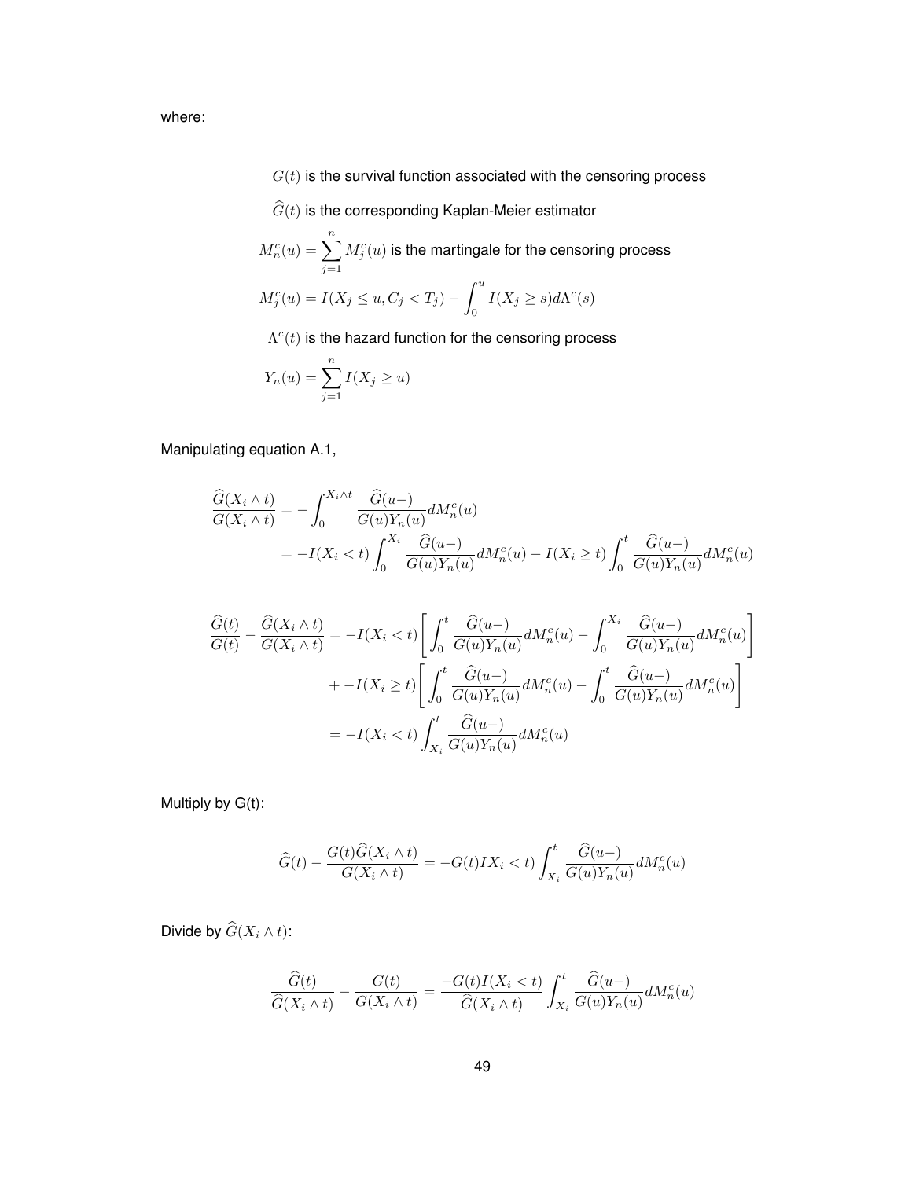where:

$$G(t) \text{ is the survival function associated with the censoring process}$$

$$\widehat{G}(t) \text{ is the corresponding Kaplan-Meier estimator}$$

$$M_n^c(u) = \sum_{j=1}^{n} M_j^c(u) \text{ is the martingale for the censoring process}$$

$$M_j^c(u) = I(X_j \leq u, C_j < T_j) - \int_0^u I(X_j \geq s) d\Lambda^c(s)$$

$$\Lambda^c(t) \text{ is the hazard function for the censoring process}$$

$$Y_n(u) = \sum_{j=1}^{n} I(X_j \geq u)$$

Manipulating equation A.1,

$$\begin{aligned}
\frac{\widehat{G}(X_i \wedge t)}{G(X_i \wedge t)} &= -\int_0^{X_i \wedge t} \frac{\widehat{G}(u-)}{G(u) Y_n(u)} dM_n^c(u) \\
&= -I(X_i < t) \int_0^{X_i} \frac{\widehat{G}(u-)}{G(u) Y_n(u)} dM_n^c(u) - I(X_i \geq t) \int_0^t \frac{\widehat{G}(u-)}{G(u) Y_n(u)} dM_n^c(u)
\end{aligned}$$

$$\begin{aligned}
\frac{\widehat{G}(t)}{G(t)} - \frac{\widehat{G}(X_i \wedge t)}{G(X_i \wedge t)} &= -I(X_i < t) \Bigg[ \int_0^t \frac{\widehat{G}(u-)}{G(u) Y_n(u)} dM_n^c(u) - \int_0^{X_i} \frac{\widehat{G}(u-)}{G(u) Y_n(u)} dM_n^c(u) \Bigg] \\
&\quad + -I(X_i \geq t) \Bigg[ \int_0^t \frac{\widehat{G}(u-)}{G(u) Y_n(u)} dM_n^c(u) - \int_0^t \frac{\widehat{G}(u-)}{G(u) Y_n(u)} dM_n^c(u) \Bigg] \\
&= -I(X_i < t) \int_{X_i}^t \frac{\widehat{G}(u-)}{G(u) Y_n(u)} dM_n^c(u)
\end{aligned}$$

Multiply by G(t):

$$\widehat{G}(t) - \frac{G(t) \widehat{G}(X_i \wedge t)}{G(X_i \wedge t)} = -G(t) I X_i < t) \int_{X_i}^t \frac{\widehat{G}(u-)}{G(u) Y_n(u)} dM_n^c(u)$$

Divide by $\widehat{G}(X_i \wedge t)$:

$$\frac{\widehat{G}(t)}{\widehat{G}(X_i \wedge t)} - \frac{G(t)}{G(X_i \wedge t)} = \frac{-G(t) I(X_i < t)}{\widehat{G}(X_i \wedge t)} \int_{X_i}^t \frac{\widehat{G}(u-)}{G(u) Y_n(u)} dM_n^c(u)$$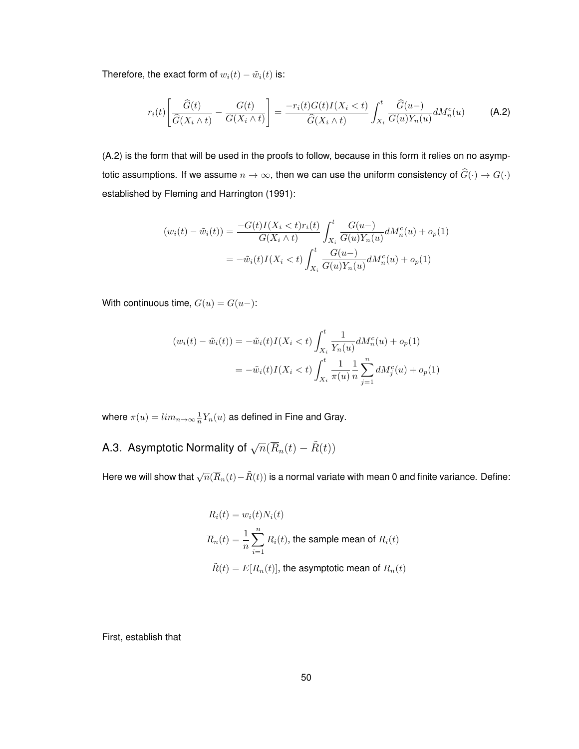Therefore, the exact form of $w_i(t) - \tilde{w}_i(t)$ is:

$$r_i(t)\left[\frac{\widehat{G}(t)}{\widehat{G}(X_i \wedge t)} - \frac{G(t)}{G(X_i \wedge t)}\right] = \frac{-r_i(t)G(t)I(X_i < t)}{\widehat{G}(X_i \wedge t)} \int_{X_i}^{t} \frac{\widehat{G}(u-)}{G(u)Y_n(u)} dM_n^c(u) \tag{A.2}$$

(A.2) is the form that will be used in the proofs to follow, because in this form it relies on no asymptotic assumptions. If we assume $n \to \infty$, then we can use the uniform consistency of $\widehat{G}(\cdot) \to G(\cdot)$ established by Fleming and Harrington (1991):

$$\begin{aligned}
(w_i(t) - \tilde{w}_i(t)) &= \frac{-G(t)I(X_i < t)r_i(t)}{G(X_i \wedge t)} \int_{X_i}^{t} \frac{G(u-)}{G(u)Y_n(u)} dM_n^c(u) + o_p(1) \\
&= -\tilde{w}_i(t)I(X_i < t) \int_{X_i}^{t} \frac{G(u-)}{G(u)Y_n(u)} dM_n^c(u) + o_p(1)
\end{aligned}$$

With continuous time, $G(u) = G(u-)$:

$$\begin{aligned}
(w_i(t) - \tilde{w}_i(t)) &= -\tilde{w}_i(t)I(X_i < t) \int_{X_i}^{t} \frac{1}{Y_n(u)} dM_n^c(u) + o_p(1) \\
&= -\tilde{w}_i(t)I(X_i < t) \int_{X_i}^{t} \frac{1}{\pi(u)} \frac{1}{n} \sum_{j=1}^{n} dM_j^c(u) + o_p(1)
\end{aligned}$$

where $\pi(u) = lim_{n\to\infty} \frac{1}{n} Y_n(u)$ as defined in Fine and Gray.

## A.3. Asymptotic Normality of $\sqrt{n}(\overline{R}_n(t) - \tilde{R}(t))$

Here we will show that $\sqrt{n}(\overline{R}_n(t) - \tilde{R}(t))$ is a normal variate with mean 0 and finite variance. Define:

$$\begin{aligned}
R_i(t) &= w_i(t)N_i(t) \\
\overline{R}_n(t) &= \frac{1}{n}\sum_{i=1}^{n} R_i(t), \text{ the sample mean of } R_i(t) \\
\tilde{R}(t) &= E[\overline{R}_n(t)], \text{ the asymptotic mean of } \overline{R}_n(t)
\end{aligned}$$

First, establish that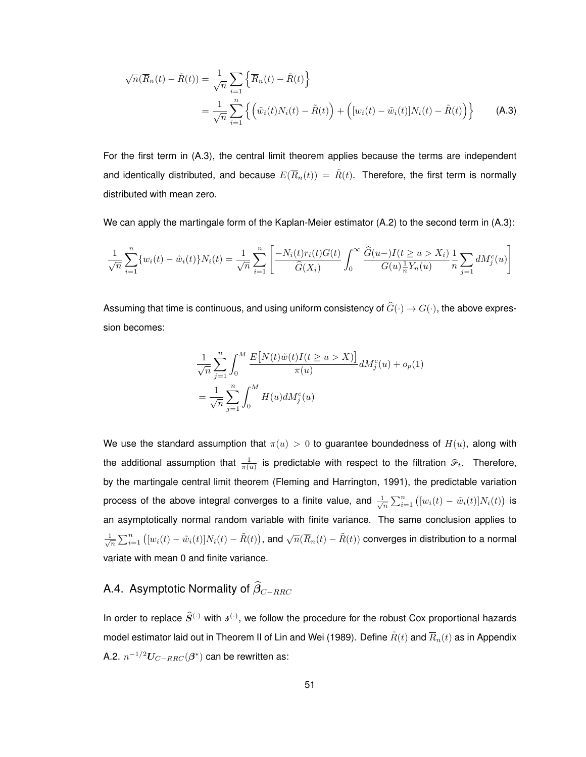$$
\begin{aligned}
\sqrt{n}(\overline{R}_n(t) - \tilde{R}(t)) &= \frac{1}{\sqrt{n}} \sum_{i=1} \left\{ \overline{R}_n(t) - \tilde{R}(t) \right\} \\
&= \frac{1}{\sqrt{n}} \sum_{i=1}^{n} \left\{ \left( \tilde{w}_i(t) N_i(t) - \tilde{R}(t) \right) + \left( [w_i(t) - \tilde{w}_i(t)] N_i(t) - \tilde{R}(t) \right) \right\} \qquad \text{(A.3)}
\end{aligned}
$$

For the first term in (A.3), the central limit theorem applies because the terms are independent and identically distributed, and because $E(\overline{R}_n(t)) = \tilde{R}(t)$. Therefore, the first term is normally distributed with mean zero.

We can apply the martingale form of the Kaplan-Meier estimator (A.2) to the second term in (A.3):

$$
\frac{1}{\sqrt{n}} \sum_{i=1}^{n} \{w_i(t) - \tilde{w}_i(t)\} N_i(t) = \frac{1}{\sqrt{n}} \sum_{i=1}^{n} \left[ \frac{-N_i(t) r_i(t) G(t)}{\widehat{G}(X_i)} \int_0^{\infty} \frac{\widehat{G}(u-) I(t \geq u > X_i)}{G(u) \frac{1}{n} Y_n(u)} \frac{1}{n} \sum_{j=1} dM_j^c(u) \right]
$$

Assuming that time is continuous, and using uniform consistency of $\widehat{G}(\cdot) \to G(\cdot)$, the above expression becomes:

$$
\begin{aligned}
&\frac{1}{\sqrt{n}} \sum_{j=1}^{n} \int_0^M \frac{E\left[N(t) \tilde{w}(t) I(t \geq u > X)\right]}{\pi(u)} dM_j^c(u) + o_p(1) \\
&= \frac{1}{\sqrt{n}} \sum_{j=1}^{n} \int_0^M H(u) dM_j^c(u)
\end{aligned}
$$

We use the standard assumption that $\pi(u) > 0$ to guarantee boundedness of $H(u)$, along with the additional assumption that $\frac{1}{\pi(u)}$ is predictable with respect to the filtration $\mathscr{F}_t$. Therefore, by the martingale central limit theorem (Fleming and Harrington, 1991), the predictable variation process of the above integral converges to a finite value, and $\frac{1}{\sqrt{n}} \sum_{i=1}^{n} \left( [w_i(t) - \tilde{w}_i(t)] N_i(t) \right)$ is an asymptotically normal random variable with finite variance. The same conclusion applies to $\frac{1}{\sqrt{n}} \sum_{i=1}^{n} \left( [w_i(t) - \tilde{w}_i(t)] N_i(t) - \tilde{R}(t) \right)$, and $\sqrt{n}(\overline{R}_n(t) - \tilde{R}(t))$ converges in distribution to a normal variate with mean 0 and finite variance.

## A.4. Asymptotic Normality of $\widehat{\boldsymbol{\beta}}_{C-RRC}$

In order to replace $\widehat{\boldsymbol{S}}^{(\cdot)}$ with $\boldsymbol{s}^{(\cdot)}$, we follow the procedure for the robust Cox proportional hazards model estimator laid out in Theorem II of Lin and Wei (1989). Define $\tilde{R}(t)$ and $\overline{R}_n(t)$ as in Appendix A.2. $n^{-1/2} \boldsymbol{U}_{C-RRC}(\boldsymbol{\beta}^*)$ can be rewritten as: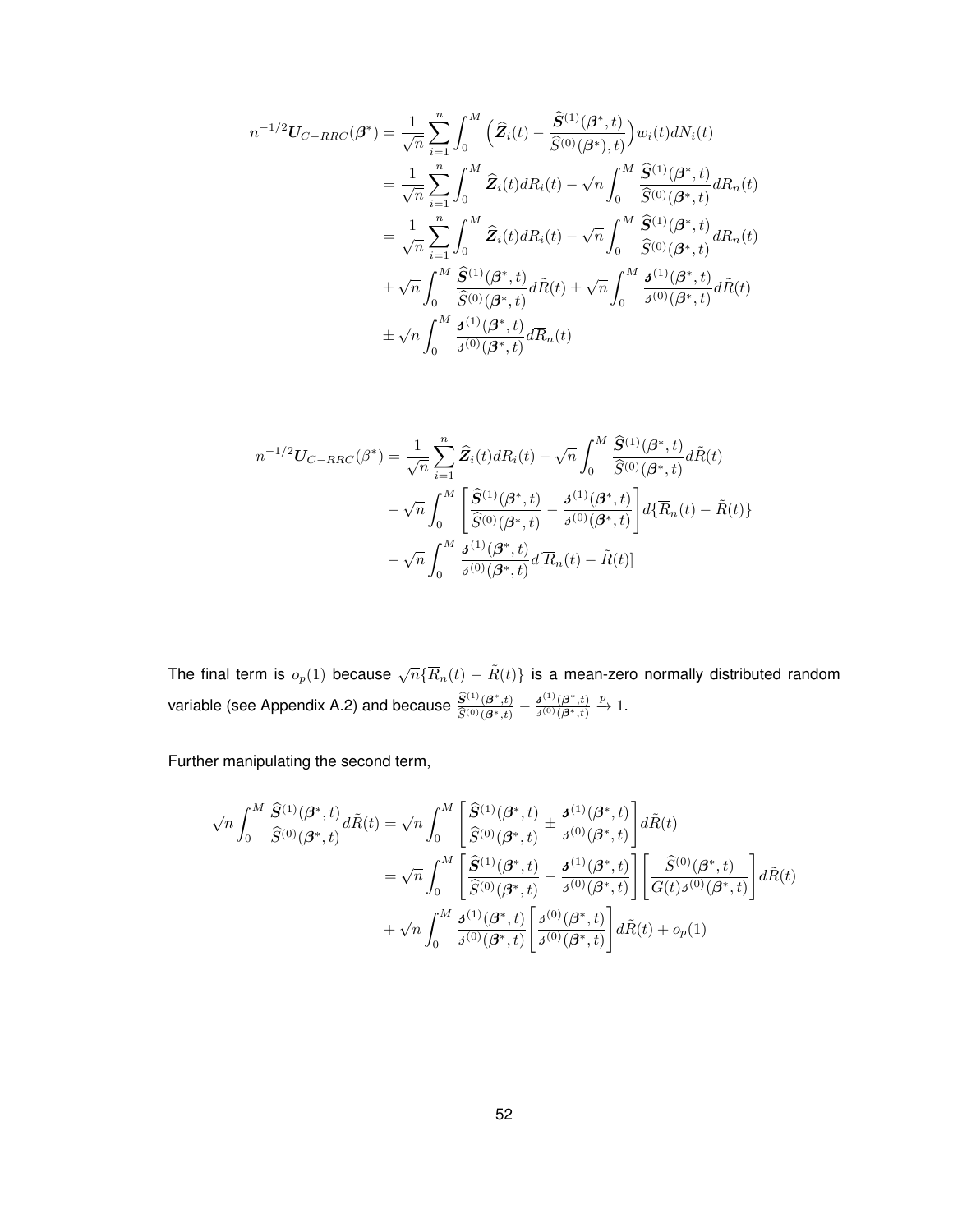$$
\begin{aligned}
n^{-1/2}\boldsymbol{U}_{C-RRC}(\boldsymbol{\beta}^*) &= \frac{1}{\sqrt{n}}\sum_{i=1}^{n}\int_0^M \Big(\widehat{\boldsymbol{Z}}_i(t) - \frac{\widehat{\boldsymbol{S}}^{(1)}(\boldsymbol{\beta}^*,t)}{\widehat{S}^{(0)}(\boldsymbol{\beta}^*),t)}\Big) w_i(t)dN_i(t) \\
&= \frac{1}{\sqrt{n}}\sum_{i=1}^{n}\int_0^M \widehat{\boldsymbol{Z}}_i(t)dR_i(t) - \sqrt{n}\int_0^M \frac{\widehat{\boldsymbol{S}}^{(1)}(\boldsymbol{\beta}^*,t)}{\widehat{S}^{(0)}(\boldsymbol{\beta}^*,t)}d\overline{R}_n(t) \\
&= \frac{1}{\sqrt{n}}\sum_{i=1}^{n}\int_0^M \widehat{\boldsymbol{Z}}_i(t)dR_i(t) - \sqrt{n}\int_0^M \frac{\widehat{\boldsymbol{S}}^{(1)}(\boldsymbol{\beta}^*,t)}{\widehat{S}^{(0)}(\boldsymbol{\beta}^*,t)}d\overline{R}_n(t) \\
&\pm \sqrt{n}\int_0^M \frac{\widehat{\boldsymbol{S}}^{(1)}(\boldsymbol{\beta}^*,t)}{\widehat{S}^{(0)}(\boldsymbol{\beta}^*,t)}d\tilde{R}(t) \pm \sqrt{n}\int_0^M \frac{\boldsymbol{s}^{(1)}(\boldsymbol{\beta}^*,t)}{s^{(0)}(\boldsymbol{\beta}^*,t)}d\tilde{R}(t) \\
&\pm \sqrt{n}\int_0^M \frac{\boldsymbol{s}^{(1)}(\boldsymbol{\beta}^*,t)}{s^{(0)}(\boldsymbol{\beta}^*,t)}d\overline{R}_n(t)
\end{aligned}
$$

$$
\begin{aligned}
n^{-1/2}\boldsymbol{U}_{C-RRC}(\beta^*) &= \frac{1}{\sqrt{n}}\sum_{i=1}^{n} \widehat{\boldsymbol{Z}}_i(t)dR_i(t) - \sqrt{n}\int_0^M \frac{\widehat{\boldsymbol{S}}^{(1)}(\boldsymbol{\beta}^*,t)}{\widehat{S}^{(0)}(\boldsymbol{\beta}^*,t)}d\tilde{R}(t) \\
&- \sqrt{n}\int_0^M \left[\frac{\widehat{\boldsymbol{S}}^{(1)}(\boldsymbol{\beta}^*,t)}{\widehat{S}^{(0)}(\boldsymbol{\beta}^*,t)} - \frac{\boldsymbol{s}^{(1)}(\boldsymbol{\beta}^*,t)}{s^{(0)}(\boldsymbol{\beta}^*,t)}\right] d\{\overline{R}_n(t) - \tilde{R}(t)\} \\
&- \sqrt{n}\int_0^M \frac{\boldsymbol{s}^{(1)}(\boldsymbol{\beta}^*,t)}{s^{(0)}(\boldsymbol{\beta}^*,t)}d[\overline{R}_n(t) - \tilde{R}(t)]
\end{aligned}
$$

The final term is $o_p(1)$ because $\sqrt{n}\{\overline{R}_n(t) - \tilde{R}(t)\}$ is a mean-zero normally distributed random variable (see Appendix A.2) and because $\frac{\widehat{S}^{(1)}(\boldsymbol{\beta}^*,t)}{\widehat{S}^{(0)}(\boldsymbol{\beta}^*,t)} - \frac{s^{(1)}(\boldsymbol{\beta}^*,t)}{s^{(0)}(\boldsymbol{\beta}^*,t)} \xrightarrow{p} 1$.

Further manipulating the second term,

$$
\begin{aligned}
\sqrt{n}\int_0^M \frac{\widehat{\boldsymbol{S}}^{(1)}(\boldsymbol{\beta}^*,t)}{\widehat{S}^{(0)}(\boldsymbol{\beta}^*,t)}d\tilde{R}(t) &= \sqrt{n}\int_0^M \left[\frac{\widehat{\boldsymbol{S}}^{(1)}(\boldsymbol{\beta}^*,t)}{\widehat{S}^{(0)}(\boldsymbol{\beta}^*,t)} \pm \frac{\boldsymbol{s}^{(1)}(\boldsymbol{\beta}^*,t)}{s^{(0)}(\boldsymbol{\beta}^*,t)}\right] d\tilde{R}(t) \\
&= \sqrt{n}\int_0^M \left[\frac{\widehat{\boldsymbol{S}}^{(1)}(\boldsymbol{\beta}^*,t)}{\widehat{S}^{(0)}(\boldsymbol{\beta}^*,t)} - \frac{\boldsymbol{s}^{(1)}(\boldsymbol{\beta}^*,t)}{s^{(0)}(\boldsymbol{\beta}^*,t)}\right]\left[\frac{\widehat{S}^{(0)}(\boldsymbol{\beta}^*,t)}{G(t)s^{(0)}(\boldsymbol{\beta}^*,t)}\right] d\tilde{R}(t) \\
&+ \sqrt{n}\int_0^M \frac{\boldsymbol{s}^{(1)}(\boldsymbol{\beta}^*,t)}{s^{(0)}(\boldsymbol{\beta}^*,t)}\left[\frac{s^{(0)}(\boldsymbol{\beta}^*,t)}{s^{(0)}(\boldsymbol{\beta}^*,t)}\right] d\tilde{R}(t) + o_p(1)
\end{aligned}
$$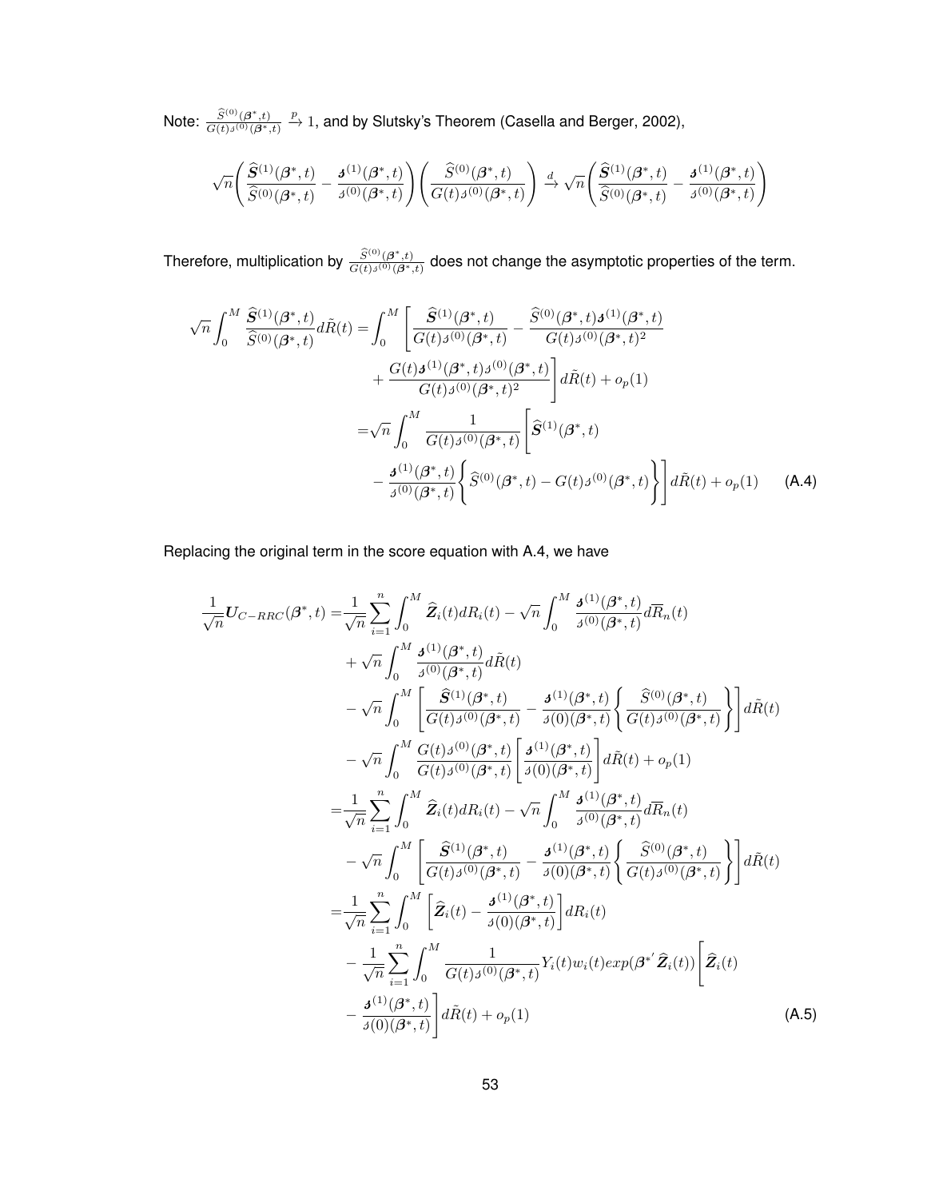Note: $\frac{\widehat{S}^{(0)}(\boldsymbol{\beta}^*,t)}{G(t)s^{(0)}(\boldsymbol{\beta}^*,t)} \xrightarrow{p} 1$, and by Slutsky's Theorem (Casella and Berger, 2002),

$$\sqrt{n}\left(\frac{\widehat{\boldsymbol{S}}^{(1)}(\boldsymbol{\beta}^*,t)}{\widehat{S}^{(0)}(\boldsymbol{\beta}^*,t)} - \frac{\boldsymbol{s}^{(1)}(\boldsymbol{\beta}^*,t)}{s^{(0)}(\boldsymbol{\beta}^*,t)}\right)\left(\frac{\widehat{S}^{(0)}(\boldsymbol{\beta}^*,t)}{G(t)s^{(0)}(\boldsymbol{\beta}^*,t)}\right) \xrightarrow{d} \sqrt{n}\left(\frac{\widehat{\boldsymbol{S}}^{(1)}(\boldsymbol{\beta}^*,t)}{\widehat{S}^{(0)}(\boldsymbol{\beta}^*,t)} - \frac{\boldsymbol{s}^{(1)}(\boldsymbol{\beta}^*,t)}{s^{(0)}(\boldsymbol{\beta}^*,t)}\right)$$

Therefore, multiplication by $\frac{\widehat{S}^{(0)}(\boldsymbol{\beta}^*,t)}{G(t)s^{(0)}(\boldsymbol{\beta}^*,t)}$ does not change the asymptotic properties of the term.

$$\begin{aligned}
\sqrt{n}\int_0^M \frac{\widehat{\boldsymbol{S}}^{(1)}(\boldsymbol{\beta}^*,t)}{\widehat{S}^{(0)}(\boldsymbol{\beta}^*,t)} d\tilde{R}(t) =& \int_0^M \Bigg[\frac{\widehat{\boldsymbol{S}}^{(1)}(\boldsymbol{\beta}^*,t)}{G(t)s^{(0)}(\boldsymbol{\beta}^*,t)} - \frac{\widehat{S}^{(0)}(\boldsymbol{\beta}^*,t)\boldsymbol{s}^{(1)}(\boldsymbol{\beta}^*,t)}{G(t)s^{(0)}(\boldsymbol{\beta}^*,t)^2} \\
&+ \frac{G(t)\boldsymbol{s}^{(1)}(\boldsymbol{\beta}^*,t)s^{(0)}(\boldsymbol{\beta}^*,t)}{G(t)s^{(0)}(\boldsymbol{\beta}^*,t)^2}\Bigg] d\tilde{R}(t) + o_p(1) \\
=& \sqrt{n}\int_0^M \frac{1}{G(t)s^{(0)}(\boldsymbol{\beta}^*,t)}\Bigg[\widehat{\boldsymbol{S}}^{(1)}(\boldsymbol{\beta}^*,t) \\
&- \frac{\boldsymbol{s}^{(1)}(\boldsymbol{\beta}^*,t)}{s^{(0)}(\boldsymbol{\beta}^*,t)}\bigg\{\widehat{S}^{(0)}(\boldsymbol{\beta}^*,t) - G(t)s^{(0)}(\boldsymbol{\beta}^*,t)\bigg\}\Bigg] d\tilde{R}(t) + o_p(1) \qquad \textbf{(A.4)}
\end{aligned}$$

Replacing the original term in the score equation with A.4, we have

$$\begin{aligned}
\frac{1}{\sqrt{n}}\boldsymbol{U}_{C-RRC}(\boldsymbol{\beta}^*,t) =& \frac{1}{\sqrt{n}}\sum_{i=1}^n \int_0^M \widehat{\boldsymbol{Z}}_i(t) dR_i(t) - \sqrt{n}\int_0^M \frac{\boldsymbol{s}^{(1)}(\boldsymbol{\beta}^*,t)}{s^{(0)}(\boldsymbol{\beta}^*,t)} d\overline{R}_n(t) \\
&+ \sqrt{n}\int_0^M \frac{\boldsymbol{s}^{(1)}(\boldsymbol{\beta}^*,t)}{s^{(0)}(\boldsymbol{\beta}^*,t)} d\tilde{R}(t) \\
&- \sqrt{n}\int_0^M \left[\frac{\widehat{\boldsymbol{S}}^{(1)}(\boldsymbol{\beta}^*,t)}{G(t)s^{(0)}(\boldsymbol{\beta}^*,t)} - \frac{\boldsymbol{s}^{(1)}(\boldsymbol{\beta}^*,t)}{s(0)(\boldsymbol{\beta}^*,t)}\left\{\frac{\widehat{S}^{(0)}(\boldsymbol{\beta}^*,t)}{G(t)s^{(0)}(\boldsymbol{\beta}^*,t)}\right\}\right] d\tilde{R}(t) \\
&- \sqrt{n}\int_0^M \frac{G(t)s^{(0)}(\boldsymbol{\beta}^*,t)}{G(t)s^{(0)}(\boldsymbol{\beta}^*,t)}\left[\frac{\boldsymbol{s}^{(1)}(\boldsymbol{\beta}^*,t)}{s(0)(\boldsymbol{\beta}^*,t)}\right] d\tilde{R}(t) + o_p(1) \\
=& \frac{1}{\sqrt{n}}\sum_{i=1}^n \int_0^M \widehat{\boldsymbol{Z}}_i(t) dR_i(t) - \sqrt{n}\int_0^M \frac{\boldsymbol{s}^{(1)}(\boldsymbol{\beta}^*,t)}{s^{(0)}(\boldsymbol{\beta}^*,t)} d\overline{R}_n(t) \\
&- \sqrt{n}\int_0^M \left[\frac{\widehat{\boldsymbol{S}}^{(1)}(\boldsymbol{\beta}^*,t)}{G(t)s^{(0)}(\boldsymbol{\beta}^*,t)} - \frac{\boldsymbol{s}^{(1)}(\boldsymbol{\beta}^*,t)}{s(0)(\boldsymbol{\beta}^*,t)}\left\{\frac{\widehat{S}^{(0)}(\boldsymbol{\beta}^*,t)}{G(t)s^{(0)}(\boldsymbol{\beta}^*,t)}\right\}\right] d\tilde{R}(t) \\
=& \frac{1}{\sqrt{n}}\sum_{i=1}^n \int_0^M \left[\widehat{\boldsymbol{Z}}_i(t) - \frac{\boldsymbol{s}^{(1)}(\boldsymbol{\beta}^*,t)}{s(0)(\boldsymbol{\beta}^*,t)}\right] dR_i(t) \\
&- \frac{1}{\sqrt{n}}\sum_{i=1}^n \int_0^M \frac{1}{G(t)s^{(0)}(\boldsymbol{\beta}^*,t)} Y_i(t) w_i(t) exp(\boldsymbol{\beta}^{*'}\widehat{\boldsymbol{Z}}_i(t))\Bigg[\widehat{\boldsymbol{Z}}_i(t) \\
&- \frac{\boldsymbol{s}^{(1)}(\boldsymbol{\beta}^*,t)}{s(0)(\boldsymbol{\beta}^*,t)}\Bigg] d\tilde{R}(t) + o_p(1) \qquad \textbf{(A.5)}
\end{aligned}$$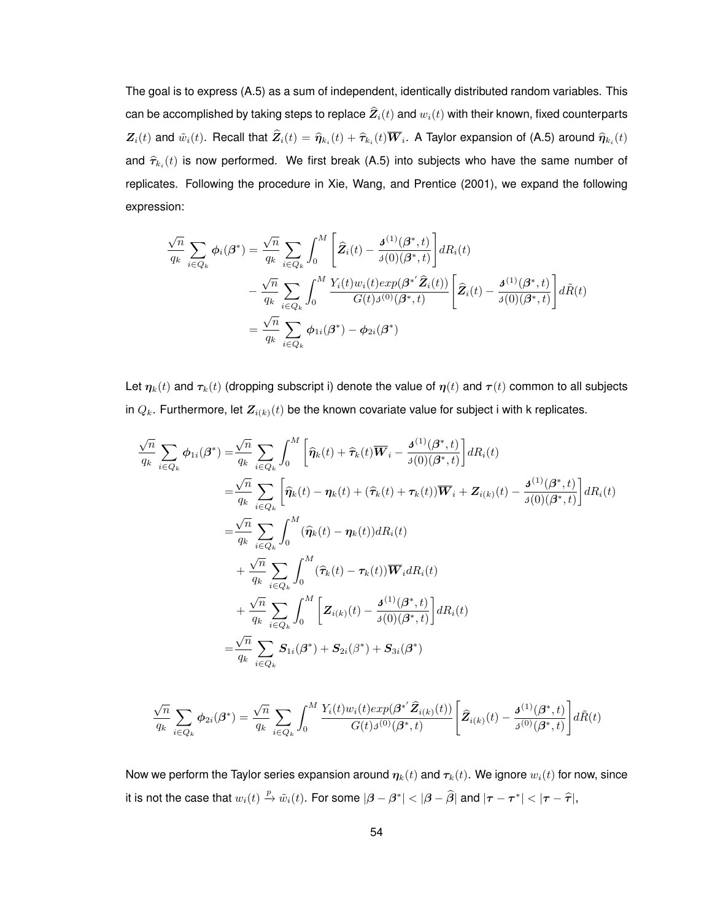The goal is to express (A.5) as a sum of independent, identically distributed random variables. This can be accomplished by taking steps to replace $\widehat{\boldsymbol{Z}}_i(t)$ and $w_i(t)$ with their known, fixed counterparts $\boldsymbol{Z}_i(t)$ and $\tilde{w}_i(t)$. Recall that $\widehat{\boldsymbol{Z}}_i(t) = \widehat{\boldsymbol{\eta}}_{k_i}(t) + \widehat{\boldsymbol{\tau}}_{k_i}(t)\overline{\boldsymbol{W}}_i$. A Taylor expansion of (A.5) around $\widehat{\boldsymbol{\eta}}_{k_i}(t)$ and $\widehat{\boldsymbol{\tau}}_{k_i}(t)$ is now performed. We first break (A.5) into subjects who have the same number of replicates. Following the procedure in Xie, Wang, and Prentice (2001), we expand the following expression:

$$
\begin{aligned}
\frac{\sqrt{n}}{q_k}\sum_{i\in Q_k}\boldsymbol{\phi}_i(\boldsymbol{\beta}^*) &= \frac{\sqrt{n}}{q_k}\sum_{i\in Q_k}\int_0^M \left[\widehat{\boldsymbol{Z}}_i(t) - \frac{\boldsymbol{s}^{(1)}(\boldsymbol{\beta}^*,t)}{s(0)(\boldsymbol{\beta}^*,t)}\right] dR_i(t) \\
&\quad - \frac{\sqrt{n}}{q_k}\sum_{i\in Q_k}\int_0^M \frac{Y_i(t)w_i(t)exp(\boldsymbol{\beta}^{*'}\widehat{\boldsymbol{Z}}_i(t))}{G(t)s^{(0)}(\boldsymbol{\beta}^*,t)}\left[\widehat{\boldsymbol{Z}}_i(t) - \frac{\boldsymbol{s}^{(1)}(\boldsymbol{\beta}^*,t)}{s(0)(\boldsymbol{\beta}^*,t)}\right] d\tilde{R}(t) \\
&= \frac{\sqrt{n}}{q_k}\sum_{i\in Q_k}\boldsymbol{\phi}_{1i}(\boldsymbol{\beta}^*) - \boldsymbol{\phi}_{2i}(\boldsymbol{\beta}^*)
\end{aligned}
$$

Let $\boldsymbol{\eta}_k(t)$ and $\boldsymbol{\tau}_k(t)$ (dropping subscript i) denote the value of $\boldsymbol{\eta}(t)$ and $\boldsymbol{\tau}(t)$ common to all subjects in $Q_k$. Furthermore, let $\boldsymbol{Z}_{i(k)}(t)$ be the known covariate value for subject i with k replicates.

$$
\begin{aligned}
\frac{\sqrt{n}}{q_k}\sum_{i\in Q_k}\boldsymbol{\phi}_{1i}(\boldsymbol{\beta}^*) =& \frac{\sqrt{n}}{q_k}\sum_{i\in Q_k}\int_0^M \left[\widehat{\boldsymbol{\eta}}_k(t) + \widehat{\boldsymbol{\tau}}_k(t)\overline{\boldsymbol{W}}_i - \frac{\boldsymbol{s}^{(1)}(\boldsymbol{\beta}^*,t)}{s(0)(\boldsymbol{\beta}^*,t)}\right] dR_i(t) \\
=& \frac{\sqrt{n}}{q_k}\sum_{i\in Q_k}\left[\widehat{\boldsymbol{\eta}}_k(t) - \boldsymbol{\eta}_k(t) + (\widehat{\boldsymbol{\tau}}_k(t) + \boldsymbol{\tau}_k(t))\overline{\boldsymbol{W}}_i + \boldsymbol{Z}_{i(k)}(t) - \frac{\boldsymbol{s}^{(1)}(\boldsymbol{\beta}^*,t)}{s(0)(\boldsymbol{\beta}^*,t)}\right] dR_i(t) \\
=& \frac{\sqrt{n}}{q_k}\sum_{i\in Q_k}\int_0^M (\widehat{\boldsymbol{\eta}}_k(t) - \boldsymbol{\eta}_k(t)) dR_i(t) \\
&+ \frac{\sqrt{n}}{q_k}\sum_{i\in Q_k}\int_0^M (\widehat{\boldsymbol{\tau}}_k(t) - \boldsymbol{\tau}_k(t))\overline{\boldsymbol{W}}_i dR_i(t) \\
&+ \frac{\sqrt{n}}{q_k}\sum_{i\in Q_k}\int_0^M \left[\boldsymbol{Z}_{i(k)}(t) - \frac{\boldsymbol{s}^{(1)}(\boldsymbol{\beta}^*,t)}{s(0)(\boldsymbol{\beta}^*,t)}\right] dR_i(t) \\
=& \frac{\sqrt{n}}{q_k}\sum_{i\in Q_k}\boldsymbol{S}_{1i}(\boldsymbol{\beta}^*) + \boldsymbol{S}_{2i}(\beta^*) + \boldsymbol{S}_{3i}(\boldsymbol{\beta}^*)
\end{aligned}
$$

$$
\frac{\sqrt{n}}{q_k}\sum_{i\in Q_k}\boldsymbol{\phi}_{2i}(\boldsymbol{\beta}^*) = \frac{\sqrt{n}}{q_k}\sum_{i\in Q_k}\int_0^M \frac{Y_i(t)w_i(t)exp(\boldsymbol{\beta}^{*'}\widehat{\boldsymbol{Z}}_{i(k)}(t))}{G(t)s^{(0)}(\boldsymbol{\beta}^*,t)}\left[\widehat{\boldsymbol{Z}}_{i(k)}(t) - \frac{\boldsymbol{s}^{(1)}(\boldsymbol{\beta}^*,t)}{s^{(0)}(\boldsymbol{\beta}^*,t)}\right] d\tilde{R}(t),
$$

Now we perform the Taylor series expansion around $\boldsymbol{\eta}_k(t)$ and $\boldsymbol{\tau}_k(t)$. We ignore $w_i(t)$ for now, since it is not the case that $w_i(t) \xrightarrow{p} \tilde{w}_i(t)$. For some $|\boldsymbol{\beta} - \boldsymbol{\beta}^*| < |\boldsymbol{\beta} - \widehat{\boldsymbol{\beta}}|$ and $|\boldsymbol{\tau} - \boldsymbol{\tau}^*| < |\boldsymbol{\tau} - \widehat{\boldsymbol{\tau}}|$,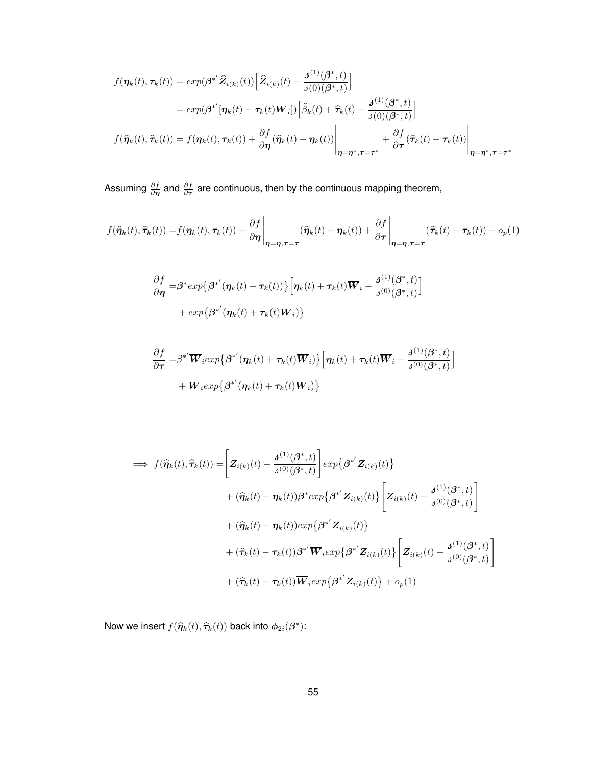$$
\begin{aligned}
f(\boldsymbol{\eta}_k(t), \boldsymbol{\tau}_k(t)) &= exp(\boldsymbol{\beta}^{*'}\widehat{\boldsymbol{Z}}_{i(k)}(t))\Big[\widehat{\boldsymbol{Z}}_{i(k)}(t) - \frac{\boldsymbol{s}^{(1)}(\boldsymbol{\beta}^*, t)}{s(0)(\boldsymbol{\beta}^*, t)}\Big] \\
&= exp(\boldsymbol{\beta}^{*'}[\boldsymbol{\eta}_k(t) + \boldsymbol{\tau}_k(t)\overline{\boldsymbol{W}}_i])\Big[\widehat{\beta}_k(t) + \widehat{\boldsymbol{\tau}}_k(t) - \frac{\boldsymbol{s}^{(1)}(\boldsymbol{\beta}^*, t)}{s(0)(\boldsymbol{\beta}^*, t)}\Big] \\
f(\widehat{\boldsymbol{\eta}}_k(t), \widehat{\boldsymbol{\tau}}_k(t)) &= f(\boldsymbol{\eta}_k(t), \boldsymbol{\tau}_k(t)) + \frac{\partial f}{\partial \boldsymbol{\eta}}(\widehat{\boldsymbol{\eta}}_k(t) - \boldsymbol{\eta}_k(t))\Bigg|_{\boldsymbol{\eta}=\boldsymbol{\eta}^*, \boldsymbol{\tau}=\boldsymbol{\tau}^*} + \frac{\partial f}{\partial \boldsymbol{\tau}}(\widehat{\boldsymbol{\tau}}_k(t) - \boldsymbol{\tau}_k(t))\Bigg|_{\boldsymbol{\eta}=\boldsymbol{\eta}^*, \boldsymbol{\tau}=\boldsymbol{\tau}^*}
\end{aligned}
$$

Assuming $\frac{\partial f}{\partial \boldsymbol{\eta}}$ and $\frac{\partial f}{\partial \boldsymbol{\tau}}$ are continuous, then by the continuous mapping theorem,

$$
f(\widehat{\boldsymbol{\eta}}_k(t), \widehat{\boldsymbol{\tau}}_k(t)) = f(\boldsymbol{\eta}_k(t), \boldsymbol{\tau}_k(t)) + \frac{\partial f}{\partial \boldsymbol{\eta}}\Bigg|_{\boldsymbol{\eta}=\boldsymbol{\eta}, \boldsymbol{\tau}=\boldsymbol{\tau}}(\widehat{\boldsymbol{\eta}}_k(t) - \boldsymbol{\eta}_k(t)) + \frac{\partial f}{\partial \boldsymbol{\tau}}\Bigg|_{\boldsymbol{\eta}=\boldsymbol{\eta}, \boldsymbol{\tau}=\boldsymbol{\tau}}(\widehat{\boldsymbol{\tau}}_k(t) - \boldsymbol{\tau}_k(t)) + o_p(1)
$$

$$
\begin{aligned}
\frac{\partial f}{\partial \boldsymbol{\eta}} =& \boldsymbol{\beta}^* exp\big\{\boldsymbol{\beta}^{*'}(\boldsymbol{\eta}_k(t) + \boldsymbol{\tau}_k(t))\big\}\Big[\boldsymbol{\eta}_k(t) + \boldsymbol{\tau}_k(t)\overline{\boldsymbol{W}}_i - \frac{\boldsymbol{s}^{(1)}(\boldsymbol{\beta}^*, t)}{s^{(0)}(\boldsymbol{\beta}^*, t)}\Big] \\
&+ exp\big\{\boldsymbol{\beta}^{*'}(\boldsymbol{\eta}_k(t) + \boldsymbol{\tau}_k(t)\overline{\boldsymbol{W}}_i)\big\}
\end{aligned}
$$

$$
\begin{aligned}
\frac{\partial f}{\partial \boldsymbol{\tau}} =& \beta^{*'}\overline{\boldsymbol{W}}_i exp\big\{\boldsymbol{\beta}^{*'}(\boldsymbol{\eta}_k(t) + \boldsymbol{\tau}_k(t)\overline{\boldsymbol{W}}_i)\big\}\Big[\boldsymbol{\eta}_k(t) + \boldsymbol{\tau}_k(t)\overline{\boldsymbol{W}}_i - \frac{\boldsymbol{s}^{(1)}(\boldsymbol{\beta}^*, t)}{s^{(0)}(\boldsymbol{\beta}^*, t)}\Big] \\
&+ \overline{\boldsymbol{W}}_i exp\big\{\boldsymbol{\beta}^{*'}(\boldsymbol{\eta}_k(t) + \boldsymbol{\tau}_k(t)\overline{\boldsymbol{W}}_i)\big\}
\end{aligned}
$$

$$
\begin{aligned}
\implies f(\widehat{\boldsymbol{\eta}}_k(t), \widehat{\boldsymbol{\tau}}_k(t)) =& \left[\boldsymbol{Z}_{i(k)}(t) - \frac{\boldsymbol{s}^{(1)}(\boldsymbol{\beta}^*, t)}{s^{(0)}(\boldsymbol{\beta}^*, t)}\right] exp\big\{\boldsymbol{\beta}^{*'}\boldsymbol{Z}_{i(k)}(t)\big\} \\
&+ (\widehat{\boldsymbol{\eta}}_k(t) - \boldsymbol{\eta}_k(t))\boldsymbol{\beta}^* exp\big\{\boldsymbol{\beta}^{*'}\boldsymbol{Z}_{i(k)}(t)\big\}\left[\boldsymbol{Z}_{i(k)}(t) - \frac{\boldsymbol{s}^{(1)}(\boldsymbol{\beta}^*, t)}{s^{(0)}(\boldsymbol{\beta}^*, t)}\right] \\
&+ (\widehat{\boldsymbol{\eta}}_k(t) - \boldsymbol{\eta}_k(t)) exp\big\{\boldsymbol{\beta}^{*'}\boldsymbol{Z}_{i(k)}(t)\big\} \\
&+ (\widehat{\boldsymbol{\tau}}_k(t) - \boldsymbol{\tau}_k(t))\boldsymbol{\beta}^{*'}\overline{\boldsymbol{W}}_i exp\big\{\boldsymbol{\beta}^{*'}\boldsymbol{Z}_{i(k)}(t)\big\}\left[\boldsymbol{Z}_{i(k)}(t) - \frac{\boldsymbol{s}^{(1)}(\boldsymbol{\beta}^*, t)}{s^{(0)}(\boldsymbol{\beta}^*, t)}\right] \\
&+ (\widehat{\boldsymbol{\tau}}_k(t) - \boldsymbol{\tau}_k(t))\overline{\boldsymbol{W}}_i exp\big\{\boldsymbol{\beta}^{*'}\boldsymbol{Z}_{i(k)}(t)\big\} + o_p(1)
\end{aligned}
$$

Now we insert $f(\widehat{\boldsymbol{\eta}}_k(t), \widehat{\boldsymbol{\tau}}_k(t))$ back into $\boldsymbol{\phi}_{2i}(\boldsymbol{\beta}^*)$: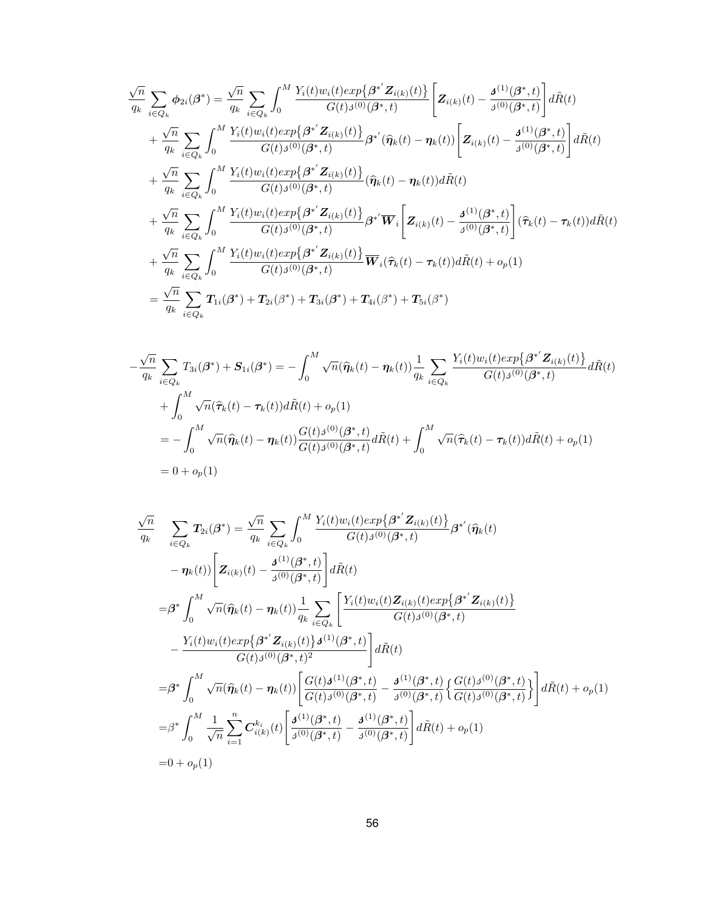$$
\begin{aligned}
\frac{\sqrt{n}}{q_k}\sum_{i\in Q_k}\boldsymbol{\phi}_{2i}(\boldsymbol{\beta}^*) &= \frac{\sqrt{n}}{q_k}\sum_{i\in Q_k}\int_0^M \frac{Y_i(t)w_i(t)exp\{\boldsymbol{\beta}^{*'}\boldsymbol{Z}_{i(k)}(t)\}}{G(t)s^{(0)}(\boldsymbol{\beta}^*,t)}\left[\boldsymbol{Z}_{i(k)}(t) - \frac{\boldsymbol{s}^{(1)}(\boldsymbol{\beta}^*,t)}{s^{(0)}(\boldsymbol{\beta}^*,t)}\right]d\tilde{R}(t)\\
&+ \frac{\sqrt{n}}{q_k}\sum_{i\in Q_k}\int_0^M \frac{Y_i(t)w_i(t)exp\{\boldsymbol{\beta}^{*'}\boldsymbol{Z}_{i(k)}(t)\}}{G(t)s^{(0)}(\boldsymbol{\beta}^*,t)}\boldsymbol{\beta}^{*'}(\widehat{\boldsymbol{\eta}}_k(t)-\boldsymbol{\eta}_k(t))\left[\boldsymbol{Z}_{i(k)}(t) - \frac{\boldsymbol{s}^{(1)}(\boldsymbol{\beta}^*,t)}{s^{(0)}(\boldsymbol{\beta}^*,t)}\right]d\tilde{R}(t)\\
&+ \frac{\sqrt{n}}{q_k}\sum_{i\in Q_k}\int_0^M \frac{Y_i(t)w_i(t)exp\{\boldsymbol{\beta}^{*'}\boldsymbol{Z}_{i(k)}(t)\}}{G(t)s^{(0)}(\boldsymbol{\beta}^*,t)}(\widehat{\boldsymbol{\eta}}_k(t)-\boldsymbol{\eta}_k(t))d\tilde{R}(t)\\
&+ \frac{\sqrt{n}}{q_k}\sum_{i\in Q_k}\int_0^M \frac{Y_i(t)w_i(t)exp\{\boldsymbol{\beta}^{*'}\boldsymbol{Z}_{i(k)}(t)\}}{G(t)s^{(0)}(\boldsymbol{\beta}^*,t)}\boldsymbol{\beta}^{*'}\overline{\boldsymbol{W}}_i\left[\boldsymbol{Z}_{i(k)}(t) - \frac{\boldsymbol{s}^{(1)}(\boldsymbol{\beta}^*,t)}{s^{(0)}(\boldsymbol{\beta}^*,t)}\right](\widehat{\boldsymbol{\tau}}_k(t)-\boldsymbol{\tau}_k(t))d\tilde{R}(t)\\
&+ \frac{\sqrt{n}}{q_k}\sum_{i\in Q_k}\int_0^M \frac{Y_i(t)w_i(t)exp\{\boldsymbol{\beta}^{*'}\boldsymbol{Z}_{i(k)}(t)\}}{G(t)s^{(0)}(\boldsymbol{\beta}^*,t)}\overline{\boldsymbol{W}}_i(\widehat{\boldsymbol{\tau}}_k(t)-\boldsymbol{\tau}_k(t))d\tilde{R}(t) + o_p(1)\\
&= \frac{\sqrt{n}}{q_k}\sum_{i\in Q_k}\boldsymbol{T}_{1i}(\boldsymbol{\beta}^*) + \boldsymbol{T}_{2i}(\beta^*) + \boldsymbol{T}_{3i}(\boldsymbol{\beta}^*) + \boldsymbol{T}_{4i}(\beta^*) + \boldsymbol{T}_{5i}(\beta^*)
\end{aligned}
$$

$$
\begin{aligned}
-\frac{\sqrt{n}}{q_k}\sum_{i\in Q_k}T_{3i}(\boldsymbol{\beta}^*) + \boldsymbol{S}_{1i}(\boldsymbol{\beta}^*) &= -\int_0^M \sqrt{n}(\widehat{\boldsymbol{\eta}}_k(t)-\boldsymbol{\eta}_k(t))\frac{1}{q_k}\sum_{i\in Q_k}\frac{Y_i(t)w_i(t)exp\{\boldsymbol{\beta}^{*'}\boldsymbol{Z}_{i(k)}(t)\}}{G(t)s^{(0)}(\boldsymbol{\beta}^*,t)}d\tilde{R}(t)\\
&+ \int_0^M \sqrt{n}(\widehat{\boldsymbol{\tau}}_k(t)-\boldsymbol{\tau}_k(t))d\tilde{R}(t) + o_p(1)\\
&= -\int_0^M \sqrt{n}(\widehat{\boldsymbol{\eta}}_k(t)-\boldsymbol{\eta}_k(t))\frac{G(t)s^{(0)}(\boldsymbol{\beta}^*,t)}{G(t)s^{(0)}(\boldsymbol{\beta}^*,t)}d\tilde{R}(t) + \int_0^M \sqrt{n}(\widehat{\boldsymbol{\tau}}_k(t)-\boldsymbol{\tau}_k(t))d\tilde{R}(t) + o_p(1)\\
&= 0 + o_p(1)
\end{aligned}
$$

$$
\begin{aligned}
\frac{\sqrt{n}}{q_k}\quad\sum_{i\in Q_k}\boldsymbol{T}_{2i}(\boldsymbol{\beta}^*) &= \frac{\sqrt{n}}{q_k}\sum_{i\in Q_k}\int_0^M \frac{Y_i(t)w_i(t)exp\{\boldsymbol{\beta}^{*'}\boldsymbol{Z}_{i(k)}(t)\}}{G(t)s^{(0)}(\boldsymbol{\beta}^*,t)}\boldsymbol{\beta}^{*'}(\widehat{\boldsymbol{\eta}}_k(t)\\
&- \boldsymbol{\eta}_k(t))\left[\boldsymbol{Z}_{i(k)}(t) - \frac{\boldsymbol{s}^{(1)}(\boldsymbol{\beta}^*,t)}{s^{(0)}(\boldsymbol{\beta}^*,t)}\right]d\tilde{R}(t)\\
=&\boldsymbol{\beta}^*\int_0^M \sqrt{n}(\widehat{\boldsymbol{\eta}}_k(t)-\boldsymbol{\eta}_k(t))\frac{1}{q_k}\sum_{i\in Q_k}\left[\frac{Y_i(t)w_i(t)\boldsymbol{Z}_{i(k)}(t)exp\{\boldsymbol{\beta}^{*'}\boldsymbol{Z}_{i(k)}(t)\}}{G(t)s^{(0)}(\boldsymbol{\beta}^*,t)}\right.\\
&\left. - \frac{Y_i(t)w_i(t)exp\{\boldsymbol{\beta}^{*'}\boldsymbol{Z}_{i(k)}(t)\}\boldsymbol{s}^{(1)}(\boldsymbol{\beta}^*,t)}{G(t)s^{(0)}(\boldsymbol{\beta}^*,t)^2}\right]d\tilde{R}(t)\\
=&\boldsymbol{\beta}^*\int_0^M \sqrt{n}(\widehat{\boldsymbol{\eta}}_k(t)-\boldsymbol{\eta}_k(t))\left[\frac{G(t)\boldsymbol{s}^{(1)}(\boldsymbol{\beta}^*,t)}{G(t)s^{(0)}(\boldsymbol{\beta}^*,t)} - \frac{\boldsymbol{s}^{(1)}(\boldsymbol{\beta}^*,t)}{s^{(0)}(\boldsymbol{\beta}^*,t)}\left\{\frac{G(t)s^{(0)}(\boldsymbol{\beta}^*,t)}{G(t)s^{(0)}(\boldsymbol{\beta}^*,t)}\right\}\right]d\tilde{R}(t) + o_p(1)\\
=&\beta^*\int_0^M \frac{1}{\sqrt{n}}\sum_{i=1}^n \boldsymbol{C}_{i(k)}^{k_i}(t)\left[\frac{\boldsymbol{s}^{(1)}(\boldsymbol{\beta}^*,t)}{s^{(0)}(\boldsymbol{\beta}^*,t)} - \frac{\boldsymbol{s}^{(1)}(\boldsymbol{\beta}^*,t)}{s^{(0)}(\boldsymbol{\beta}^*,t)}\right]d\tilde{R}(t) + o_p(1)\\
=&0 + o_p(1)
\end{aligned}
$$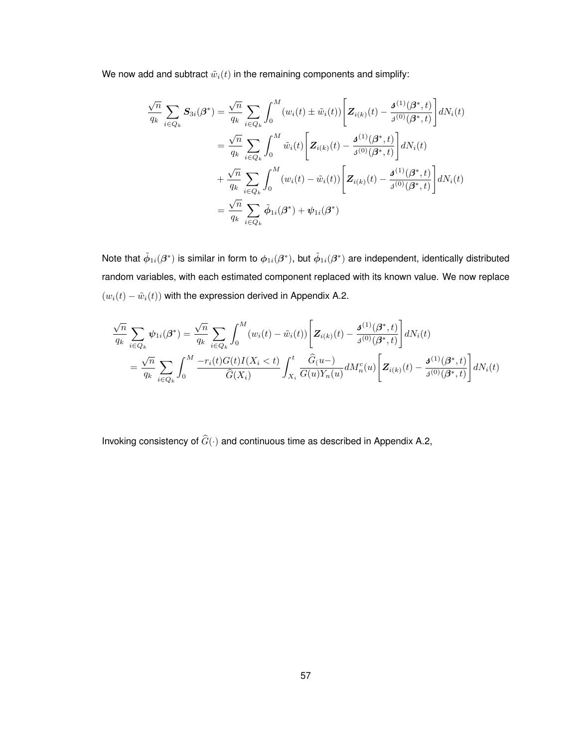We now add and subtract $\tilde{w}_i(t)$ in the remaining components and simplify:

$$
\begin{aligned}
\frac{\sqrt{n}}{q_k} \sum_{i \in Q_k} \boldsymbol{S}_{3i}(\boldsymbol{\beta}^*) &= \frac{\sqrt{n}}{q_k} \sum_{i \in Q_k} \int_0^M (w_i(t) \pm \tilde{w}_i(t)) \left[ \boldsymbol{Z}_{i(k)}(t) - \frac{\boldsymbol{s}^{(1)}(\boldsymbol{\beta}^*, t)}{s^{(0)}(\boldsymbol{\beta}^*, t)} \right] dN_i(t) \\
&= \frac{\sqrt{n}}{q_k} \sum_{i \in Q_k} \int_0^M \tilde{w}_i(t) \left[ \boldsymbol{Z}_{i(k)}(t) - \frac{\boldsymbol{s}^{(1)}(\boldsymbol{\beta}^*, t)}{s^{(0)}(\boldsymbol{\beta}^*, t)} \right] dN_i(t) \\
&+ \frac{\sqrt{n}}{q_k} \sum_{i \in Q_k} \int_0^M (w_i(t) - \tilde{w}_i(t)) \left[ \boldsymbol{Z}_{i(k)}(t) - \frac{\boldsymbol{s}^{(1)}(\boldsymbol{\beta}^*, t)}{s^{(0)}(\boldsymbol{\beta}^*, t)} \right] dN_i(t) \\
&= \frac{\sqrt{n}}{q_k} \sum_{i \in Q_k} \tilde{\boldsymbol{\phi}}_{1i}(\boldsymbol{\beta}^*) + \boldsymbol{\psi}_{1i}(\boldsymbol{\beta}^*)
\end{aligned}
$$

Note that $\tilde{\boldsymbol{\phi}}_{1i}(\boldsymbol{\beta}^*)$ is similar in form to $\boldsymbol{\phi}_{1i}(\boldsymbol{\beta}^*)$, but $\tilde{\boldsymbol{\phi}}_{1i}(\boldsymbol{\beta}^*)$ are independent, identically distributed random variables, with each estimated component replaced with its known value. We now replace $(w_i(t) - \tilde{w}_i(t))$ with the expression derived in Appendix A.2.

$$
\begin{aligned}
&\frac{\sqrt{n}}{q_k} \sum_{i \in Q_k} \boldsymbol{\psi}_{1i}(\boldsymbol{\beta}^*) = \frac{\sqrt{n}}{q_k} \sum_{i \in Q_k} \int_0^M (w_i(t) - \tilde{w}_i(t)) \left[ \boldsymbol{Z}_{i(k)}(t) - \frac{\boldsymbol{s}^{(1)}(\boldsymbol{\beta}^*, t)}{s^{(0)}(\boldsymbol{\beta}^*, t)} \right] dN_i(t) \\
&= \frac{\sqrt{n}}{q_k} \sum_{i \in Q_k} \int_0^M \frac{-r_i(t) G(t) I(X_i < t)}{\widehat{G}(X_i)} \int_{X_i}^t \frac{\widehat{G}_(u-)}{G(u) Y_n(u)} dM_n^c(u) \left[ \boldsymbol{Z}_{i(k)}(t) - \frac{\boldsymbol{s}^{(1)}(\boldsymbol{\beta}^*, t)}{s^{(0)}(\boldsymbol{\beta}^*, t)} \right] dN_i(t)
\end{aligned}
$$

Invoking consistency of $\widehat{G}(\cdot)$ and continuous time as described in Appendix A.2,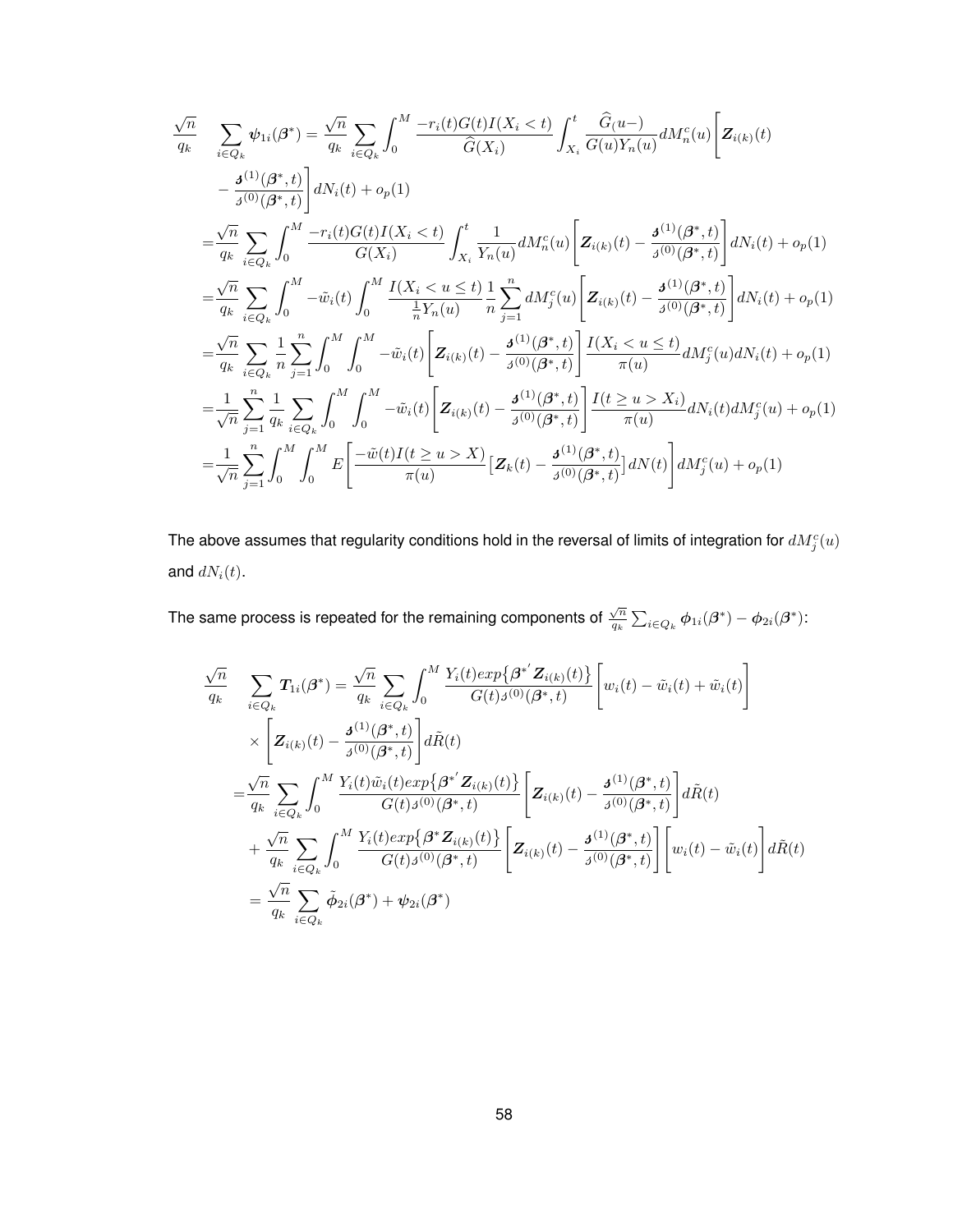$$
\begin{aligned}
\frac{\sqrt{n}}{q_k} \quad & \sum_{i \in Q_k} \boldsymbol{\psi}_{1i}(\boldsymbol{\beta}^*) = \frac{\sqrt{n}}{q_k} \sum_{i \in Q_k} \int_0^M \frac{-r_i(t)G(t)I(X_i < t)}{\widehat{G}(X_i)} \int_{X_i}^t \frac{\widehat{G}(u-)}{G(u)Y_n(u)} dM_n^c(u) \Bigg[ \boldsymbol{Z}_{i(k)}(t) \\
& - \frac{\boldsymbol{s}^{(1)}(\boldsymbol{\beta}^*, t)}{s^{(0)}(\boldsymbol{\beta}^*, t)} \Bigg] dN_i(t) + o_p(1) \\
= & \frac{\sqrt{n}}{q_k} \sum_{i \in Q_k} \int_0^M \frac{-r_i(t)G(t)I(X_i < t)}{G(X_i)} \int_{X_i}^t \frac{1}{Y_n(u)} dM_n^c(u) \Bigg[ \boldsymbol{Z}_{i(k)}(t) - \frac{\boldsymbol{s}^{(1)}(\boldsymbol{\beta}^*, t)}{s^{(0)}(\boldsymbol{\beta}^*, t)} \Bigg] dN_i(t) + o_p(1) \\
= & \frac{\sqrt{n}}{q_k} \sum_{i \in Q_k} \int_0^M -\tilde{w}_i(t) \int_0^M \frac{I(X_i < u \leq t)}{\frac{1}{n}Y_n(u)} \frac{1}{n} \sum_{j=1}^n dM_j^c(u) \Bigg[ \boldsymbol{Z}_{i(k)}(t) - \frac{\boldsymbol{s}^{(1)}(\boldsymbol{\beta}^*, t)}{s^{(0)}(\boldsymbol{\beta}^*, t)} \Bigg] dN_i(t) + o_p(1) \\
= & \frac{\sqrt{n}}{q_k} \sum_{i \in Q_k} \frac{1}{n} \sum_{j=1}^n \int_0^M \int_0^M -\tilde{w}_i(t) \Bigg[ \boldsymbol{Z}_{i(k)}(t) - \frac{\boldsymbol{s}^{(1)}(\boldsymbol{\beta}^*, t)}{s^{(0)}(\boldsymbol{\beta}^*, t)} \Bigg] \frac{I(X_i < u \leq t)}{\pi(u)} dM_j^c(u) dN_i(t) + o_p(1) \\
= & \frac{1}{\sqrt{n}} \sum_{j=1}^n \frac{1}{q_k} \sum_{i \in Q_k} \int_0^M \int_0^M -\tilde{w}_i(t) \Bigg[ \boldsymbol{Z}_{i(k)}(t) - \frac{\boldsymbol{s}^{(1)}(\boldsymbol{\beta}^*, t)}{s^{(0)}(\boldsymbol{\beta}^*, t)} \Bigg] \frac{I(t \geq u > X_i)}{\pi(u)} dN_i(t) dM_j^c(u) + o_p(1) \\
= & \frac{1}{\sqrt{n}} \sum_{j=1}^n \int_0^M \int_0^M E\Bigg[ \frac{-\tilde{w}(t) I(t \geq u > X)}{\pi(u)} \big[ \boldsymbol{Z}_k(t) - \frac{\boldsymbol{s}^{(1)}(\boldsymbol{\beta}^*, t)}{s^{(0)}(\boldsymbol{\beta}^*, t)} \big] dN(t) \Bigg] dM_j^c(u) + o_p(1)
\end{aligned}
$$

The above assumes that regularity conditions hold in the reversal of limits of integration for $dM_j^c(u)$ and $dN_i(t)$.

The same process is repeated for the remaining components of $\frac{\sqrt{n}}{q_k} \sum_{i \in Q_k} \boldsymbol{\phi}_{1i}(\boldsymbol{\beta}^*) - \boldsymbol{\phi}_{2i}(\boldsymbol{\beta}^*)$:

$$
\begin{aligned}
\frac{\sqrt{n}}{q_k} \quad & \sum_{i \in Q_k} \boldsymbol{T}_{1i}(\boldsymbol{\beta}^*) = \frac{\sqrt{n}}{q_k} \sum_{i \in Q_k} \int_0^M \frac{Y_i(t) exp\{\boldsymbol{\beta}^{*'} \boldsymbol{Z}_{i(k)}(t)\}}{G(t) s^{(0)}(\boldsymbol{\beta}^*, t)} \Bigg[ w_i(t) - \tilde{w}_i(t) + \tilde{w}_i(t) \Bigg] \\
& \times \Bigg[ \boldsymbol{Z}_{i(k)}(t) - \frac{\boldsymbol{s}^{(1)}(\boldsymbol{\beta}^*, t)}{s^{(0)}(\boldsymbol{\beta}^*, t)} \Bigg] d\tilde{R}(t) \\
= & \frac{\sqrt{n}}{q_k} \sum_{i \in Q_k} \int_0^M \frac{Y_i(t) \tilde{w}_i(t) exp\{\boldsymbol{\beta}^{*'} \boldsymbol{Z}_{i(k)}(t)\}}{G(t) s^{(0)}(\boldsymbol{\beta}^*, t)} \Bigg[ \boldsymbol{Z}_{i(k)}(t) - \frac{\boldsymbol{s}^{(1)}(\boldsymbol{\beta}^*, t)}{s^{(0)}(\boldsymbol{\beta}^*, t)} \Bigg] d\tilde{R}(t) \\
& + \frac{\sqrt{n}}{q_k} \sum_{i \in Q_k} \int_0^M \frac{Y_i(t) exp\{\boldsymbol{\beta}^* \boldsymbol{Z}_{i(k)}(t)\}}{G(t) s^{(0)}(\boldsymbol{\beta}^*, t)} \Bigg[ \boldsymbol{Z}_{i(k)}(t) - \frac{\boldsymbol{s}^{(1)}(\boldsymbol{\beta}^*, t)}{s^{(0)}(\boldsymbol{\beta}^*, t)} \Bigg] \Bigg[ w_i(t) - \tilde{w}_i(t) \Bigg] d\tilde{R}(t) \\
= & \frac{\sqrt{n}}{q_k} \sum_{i \in Q_k} \tilde{\boldsymbol{\phi}}_{2i}(\boldsymbol{\beta}^*) + \boldsymbol{\psi}_{2i}(\boldsymbol{\beta}^*)
\end{aligned}
$$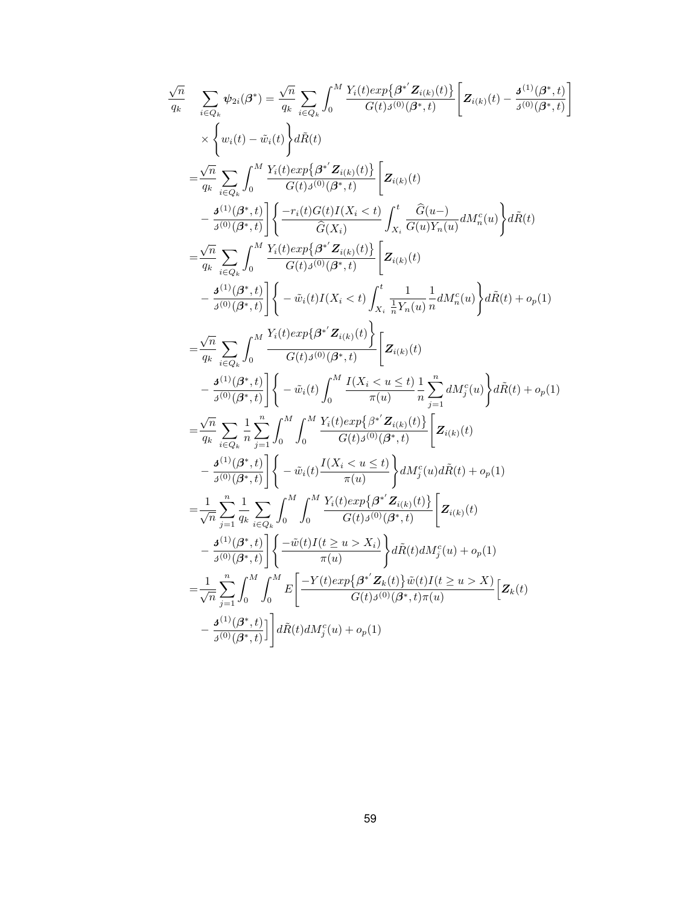$$
\begin{aligned}
\frac{\sqrt{n}}{q_k} \quad \sum_{i \in Q_k} \boldsymbol{\psi}_{2i}(\boldsymbol{\beta}^*) &= \frac{\sqrt{n}}{q_k} \sum_{i \in Q_k} \int_0^M \frac{Y_i(t) exp\big\{\boldsymbol{\beta}^{*'} \boldsymbol{Z}_{i(k)}(t)\big\}}{G(t) s^{(0)}(\boldsymbol{\beta}^*, t)} \Bigg[ \boldsymbol{Z}_{i(k)}(t) - \frac{\boldsymbol{s}^{(1)}(\boldsymbol{\beta}^*, t)}{s^{(0)}(\boldsymbol{\beta}^*, t)} \Bigg] \\
&\quad \times \Bigg\{ w_i(t) - \tilde{w}_i(t) \Bigg\} d\tilde{R}(t) \\
&= \frac{\sqrt{n}}{q_k} \sum_{i \in Q_k} \int_0^M \frac{Y_i(t) exp\big\{\boldsymbol{\beta}^{*'} \boldsymbol{Z}_{i(k)}(t)\big\}}{G(t) s^{(0)}(\boldsymbol{\beta}^*, t)} \Bigg[ \boldsymbol{Z}_{i(k)}(t) \\
&\quad - \frac{\boldsymbol{s}^{(1)}(\boldsymbol{\beta}^*, t)}{s^{(0)}(\boldsymbol{\beta}^*, t)} \Bigg] \Bigg\{ \frac{-r_i(t) G(t) I(X_i < t)}{\widehat{G}(X_i)} \int_{X_i}^t \frac{\widehat{G}(u-)}{G(u) Y_n(u)} dM_n^c(u) \Bigg\} d\tilde{R}(t) \\
&= \frac{\sqrt{n}}{q_k} \sum_{i \in Q_k} \int_0^M \frac{Y_i(t) exp\big\{\boldsymbol{\beta}^{*'} \boldsymbol{Z}_{i(k)}(t)\big\}}{G(t) s^{(0)}(\boldsymbol{\beta}^*, t)} \Bigg[ \boldsymbol{Z}_{i(k)}(t) \\
&\quad - \frac{\boldsymbol{s}^{(1)}(\boldsymbol{\beta}^*, t)}{s^{(0)}(\boldsymbol{\beta}^*, t)} \Bigg] \Bigg\{ -\tilde{w}_i(t) I(X_i < t) \int_{X_i}^t \frac{1}{\frac{1}{n} Y_n(u)} \frac{1}{n} dM_n^c(u) \Bigg\} d\tilde{R}(t) + o_p(1) \\
&= \frac{\sqrt{n}}{q_k} \sum_{i \in Q_k} \int_0^M \frac{Y_i(t) exp\big\{\boldsymbol{\beta}^{*'} \boldsymbol{Z}_{i(k)}(t)\Big\}}{G(t) s^{(0)}(\boldsymbol{\beta}^*, t)} \Bigg[ \boldsymbol{Z}_{i(k)}(t) \\
&\quad - \frac{\boldsymbol{s}^{(1)}(\boldsymbol{\beta}^*, t)}{s^{(0)}(\boldsymbol{\beta}^*, t)} \Bigg] \Bigg\{ -\tilde{w}_i(t) \int_0^M \frac{I(X_i < u \le t)}{\pi(u)} \frac{1}{n} \sum_{j=1}^n dM_j^c(u) \Bigg\} d\tilde{R}(t) + o_p(1) \\
&= \frac{\sqrt{n}}{q_k} \sum_{i \in Q_k} \frac{1}{n} \sum_{j=1}^n \int_0^M \int_0^M \frac{Y_i(t) exp\big\{\beta^{*'} \boldsymbol{Z}_{i(k)}(t)\big\}}{G(t) s^{(0)}(\boldsymbol{\beta}^*, t)} \Bigg[ \boldsymbol{Z}_{i(k)}(t) \\
&\quad - \frac{\boldsymbol{s}^{(1)}(\boldsymbol{\beta}^*, t)}{s^{(0)}(\boldsymbol{\beta}^*, t)} \Bigg] \Bigg\{ -\tilde{w}_i(t) \frac{I(X_i < u \le t)}{\pi(u)} \Bigg\} dM_j^c(u) d\tilde{R}(t) + o_p(1) \\
&= \frac{1}{\sqrt{n}} \sum_{j=1}^n \frac{1}{q_k} \sum_{i \in Q_k} \int_0^M \int_0^M \frac{Y_i(t) exp\big\{\boldsymbol{\beta}^{*'} \boldsymbol{Z}_{i(k)}(t)\big\}}{G(t) s^{(0)}(\boldsymbol{\beta}^*, t)} \Bigg[ \boldsymbol{Z}_{i(k)}(t) \\
&\quad - \frac{\boldsymbol{s}^{(1)}(\boldsymbol{\beta}^*, t)}{s^{(0)}(\boldsymbol{\beta}^*, t)} \Bigg] \Bigg\{ \frac{-\tilde{w}(t) I(t \ge u > X_i)}{\pi(u)} \Bigg\} d\tilde{R}(t) dM_j^c(u) + o_p(1) \\
&= \frac{1}{\sqrt{n}} \sum_{j=1}^n \int_0^M \int_0^M E\Bigg[ \frac{-Y(t) exp\big\{\boldsymbol{\beta}^{*'} \boldsymbol{Z}_k(t)\big\} \tilde{w}(t) I(t \ge u > X)}{G(t) s^{(0)}(\boldsymbol{\beta}^*, t) \pi(u)} \Big[ \boldsymbol{Z}_k(t) \\
&\quad - \frac{\boldsymbol{s}^{(1)}(\boldsymbol{\beta}^*, t)}{s^{(0)}(\boldsymbol{\beta}^*, t)} \Big] \Bigg] d\tilde{R}(t) dM_j^c(u) + o_p(1)
\end{aligned}
$$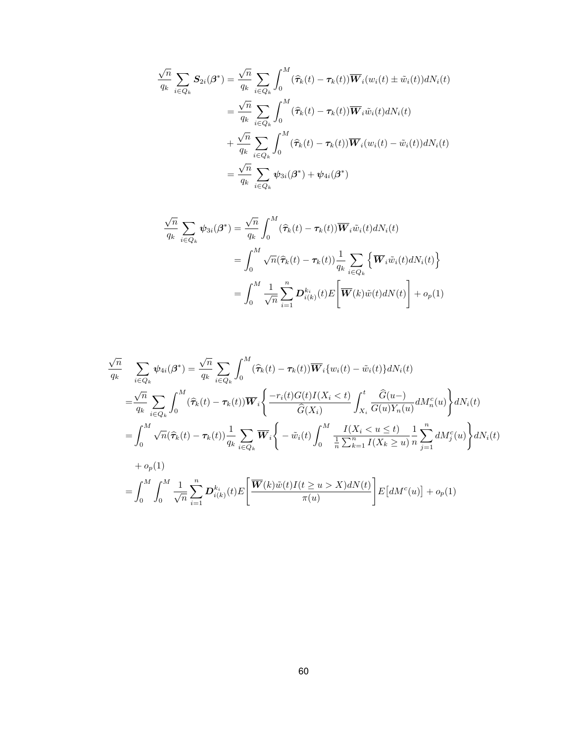$$
\begin{aligned}
\frac{\sqrt{n}}{q_k}\sum_{i\in Q_k}\boldsymbol{S}_{2i}(\boldsymbol{\beta}^*) &= \frac{\sqrt{n}}{q_k}\sum_{i\in Q_k}\int_0^M(\widehat{\boldsymbol{\tau}}_k(t)-\boldsymbol{\tau}_k(t))\overline{\boldsymbol{W}}_i(w_i(t)\pm\tilde{w}_i(t))dN_i(t)\\
&= \frac{\sqrt{n}}{q_k}\sum_{i\in Q_k}\int_0^M(\widehat{\boldsymbol{\tau}}_k(t)-\boldsymbol{\tau}_k(t))\overline{\boldsymbol{W}}_i\tilde{w}_i(t)dN_i(t)\\
&+ \frac{\sqrt{n}}{q_k}\sum_{i\in Q_k}\int_0^M(\widehat{\boldsymbol{\tau}}_k(t)-\boldsymbol{\tau}_k(t))\overline{\boldsymbol{W}}_i(w_i(t)-\tilde{w}_i(t))dN_i(t)\\
&= \frac{\sqrt{n}}{q_k}\sum_{i\in Q_k}\boldsymbol{\psi}_{3i}(\boldsymbol{\beta}^*)+\boldsymbol{\psi}_{4i}(\boldsymbol{\beta}^*)
\end{aligned}
$$

$$
\begin{aligned}
\frac{\sqrt{n}}{q_k}\sum_{i\in Q_k}\boldsymbol{\psi}_{3i}(\boldsymbol{\beta}^*) &= \frac{\sqrt{n}}{q_k}\int_0^M(\widehat{\boldsymbol{\tau}}_k(t)-\boldsymbol{\tau}_k(t))\overline{\boldsymbol{W}}_i\tilde{w}_i(t)dN_i(t)\\
&= \int_0^M\sqrt{n}(\widehat{\boldsymbol{\tau}}_k(t)-\boldsymbol{\tau}_k(t))\frac{1}{q_k}\sum_{i\in Q_k}\Big\{\overline{\boldsymbol{W}}_i\tilde{w}_i(t)dN_i(t)\Big\}\\
&= \int_0^M\frac{1}{\sqrt{n}}\sum_{i=1}^n\boldsymbol{D}^{k_i}_{i(k)}(t)E\Bigg[\overline{\boldsymbol{W}}(k)\tilde{w}(t)dN(t)\Bigg]+o_p(1)
\end{aligned}
$$

$$
\begin{aligned}
\frac{\sqrt{n}}{q_k}\quad&\sum_{i\in Q_k}\boldsymbol{\psi}_{4i}(\boldsymbol{\beta}^*) = \frac{\sqrt{n}}{q_k}\sum_{i\in Q_k}\int_0^M(\widehat{\boldsymbol{\tau}}_k(t)-\boldsymbol{\tau}_k(t))\overline{\boldsymbol{W}}_i\{w_i(t)-\tilde{w}_i(t)\}dN_i(t)\\
=&\frac{\sqrt{n}}{q_k}\sum_{i\in Q_k}\int_0^M(\widehat{\boldsymbol{\tau}}_k(t)-\boldsymbol{\tau}_k(t))\overline{\boldsymbol{W}}_i\Bigg\{\frac{-r_i(t)G(t)I(X_i<t)}{\widehat{G}(X_i)}\int_{X_i}^t\frac{\widehat{G}(u-)}{G(u)Y_n(u)}dM^c_n(u)\Bigg\}dN_i(t)\\
=&\int_0^M\sqrt{n}(\widehat{\boldsymbol{\tau}}_k(t)-\boldsymbol{\tau}_k(t))\frac{1}{q_k}\sum_{i\in Q_k}\overline{\boldsymbol{W}}_i\Bigg\{-\tilde{w}_i(t)\int_0^M\frac{I(X_i<u\le t)}{\frac{1}{n}\sum_{k=1}^n I(X_k\ge u)}\frac{1}{n}\sum_{j=1}^n dM^c_j(u)\Bigg\}dN_i(t)\\
&+o_p(1)\\
=&\int_0^M\int_0^M\frac{1}{\sqrt{n}}\sum_{i=1}^n\boldsymbol{D}^{k_i}_{i(k)}(t)E\Bigg[\frac{\overline{\boldsymbol{W}}(k)\tilde{w}(t)I(t\ge u>X)dN(t)}{\pi(u)}\Bigg]E\big[dM^c(u)\big]+o_p(1)
\end{aligned}
$$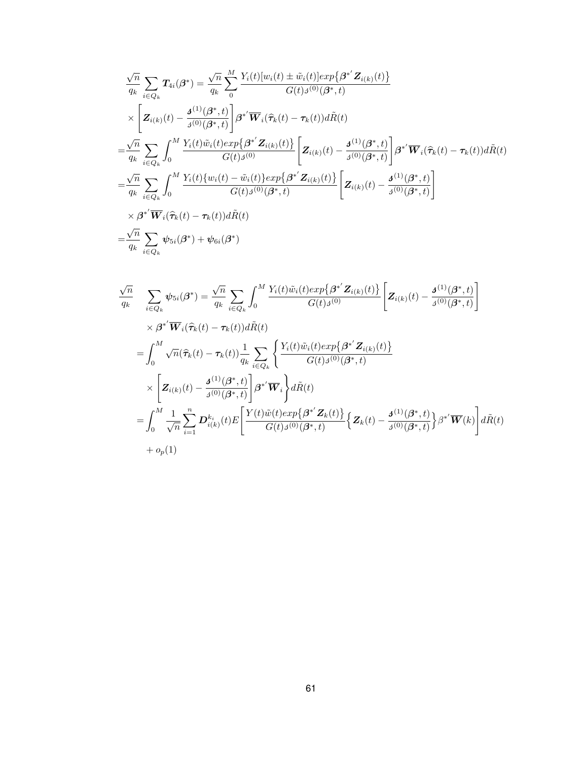$$
\begin{aligned}
\frac{\sqrt{n}}{q_k}\sum_{i\in Q_k}\boldsymbol{T}_{4i}(\boldsymbol{\beta}^*) &= \frac{\sqrt{n}}{q_k}\sum_{0}^{M}\frac{Y_i(t)[w_i(t)\pm\tilde{w}_i(t)]exp\big\{\boldsymbol{\beta}^{*'}\boldsymbol{Z}_{i(k)}(t)\big\}}{G(t)\boldsymbol{s}^{(0)}(\boldsymbol{\beta}^*,t)} \\
&\times\left[\boldsymbol{Z}_{i(k)}(t)-\frac{\boldsymbol{s}^{(1)}(\boldsymbol{\beta}^*,t)}{\boldsymbol{s}^{(0)}(\boldsymbol{\beta}^*,t)}\right]\boldsymbol{\beta}^{*'}\overline{\boldsymbol{W}}_i(\widehat{\boldsymbol{\tau}}_k(t)-\boldsymbol{\tau}_k(t))d\tilde{R}(t) \\
=&\frac{\sqrt{n}}{q_k}\sum_{i\in Q_k}\int_0^M\frac{Y_i(t)\tilde{w}_i(t)exp\big\{\boldsymbol{\beta}^{*'}\boldsymbol{Z}_{i(k)}(t)\big\}}{G(t)\boldsymbol{s}^{(0)}}\left[\boldsymbol{Z}_{i(k)}(t)-\frac{\boldsymbol{s}^{(1)}(\boldsymbol{\beta}^*,t)}{\boldsymbol{s}^{(0)}(\boldsymbol{\beta}^*,t)}\right]\boldsymbol{\beta}^{*'}\overline{\boldsymbol{W}}_i(\widehat{\boldsymbol{\tau}}_k(t)-\boldsymbol{\tau}_k(t))d\tilde{R}(t) \\
=&\frac{\sqrt{n}}{q_k}\sum_{i\in Q_k}\int_0^M\frac{Y_i(t)\{w_i(t)-\tilde{w}_i(t)\}exp\big\{\boldsymbol{\beta}^{*'}\boldsymbol{Z}_{i(k)}(t)\big\}}{G(t)\boldsymbol{s}^{(0)}(\boldsymbol{\beta}^*,t)}\left[\boldsymbol{Z}_{i(k)}(t)-\frac{\boldsymbol{s}^{(1)}(\boldsymbol{\beta}^*,t)}{\boldsymbol{s}^{(0)}(\boldsymbol{\beta}^*,t)}\right] \\
&\times\boldsymbol{\beta}^{*'}\overline{\boldsymbol{W}}_i(\widehat{\boldsymbol{\tau}}_k(t)-\boldsymbol{\tau}_k(t))d\tilde{R}(t) \\
=&\frac{\sqrt{n}}{q_k}\sum_{i\in Q_k}\boldsymbol{\psi}_{5i}(\boldsymbol{\beta}^*)+\boldsymbol{\psi}_{6i}(\boldsymbol{\beta}^*)
\end{aligned}
$$

$$
\begin{aligned}
\frac{\sqrt{n}}{q_k}\quad\sum_{i\in Q_k}\boldsymbol{\psi}_{5i}(\boldsymbol{\beta}^*) &= \frac{\sqrt{n}}{q_k}\sum_{i\in Q_k}\int_0^M\frac{Y_i(t)\tilde{w}_i(t)exp\big\{\boldsymbol{\beta}^{*'}\boldsymbol{Z}_{i(k)}(t)\big\}}{G(t)\boldsymbol{s}^{(0)}}\left[\boldsymbol{Z}_{i(k)}(t)-\frac{\boldsymbol{s}^{(1)}(\boldsymbol{\beta}^*,t)}{\boldsymbol{s}^{(0)}(\boldsymbol{\beta}^*,t)}\right] \\
&\times\boldsymbol{\beta}^{*'}\overline{\boldsymbol{W}}_i(\widehat{\boldsymbol{\tau}}_k(t)-\boldsymbol{\tau}_k(t))d\tilde{R}(t) \\
&=\int_0^M\sqrt{n}(\widehat{\boldsymbol{\tau}}_k(t)-\boldsymbol{\tau}_k(t))\frac{1}{q_k}\sum_{i\in Q_k}\left\{\frac{Y_i(t)\tilde{w}_i(t)exp\big\{\boldsymbol{\beta}^{*'}\boldsymbol{Z}_{i(k)}(t)\big\}}{G(t)\boldsymbol{s}^{(0)}(\boldsymbol{\beta}^*,t)}\right. \\
&\left.\times\left[\boldsymbol{Z}_{i(k)}(t)-\frac{\boldsymbol{s}^{(1)}(\boldsymbol{\beta}^*,t)}{\boldsymbol{s}^{(0)}(\boldsymbol{\beta}^*,t)}\right]\boldsymbol{\beta}^{*'}\overline{\boldsymbol{W}}_i\right\}d\tilde{R}(t) \\
&=\int_0^M\frac{1}{\sqrt{n}}\sum_{i=1}^n\boldsymbol{D}_{i(k)}^{k_i}(t)E\left[\frac{Y(t)\tilde{w}(t)exp\big\{\boldsymbol{\beta}^{*'}\boldsymbol{Z}_k(t)\big\}}{G(t)\boldsymbol{s}^{(0)}(\boldsymbol{\beta}^*,t)}\Big\{\boldsymbol{Z}_k(t)-\frac{\boldsymbol{s}^{(1)}(\boldsymbol{\beta}^*,t)}{\boldsymbol{s}^{(0)}(\boldsymbol{\beta}^*,t)}\Big\}\beta^{*'}\overline{\boldsymbol{W}}(k)\right]d\tilde{R}(t) \\
&+o_p(1)
\end{aligned}
$$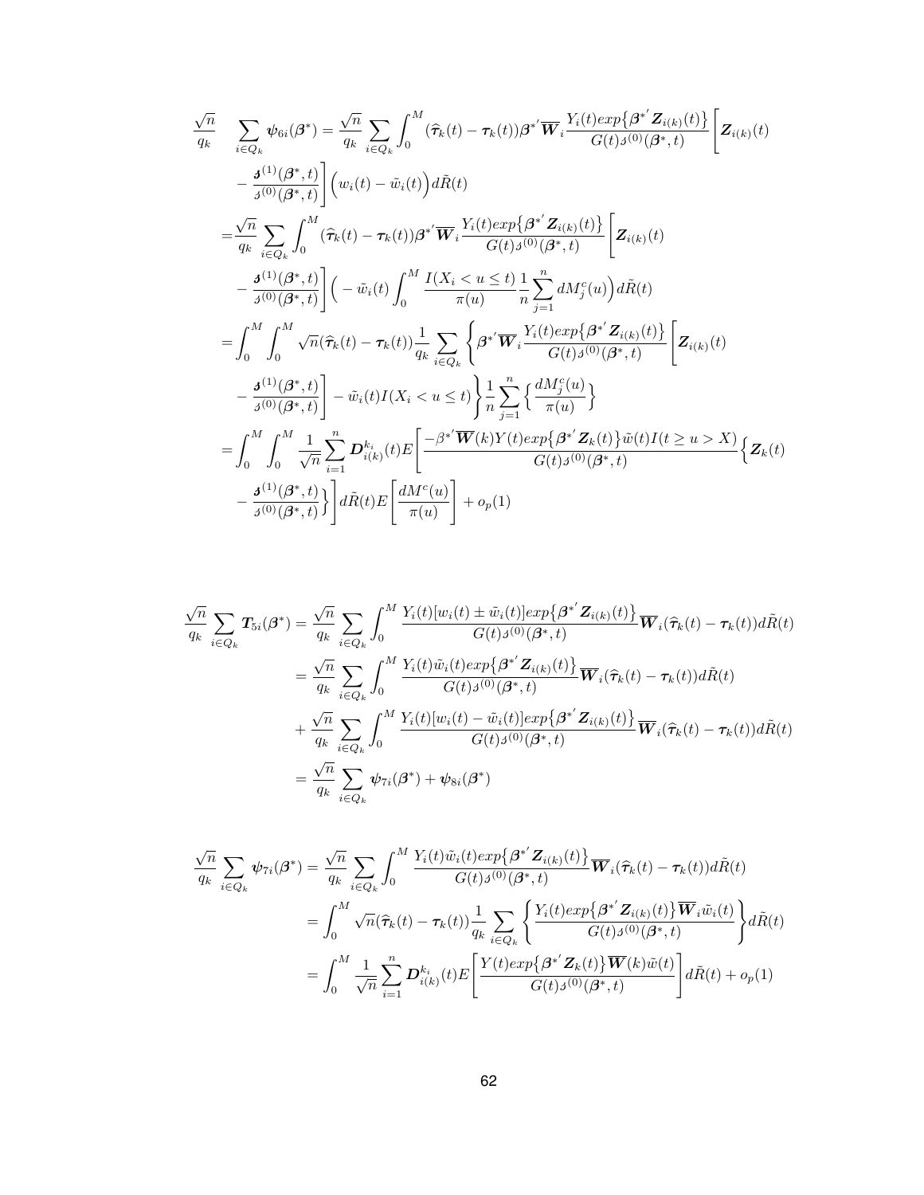$$
\begin{aligned}
\frac{\sqrt{n}}{q_k} \quad \sum_{i\in Q_k} \boldsymbol{\psi}_{6i}(\boldsymbol{\beta}^*) &= \frac{\sqrt{n}}{q_k} \sum_{i\in Q_k} \int_0^M (\widehat{\boldsymbol{\tau}}_k(t) - \boldsymbol{\tau}_k(t))\boldsymbol{\beta}^{*'}\overline{\boldsymbol{W}}_i \frac{Y_i(t) exp\big\{\boldsymbol{\beta}^{*'}\boldsymbol{Z}_{i(k)}(t)\big\}}{G(t)\mathcal{s}^{(0)}(\boldsymbol{\beta}^*,t)}\Bigg[\boldsymbol{Z}_{i(k)}(t) \\
&\quad - \frac{\boldsymbol{\mathcal{s}}^{(1)}(\boldsymbol{\beta}^*,t)}{\mathcal{s}^{(0)}(\boldsymbol{\beta}^*,t)}\Bigg]\Big(w_i(t) - \tilde{w}_i(t)\Big) d\tilde{R}(t) \\
&= \frac{\sqrt{n}}{q_k} \sum_{i\in Q_k} \int_0^M (\widehat{\boldsymbol{\tau}}_k(t) - \boldsymbol{\tau}_k(t))\boldsymbol{\beta}^{*'}\overline{\boldsymbol{W}}_i \frac{Y_i(t) exp\big\{\boldsymbol{\beta}^{*'}\boldsymbol{Z}_{i(k)}(t)\big\}}{G(t)\mathcal{s}^{(0)}(\boldsymbol{\beta}^*,t)}\Bigg[\boldsymbol{Z}_{i(k)}(t) \\
&\quad - \frac{\boldsymbol{\mathcal{s}}^{(1)}(\boldsymbol{\beta}^*,t)}{\mathcal{s}^{(0)}(\boldsymbol{\beta}^*,t)}\Bigg]\Big( - \tilde{w}_i(t)\int_0^M \frac{I(X_i < u \le t)}{\pi(u)}\frac{1}{n}\sum_{j=1}^n dM_j^c(u)\Big) d\tilde{R}(t) \\
&= \int_0^M\int_0^M \sqrt{n}(\widehat{\boldsymbol{\tau}}_k(t) - \boldsymbol{\tau}_k(t))\frac{1}{q_k}\sum_{i\in Q_k}\Bigg\{\boldsymbol{\beta}^{*'}\overline{\boldsymbol{W}}_i \frac{Y_i(t) exp\big\{\boldsymbol{\beta}^{*'}\boldsymbol{Z}_{i(k)}(t)\big\}}{G(t)\mathcal{s}^{(0)}(\boldsymbol{\beta}^*,t)}\Bigg[\boldsymbol{Z}_{i(k)}(t) \\
&\quad - \frac{\boldsymbol{\mathcal{s}}^{(1)}(\boldsymbol{\beta}^*,t)}{\mathcal{s}^{(0)}(\boldsymbol{\beta}^*,t)}\Bigg] - \tilde{w}_i(t) I(X_i < u \le t)\Bigg\}\frac{1}{n}\sum_{j=1}^n\Big\{\frac{dM_j^c(u)}{\pi(u)}\Big\} \\
&= \int_0^M\int_0^M \frac{1}{\sqrt{n}}\sum_{i=1}^n \boldsymbol{D}_{i(k)}^{k_i}(t) E\Bigg[\frac{-\beta^{*'}\overline{\boldsymbol{W}}(k)Y(t)exp\big\{\boldsymbol{\beta}^{*'}\boldsymbol{Z}_k(t)\big\}\tilde{w}(t)I(t\ge u > X)}{G(t)\mathcal{s}^{(0)}(\boldsymbol{\beta}^*,t)}\Big\{\boldsymbol{Z}_k(t) \\
&\quad - \frac{\boldsymbol{\mathcal{s}}^{(1)}(\boldsymbol{\beta}^*,t)}{\mathcal{s}^{(0)}(\boldsymbol{\beta}^*,t)}\Big\}\Bigg] d\tilde{R}(t) E\Bigg[\frac{dM^c(u)}{\pi(u)}\Bigg] + o_p(1)
\end{aligned}
$$

$$
\begin{aligned}
\frac{\sqrt{n}}{q_k}\sum_{i\in Q_k}\boldsymbol{T}_{5i}(\boldsymbol{\beta}^*) &= \frac{\sqrt{n}}{q_k}\sum_{i\in Q_k}\int_0^M \frac{Y_i(t)[w_i(t)\pm\tilde{w}_i(t)]exp\big\{\boldsymbol{\beta}^{*'}\boldsymbol{Z}_{i(k)}(t)\big\}}{G(t)\mathcal{s}^{(0)}(\boldsymbol{\beta}^*,t)}\overline{\boldsymbol{W}}_i(\widehat{\boldsymbol{\tau}}_k(t) - \boldsymbol{\tau}_k(t)) d\tilde{R}(t) \\
&= \frac{\sqrt{n}}{q_k}\sum_{i\in Q_k}\int_0^M \frac{Y_i(t)\tilde{w}_i(t)exp\big\{\boldsymbol{\beta}^{*'}\boldsymbol{Z}_{i(k)}(t)\big\}}{G(t)\mathcal{s}^{(0)}(\boldsymbol{\beta}^*,t)}\overline{\boldsymbol{W}}_i(\widehat{\boldsymbol{\tau}}_k(t) - \boldsymbol{\tau}_k(t)) d\tilde{R}(t) \\
&\quad + \frac{\sqrt{n}}{q_k}\sum_{i\in Q_k}\int_0^M \frac{Y_i(t)[w_i(t)-\tilde{w}_i(t)]exp\big\{\boldsymbol{\beta}^{*'}\boldsymbol{Z}_{i(k)}(t)\big\}}{G(t)\mathcal{s}^{(0)}(\boldsymbol{\beta}^*,t)}\overline{\boldsymbol{W}}_i(\widehat{\boldsymbol{\tau}}_k(t) - \boldsymbol{\tau}_k(t)) d\tilde{R}(t) \\
&= \frac{\sqrt{n}}{q_k}\sum_{i\in Q_k}\boldsymbol{\psi}_{7i}(\boldsymbol{\beta}^*) + \boldsymbol{\psi}_{8i}(\boldsymbol{\beta}^*)
\end{aligned}
$$

$$
\begin{aligned}
\frac{\sqrt{n}}{q_k}\sum_{i\in Q_k}\boldsymbol{\psi}_{7i}(\boldsymbol{\beta}^*) &= \frac{\sqrt{n}}{q_k}\sum_{i\in Q_k}\int_0^M \frac{Y_i(t)\tilde{w}_i(t)exp\big\{\boldsymbol{\beta}^{*'}\boldsymbol{Z}_{i(k)}(t)\big\}}{G(t)\mathcal{s}^{(0)}(\boldsymbol{\beta}^*,t)}\overline{\boldsymbol{W}}_i(\widehat{\boldsymbol{\tau}}_k(t) - \boldsymbol{\tau}_k(t)) d\tilde{R}(t) \\
&= \int_0^M \sqrt{n}(\widehat{\boldsymbol{\tau}}_k(t) - \boldsymbol{\tau}_k(t))\frac{1}{q_k}\sum_{i\in Q_k}\Bigg\{\frac{Y_i(t)exp\big\{\boldsymbol{\beta}^{*'}\boldsymbol{Z}_{i(k)}(t)\big\}\overline{\boldsymbol{W}}_i\tilde{w}_i(t)}{G(t)\mathcal{s}^{(0)}(\boldsymbol{\beta}^*,t)}\Bigg\} d\tilde{R}(t) \\
&= \int_0^M \frac{1}{\sqrt{n}}\sum_{i=1}^n \boldsymbol{D}_{i(k)}^{k_i}(t) E\Bigg[\frac{Y(t)exp\big\{\boldsymbol{\beta}^{*'}\boldsymbol{Z}_k(t)\big\}\overline{\boldsymbol{W}}(k)\tilde{w}(t)}{G(t)\mathcal{s}^{(0)}(\boldsymbol{\beta}^*,t)}\Bigg] d\tilde{R}(t) + o_p(1)
\end{aligned}
$$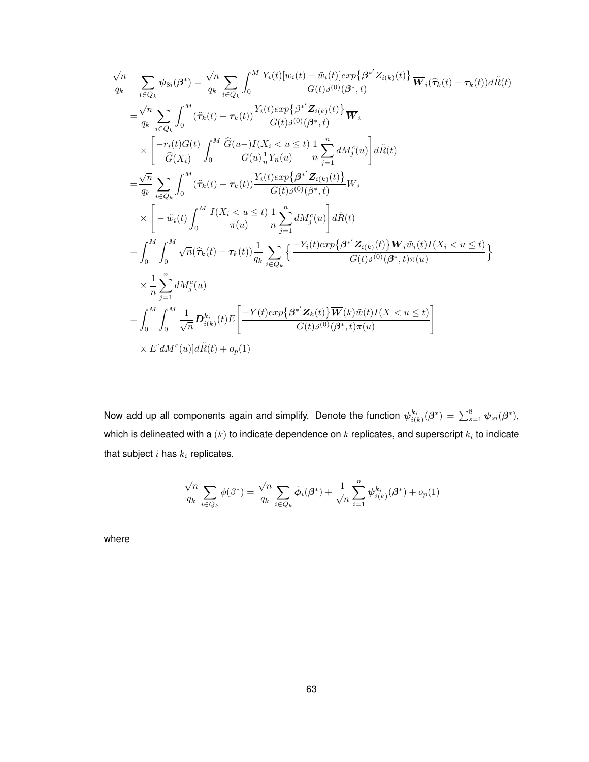$$
\begin{aligned}
\frac{\sqrt{n}}{q_k} \quad & \sum_{i \in Q_k} \boldsymbol{\psi}_{8i}(\boldsymbol{\beta}^*) = \frac{\sqrt{n}}{q_k} \sum_{i \in Q_k} \int_0^M \frac{Y_i(t)[w_i(t) - \tilde{w}_i(t)] exp\{\boldsymbol{\beta}^{*'} Z_{i(k)}(t)\}}{G(t) s^{(0)}(\boldsymbol{\beta}^*, t)} \overline{\boldsymbol{W}}_i (\widehat{\boldsymbol{\tau}}_k(t) - \boldsymbol{\tau}_k(t)) d\tilde{R}(t) \\
=& \frac{\sqrt{n}}{q_k} \sum_{i \in Q_k} \int_0^M (\widehat{\boldsymbol{\tau}}_k(t) - \boldsymbol{\tau}_k(t)) \frac{Y_i(t) exp\{\beta^{*'} \boldsymbol{Z}_{i(k)}(t)\}}{G(t) s^{(0)}(\boldsymbol{\beta}^*, t)} \overline{\boldsymbol{W}}_i \\
& \times \left[ \frac{-r_i(t) G(t)}{\widehat{G}(X_i)} \int_0^M \frac{\widehat{G}(u-) I(X_i < u \le t)}{G(u) \frac{1}{n} Y_n(u)} \frac{1}{n} \sum_{j=1}^n dM_j^c(u) \right] d\tilde{R}(t) \\
=& \frac{\sqrt{n}}{q_k} \sum_{i \in Q_k} \int_0^M (\widehat{\boldsymbol{\tau}}_k(t) - \boldsymbol{\tau}_k(t)) \frac{Y_i(t) exp\{\boldsymbol{\beta}^{*'} \boldsymbol{Z}_{i(k)}(t)\}}{G(t) s^{(0)}(\beta^*, t)} \overline{W}_i \\
& \times \left[ - \tilde{w}_i(t) \int_0^M \frac{I(X_i < u \le t)}{\pi(u)} \frac{1}{n} \sum_{j=1}^n dM_j^c(u) \right] d\tilde{R}(t) \\
=& \int_0^M \int_0^M \sqrt{n} (\widehat{\boldsymbol{\tau}}_k(t) - \boldsymbol{\tau}_k(t)) \frac{1}{q_k} \sum_{i \in Q_k} \Big\{ \frac{-Y_i(t) exp\{\boldsymbol{\beta}^{*'} \boldsymbol{Z}_{i(k)}(t)\} \overline{\boldsymbol{W}}_i \tilde{w}_i(t) I(X_i < u \le t)}{G(t) s^{(0)}(\boldsymbol{\beta}^*, t) \pi(u)} \Big\} \\
& \times \frac{1}{n} \sum_{j=1}^n dM_j^c(u) \\
=& \int_0^M \int_0^M \frac{1}{\sqrt{n}} \boldsymbol{D}_{i(k)}^{k_i}(t) E \left[ \frac{-Y(t) exp\{\boldsymbol{\beta}^{*'} \boldsymbol{Z}_k(t)\} \overline{\boldsymbol{W}}(k) \tilde{w}(t) I(X < u \le t)}{G(t) s^{(0)}(\boldsymbol{\beta}^*, t) \pi(u)} \right] \\
& \times E[dM^c(u)] d\tilde{R}(t) + o_p(1)
\end{aligned}
$$

Now add up all components again and simplify. Denote the function $\boldsymbol{\psi}_{i(k)}^{k_i}(\boldsymbol{\beta}^*) = \sum_{s=1}^8 \boldsymbol{\psi}_{si}(\boldsymbol{\beta}^*)$, which is delineated with a $(k)$ to indicate dependence on $k$ replicates, and superscript $k_i$ to indicate that subject $i$ has $k_i$ replicates.

$$
\frac{\sqrt{n}}{q_k} \sum_{i \in Q_k} \phi(\beta^*) = \frac{\sqrt{n}}{q_k} \sum_{i \in Q_k} \tilde{\boldsymbol{\phi}}_i(\boldsymbol{\beta}^*) + \frac{1}{\sqrt{n}} \sum_{i=1}^n \boldsymbol{\psi}_{i(k)}^{k_i}(\boldsymbol{\beta}^*) + o_p(1)
$$

where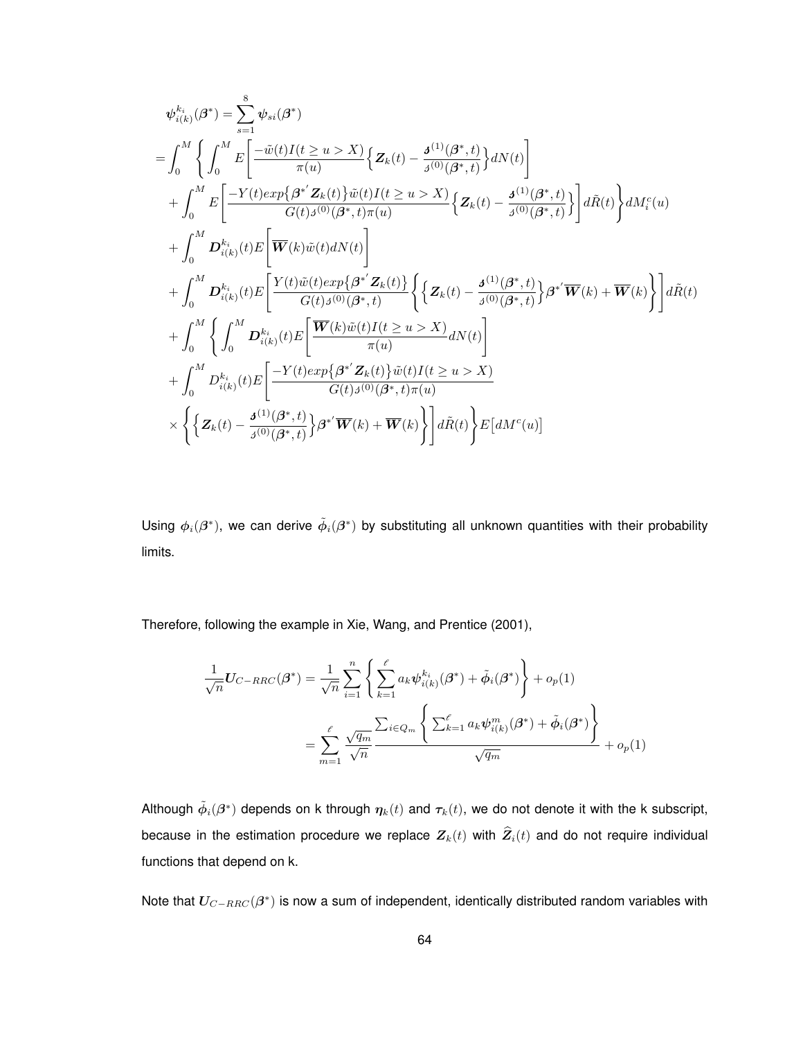$$
\begin{aligned}
&\boldsymbol{\psi}_{i(k)}^{k_i}(\boldsymbol{\beta}^*) = \sum_{s=1}^{8} \boldsymbol{\psi}_{si}(\boldsymbol{\beta}^*) \\
=& \int_0^M \Bigg\{ \int_0^M E\Bigg[ \frac{-\tilde{w}(t) I(t \geq u > X)}{\pi(u)} \Big\{ \boldsymbol{Z}_k(t) - \frac{\boldsymbol{s}^{(1)}(\boldsymbol{\beta}^*, t)}{s^{(0)}(\boldsymbol{\beta}^*, t)} \Big\} dN(t) \Bigg] \\
&+ \int_0^M E\Bigg[ \frac{-Y(t) exp\big\{\boldsymbol{\beta}^{*'} \boldsymbol{Z}_k(t)\big\} \tilde{w}(t) I(t \geq u > X)}{G(t) s^{(0)}(\boldsymbol{\beta}^*, t) \pi(u)} \Big\{ \boldsymbol{Z}_k(t) - \frac{\boldsymbol{s}^{(1)}(\boldsymbol{\beta}^*, t)}{s^{(0)}(\boldsymbol{\beta}^*, t)} \Big\} \Bigg] d\tilde{R}(t) \Bigg\} dM_i^c(u) \\
&+ \int_0^M \boldsymbol{D}_{i(k)}^{k_i}(t) E\Bigg[ \overline{\boldsymbol{W}}(k) \tilde{w}(t) dN(t) \Bigg] \\
&+ \int_0^M \boldsymbol{D}_{i(k)}^{k_i}(t) E\Bigg[ \frac{Y(t) \tilde{w}(t) exp\big\{\boldsymbol{\beta}^{*'} \boldsymbol{Z}_k(t)\big\}}{G(t) s^{(0)}(\boldsymbol{\beta}^*, t)} \Bigg\{ \Big\{ \boldsymbol{Z}_k(t) - \frac{\boldsymbol{s}^{(1)}(\boldsymbol{\beta}^*, t)}{s^{(0)}(\boldsymbol{\beta}^*, t)} \Big\} \boldsymbol{\beta}^{*'} \overline{\boldsymbol{W}}(k) + \overline{\boldsymbol{W}}(k) \Bigg\} \Bigg] d\tilde{R}(t) \\
&+ \int_0^M \Bigg\{ \int_0^M \boldsymbol{D}_{i(k)}^{k_i}(t) E\Bigg[ \frac{\overline{\boldsymbol{W}}(k) \tilde{w}(t) I(t \geq u > X)}{\pi(u)} dN(t) \Bigg] \\
&+ \int_0^M D_{i(k)}^{k_i}(t) E\Bigg[ \frac{-Y(t) exp\big\{\boldsymbol{\beta}^{*'} \boldsymbol{Z}_k(t)\big\} \tilde{w}(t) I(t \geq u > X)}{G(t) s^{(0)}(\boldsymbol{\beta}^*, t) \pi(u)} \\
&\times \Bigg\{ \Big\{ \boldsymbol{Z}_k(t) - \frac{\boldsymbol{s}^{(1)}(\boldsymbol{\beta}^*, t)}{s^{(0)}(\boldsymbol{\beta}^*, t)} \Big\} \boldsymbol{\beta}^{*'} \overline{\boldsymbol{W}}(k) + \overline{\boldsymbol{W}}(k) \Bigg\} \Bigg] d\tilde{R}(t) \Bigg\} E\big[dM^c(u)\big]
\end{aligned}
$$

Using $\boldsymbol{\phi}_i(\boldsymbol{\beta}^*)$, we can derive $\tilde{\boldsymbol{\phi}}_i(\boldsymbol{\beta}^*)$ by substituting all unknown quantities with their probability limits.

Therefore, following the example in Xie, Wang, and Prentice (2001),

$$
\begin{aligned}
\frac{1}{\sqrt{n}} \boldsymbol{U}_{C-RRC}(\boldsymbol{\beta}^*) &= \frac{1}{\sqrt{n}} \sum_{i=1}^{n} \Bigg\{ \sum_{k=1}^{\ell} a_k \boldsymbol{\psi}_{i(k)}^{k_i}(\boldsymbol{\beta}^*) + \tilde{\boldsymbol{\phi}}_i(\boldsymbol{\beta}^*) \Bigg\} + o_p(1) \\
&= \sum_{m=1}^{\ell} \frac{\sqrt{q_m}}{\sqrt{n}} \frac{\sum_{i \in Q_m} \Bigg\{ \sum_{k=1}^{\ell} a_k \boldsymbol{\psi}_{i(k)}^{m}(\boldsymbol{\beta}^*) + \tilde{\boldsymbol{\phi}}_i(\boldsymbol{\beta}^*) \Bigg\}}{\sqrt{q_m}} + o_p(1)
\end{aligned}
$$

Although $\tilde{\boldsymbol{\phi}}_i(\boldsymbol{\beta}^*)$ depends on k through $\boldsymbol{\eta}_k(t)$ and $\boldsymbol{\tau}_k(t)$, we do not denote it with the k subscript, because in the estimation procedure we replace $\boldsymbol{Z}_k(t)$ with $\widehat{\boldsymbol{Z}}_i(t)$ and do not require individual functions that depend on k.

Note that $\boldsymbol{U}_{C-RRC}(\boldsymbol{\beta}^*)$ is now a sum of independent, identically distributed random variables with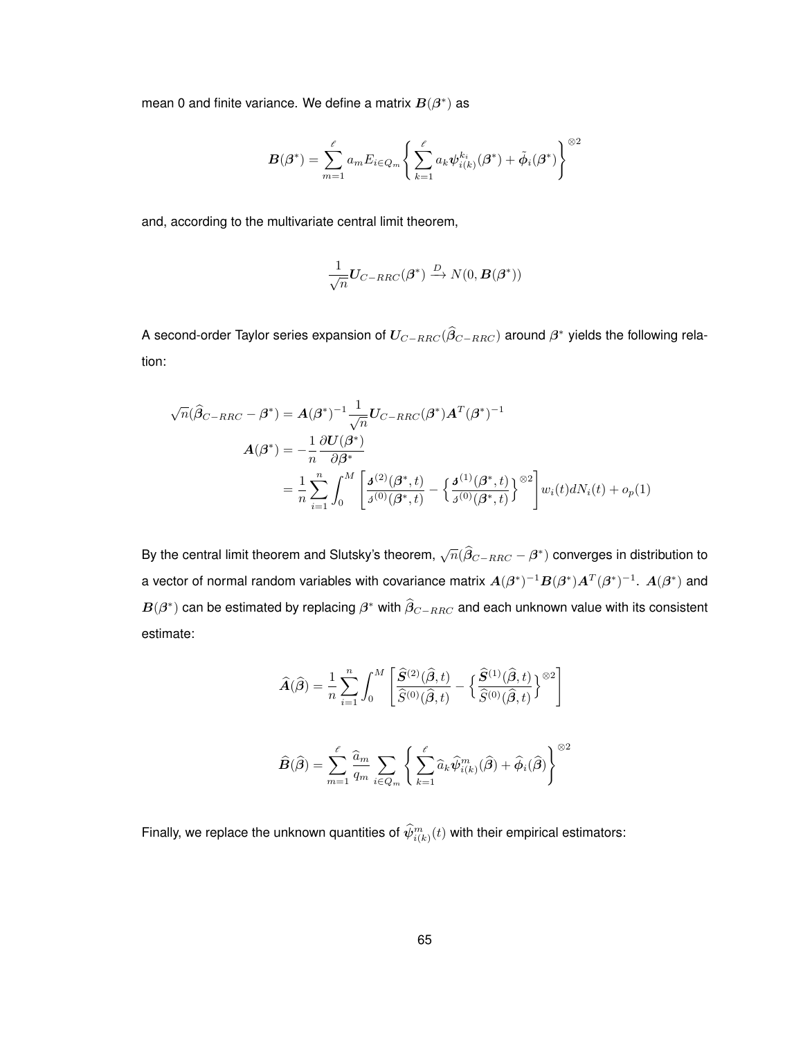mean 0 and finite variance. We define a matrix $\boldsymbol{B}(\boldsymbol{\beta}^*)$ as

$$
\boldsymbol{B}(\boldsymbol{\beta}^*) = \sum_{m=1}^{\ell} a_m E_{i \in Q_m} \left\{ \sum_{k=1}^{\ell} a_k \boldsymbol{\psi}_{i(k)}^{k_i}(\boldsymbol{\beta}^*) + \tilde{\boldsymbol{\phi}}_i(\boldsymbol{\beta}^*) \right\}^{\otimes 2}
$$

and, according to the multivariate central limit theorem,

$$
\frac{1}{\sqrt{n}} \boldsymbol{U}_{C-RRC}(\boldsymbol{\beta}^*) \xrightarrow{D} N(0, \boldsymbol{B}(\boldsymbol{\beta}^*))
$$

A second-order Taylor series expansion of $\boldsymbol{U}_{C-RRC}(\widehat{\boldsymbol{\beta}}_{C-RRC})$ around $\beta^*$ yields the following relation:

$$
\begin{aligned}
\sqrt{n}(\widehat{\boldsymbol{\beta}}_{C-RRC} - \boldsymbol{\beta}^*) &= \boldsymbol{A}(\boldsymbol{\beta}^*)^{-1} \frac{1}{\sqrt{n}} \boldsymbol{U}_{C-RRC}(\boldsymbol{\beta}^*) \boldsymbol{A}^T(\boldsymbol{\beta}^*)^{-1} \\
\boldsymbol{A}(\boldsymbol{\beta}^*) &= -\frac{1}{n} \frac{\partial \boldsymbol{U}(\boldsymbol{\beta}^*)}{\partial \boldsymbol{\beta}^*} \\
&= \frac{1}{n} \sum_{i=1}^{n} \int_0^M \left[ \frac{\boldsymbol{s}^{(2)}(\boldsymbol{\beta}^*, t)}{s^{(0)}(\boldsymbol{\beta}^*, t)} - \left\{ \frac{\boldsymbol{s}^{(1)}(\boldsymbol{\beta}^*, t)}{s^{(0)}(\boldsymbol{\beta}^*, t)} \right\}^{\otimes 2} \right] w_i(t) dN_i(t) + o_p(1)
\end{aligned}
$$

By the central limit theorem and Slutsky's theorem, $\sqrt{n}(\widehat{\boldsymbol{\beta}}_{C-RRC} - \boldsymbol{\beta}^*)$ converges in distribution to a vector of normal random variables with covariance matrix $\boldsymbol{A}(\boldsymbol{\beta}^*)^{-1}\boldsymbol{B}(\boldsymbol{\beta}^*)\boldsymbol{A}^T(\boldsymbol{\beta}^*)^{-1}$. $\boldsymbol{A}(\boldsymbol{\beta}^*)$ and $\boldsymbol{B}(\boldsymbol{\beta}^*)$ can be estimated by replacing $\boldsymbol{\beta}^*$ with $\widehat{\boldsymbol{\beta}}_{C-RRC}$ and each unknown value with its consistent estimate:

$$
\widehat{\boldsymbol{A}}(\widehat{\boldsymbol{\beta}}) = \frac{1}{n} \sum_{i=1}^{n} \int_0^M \left[ \frac{\widehat{\boldsymbol{S}}^{(2)}(\widehat{\boldsymbol{\beta}}, t)}{\widehat{S}^{(0)}(\widehat{\boldsymbol{\beta}}, t)} - \left\{ \frac{\widehat{\boldsymbol{S}}^{(1)}(\widehat{\boldsymbol{\beta}}, t)}{\widehat{S}^{(0)}(\widehat{\boldsymbol{\beta}}, t)} \right\}^{\otimes 2} \right]
$$

$$
\widehat{\boldsymbol{B}}(\widehat{\boldsymbol{\beta}}) = \sum_{m=1}^{\ell} \frac{\widehat{a}_m}{q_m} \sum_{i \in Q_m} \left\{ \sum_{k=1}^{\ell} \widehat{a}_k \widehat{\boldsymbol{\psi}}_{i(k)}^{m}(\widehat{\boldsymbol{\beta}}) + \widehat{\boldsymbol{\phi}}_i(\widehat{\boldsymbol{\beta}}) \right\}^{\otimes 2}
$$

Finally, we replace the unknown quantities of $\widehat{\boldsymbol{\psi}}_{i(k)}^{m}(t)$ with their empirical estimators: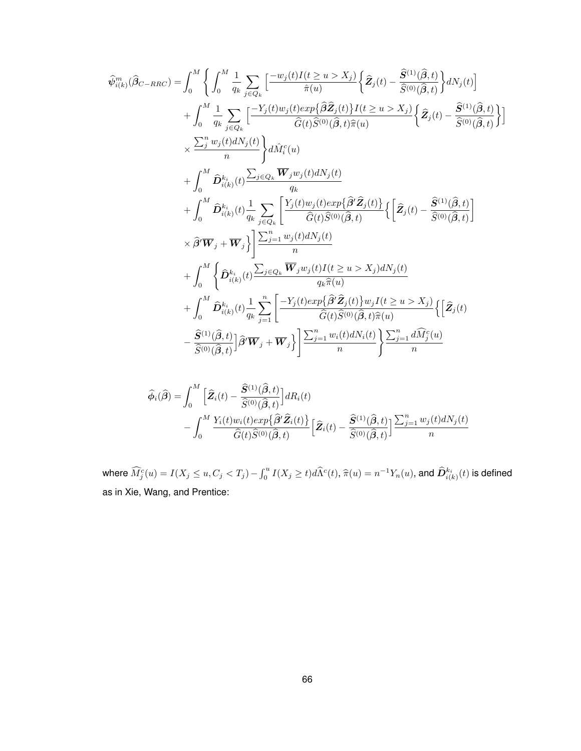$$
\begin{aligned}
\widehat{\boldsymbol{\psi}}^{m}_{i(k)}(\widehat{\boldsymbol{\beta}}_{C-RRC}) =& \int_0^M \Bigg\{ \int_0^M \frac{1}{q_k} \sum_{j\in Q_k} \Big[ \frac{-w_j(t) I(t \geq u > X_j)}{\hat{\pi}(u)} \Big\{ \widehat{\boldsymbol{Z}}_j(t) - \frac{\widehat{\boldsymbol{S}}^{(1)}(\widehat{\boldsymbol{\beta}},t)}{\widehat{S}^{(0)}(\widehat{\boldsymbol{\beta}},t)} \Big\} dN_j(t) \Big] \\
&+ \int_0^M \frac{1}{q_k} \sum_{j\in Q_k} \Big[ \frac{-Y_j(t) w_j(t) exp\big\{\widehat{\boldsymbol{\beta}} \widehat{\boldsymbol{Z}}_j(t)\big\} I(t \geq u > X_j)}{\widehat{G}(t)\widehat{S}^{(0)}(\widehat{\boldsymbol{\beta}},t)\widehat{\pi}(u)} \Big\{ \widehat{\boldsymbol{Z}}_j(t) - \frac{\widehat{\boldsymbol{S}}^{(1)}(\widehat{\boldsymbol{\beta}},t)}{\widehat{S}^{(0)}(\widehat{\boldsymbol{\beta}},t)} \Big\} \Big] \\
&\times \frac{\sum_j^n w_j(t) dN_j(t)}{n} \Bigg\} d\hat{M}_i^c(u) \\
&+ \int_0^M \widehat{\boldsymbol{D}}^{k_i}_{i(k)}(t) \frac{\sum_{j\in Q_k} \overline{\boldsymbol{W}}_j w_j(t) dN_j(t)}{q_k} \\
&+ \int_0^M \widehat{\boldsymbol{D}}^{k_i}_{i(k)}(t) \frac{1}{q_k} \sum_{j\in Q_k} \left[ \frac{Y_j(t) w_j(t) exp\big\{\widehat{\boldsymbol{\beta}}' \widehat{\boldsymbol{Z}}_j(t)\big\}}{\widehat{G}(t)\widehat{S}^{(0)}(\widehat{\boldsymbol{\beta}},t)} \Big\{ \Big[ \widehat{\boldsymbol{Z}}_j(t) - \frac{\widehat{\boldsymbol{S}}^{(1)}(\widehat{\boldsymbol{\beta}},t)}{\widehat{S}^{(0)}(\widehat{\boldsymbol{\beta}},t)} \Big] \right. \\
&\left. \times \widehat{\boldsymbol{\beta}}' \overline{\boldsymbol{W}}_j + \overline{\boldsymbol{W}}_j \Big\} \right] \frac{\sum_{j=1}^n w_j(t) dN_j(t)}{n} \\
&+ \int_0^M \Bigg\{ \widehat{\boldsymbol{D}}^{k_i}_{i(k)}(t) \frac{\sum_{j\in Q_k} \overline{\boldsymbol{W}}_j w_j(t) I(t \geq u > X_j) dN_j(t)}{q_k \widehat{\pi}(u)} \\
&+ \int_0^M \widehat{\boldsymbol{D}}^{k_i}_{i(k)}(t) \frac{1}{q_k} \sum_{j=1}^n \left[ \frac{-Y_j(t) exp\big\{\widehat{\boldsymbol{\beta}}' \widehat{\boldsymbol{Z}}_j(t)\big\} w_j I(t \geq u > X_j)}{\widehat{G}(t)\widehat{S}^{(0)}(\widehat{\boldsymbol{\beta}},t)\widehat{\pi}(u)} \Big\{ \Big[ \widehat{\boldsymbol{Z}}_j(t) \right. \\
&\left. - \frac{\widehat{\boldsymbol{S}}^{(1)}(\widehat{\boldsymbol{\beta}},t)}{\widehat{S}^{(0)}(\widehat{\boldsymbol{\beta}},t)} \Big] \widehat{\boldsymbol{\beta}}' \overline{\boldsymbol{W}}_j + \overline{\boldsymbol{W}}_j \Big\} \right] \frac{\sum_{j=1}^n w_i(t) dN_i(t)}{n} \Bigg\} \frac{\sum_{j=1}^n d\widehat{M}_j^c(u)}{n}
\end{aligned}
$$

$$
\begin{aligned}
\widehat{\boldsymbol{\phi}}_i(\widehat{\boldsymbol{\beta}}) =& \int_0^M \Big[ \widehat{\boldsymbol{Z}}_i(t) - \frac{\widehat{\boldsymbol{S}}^{(1)}(\widehat{\boldsymbol{\beta}},t)}{\widehat{S}^{(0)}(\widehat{\boldsymbol{\beta}},t)} \Big] dR_i(t) \\
&- \int_0^M \frac{Y_i(t) w_i(t) exp\big\{\widehat{\boldsymbol{\beta}}' \widehat{\boldsymbol{Z}}_i(t)\big\}}{\widehat{G}(t)\widehat{S}^{(0)}(\widehat{\boldsymbol{\beta}},t)} \Big[ \widehat{\boldsymbol{Z}}_i(t) - \frac{\widehat{\boldsymbol{S}}^{(1)}(\widehat{\boldsymbol{\beta}},t)}{\widehat{S}^{(0)}(\widehat{\boldsymbol{\beta}},t)} \Big] \frac{\sum_{j=1}^n w_j(t) dN_j(t)}{n}
\end{aligned}
$$

where $\widehat{M}_j^c(u) = I(X_j \leq u, C_j < T_j) - \int_0^u I(X_j \geq t) d\widehat{\Lambda}^c(t)$, $\widehat{\pi}(u) = n^{-1} Y_n(u)$, and $\widehat{\boldsymbol{D}}^{k_i}_{i(k)}(t)$ is defined as in Xie, Wang, and Prentice: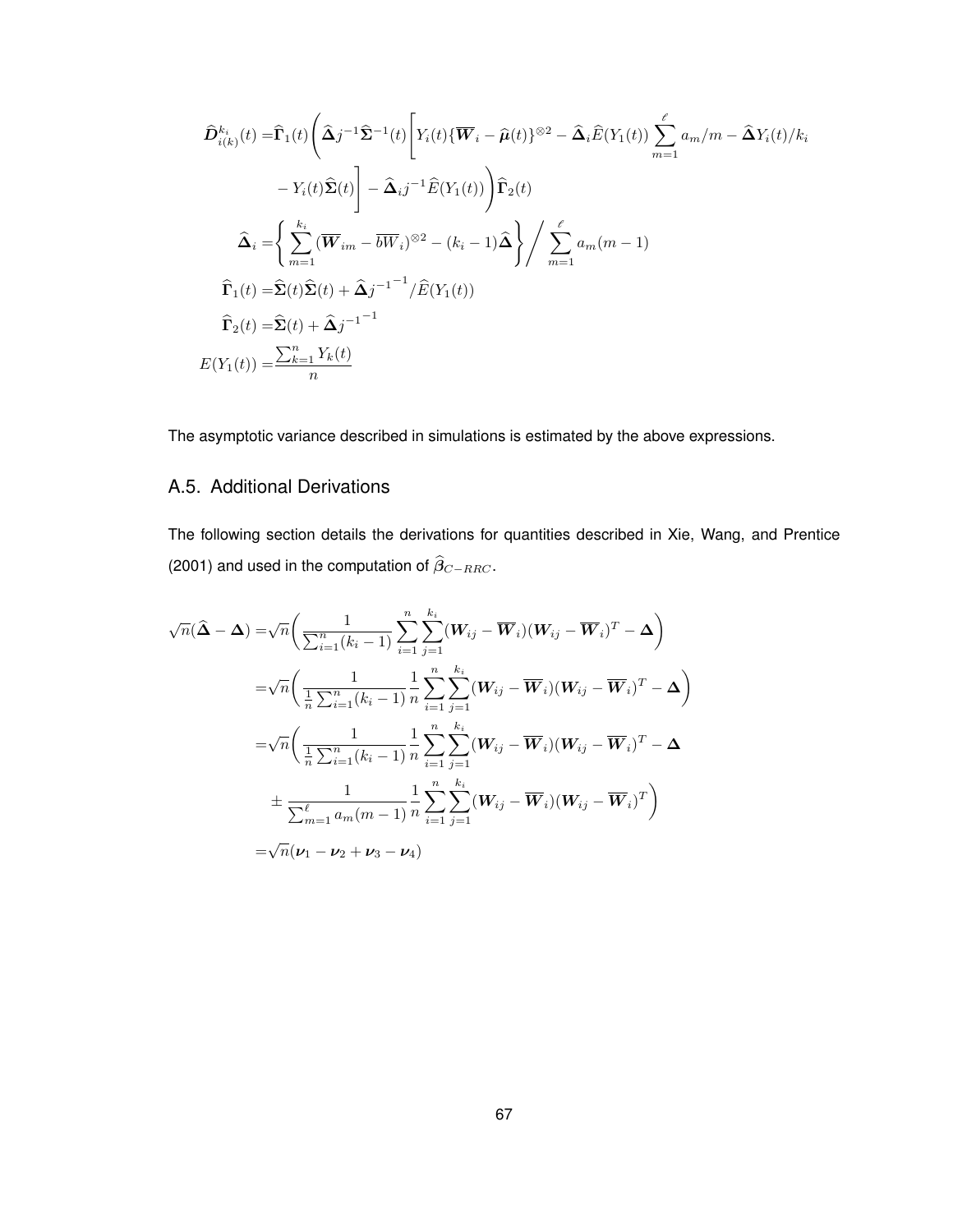$$
\begin{aligned}
\widehat{\boldsymbol{D}}_{i(k)}^{k_i}(t) =&\widehat{\boldsymbol{\Gamma}}_1(t)\Bigg(\widehat{\boldsymbol{\Delta}}j^{-1}\widehat{\boldsymbol{\Sigma}}^{-1}(t)\Bigg[Y_i(t)\{\overline{\boldsymbol{W}}_i - \widehat{\boldsymbol{\mu}}(t)\}^{\otimes 2} - \widehat{\boldsymbol{\Delta}}_i\widehat{E}(Y_1(t))\sum_{m=1}^{\ell} a_m/m - \widehat{\boldsymbol{\Delta}}Y_i(t)/k_i \\
&- Y_i(t)\widehat{\boldsymbol{\Sigma}}(t)\Bigg] - \widehat{\boldsymbol{\Delta}}_i j^{-1}\widehat{E}(Y_1(t))\Bigg)\widehat{\boldsymbol{\Gamma}}_2(t) \\
\widehat{\boldsymbol{\Delta}}_i =&\left\{\sum_{m=1}^{k_i}(\overline{\boldsymbol{W}}_{im} - \overline{bW}_i)^{\otimes 2} - (k_i-1)\widehat{\boldsymbol{\Delta}}\right\}\Bigg/\sum_{m=1}^{\ell} a_m(m-1) \\
\widehat{\boldsymbol{\Gamma}}_1(t) =&\widehat{\boldsymbol{\Sigma}}(t)\widehat{\boldsymbol{\Sigma}}(t) + \widehat{\boldsymbol{\Delta}}{j^{-1}}^{-1}/\widehat{E}(Y_1(t)) \\
\widehat{\boldsymbol{\Gamma}}_2(t) =&\widehat{\boldsymbol{\Sigma}}(t) + \widehat{\boldsymbol{\Delta}}{j^{-1}}^{-1} \\
E(Y_1(t)) =&\frac{\sum_{k=1}^{n} Y_k(t)}{n}
\end{aligned}
$$

The asymptotic variance described in simulations is estimated by the above expressions.

## A.5. Additional Derivations

The following section details the derivations for quantities described in Xie, Wang, and Prentice (2001) and used in the computation of $\widehat{\boldsymbol{\beta}}_{C-RRC}$.

$$
\begin{aligned}
\sqrt{n}(\widehat{\boldsymbol{\Delta}} - \boldsymbol{\Delta}) =&\sqrt{n}\bigg(\frac{1}{\sum_{i=1}^{n}(k_i-1)}\sum_{i=1}^{n}\sum_{j=1}^{k_i}(\boldsymbol{W}_{ij} - \overline{\boldsymbol{W}}_i)(\boldsymbol{W}_{ij} - \overline{\boldsymbol{W}}_i)^T - \boldsymbol{\Delta}\bigg) \\
=&\sqrt{n}\bigg(\frac{1}{\frac{1}{n}\sum_{i=1}^{n}(k_i-1)}\frac{1}{n}\sum_{i=1}^{n}\sum_{j=1}^{k_i}(\boldsymbol{W}_{ij} - \overline{\boldsymbol{W}}_i)(\boldsymbol{W}_{ij} - \overline{\boldsymbol{W}}_i)^T - \boldsymbol{\Delta}\bigg) \\
=&\sqrt{n}\bigg(\frac{1}{\frac{1}{n}\sum_{i=1}^{n}(k_i-1)}\frac{1}{n}\sum_{i=1}^{n}\sum_{j=1}^{k_i}(\boldsymbol{W}_{ij} - \overline{\boldsymbol{W}}_i)(\boldsymbol{W}_{ij} - \overline{\boldsymbol{W}}_i)^T - \boldsymbol{\Delta} \\
&\pm \frac{1}{\sum_{m=1}^{\ell} a_m(m-1)}\frac{1}{n}\sum_{i=1}^{n}\sum_{j=1}^{k_i}(\boldsymbol{W}_{ij} - \overline{\boldsymbol{W}}_i)(\boldsymbol{W}_{ij} - \overline{\boldsymbol{W}}_i)^T\bigg) \\
=&\sqrt{n}(\boldsymbol{\nu}_1 - \boldsymbol{\nu}_2 + \boldsymbol{\nu}_3 - \boldsymbol{\nu}_4)
\end{aligned}
$$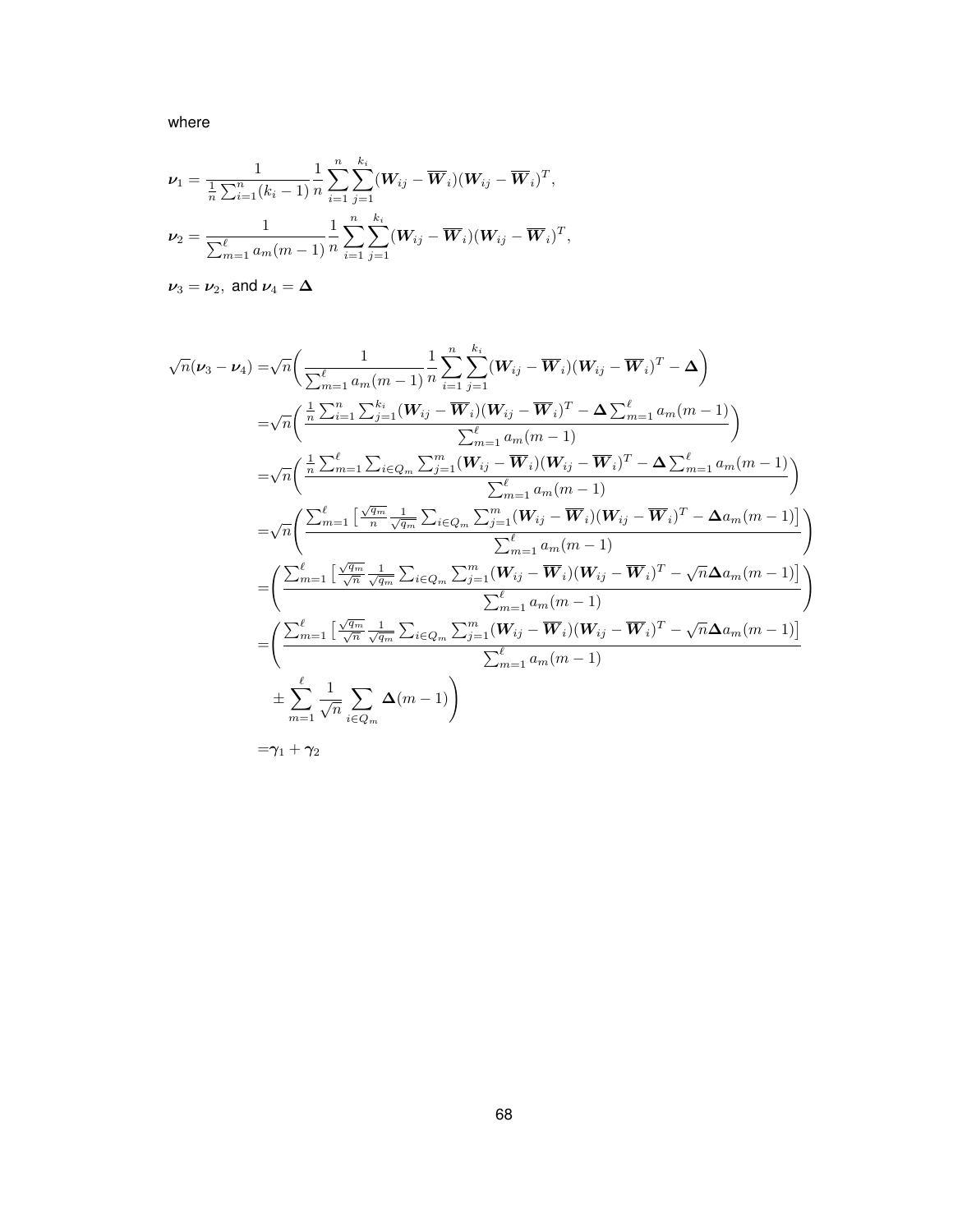where

$$\boldsymbol{\nu}_1 = \frac{1}{\frac{1}{n}\sum_{i=1}^{n}(k_i-1)}\frac{1}{n}\sum_{i=1}^{n}\sum_{j=1}^{k_i}(\boldsymbol{W}_{ij}-\overline{\boldsymbol{W}}_i)(\boldsymbol{W}_{ij}-\overline{\boldsymbol{W}}_i)^T,$$

$$\boldsymbol{\nu}_2 = \frac{1}{\sum_{m=1}^{\ell}a_m(m-1)}\frac{1}{n}\sum_{i=1}^{n}\sum_{j=1}^{k_i}(\boldsymbol{W}_{ij}-\overline{\boldsymbol{W}}_i)(\boldsymbol{W}_{ij}-\overline{\boldsymbol{W}}_i)^T,$$

$\boldsymbol{\nu}_3 = \boldsymbol{\nu}_2,$ and $\boldsymbol{\nu}_4 = \boldsymbol{\Delta}$

$$\begin{aligned}
\sqrt{n}(\boldsymbol{\nu}_3-\boldsymbol{\nu}_4) =& \sqrt{n}\bigg(\frac{1}{\sum_{m=1}^{\ell}a_m(m-1)}\frac{1}{n}\sum_{i=1}^{n}\sum_{j=1}^{k_i}(\boldsymbol{W}_{ij}-\overline{\boldsymbol{W}}_i)(\boldsymbol{W}_{ij}-\overline{\boldsymbol{W}}_i)^T-\boldsymbol{\Delta}\bigg)\\
=& \sqrt{n}\bigg(\frac{\frac{1}{n}\sum_{i=1}^{n}\sum_{j=1}^{k_i}(\boldsymbol{W}_{ij}-\overline{\boldsymbol{W}}_i)(\boldsymbol{W}_{ij}-\overline{\boldsymbol{W}}_i)^T-\boldsymbol{\Delta}\sum_{m=1}^{\ell}a_m(m-1)}{\sum_{m=1}^{\ell}a_m(m-1)}\bigg)\\
=& \sqrt{n}\bigg(\frac{\frac{1}{n}\sum_{m=1}^{\ell}\sum_{i\in Q_m}\sum_{j=1}^{m}(\boldsymbol{W}_{ij}-\overline{\boldsymbol{W}}_i)(\boldsymbol{W}_{ij}-\overline{\boldsymbol{W}}_i)^T-\boldsymbol{\Delta}\sum_{m=1}^{\ell}a_m(m-1)}{\sum_{m=1}^{\ell}a_m(m-1)}\bigg)\\
=& \sqrt{n}\bigg(\frac{\sum_{m=1}^{\ell}\big[\frac{\sqrt{q_m}}{n}\frac{1}{\sqrt{q_m}}\sum_{i\in Q_m}\sum_{j=1}^{m}(\boldsymbol{W}_{ij}-\overline{\boldsymbol{W}}_i)(\boldsymbol{W}_{ij}-\overline{\boldsymbol{W}}_i)^T-\boldsymbol{\Delta}a_m(m-1)\big]}{\sum_{m=1}^{\ell}a_m(m-1)}\bigg)\\
=& \bigg(\frac{\sum_{m=1}^{\ell}\big[\frac{\sqrt{q_m}}{\sqrt{n}}\frac{1}{\sqrt{q_m}}\sum_{i\in Q_m}\sum_{j=1}^{m}(\boldsymbol{W}_{ij}-\overline{\boldsymbol{W}}_i)(\boldsymbol{W}_{ij}-\overline{\boldsymbol{W}}_i)^T-\sqrt{n}\boldsymbol{\Delta}a_m(m-1)\big]}{\sum_{m=1}^{\ell}a_m(m-1)}\bigg)\\
=& \bigg(\frac{\sum_{m=1}^{\ell}\big[\frac{\sqrt{q_m}}{\sqrt{n}}\frac{1}{\sqrt{q_m}}\sum_{i\in Q_m}\sum_{j=1}^{m}(\boldsymbol{W}_{ij}-\overline{\boldsymbol{W}}_i)(\boldsymbol{W}_{ij}-\overline{\boldsymbol{W}}_i)^T-\sqrt{n}\boldsymbol{\Delta}a_m(m-1)\big]}{\sum_{m=1}^{\ell}a_m(m-1)}\\
&\pm\sum_{m=1}^{\ell}\frac{1}{\sqrt{n}}\sum_{i\in Q_m}\boldsymbol{\Delta}(m-1)\bigg)\\
=& \boldsymbol{\gamma}_1+\boldsymbol{\gamma}_2
\end{aligned}$$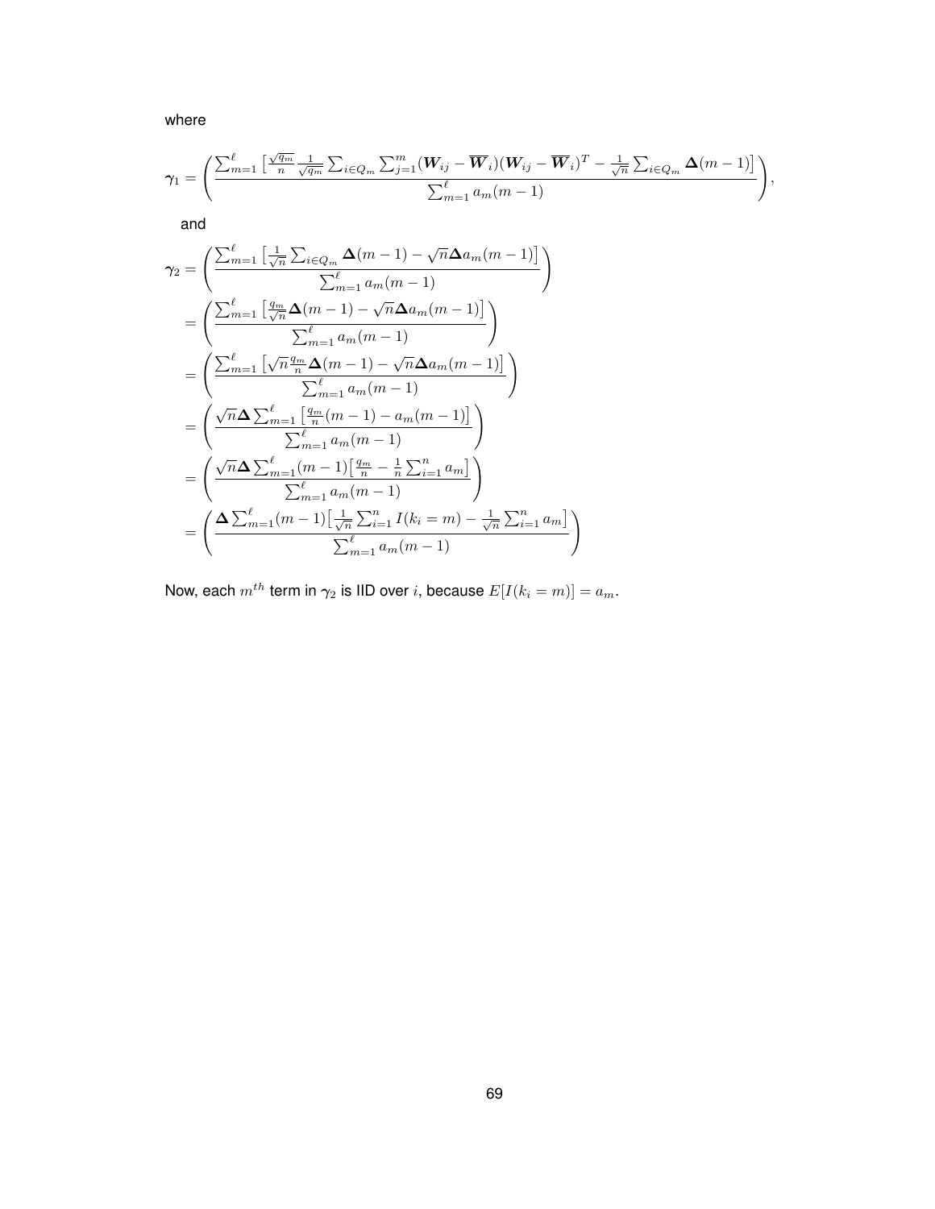where

$$
\boldsymbol{\gamma}_1 = \left( \frac{\sum_{m=1}^{\ell} \left[ \frac{\sqrt{q_m}}{n} \frac{1}{\sqrt{q_m}} \sum_{i \in Q_m} \sum_{j=1}^{m} (\boldsymbol{W}_{ij} - \overline{\boldsymbol{W}}_i)(\boldsymbol{W}_{ij} - \overline{\boldsymbol{W}}_i)^T - \frac{1}{\sqrt{n}} \sum_{i \in Q_m} \boldsymbol{\Delta}(m-1) \right]}{\sum_{m=1}^{\ell} a_m (m-1)} \right),
$$

and

$$
\begin{aligned}
\boldsymbol{\gamma}_2 &= \left( \frac{\sum_{m=1}^{\ell} \left[ \frac{1}{\sqrt{n}} \sum_{i \in Q_m} \boldsymbol{\Delta}(m-1) - \sqrt{n} \boldsymbol{\Delta} a_m (m-1) \right]}{\sum_{m=1}^{\ell} a_m (m-1)} \right) \\
&= \left( \frac{\sum_{m=1}^{\ell} \left[ \frac{q_m}{\sqrt{n}} \boldsymbol{\Delta}(m-1) - \sqrt{n} \boldsymbol{\Delta} a_m (m-1) \right]}{\sum_{m=1}^{\ell} a_m (m-1)} \right) \\
&= \left( \frac{\sum_{m=1}^{\ell} \left[ \sqrt{n} \frac{q_m}{n} \boldsymbol{\Delta}(m-1) - \sqrt{n} \boldsymbol{\Delta} a_m (m-1) \right]}{\sum_{m=1}^{\ell} a_m (m-1)} \right) \\
&= \left( \frac{\sqrt{n} \boldsymbol{\Delta} \sum_{m=1}^{\ell} \left[ \frac{q_m}{n} (m-1) - a_m (m-1) \right]}{\sum_{m=1}^{\ell} a_m (m-1)} \right) \\
&= \left( \frac{\sqrt{n} \boldsymbol{\Delta} \sum_{m=1}^{\ell} (m-1) \left[ \frac{q_m}{n} - \frac{1}{n} \sum_{i=1}^{n} a_m \right]}{\sum_{m=1}^{\ell} a_m (m-1)} \right) \\
&= \left( \frac{\boldsymbol{\Delta} \sum_{m=1}^{\ell} (m-1) \left[ \frac{1}{\sqrt{n}} \sum_{i=1}^{n} I(k_i = m) - \frac{1}{\sqrt{n}} \sum_{i=1}^{n} a_m \right]}{\sum_{m=1}^{\ell} a_m (m-1)} \right)
\end{aligned}
$$

Now, each $m^{th}$ term in $\boldsymbol{\gamma}_2$ is IID over $i$, because $E[I(k_i = m)] = a_m$.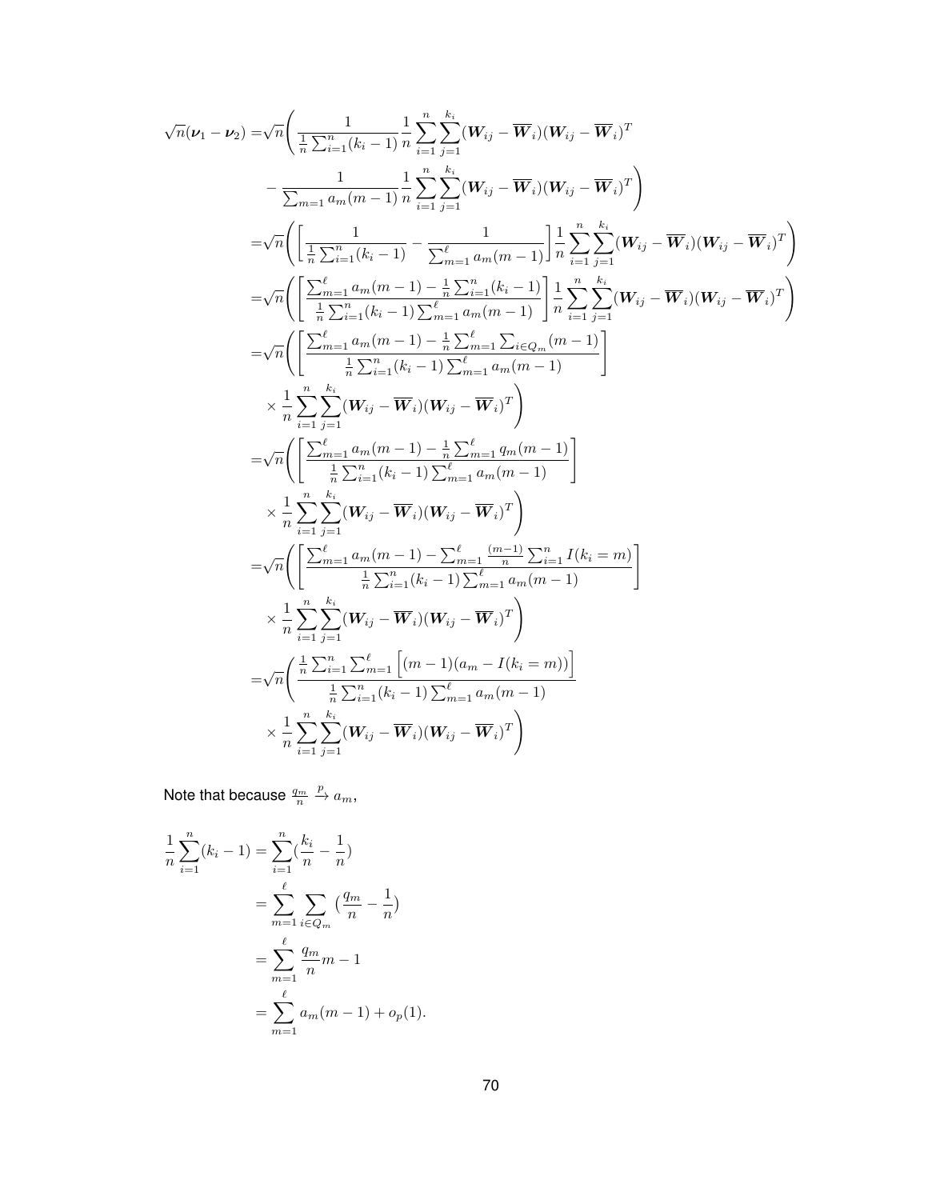$$
\begin{aligned}
\sqrt{n}(\boldsymbol{\nu}_1 - \boldsymbol{\nu}_2) =& \sqrt{n}\Bigg( \frac{1}{\frac{1}{n}\sum_{i=1}^{n}(k_i-1)} \frac{1}{n}\sum_{i=1}^{n}\sum_{j=1}^{k_i}(\boldsymbol{W}_{ij} - \overline{\boldsymbol{W}}_i)(\boldsymbol{W}_{ij} - \overline{\boldsymbol{W}}_i)^T \\
& - \frac{1}{\sum_{m=1} a_m(m-1)} \frac{1}{n}\sum_{i=1}^{n}\sum_{j=1}^{k_i}(\boldsymbol{W}_{ij} - \overline{\boldsymbol{W}}_i)(\boldsymbol{W}_{ij} - \overline{\boldsymbol{W}}_i)^T \Bigg) \\
=& \sqrt{n}\Bigg( \left[ \frac{1}{\frac{1}{n}\sum_{i=1}^{n}(k_i-1)} - \frac{1}{\sum_{m=1}^{\ell} a_m(m-1)} \right] \frac{1}{n}\sum_{i=1}^{n}\sum_{j=1}^{k_i}(\boldsymbol{W}_{ij} - \overline{\boldsymbol{W}}_i)(\boldsymbol{W}_{ij} - \overline{\boldsymbol{W}}_i)^T \Bigg) \\
=& \sqrt{n}\Bigg( \left[ \frac{\sum_{m=1}^{\ell} a_m(m-1) - \frac{1}{n}\sum_{i=1}^{n}(k_i-1)}{\frac{1}{n}\sum_{i=1}^{n}(k_i-1)\sum_{m=1}^{\ell} a_m(m-1)} \right] \frac{1}{n}\sum_{i=1}^{n}\sum_{j=1}^{k_i}(\boldsymbol{W}_{ij} - \overline{\boldsymbol{W}}_i)(\boldsymbol{W}_{ij} - \overline{\boldsymbol{W}}_i)^T \Bigg) \\
=& \sqrt{n}\Bigg( \left[ \frac{\sum_{m=1}^{\ell} a_m(m-1) - \frac{1}{n}\sum_{m=1}^{\ell}\sum_{i\in Q_m}(m-1)}{\frac{1}{n}\sum_{i=1}^{n}(k_i-1)\sum_{m=1}^{\ell} a_m(m-1)} \right] \\
& \times \frac{1}{n}\sum_{i=1}^{n}\sum_{j=1}^{k_i}(\boldsymbol{W}_{ij} - \overline{\boldsymbol{W}}_i)(\boldsymbol{W}_{ij} - \overline{\boldsymbol{W}}_i)^T \Bigg) \\
=& \sqrt{n}\Bigg( \left[ \frac{\sum_{m=1}^{\ell} a_m(m-1) - \frac{1}{n}\sum_{m=1}^{\ell} q_m(m-1)}{\frac{1}{n}\sum_{i=1}^{n}(k_i-1)\sum_{m=1}^{\ell} a_m(m-1)} \right] \\
& \times \frac{1}{n}\sum_{i=1}^{n}\sum_{j=1}^{k_i}(\boldsymbol{W}_{ij} - \overline{\boldsymbol{W}}_i)(\boldsymbol{W}_{ij} - \overline{\boldsymbol{W}}_i)^T \Bigg) \\
=& \sqrt{n}\Bigg( \left[ \frac{\sum_{m=1}^{\ell} a_m(m-1) - \sum_{m=1}^{\ell} \frac{(m-1)}{n}\sum_{i=1}^{n} I(k_i = m)}{\frac{1}{n}\sum_{i=1}^{n}(k_i-1)\sum_{m=1}^{\ell} a_m(m-1)} \right] \\
& \times \frac{1}{n}\sum_{i=1}^{n}\sum_{j=1}^{k_i}(\boldsymbol{W}_{ij} - \overline{\boldsymbol{W}}_i)(\boldsymbol{W}_{ij} - \overline{\boldsymbol{W}}_i)^T \Bigg) \\
=& \sqrt{n}\Bigg( \frac{\frac{1}{n}\sum_{i=1}^{n}\sum_{m=1}^{\ell}\Big[(m-1)(a_m - I(k_i = m))\Big]}{\frac{1}{n}\sum_{i=1}^{n}(k_i-1)\sum_{m=1}^{\ell} a_m(m-1)} \\
& \times \frac{1}{n}\sum_{i=1}^{n}\sum_{j=1}^{k_i}(\boldsymbol{W}_{ij} - \overline{\boldsymbol{W}}_i)(\boldsymbol{W}_{ij} - \overline{\boldsymbol{W}}_i)^T \Bigg)
\end{aligned}
$$

Note that because $\frac{q_m}{n} \xrightarrow{p} a_m$,

$$
\begin{aligned}
\frac{1}{n}\sum_{i=1}^{n}(k_i - 1) &= \sum_{i=1}^{n}\left(\frac{k_i}{n} - \frac{1}{n}\right) \\
&= \sum_{m=1}^{\ell}\sum_{i\in Q_m}\left(\frac{q_m}{n} - \frac{1}{n}\right) \\
&= \sum_{m=1}^{\ell}\frac{q_m}{n}m - 1 \\
&= \sum_{m=1}^{\ell} a_m(m-1) + o_p(1).
\end{aligned}
$$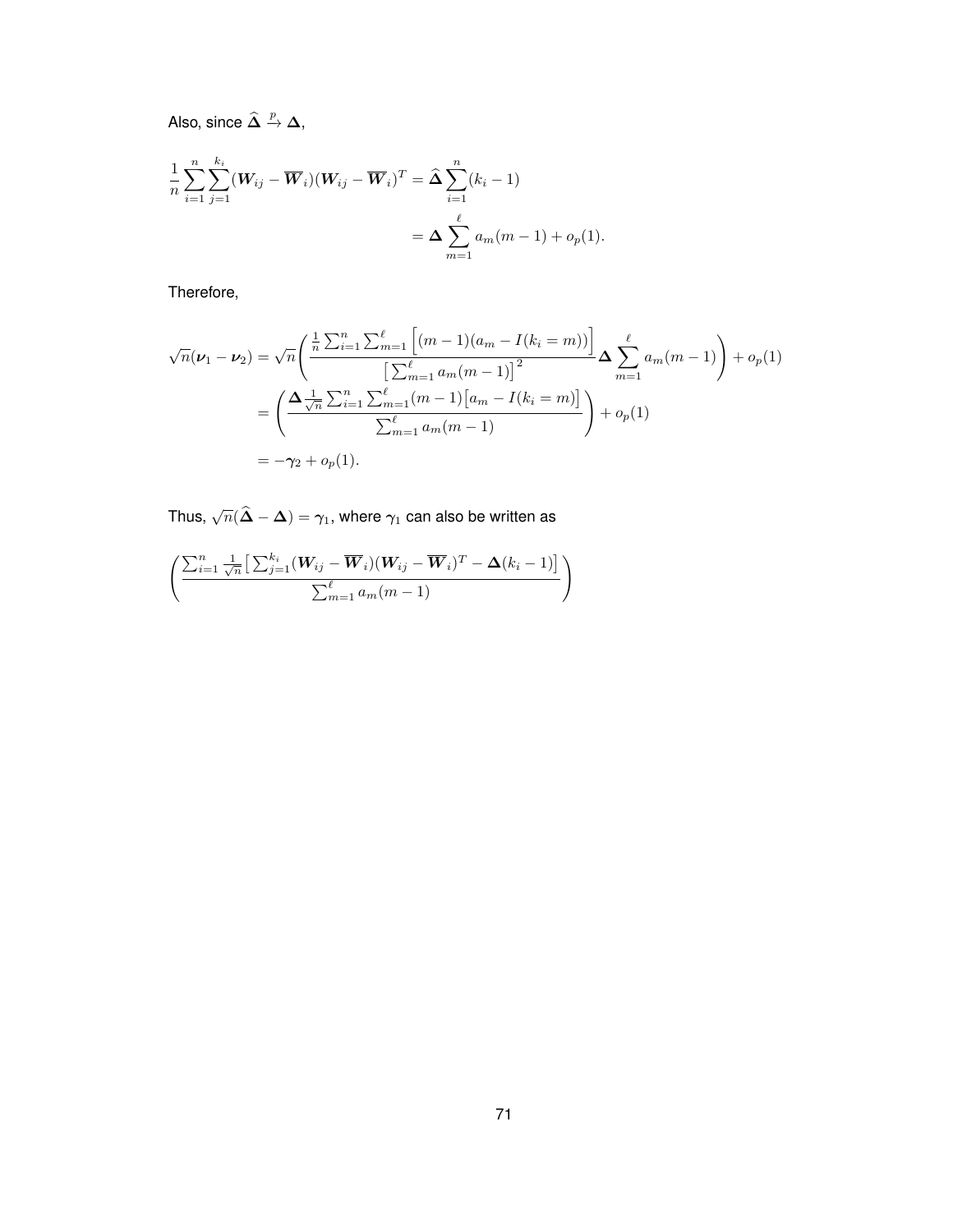Also, since $\widehat{\boldsymbol{\Delta}} \xrightarrow{p} \boldsymbol{\Delta}$,

$$
\begin{aligned}
\frac{1}{n}\sum_{i=1}^{n}\sum_{j=1}^{k_i}(\boldsymbol{W}_{ij}-\overline{\boldsymbol{W}}_i)(\boldsymbol{W}_{ij}-\overline{\boldsymbol{W}}_i)^T &= \widehat{\boldsymbol{\Delta}}\sum_{i=1}^{n}(k_i-1) \\
&= \boldsymbol{\Delta}\sum_{m=1}^{\ell} a_m(m-1) + o_p(1).
\end{aligned}
$$

Therefore,

$$
\begin{aligned}
\sqrt{n}(\boldsymbol{\nu}_1-\boldsymbol{\nu}_2) &= \sqrt{n}\left(\frac{\frac{1}{n}\sum_{i=1}^{n}\sum_{m=1}^{\ell}\Big[(m-1)(a_m - I(k_i=m))\Big]}{\big[\sum_{m=1}^{\ell} a_m(m-1)\big]^2}\boldsymbol{\Delta}\sum_{m=1}^{\ell} a_m(m-1)\right) + o_p(1) \\
&= \left(\frac{\boldsymbol{\Delta}\frac{1}{\sqrt{n}}\sum_{i=1}^{n}\sum_{m=1}^{\ell}(m-1)\big[a_m - I(k_i=m)\big]}{\sum_{m=1}^{\ell} a_m(m-1)}\right) + o_p(1) \\
&= -\boldsymbol{\gamma}_2 + o_p(1).
\end{aligned}
$$

Thus, $\sqrt{n}(\widehat{\boldsymbol{\Delta}}-\boldsymbol{\Delta}) = \boldsymbol{\gamma}_1$, where $\boldsymbol{\gamma}_1$ can also be written as

$$
\left(\frac{\sum_{i=1}^{n}\frac{1}{\sqrt{n}}\big[\sum_{j=1}^{k_i}(\boldsymbol{W}_{ij}-\overline{\boldsymbol{W}}_i)(\boldsymbol{W}_{ij}-\overline{\boldsymbol{W}}_i)^T - \boldsymbol{\Delta}(k_i-1)\big]}{\sum_{m=1}^{\ell} a_m(m-1)}\right)
$$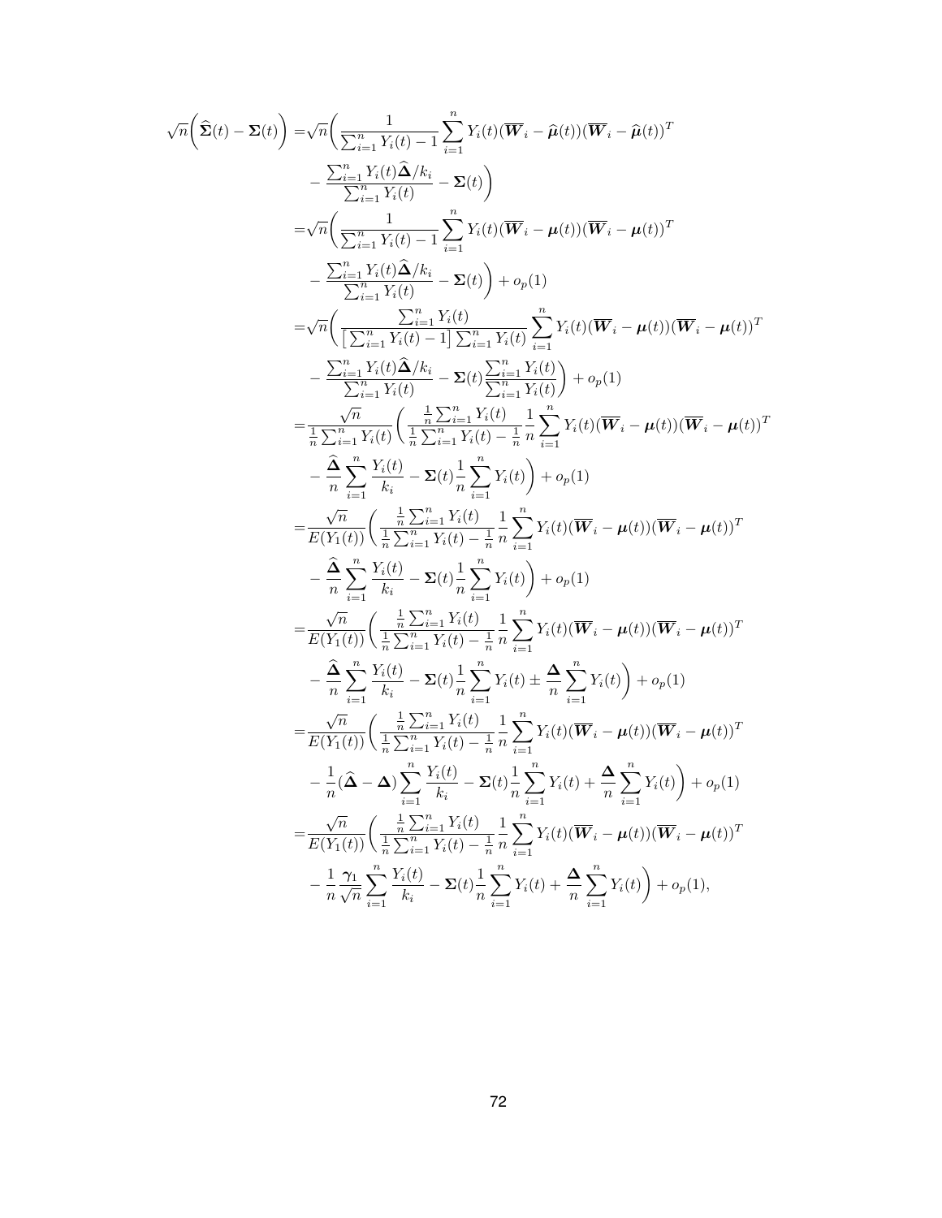$$
\begin{aligned}
\sqrt{n}\Big(\widehat{\boldsymbol{\Sigma}}(t)-\boldsymbol{\Sigma}(t)\Big) =&\sqrt{n}\Big(\frac{1}{\sum_{i=1}^n Y_i(t)-1}\sum_{i=1}^n Y_i(t)(\overline{\boldsymbol{W}}_i-\widehat{\boldsymbol{\mu}}(t))(\overline{\boldsymbol{W}}_i-\widehat{\boldsymbol{\mu}}(t))^T \\
&-\frac{\sum_{i=1}^n Y_i(t)\widehat{\boldsymbol{\Delta}}/k_i}{\sum_{i=1}^n Y_i(t)}-\boldsymbol{\Sigma}(t)\Big) \\
=&\sqrt{n}\Big(\frac{1}{\sum_{i=1}^n Y_i(t)-1}\sum_{i=1}^n Y_i(t)(\overline{\boldsymbol{W}}_i-\boldsymbol{\mu}(t))(\overline{\boldsymbol{W}}_i-\boldsymbol{\mu}(t))^T \\
&-\frac{\sum_{i=1}^n Y_i(t)\widehat{\boldsymbol{\Delta}}/k_i}{\sum_{i=1}^n Y_i(t)}-\boldsymbol{\Sigma}(t)\Big)+o_p(1) \\
=&\sqrt{n}\Big(\frac{\sum_{i=1}^n Y_i(t)}{\big[\sum_{i=1}^n Y_i(t)-1\big]\sum_{i=1}^n Y_i(t)}\sum_{i=1}^n Y_i(t)(\overline{\boldsymbol{W}}_i-\boldsymbol{\mu}(t))(\overline{\boldsymbol{W}}_i-\boldsymbol{\mu}(t))^T \\
&-\frac{\sum_{i=1}^n Y_i(t)\widehat{\boldsymbol{\Delta}}/k_i}{\sum_{i=1}^n Y_i(t)}-\boldsymbol{\Sigma}(t)\frac{\sum_{i=1}^n Y_i(t)}{\sum_{i=1}^n Y_i(t)}\Big)+o_p(1) \\
=&\frac{\sqrt{n}}{\frac{1}{n}\sum_{i=1}^n Y_i(t)}\Big(\frac{\frac{1}{n}\sum_{i=1}^n Y_i(t)}{\frac{1}{n}\sum_{i=1}^n Y_i(t)-\frac{1}{n}}\frac{1}{n}\sum_{i=1}^n Y_i(t)(\overline{\boldsymbol{W}}_i-\boldsymbol{\mu}(t))(\overline{\boldsymbol{W}}_i-\boldsymbol{\mu}(t))^T \\
&-\frac{\widehat{\boldsymbol{\Delta}}}{n}\sum_{i=1}^n\frac{Y_i(t)}{k_i}-\boldsymbol{\Sigma}(t)\frac{1}{n}\sum_{i=1}^n Y_i(t)\Big)+o_p(1) \\
=&\frac{\sqrt{n}}{E(Y_1(t))}\Big(\frac{\frac{1}{n}\sum_{i=1}^n Y_i(t)}{\frac{1}{n}\sum_{i=1}^n Y_i(t)-\frac{1}{n}}\frac{1}{n}\sum_{i=1}^n Y_i(t)(\overline{\boldsymbol{W}}_i-\boldsymbol{\mu}(t))(\overline{\boldsymbol{W}}_i-\boldsymbol{\mu}(t))^T \\
&-\frac{\widehat{\boldsymbol{\Delta}}}{n}\sum_{i=1}^n\frac{Y_i(t)}{k_i}-\boldsymbol{\Sigma}(t)\frac{1}{n}\sum_{i=1}^n Y_i(t)\Big)+o_p(1) \\
=&\frac{\sqrt{n}}{E(Y_1(t))}\Big(\frac{\frac{1}{n}\sum_{i=1}^n Y_i(t)}{\frac{1}{n}\sum_{i=1}^n Y_i(t)-\frac{1}{n}}\frac{1}{n}\sum_{i=1}^n Y_i(t)(\overline{\boldsymbol{W}}_i-\boldsymbol{\mu}(t))(\overline{\boldsymbol{W}}_i-\boldsymbol{\mu}(t))^T \\
&-\frac{\widehat{\boldsymbol{\Delta}}}{n}\sum_{i=1}^n\frac{Y_i(t)}{k_i}-\boldsymbol{\Sigma}(t)\frac{1}{n}\sum_{i=1}^n Y_i(t)\pm\frac{\boldsymbol{\Delta}}{n}\sum_{i=1}^n Y_i(t)\Big)+o_p(1) \\
=&\frac{\sqrt{n}}{E(Y_1(t))}\Big(\frac{\frac{1}{n}\sum_{i=1}^n Y_i(t)}{\frac{1}{n}\sum_{i=1}^n Y_i(t)-\frac{1}{n}}\frac{1}{n}\sum_{i=1}^n Y_i(t)(\overline{\boldsymbol{W}}_i-\boldsymbol{\mu}(t))(\overline{\boldsymbol{W}}_i-\boldsymbol{\mu}(t))^T \\
&-\frac{1}{n}(\widehat{\boldsymbol{\Delta}}-\boldsymbol{\Delta})\sum_{i=1}^n\frac{Y_i(t)}{k_i}-\boldsymbol{\Sigma}(t)\frac{1}{n}\sum_{i=1}^n Y_i(t)+\frac{\boldsymbol{\Delta}}{n}\sum_{i=1}^n Y_i(t)\Big)+o_p(1) \\
=&\frac{\sqrt{n}}{E(Y_1(t))}\Big(\frac{\frac{1}{n}\sum_{i=1}^n Y_i(t)}{\frac{1}{n}\sum_{i=1}^n Y_i(t)-\frac{1}{n}}\frac{1}{n}\sum_{i=1}^n Y_i(t)(\overline{\boldsymbol{W}}_i-\boldsymbol{\mu}(t))(\overline{\boldsymbol{W}}_i-\boldsymbol{\mu}(t))^T \\
&-\frac{1}{n}\frac{\boldsymbol{\gamma}_1}{\sqrt{n}}\sum_{i=1}^n\frac{Y_i(t)}{k_i}-\boldsymbol{\Sigma}(t)\frac{1}{n}\sum_{i=1}^n Y_i(t)+\frac{\boldsymbol{\Delta}}{n}\sum_{i=1}^n Y_i(t)\Big)+o_p(1),
\end{aligned}
$$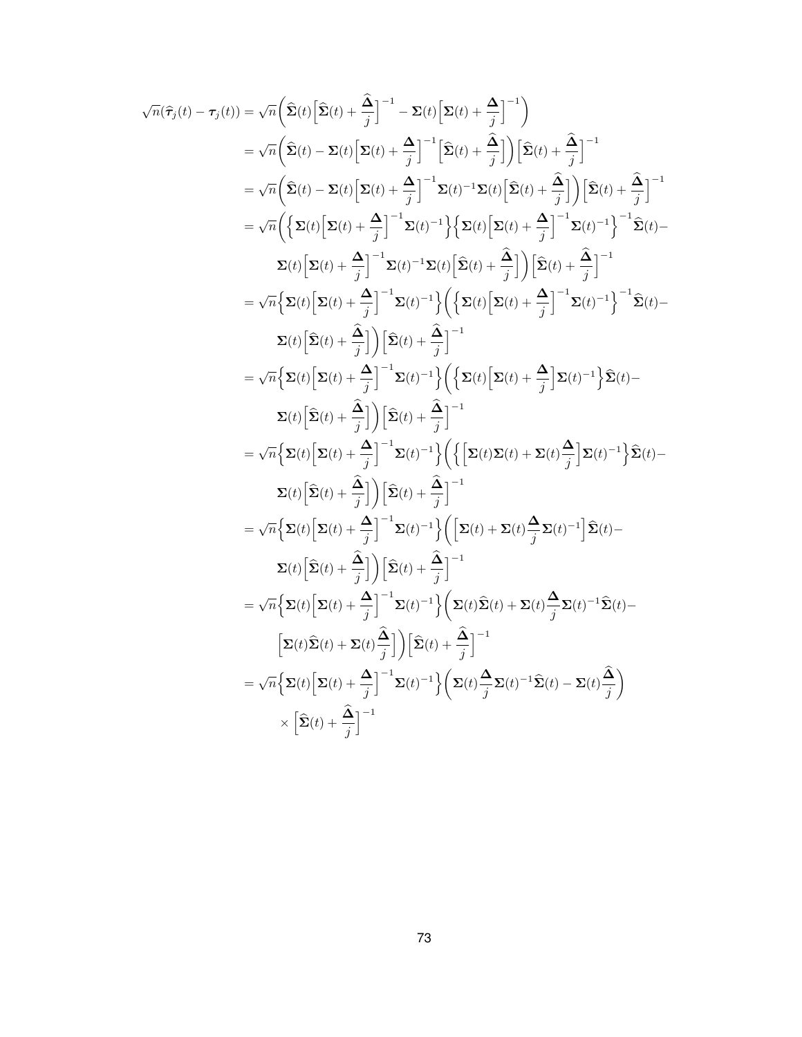$$
\begin{aligned}
\sqrt{n}(\widehat{\boldsymbol{\tau}}_j(t) - \boldsymbol{\tau}_j(t)) &= \sqrt{n}\Big(\widehat{\boldsymbol{\Sigma}}(t)\Big[\widehat{\boldsymbol{\Sigma}}(t) + \frac{\widehat{\boldsymbol{\Delta}}}{j}\Big]^{-1} - \boldsymbol{\Sigma}(t)\Big[\boldsymbol{\Sigma}(t) + \frac{\boldsymbol{\Delta}}{j}\Big]^{-1}\Big) \\
&= \sqrt{n}\Big(\widehat{\boldsymbol{\Sigma}}(t) - \boldsymbol{\Sigma}(t)\Big[\boldsymbol{\Sigma}(t) + \frac{\boldsymbol{\Delta}}{j}\Big]^{-1}\Big[\widehat{\boldsymbol{\Sigma}}(t) + \frac{\widehat{\boldsymbol{\Delta}}}{j}\Big]\Big)\Big[\widehat{\boldsymbol{\Sigma}}(t) + \frac{\widehat{\boldsymbol{\Delta}}}{j}\Big]^{-1} \\
&= \sqrt{n}\Big(\widehat{\boldsymbol{\Sigma}}(t) - \boldsymbol{\Sigma}(t)\Big[\boldsymbol{\Sigma}(t) + \frac{\boldsymbol{\Delta}}{j}\Big]^{-1}\boldsymbol{\Sigma}(t)^{-1}\boldsymbol{\Sigma}(t)\Big[\widehat{\boldsymbol{\Sigma}}(t) + \frac{\widehat{\boldsymbol{\Delta}}}{j}\Big]\Big)\Big[\widehat{\boldsymbol{\Sigma}}(t) + \frac{\widehat{\boldsymbol{\Delta}}}{j}\Big]^{-1} \\
&= \sqrt{n}\Big(\Big\{\boldsymbol{\Sigma}(t)\Big[\boldsymbol{\Sigma}(t) + \frac{\boldsymbol{\Delta}}{j}\Big]^{-1}\boldsymbol{\Sigma}(t)^{-1}\Big\}\Big\{\boldsymbol{\Sigma}(t)\Big[\boldsymbol{\Sigma}(t) + \frac{\boldsymbol{\Delta}}{j}\Big]^{-1}\boldsymbol{\Sigma}(t)^{-1}\Big\}^{-1}\widehat{\boldsymbol{\Sigma}}(t) - \\
&\qquad \boldsymbol{\Sigma}(t)\Big[\boldsymbol{\Sigma}(t) + \frac{\boldsymbol{\Delta}}{j}\Big]^{-1}\boldsymbol{\Sigma}(t)^{-1}\boldsymbol{\Sigma}(t)\Big[\widehat{\boldsymbol{\Sigma}}(t) + \frac{\widehat{\boldsymbol{\Delta}}}{j}\Big]\Big)\Big[\widehat{\boldsymbol{\Sigma}}(t) + \frac{\widehat{\boldsymbol{\Delta}}}{j}\Big]^{-1} \\
&= \sqrt{n}\Big\{\boldsymbol{\Sigma}(t)\Big[\boldsymbol{\Sigma}(t) + \frac{\boldsymbol{\Delta}}{j}\Big]^{-1}\boldsymbol{\Sigma}(t)^{-1}\Big\}\Big(\Big\{\boldsymbol{\Sigma}(t)\Big[\boldsymbol{\Sigma}(t) + \frac{\boldsymbol{\Delta}}{j}\Big]^{-1}\boldsymbol{\Sigma}(t)^{-1}\Big\}^{-1}\widehat{\boldsymbol{\Sigma}}(t) - \\
&\qquad \boldsymbol{\Sigma}(t)\Big[\widehat{\boldsymbol{\Sigma}}(t) + \frac{\widehat{\boldsymbol{\Delta}}}{j}\Big]\Big)\Big[\widehat{\boldsymbol{\Sigma}}(t) + \frac{\widehat{\boldsymbol{\Delta}}}{j}\Big]^{-1} \\
&= \sqrt{n}\Big\{\boldsymbol{\Sigma}(t)\Big[\boldsymbol{\Sigma}(t) + \frac{\boldsymbol{\Delta}}{j}\Big]^{-1}\boldsymbol{\Sigma}(t)^{-1}\Big\}\Big(\Big\{\boldsymbol{\Sigma}(t)\Big[\boldsymbol{\Sigma}(t) + \frac{\boldsymbol{\Delta}}{j}\Big]\boldsymbol{\Sigma}(t)^{-1}\Big\}\widehat{\boldsymbol{\Sigma}}(t) - \\
&\qquad \boldsymbol{\Sigma}(t)\Big[\widehat{\boldsymbol{\Sigma}}(t) + \frac{\widehat{\boldsymbol{\Delta}}}{j}\Big]\Big)\Big[\widehat{\boldsymbol{\Sigma}}(t) + \frac{\widehat{\boldsymbol{\Delta}}}{j}\Big]^{-1} \\
&= \sqrt{n}\Big\{\boldsymbol{\Sigma}(t)\Big[\boldsymbol{\Sigma}(t) + \frac{\boldsymbol{\Delta}}{j}\Big]^{-1}\boldsymbol{\Sigma}(t)^{-1}\Big\}\Big(\Big\{\Big[\boldsymbol{\Sigma}(t)\boldsymbol{\Sigma}(t) + \boldsymbol{\Sigma}(t)\frac{\boldsymbol{\Delta}}{j}\Big]\boldsymbol{\Sigma}(t)^{-1}\Big\}\widehat{\boldsymbol{\Sigma}}(t) - \\
&\qquad \boldsymbol{\Sigma}(t)\Big[\widehat{\boldsymbol{\Sigma}}(t) + \frac{\widehat{\boldsymbol{\Delta}}}{j}\Big]\Big)\Big[\widehat{\boldsymbol{\Sigma}}(t) + \frac{\widehat{\boldsymbol{\Delta}}}{j}\Big]^{-1} \\
&= \sqrt{n}\Big\{\boldsymbol{\Sigma}(t)\Big[\boldsymbol{\Sigma}(t) + \frac{\boldsymbol{\Delta}}{j}\Big]^{-1}\boldsymbol{\Sigma}(t)^{-1}\Big\}\Big(\Big[\boldsymbol{\Sigma}(t) + \boldsymbol{\Sigma}(t)\frac{\boldsymbol{\Delta}}{j}\boldsymbol{\Sigma}(t)^{-1}\Big]\widehat{\boldsymbol{\Sigma}}(t) - \\
&\qquad \boldsymbol{\Sigma}(t)\Big[\widehat{\boldsymbol{\Sigma}}(t) + \frac{\widehat{\boldsymbol{\Delta}}}{j}\Big]\Big)\Big[\widehat{\boldsymbol{\Sigma}}(t) + \frac{\widehat{\boldsymbol{\Delta}}}{j}\Big]^{-1} \\
&= \sqrt{n}\Big\{\boldsymbol{\Sigma}(t)\Big[\boldsymbol{\Sigma}(t) + \frac{\boldsymbol{\Delta}}{j}\Big]^{-1}\boldsymbol{\Sigma}(t)^{-1}\Big\}\Big(\boldsymbol{\Sigma}(t)\widehat{\boldsymbol{\Sigma}}(t) + \boldsymbol{\Sigma}(t)\frac{\boldsymbol{\Delta}}{j}\boldsymbol{\Sigma}(t)^{-1}\widehat{\boldsymbol{\Sigma}}(t) - \\
&\qquad \Big[\boldsymbol{\Sigma}(t)\widehat{\boldsymbol{\Sigma}}(t) + \boldsymbol{\Sigma}(t)\frac{\widehat{\boldsymbol{\Delta}}}{j}\Big]\Big)\Big[\widehat{\boldsymbol{\Sigma}}(t) + \frac{\widehat{\boldsymbol{\Delta}}}{j}\Big]^{-1} \\
&= \sqrt{n}\Big\{\boldsymbol{\Sigma}(t)\Big[\boldsymbol{\Sigma}(t) + \frac{\boldsymbol{\Delta}}{j}\Big]^{-1}\boldsymbol{\Sigma}(t)^{-1}\Big\}\Big(\boldsymbol{\Sigma}(t)\frac{\boldsymbol{\Delta}}{j}\boldsymbol{\Sigma}(t)^{-1}\widehat{\boldsymbol{\Sigma}}(t) - \boldsymbol{\Sigma}(t)\frac{\widehat{\boldsymbol{\Delta}}}{j}\Big) \\
&\qquad \times \Big[\widehat{\boldsymbol{\Sigma}}(t) + \frac{\widehat{\boldsymbol{\Delta}}}{j}\Big]^{-1}
\end{aligned}
$$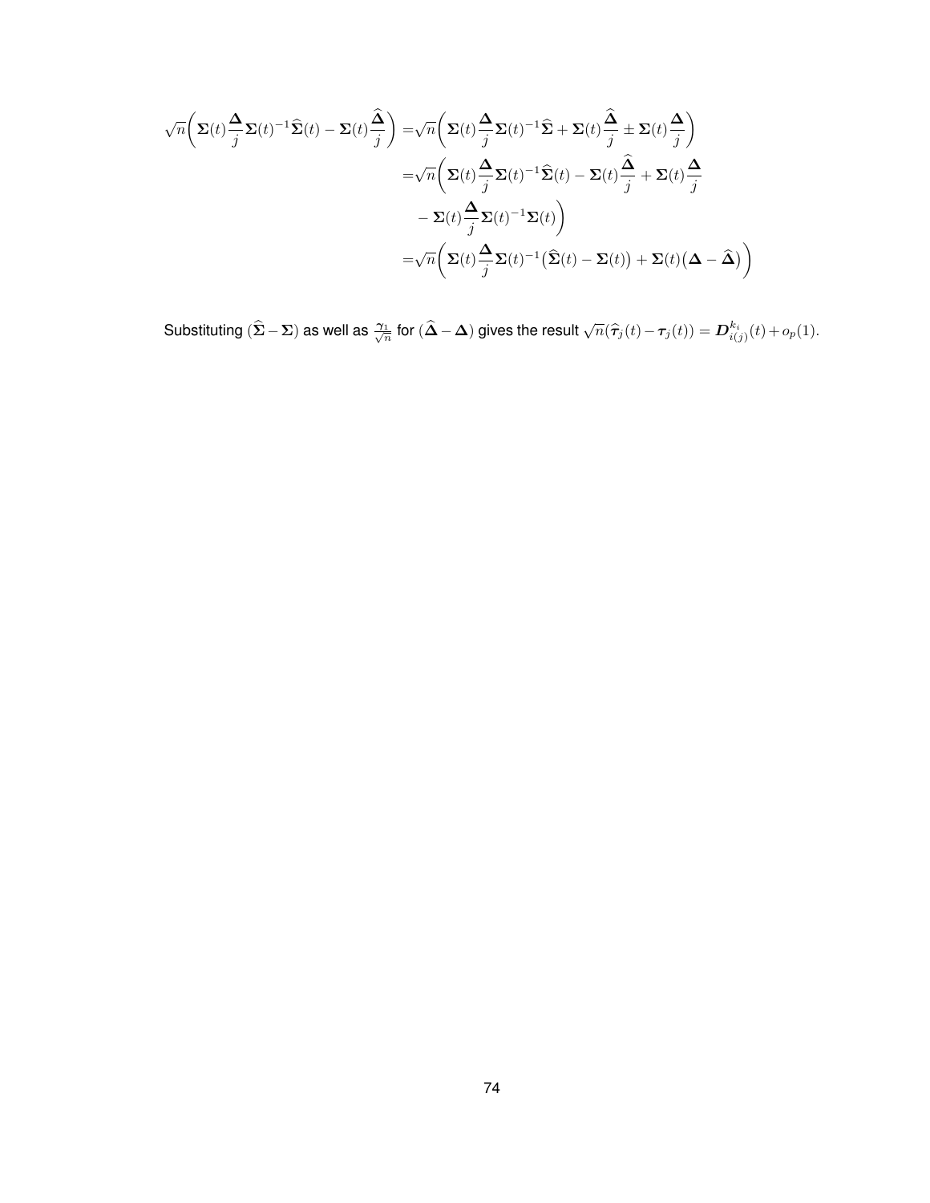$$
\begin{aligned}
\sqrt{n}\bigg(\boldsymbol{\Sigma}(t)\frac{\boldsymbol{\Delta}}{j}\boldsymbol{\Sigma}(t)^{-1}\widehat{\boldsymbol{\Sigma}}(t)-\boldsymbol{\Sigma}(t)\frac{\widehat{\boldsymbol{\Delta}}}{j}\bigg) =&\sqrt{n}\bigg(\boldsymbol{\Sigma}(t)\frac{\boldsymbol{\Delta}}{j}\boldsymbol{\Sigma}(t)^{-1}\widehat{\boldsymbol{\Sigma}}+\boldsymbol{\Sigma}(t)\frac{\widehat{\boldsymbol{\Delta}}}{j}\pm\boldsymbol{\Sigma}(t)\frac{\boldsymbol{\Delta}}{j}\bigg)\\
=&\sqrt{n}\bigg(\boldsymbol{\Sigma}(t)\frac{\boldsymbol{\Delta}}{j}\boldsymbol{\Sigma}(t)^{-1}\widehat{\boldsymbol{\Sigma}}(t)-\boldsymbol{\Sigma}(t)\frac{\widehat{\boldsymbol{\Delta}}}{j}+\boldsymbol{\Sigma}(t)\frac{\boldsymbol{\Delta}}{j}\\
&-\boldsymbol{\Sigma}(t)\frac{\boldsymbol{\Delta}}{j}\boldsymbol{\Sigma}(t)^{-1}\boldsymbol{\Sigma}(t)\bigg)\\
=&\sqrt{n}\bigg(\boldsymbol{\Sigma}(t)\frac{\boldsymbol{\Delta}}{j}\boldsymbol{\Sigma}(t)^{-1}\big(\widehat{\boldsymbol{\Sigma}}(t)-\boldsymbol{\Sigma}(t)\big)+\boldsymbol{\Sigma}(t)\big(\boldsymbol{\Delta}-\widehat{\boldsymbol{\Delta}}\big)\bigg)
\end{aligned}
$$

Substituting $(\widehat{\boldsymbol{\Sigma}}-\boldsymbol{\Sigma})$ as well as $\frac{\gamma_1}{\sqrt{n}}$ for $(\widehat{\boldsymbol{\Delta}}-\boldsymbol{\Delta})$ gives the result $\sqrt{n}(\widehat{\boldsymbol{\tau}}_j(t)-\boldsymbol{\tau}_j(t))=\boldsymbol{D}^{k_i}_{i(j)}(t)+o_p(1)$.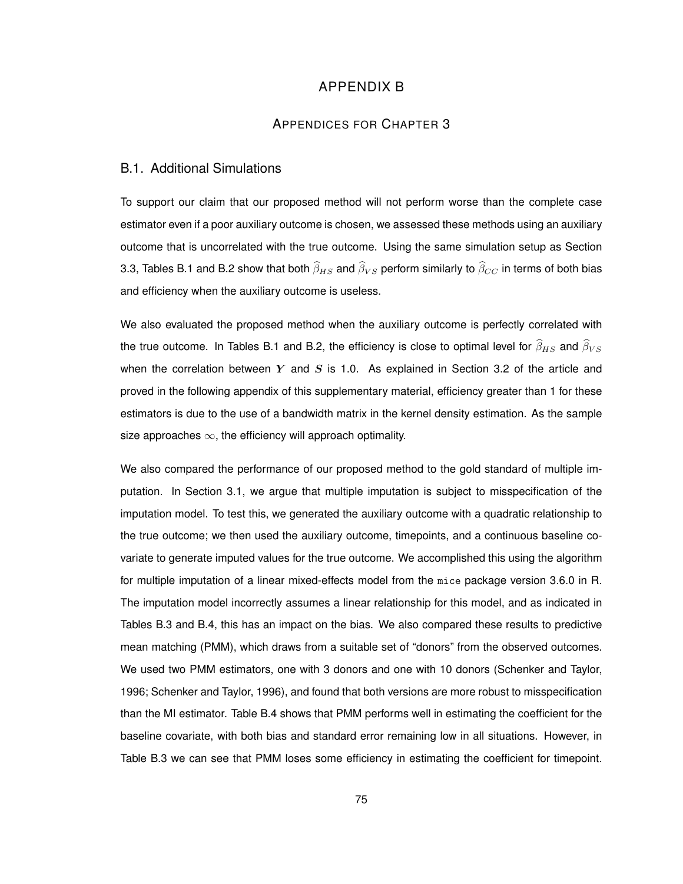# APPENDIX B

## Appendices for Chapter 3

### B.1. Additional Simulations

To support our claim that our proposed method will not perform worse than the complete case estimator even if a poor auxiliary outcome is chosen, we assessed these methods using an auxiliary outcome that is uncorrelated with the true outcome. Using the same simulation setup as Section 3.3, Tables B.1 and B.2 show that both $\widehat{\beta}_{HS}$ and $\widehat{\beta}_{VS}$ perform similarly to $\widehat{\beta}_{CC}$ in terms of both bias and efficiency when the auxiliary outcome is useless.

We also evaluated the proposed method when the auxiliary outcome is perfectly correlated with the true outcome. In Tables B.1 and B.2, the efficiency is close to optimal level for $\widehat{\beta}_{HS}$ and $\widehat{\beta}_{VS}$ when the correlation between $\boldsymbol{Y}$ and $\boldsymbol{S}$ is 1.0. As explained in Section 3.2 of the article and proved in the following appendix of this supplementary material, efficiency greater than 1 for these estimators is due to the use of a bandwidth matrix in the kernel density estimation. As the sample size approaches $\infty$, the efficiency will approach optimality.

We also compared the performance of our proposed method to the gold standard of multiple imputation. In Section 3.1, we argue that multiple imputation is subject to misspecification of the imputation model. To test this, we generated the auxiliary outcome with a quadratic relationship to the true outcome; we then used the auxiliary outcome, timepoints, and a continuous baseline covariate to generate imputed values for the true outcome. We accomplished this using the algorithm for multiple imputation of a linear mixed-effects model from the `mice` package version 3.6.0 in R. The imputation model incorrectly assumes a linear relationship for this model, and as indicated in Tables B.3 and B.4, this has an impact on the bias. We also compared these results to predictive mean matching (PMM), which draws from a suitable set of "donors" from the observed outcomes. We used two PMM estimators, one with 3 donors and one with 10 donors (Schenker and Taylor, 1996; Schenker and Taylor, 1996), and found that both versions are more robust to misspecification than the MI estimator. Table B.4 shows that PMM performs well in estimating the coefficient for the baseline covariate, with both bias and standard error remaining low in all situations. However, in Table B.3 we can see that PMM loses some efficiency in estimating the coefficient for timepoint.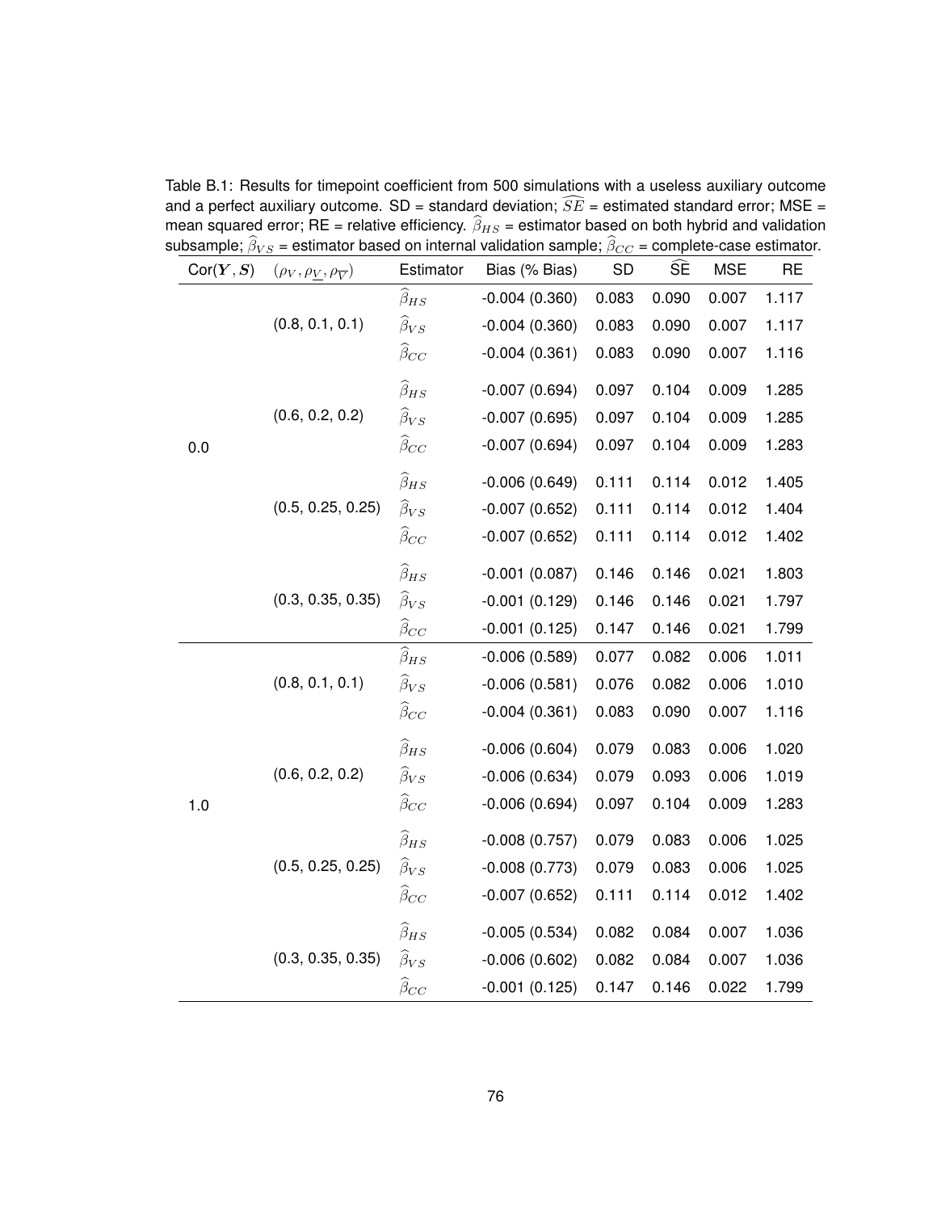Table B.1: Results for timepoint coefficient from 500 simulations with a useless auxiliary outcome and a perfect auxiliary outcome. SD = standard deviation; $\widehat{SE}$ = estimated standard error; MSE = mean squared error; RE = relative efficiency. $\widehat{\beta}_{HS}$ = estimator based on both hybrid and validation subsample; $\widehat{\beta}_{VS}$ = estimator based on internal validation sample; $\widehat{\beta}_{CC}$ = complete-case estimator.

| Cor($\boldsymbol{Y}, \boldsymbol{S}$) | $(\rho_V, \rho_{\underline{V}}, \rho_{\overline{V}})$ | Estimator | Bias (% Bias) | SD | $\widehat{\text{SE}}$ | MSE | RE |
|---|---|---|---|---|---|---|---|
| 0.0 | (0.8, 0.1, 0.1) | $\widehat{\beta}_{HS}$ | -0.004 (0.360) | 0.083 | 0.090 | 0.007 | 1.117 |
| | | $\widehat{\beta}_{VS}$ | -0.004 (0.360) | 0.083 | 0.090 | 0.007 | 1.117 |
| | | $\widehat{\beta}_{CC}$ | -0.004 (0.361) | 0.083 | 0.090 | 0.007 | 1.116 |
| | (0.6, 0.2, 0.2) | $\widehat{\beta}_{HS}$ | -0.007 (0.694) | 0.097 | 0.104 | 0.009 | 1.285 |
| | | $\widehat{\beta}_{VS}$ | -0.007 (0.695) | 0.097 | 0.104 | 0.009 | 1.285 |
| | | $\widehat{\beta}_{CC}$ | -0.007 (0.694) | 0.097 | 0.104 | 0.009 | 1.283 |
| | (0.5, 0.25, 0.25) | $\widehat{\beta}_{HS}$ | -0.006 (0.649) | 0.111 | 0.114 | 0.012 | 1.405 |
| | | $\widehat{\beta}_{VS}$ | -0.007 (0.652) | 0.111 | 0.114 | 0.012 | 1.404 |
| | | $\widehat{\beta}_{CC}$ | -0.007 (0.652) | 0.111 | 0.114 | 0.012 | 1.402 |
| | (0.3, 0.35, 0.35) | $\widehat{\beta}_{HS}$ | -0.001 (0.087) | 0.146 | 0.146 | 0.021 | 1.803 |
| | | $\widehat{\beta}_{VS}$ | -0.001 (0.129) | 0.146 | 0.146 | 0.021 | 1.797 |
| | | $\widehat{\beta}_{CC}$ | -0.001 (0.125) | 0.147 | 0.146 | 0.021 | 1.799 |
| 1.0 | (0.8, 0.1, 0.1) | $\widehat{\beta}_{HS}$ | -0.006 (0.589) | 0.077 | 0.082 | 0.006 | 1.011 |
| | | $\widehat{\beta}_{VS}$ | -0.006 (0.581) | 0.076 | 0.082 | 0.006 | 1.010 |
| | | $\widehat{\beta}_{CC}$ | -0.004 (0.361) | 0.083 | 0.090 | 0.007 | 1.116 |
| | (0.6, 0.2, 0.2) | $\widehat{\beta}_{HS}$ | -0.006 (0.604) | 0.079 | 0.083 | 0.006 | 1.020 |
| | | $\widehat{\beta}_{VS}$ | -0.006 (0.634) | 0.079 | 0.093 | 0.006 | 1.019 |
| | | $\widehat{\beta}_{CC}$ | -0.006 (0.694) | 0.097 | 0.104 | 0.009 | 1.283 |
| | (0.5, 0.25, 0.25) | $\widehat{\beta}_{HS}$ | -0.008 (0.757) | 0.079 | 0.083 | 0.006 | 1.025 |
| | | $\widehat{\beta}_{VS}$ | -0.008 (0.773) | 0.079 | 0.083 | 0.006 | 1.025 |
| | | $\widehat{\beta}_{CC}$ | -0.007 (0.652) | 0.111 | 0.114 | 0.012 | 1.402 |
| | (0.3, 0.35, 0.35) | $\widehat{\beta}_{HS}$ | -0.005 (0.534) | 0.082 | 0.084 | 0.007 | 1.036 |
| | | $\widehat{\beta}_{VS}$ | -0.006 (0.602) | 0.082 | 0.084 | 0.007 | 1.036 |
| | | $\widehat{\beta}_{CC}$ | -0.001 (0.125) | 0.147 | 0.146 | 0.022 | 1.799 |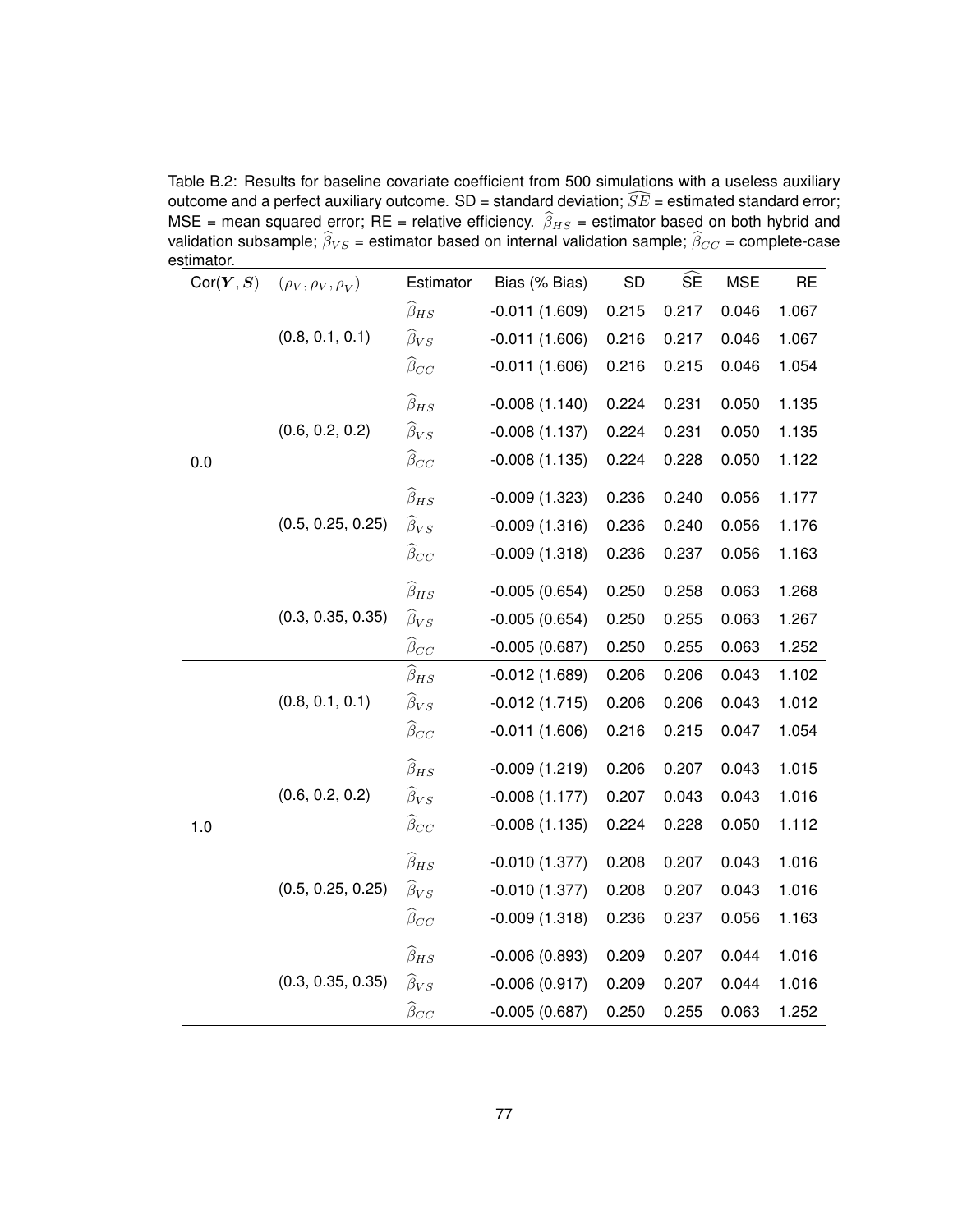Table B.2: Results for baseline covariate coefficient from 500 simulations with a useless auxiliary outcome and a perfect auxiliary outcome. SD = standard deviation; $\widehat{SE}$ = estimated standard error; MSE = mean squared error; RE = relative efficiency. $\widehat{\beta}_{HS}$ = estimator based on both hybrid and validation subsample; $\widehat{\beta}_{VS}$ = estimator based on internal validation sample; $\widehat{\beta}_{CC}$ = complete-case estimator.

| Cor($\boldsymbol{Y}, \boldsymbol{S}$) | $(\rho_V, \rho_{\underline{V}}, \rho_{\overline{V}})$ | Estimator | Bias (% Bias) | SD | $\widehat{\text{SE}}$ | MSE | RE |
|---|---|---|---|---|---|---|---|
| 0.0 | (0.8, 0.1, 0.1) | $\widehat{\beta}_{HS}$ | -0.011 (1.609) | 0.215 | 0.217 | 0.046 | 1.067 |
| | | $\widehat{\beta}_{VS}$ | -0.011 (1.606) | 0.216 | 0.217 | 0.046 | 1.067 |
| | | $\widehat{\beta}_{CC}$ | -0.011 (1.606) | 0.216 | 0.215 | 0.046 | 1.054 |
| | (0.6, 0.2, 0.2) | $\widehat{\beta}_{HS}$ | -0.008 (1.140) | 0.224 | 0.231 | 0.050 | 1.135 |
| | | $\widehat{\beta}_{VS}$ | -0.008 (1.137) | 0.224 | 0.231 | 0.050 | 1.135 |
| | | $\widehat{\beta}_{CC}$ | -0.008 (1.135) | 0.224 | 0.228 | 0.050 | 1.122 |
| | (0.5, 0.25, 0.25) | $\widehat{\beta}_{HS}$ | -0.009 (1.323) | 0.236 | 0.240 | 0.056 | 1.177 |
| | | $\widehat{\beta}_{VS}$ | -0.009 (1.316) | 0.236 | 0.240 | 0.056 | 1.176 |
| | | $\widehat{\beta}_{CC}$ | -0.009 (1.318) | 0.236 | 0.237 | 0.056 | 1.163 |
| | (0.3, 0.35, 0.35) | $\widehat{\beta}_{HS}$ | -0.005 (0.654) | 0.250 | 0.258 | 0.063 | 1.268 |
| | | $\widehat{\beta}_{VS}$ | -0.005 (0.654) | 0.250 | 0.255 | 0.063 | 1.267 |
| | | $\widehat{\beta}_{CC}$ | -0.005 (0.687) | 0.250 | 0.255 | 0.063 | 1.252 |
| 1.0 | (0.8, 0.1, 0.1) | $\widehat{\beta}_{HS}$ | -0.012 (1.689) | 0.206 | 0.206 | 0.043 | 1.102 |
| | | $\widehat{\beta}_{VS}$ | -0.012 (1.715) | 0.206 | 0.206 | 0.043 | 1.012 |
| | | $\widehat{\beta}_{CC}$ | -0.011 (1.606) | 0.216 | 0.215 | 0.047 | 1.054 |
| | (0.6, 0.2, 0.2) | $\widehat{\beta}_{HS}$ | -0.009 (1.219) | 0.206 | 0.207 | 0.043 | 1.015 |
| | | $\widehat{\beta}_{VS}$ | -0.008 (1.177) | 0.207 | 0.043 | 0.043 | 1.016 |
| | | $\widehat{\beta}_{CC}$ | -0.008 (1.135) | 0.224 | 0.228 | 0.050 | 1.112 |
| | (0.5, 0.25, 0.25) | $\widehat{\beta}_{HS}$ | -0.010 (1.377) | 0.208 | 0.207 | 0.043 | 1.016 |
| | | $\widehat{\beta}_{VS}$ | -0.010 (1.377) | 0.208 | 0.207 | 0.043 | 1.016 |
| | | $\widehat{\beta}_{CC}$ | -0.009 (1.318) | 0.236 | 0.237 | 0.056 | 1.163 |
| | (0.3, 0.35, 0.35) | $\widehat{\beta}_{HS}$ | -0.006 (0.893) | 0.209 | 0.207 | 0.044 | 1.016 |
| | | $\widehat{\beta}_{VS}$ | -0.006 (0.917) | 0.209 | 0.207 | 0.044 | 1.016 |
| | | $\widehat{\beta}_{CC}$ | -0.005 (0.687) | 0.250 | 0.255 | 0.063 | 1.252 |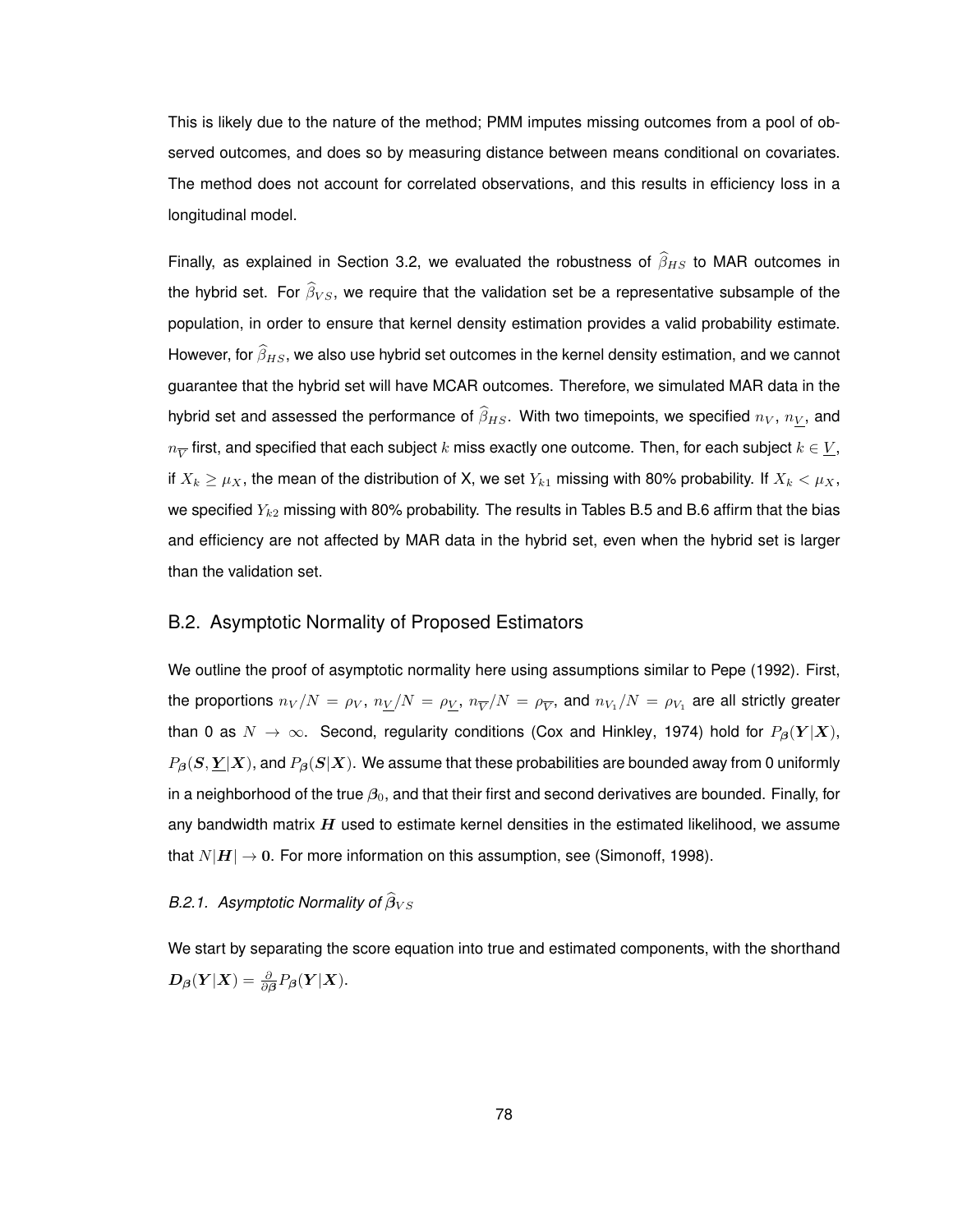This is likely due to the nature of the method; PMM imputes missing outcomes from a pool of observed outcomes, and does so by measuring distance between means conditional on covariates. The method does not account for correlated observations, and this results in efficiency loss in a longitudinal model.

Finally, as explained in Section 3.2, we evaluated the robustness of $\widehat{\beta}_{HS}$ to MAR outcomes in the hybrid set. For $\widehat{\beta}_{VS}$, we require that the validation set be a representative subsample of the population, in order to ensure that kernel density estimation provides a valid probability estimate. However, for $\widehat{\beta}_{HS}$, we also use hybrid set outcomes in the kernel density estimation, and we cannot guarantee that the hybrid set will have MCAR outcomes. Therefore, we simulated MAR data in the hybrid set and assessed the performance of $\widehat{\beta}_{HS}$. With two timepoints, we specified $n_V$, $n_{\underline{V}}$, and $n_{\overline{V}}$ first, and specified that each subject $k$ miss exactly one outcome. Then, for each subject $k \in \underline{V}$, if $X_k \geq \mu_X$, the mean of the distribution of X, we set $Y_{k1}$ missing with 80% probability. If $X_k < \mu_X$, we specified $Y_{k2}$ missing with 80% probability. The results in Tables B.5 and B.6 affirm that the bias and efficiency are not affected by MAR data in the hybrid set, even when the hybrid set is larger than the validation set.

## B.2. Asymptotic Normality of Proposed Estimators

We outline the proof of asymptotic normality here using assumptions similar to Pepe (1992). First, the proportions $n_V/N = \rho_V$, $n_{\underline{V}}/N = \rho_{\underline{V}}$, $n_{\overline{V}}/N = \rho_{\overline{V}}$, and $n_{V_1}/N = \rho_{V_1}$ are all strictly greater than 0 as $N \to \infty$. Second, regularity conditions (Cox and Hinkley, 1974) hold for $P_{\boldsymbol{\beta}}(\boldsymbol{Y}|\boldsymbol{X})$, $P_{\boldsymbol{\beta}}(\boldsymbol{S}, \underline{\boldsymbol{Y}}|\boldsymbol{X})$, and $P_{\boldsymbol{\beta}}(\boldsymbol{S}|\boldsymbol{X})$. We assume that these probabilities are bounded away from 0 uniformly in a neighborhood of the true $\boldsymbol{\beta}_0$, and that their first and second derivatives are bounded. Finally, for any bandwidth matrix $\boldsymbol{H}$ used to estimate kernel densities in the estimated likelihood, we assume that $N|\boldsymbol{H}| \to \boldsymbol{0}$. For more information on this assumption, see (Simonoff, 1998).

### *B.2.1. Asymptotic Normality of* $\widehat{\boldsymbol{\beta}}_{VS}$

We start by separating the score equation into true and estimated components, with the shorthand $\boldsymbol{D}_{\boldsymbol{\beta}}(\boldsymbol{Y}|\boldsymbol{X}) = \frac{\partial}{\partial \boldsymbol{\beta}} P_{\boldsymbol{\beta}}(\boldsymbol{Y}|\boldsymbol{X})$.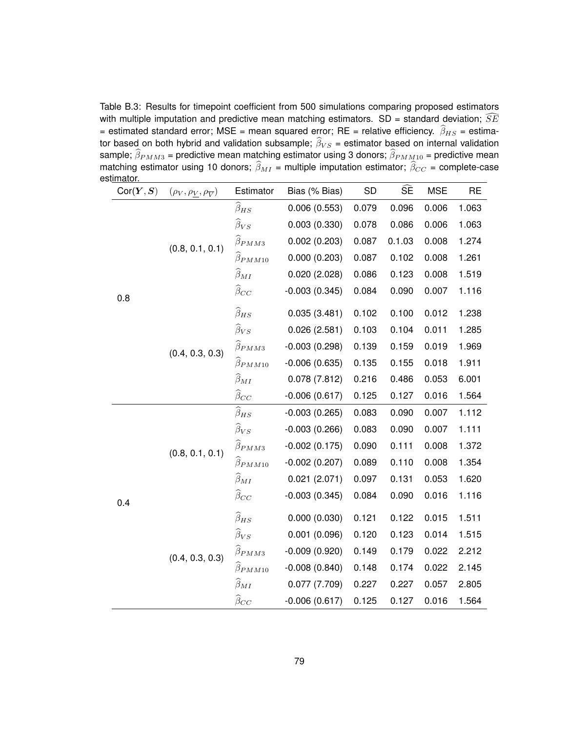Table B.3: Results for timepoint coefficient from 500 simulations comparing proposed estimators with multiple imputation and predictive mean matching estimators. SD = standard deviation; $\widehat{SE}$ = estimated standard error; MSE = mean squared error; RE = relative efficiency. $\widehat{\beta}_{HS}$ = estimator based on both hybrid and validation subsample; $\widehat{\beta}_{VS}$ = estimator based on internal validation sample; $\widehat{\beta}_{PMM3}$ = predictive mean matching estimator using 3 donors; $\widehat{\beta}_{PMM10}$ = predictive mean matching estimator using 10 donors; $\widehat{\beta}_{MI}$ = multiple imputation estimator; $\widehat{\beta}_{CC}$ = complete-case estimator.

| Cor($\boldsymbol{Y}, \boldsymbol{S}$) | $(\rho_V, \rho_{\underline{V}}, \rho_{\overline{V}})$ | Estimator | Bias (% Bias) | SD | $\widehat{\text{SE}}$ | MSE | RE |
|---|---|---|---|---|---|---|---|
| 0.8 | (0.8, 0.1, 0.1) | $\widehat{\beta}_{HS}$ | 0.006 (0.553) | 0.079 | 0.096 | 0.006 | 1.063 |
| | | $\widehat{\beta}_{VS}$ | 0.003 (0.330) | 0.078 | 0.086 | 0.006 | 1.063 |
| | | $\widehat{\beta}_{PMM3}$ | 0.002 (0.203) | 0.087 | 0.1.03 | 0.008 | 1.274 |
| | | $\widehat{\beta}_{PMM10}$ | 0.000 (0.203) | 0.087 | 0.102 | 0.008 | 1.261 |
| | | $\widehat{\beta}_{MI}$ | 0.020 (2.028) | 0.086 | 0.123 | 0.008 | 1.519 |
| | | $\widehat{\beta}_{CC}$ | -0.003 (0.345) | 0.084 | 0.090 | 0.007 | 1.116 |
| | (0.4, 0.3, 0.3) | $\widehat{\beta}_{HS}$ | 0.035 (3.481) | 0.102 | 0.100 | 0.012 | 1.238 |
| | | $\widehat{\beta}_{VS}$ | 0.026 (2.581) | 0.103 | 0.104 | 0.011 | 1.285 |
| | | $\widehat{\beta}_{PMM3}$ | -0.003 (0.298) | 0.139 | 0.159 | 0.019 | 1.969 |
| | | $\widehat{\beta}_{PMM10}$ | -0.006 (0.635) | 0.135 | 0.155 | 0.018 | 1.911 |
| | | $\widehat{\beta}_{MI}$ | 0.078 (7.812) | 0.216 | 0.486 | 0.053 | 6.001 |
| | | $\widehat{\beta}_{CC}$ | -0.006 (0.617) | 0.125 | 0.127 | 0.016 | 1.564 |
| 0.4 | (0.8, 0.1, 0.1) | $\widehat{\beta}_{HS}$ | -0.003 (0.265) | 0.083 | 0.090 | 0.007 | 1.112 |
| | | $\widehat{\beta}_{VS}$ | -0.003 (0.266) | 0.083 | 0.090 | 0.007 | 1.111 |
| | | $\widehat{\beta}_{PMM3}$ | -0.002 (0.175) | 0.090 | 0.111 | 0.008 | 1.372 |
| | | $\widehat{\beta}_{PMM10}$ | -0.002 (0.207) | 0.089 | 0.110 | 0.008 | 1.354 |
| | | $\widehat{\beta}_{MI}$ | 0.021 (2.071) | 0.097 | 0.131 | 0.053 | 1.620 |
| | | $\widehat{\beta}_{CC}$ | -0.003 (0.345) | 0.084 | 0.090 | 0.016 | 1.116 |
| | (0.4, 0.3, 0.3) | $\widehat{\beta}_{HS}$ | 0.000 (0.030) | 0.121 | 0.122 | 0.015 | 1.511 |
| | | $\widehat{\beta}_{VS}$ | 0.001 (0.096) | 0.120 | 0.123 | 0.014 | 1.515 |
| | | $\widehat{\beta}_{PMM3}$ | -0.009 (0.920) | 0.149 | 0.179 | 0.022 | 2.212 |
| | | $\widehat{\beta}_{PMM10}$ | -0.008 (0.840) | 0.148 | 0.174 | 0.022 | 2.145 |
| | | $\widehat{\beta}_{MI}$ | 0.077 (7.709) | 0.227 | 0.227 | 0.057 | 2.805 |
| | | $\widehat{\beta}_{CC}$ | -0.006 (0.617) | 0.125 | 0.127 | 0.016 | 1.564 |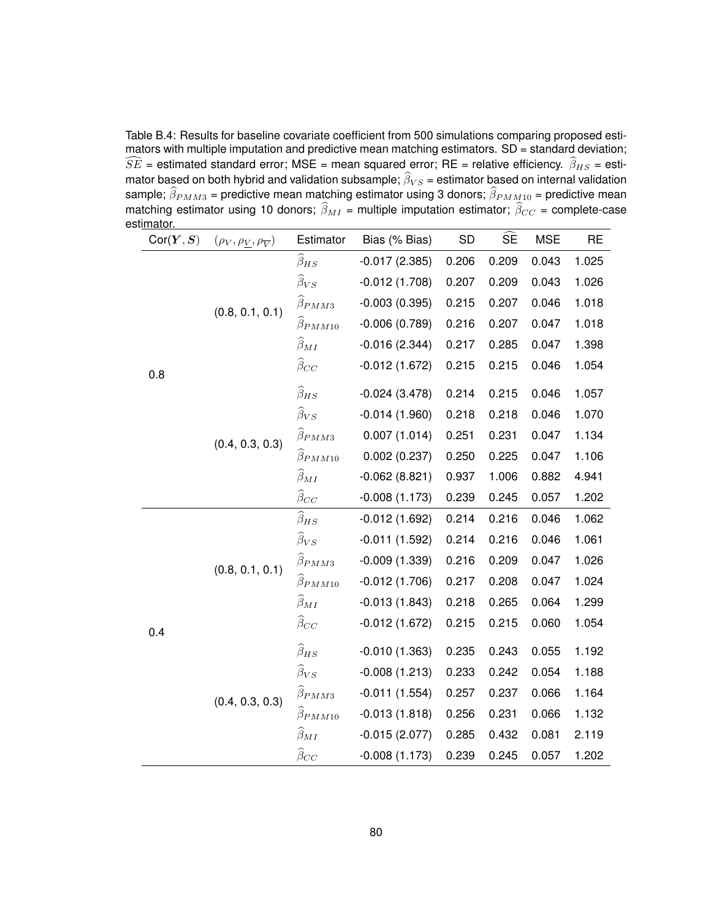Table B.4: Results for baseline covariate coefficient from 500 simulations comparing proposed estimators with multiple imputation and predictive mean matching estimators. SD = standard deviation; $\widehat{SE}$ = estimated standard error; MSE = mean squared error; RE = relative efficiency. $\widehat{\beta}_{HS}$ = estimator based on both hybrid and validation subsample; $\widehat{\beta}_{VS}$ = estimator based on internal validation sample; $\widehat{\beta}_{PMM3}$ = predictive mean matching estimator using 3 donors; $\widehat{\beta}_{PMM10}$ = predictive mean matching estimator using 10 donors; $\widehat{\beta}_{MI}$ = multiple imputation estimator; $\widehat{\beta}_{CC}$ = complete-case estimator.

| Cor($\boldsymbol{Y}, \boldsymbol{S}$) | $(\rho_V, \rho_{\underline{V}}, \rho_{\overline{V}})$ | Estimator | Bias (% Bias) | SD | $\widehat{\text{SE}}$ | MSE | RE |
|---|---|---|---|---|---|---|---|
| 0.8 | (0.8, 0.1, 0.1) | $\widehat{\beta}_{HS}$ | -0.017 (2.385) | 0.206 | 0.209 | 0.043 | 1.025 |
| | | $\widehat{\beta}_{VS}$ | -0.012 (1.708) | 0.207 | 0.209 | 0.043 | 1.026 |
| | | $\widehat{\beta}_{PMM3}$ | -0.003 (0.395) | 0.215 | 0.207 | 0.046 | 1.018 |
| | | $\widehat{\beta}_{PMM10}$ | -0.006 (0.789) | 0.216 | 0.207 | 0.047 | 1.018 |
| | | $\widehat{\beta}_{MI}$ | -0.016 (2.344) | 0.217 | 0.285 | 0.047 | 1.398 |
| | | $\widehat{\beta}_{CC}$ | -0.012 (1.672) | 0.215 | 0.215 | 0.046 | 1.054 |
| | (0.4, 0.3, 0.3) | $\widehat{\beta}_{HS}$ | -0.024 (3.478) | 0.214 | 0.215 | 0.046 | 1.057 |
| | | $\widehat{\beta}_{VS}$ | -0.014 (1.960) | 0.218 | 0.218 | 0.046 | 1.070 |
| | | $\widehat{\beta}_{PMM3}$ | 0.007 (1.014) | 0.251 | 0.231 | 0.047 | 1.134 |
| | | $\widehat{\beta}_{PMM10}$ | 0.002 (0.237) | 0.250 | 0.225 | 0.047 | 1.106 |
| | | $\widehat{\beta}_{MI}$ | -0.062 (8.821) | 0.937 | 1.006 | 0.882 | 4.941 |
| | | $\widehat{\beta}_{CC}$ | -0.008 (1.173) | 0.239 | 0.245 | 0.057 | 1.202 |
| 0.4 | (0.8, 0.1, 0.1) | $\widehat{\beta}_{HS}$ | -0.012 (1.692) | 0.214 | 0.216 | 0.046 | 1.062 |
| | | $\widehat{\beta}_{VS}$ | -0.011 (1.592) | 0.214 | 0.216 | 0.046 | 1.061 |
| | | $\widehat{\beta}_{PMM3}$ | -0.009 (1.339) | 0.216 | 0.209 | 0.047 | 1.026 |
| | | $\widehat{\beta}_{PMM10}$ | -0.012 (1.706) | 0.217 | 0.208 | 0.047 | 1.024 |
| | | $\widehat{\beta}_{MI}$ | -0.013 (1.843) | 0.218 | 0.265 | 0.064 | 1.299 |
| | | $\widehat{\beta}_{CC}$ | -0.012 (1.672) | 0.215 | 0.215 | 0.060 | 1.054 |
| | (0.4, 0.3, 0.3) | $\widehat{\beta}_{HS}$ | -0.010 (1.363) | 0.235 | 0.243 | 0.055 | 1.192 |
| | | $\widehat{\beta}_{VS}$ | -0.008 (1.213) | 0.233 | 0.242 | 0.054 | 1.188 |
| | | $\widehat{\beta}_{PMM3}$ | -0.011 (1.554) | 0.257 | 0.237 | 0.066 | 1.164 |
| | | $\widehat{\beta}_{PMM10}$ | -0.013 (1.818) | 0.256 | 0.231 | 0.066 | 1.132 |
| | | $\widehat{\beta}_{MI}$ | -0.015 (2.077) | 0.285 | 0.432 | 0.081 | 2.119 |
| | | $\widehat{\beta}_{CC}$ | -0.008 (1.173) | 0.239 | 0.245 | 0.057 | 1.202 |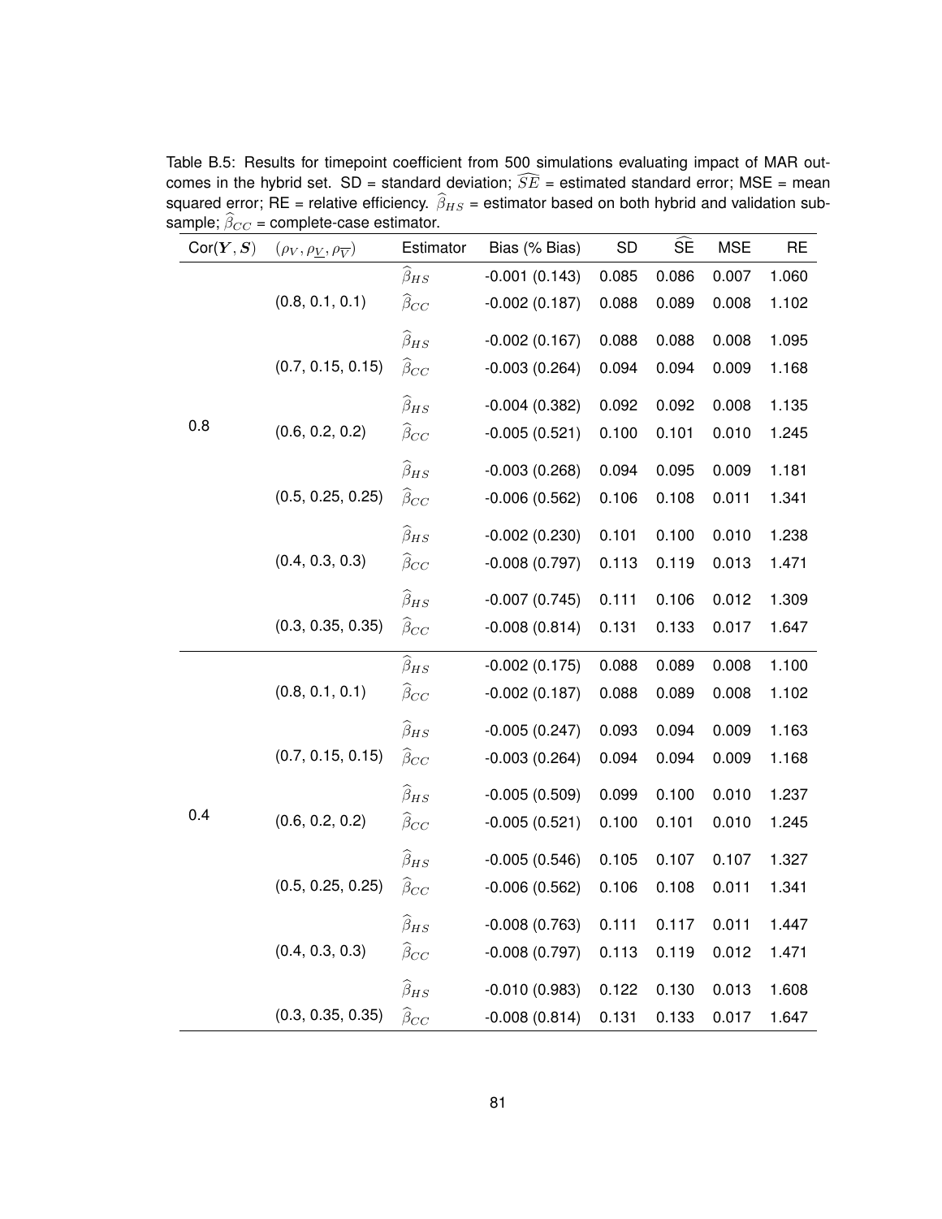Table B.5: Results for timepoint coefficient from 500 simulations evaluating impact of MAR outcomes in the hybrid set. SD = standard deviation; $\widehat{SE}$ = estimated standard error; MSE = mean squared error; RE = relative efficiency. $\widehat{\beta}_{HS}$ = estimator based on both hybrid and validation subsample; $\widehat{\beta}_{CC}$ = complete-case estimator.

| Cor($\boldsymbol{Y}, \boldsymbol{S}$) | $(\rho_V, \rho_{\underline{V}}, \rho_{\overline{V}})$ | Estimator | Bias (% Bias) | SD | $\widehat{\text{SE}}$ | MSE | RE |
|---|---|---|---|---|---|---|---|
| 0.8 | (0.8, 0.1, 0.1) | $\widehat{\beta}_{HS}$ | -0.001 (0.143) | 0.085 | 0.086 | 0.007 | 1.060 |
| | | $\widehat{\beta}_{CC}$ | -0.002 (0.187) | 0.088 | 0.089 | 0.008 | 1.102 |
| | (0.7, 0.15, 0.15) | $\widehat{\beta}_{HS}$ | -0.002 (0.167) | 0.088 | 0.088 | 0.008 | 1.095 |
| | | $\widehat{\beta}_{CC}$ | -0.003 (0.264) | 0.094 | 0.094 | 0.009 | 1.168 |
| | (0.6, 0.2, 0.2) | $\widehat{\beta}_{HS}$ | -0.004 (0.382) | 0.092 | 0.092 | 0.008 | 1.135 |
| | | $\widehat{\beta}_{CC}$ | -0.005 (0.521) | 0.100 | 0.101 | 0.010 | 1.245 |
| | (0.5, 0.25, 0.25) | $\widehat{\beta}_{HS}$ | -0.003 (0.268) | 0.094 | 0.095 | 0.009 | 1.181 |
| | | $\widehat{\beta}_{CC}$ | -0.006 (0.562) | 0.106 | 0.108 | 0.011 | 1.341 |
| | (0.4, 0.3, 0.3) | $\widehat{\beta}_{HS}$ | -0.002 (0.230) | 0.101 | 0.100 | 0.010 | 1.238 |
| | | $\widehat{\beta}_{CC}$ | -0.008 (0.797) | 0.113 | 0.119 | 0.013 | 1.471 |
| | (0.3, 0.35, 0.35) | $\widehat{\beta}_{HS}$ | -0.007 (0.745) | 0.111 | 0.106 | 0.012 | 1.309 |
| | | $\widehat{\beta}_{CC}$ | -0.008 (0.814) | 0.131 | 0.133 | 0.017 | 1.647 |
| 0.4 | (0.8, 0.1, 0.1) | $\widehat{\beta}_{HS}$ | -0.002 (0.175) | 0.088 | 0.089 | 0.008 | 1.100 |
| | | $\widehat{\beta}_{CC}$ | -0.002 (0.187) | 0.088 | 0.089 | 0.008 | 1.102 |
| | (0.7, 0.15, 0.15) | $\widehat{\beta}_{HS}$ | -0.005 (0.247) | 0.093 | 0.094 | 0.009 | 1.163 |
| | | $\widehat{\beta}_{CC}$ | -0.003 (0.264) | 0.094 | 0.094 | 0.009 | 1.168 |
| | (0.6, 0.2, 0.2) | $\widehat{\beta}_{HS}$ | -0.005 (0.509) | 0.099 | 0.100 | 0.010 | 1.237 |
| | | $\widehat{\beta}_{CC}$ | -0.005 (0.521) | 0.100 | 0.101 | 0.010 | 1.245 |
| | (0.5, 0.25, 0.25) | $\widehat{\beta}_{HS}$ | -0.005 (0.546) | 0.105 | 0.107 | 0.107 | 1.327 |
| | | $\widehat{\beta}_{CC}$ | -0.006 (0.562) | 0.106 | 0.108 | 0.011 | 1.341 |
| | (0.4, 0.3, 0.3) | $\widehat{\beta}_{HS}$ | -0.008 (0.763) | 0.111 | 0.117 | 0.011 | 1.447 |
| | | $\widehat{\beta}_{CC}$ | -0.008 (0.797) | 0.113 | 0.119 | 0.012 | 1.471 |
| | (0.3, 0.35, 0.35) | $\widehat{\beta}_{HS}$ | -0.010 (0.983) | 0.122 | 0.130 | 0.013 | 1.608 |
| | | $\widehat{\beta}_{CC}$ | -0.008 (0.814) | 0.131 | 0.133 | 0.017 | 1.647 |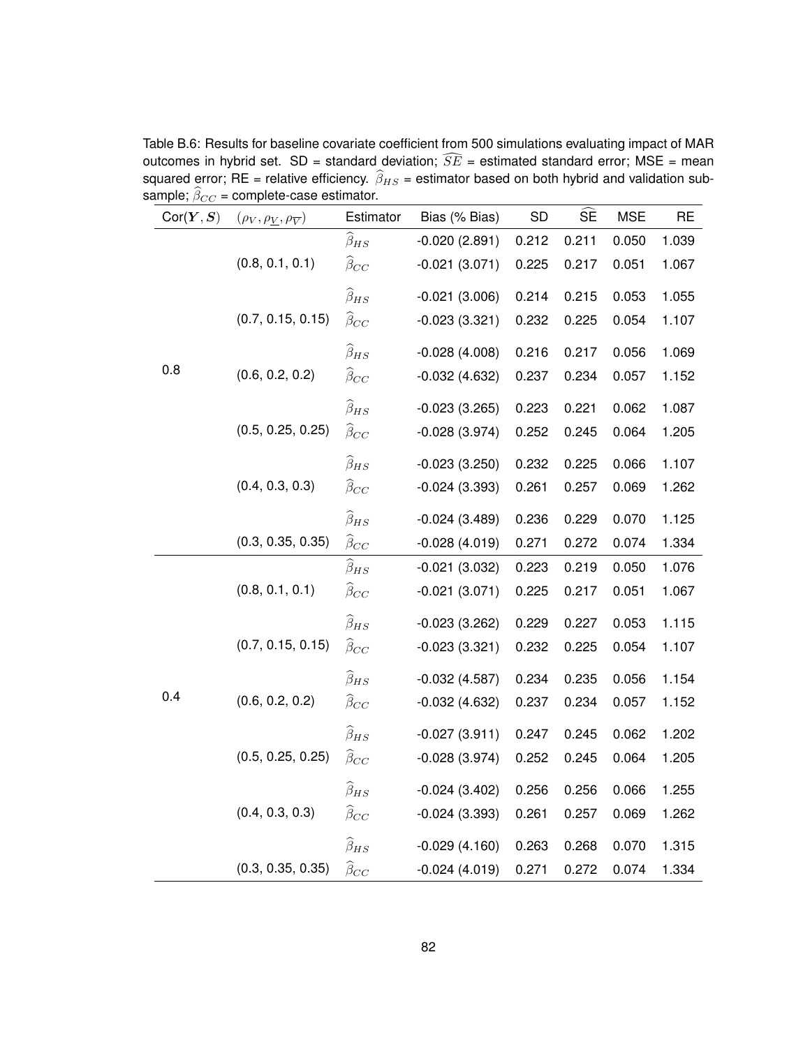Table B.6: Results for baseline covariate coefficient from 500 simulations evaluating impact of MAR outcomes in hybrid set. SD = standard deviation; $\widehat{SE}$ = estimated standard error; MSE = mean squared error; RE = relative efficiency. $\widehat{\beta}_{HS}$ = estimator based on both hybrid and validation subsample; $\widehat{\beta}_{CC}$ = complete-case estimator.

| Cor($\boldsymbol{Y}, \boldsymbol{S}$) | $(\rho_V, \rho_{\underline{V}}, \rho_{\overline{V}})$ | Estimator | Bias (% Bias) | SD | $\widehat{\text{SE}}$ | MSE | RE |
|---|---|---|---|---|---|---|---|
| 0.8 | (0.8, 0.1, 0.1) | $\widehat{\beta}_{HS}$ | -0.020 (2.891) | 0.212 | 0.211 | 0.050 | 1.039 |
| | | $\widehat{\beta}_{CC}$ | -0.021 (3.071) | 0.225 | 0.217 | 0.051 | 1.067 |
| | (0.7, 0.15, 0.15) | $\widehat{\beta}_{HS}$ | -0.021 (3.006) | 0.214 | 0.215 | 0.053 | 1.055 |
| | | $\widehat{\beta}_{CC}$ | -0.023 (3.321) | 0.232 | 0.225 | 0.054 | 1.107 |
| | (0.6, 0.2, 0.2) | $\widehat{\beta}_{HS}$ | -0.028 (4.008) | 0.216 | 0.217 | 0.056 | 1.069 |
| | | $\widehat{\beta}_{CC}$ | -0.032 (4.632) | 0.237 | 0.234 | 0.057 | 1.152 |
| | (0.5, 0.25, 0.25) | $\widehat{\beta}_{HS}$ | -0.023 (3.265) | 0.223 | 0.221 | 0.062 | 1.087 |
| | | $\widehat{\beta}_{CC}$ | -0.028 (3.974) | 0.252 | 0.245 | 0.064 | 1.205 |
| | (0.4, 0.3, 0.3) | $\widehat{\beta}_{HS}$ | -0.023 (3.250) | 0.232 | 0.225 | 0.066 | 1.107 |
| | | $\widehat{\beta}_{CC}$ | -0.024 (3.393) | 0.261 | 0.257 | 0.069 | 1.262 |
| | (0.3, 0.35, 0.35) | $\widehat{\beta}_{HS}$ | -0.024 (3.489) | 0.236 | 0.229 | 0.070 | 1.125 |
| | | $\widehat{\beta}_{CC}$ | -0.028 (4.019) | 0.271 | 0.272 | 0.074 | 1.334 |
| 0.4 | (0.8, 0.1, 0.1) | $\widehat{\beta}_{HS}$ | -0.021 (3.032) | 0.223 | 0.219 | 0.050 | 1.076 |
| | | $\widehat{\beta}_{CC}$ | -0.021 (3.071) | 0.225 | 0.217 | 0.051 | 1.067 |
| | (0.7, 0.15, 0.15) | $\widehat{\beta}_{HS}$ | -0.023 (3.262) | 0.229 | 0.227 | 0.053 | 1.115 |
| | | $\widehat{\beta}_{CC}$ | -0.023 (3.321) | 0.232 | 0.225 | 0.054 | 1.107 |
| | (0.6, 0.2, 0.2) | $\widehat{\beta}_{HS}$ | -0.032 (4.587) | 0.234 | 0.235 | 0.056 | 1.154 |
| | | $\widehat{\beta}_{CC}$ | -0.032 (4.632) | 0.237 | 0.234 | 0.057 | 1.152 |
| | (0.5, 0.25, 0.25) | $\widehat{\beta}_{HS}$ | -0.027 (3.911) | 0.247 | 0.245 | 0.062 | 1.202 |
| | | $\widehat{\beta}_{CC}$ | -0.028 (3.974) | 0.252 | 0.245 | 0.064 | 1.205 |
| | (0.4, 0.3, 0.3) | $\widehat{\beta}_{HS}$ | -0.024 (3.402) | 0.256 | 0.256 | 0.066 | 1.255 |
| | | $\widehat{\beta}_{CC}$ | -0.024 (3.393) | 0.261 | 0.257 | 0.069 | 1.262 |
| | (0.3, 0.35, 0.35) | $\widehat{\beta}_{HS}$ | -0.029 (4.160) | 0.263 | 0.268 | 0.070 | 1.315 |
| | | $\widehat{\beta}_{CC}$ | -0.024 (4.019) | 0.271 | 0.272 | 0.074 | 1.334 |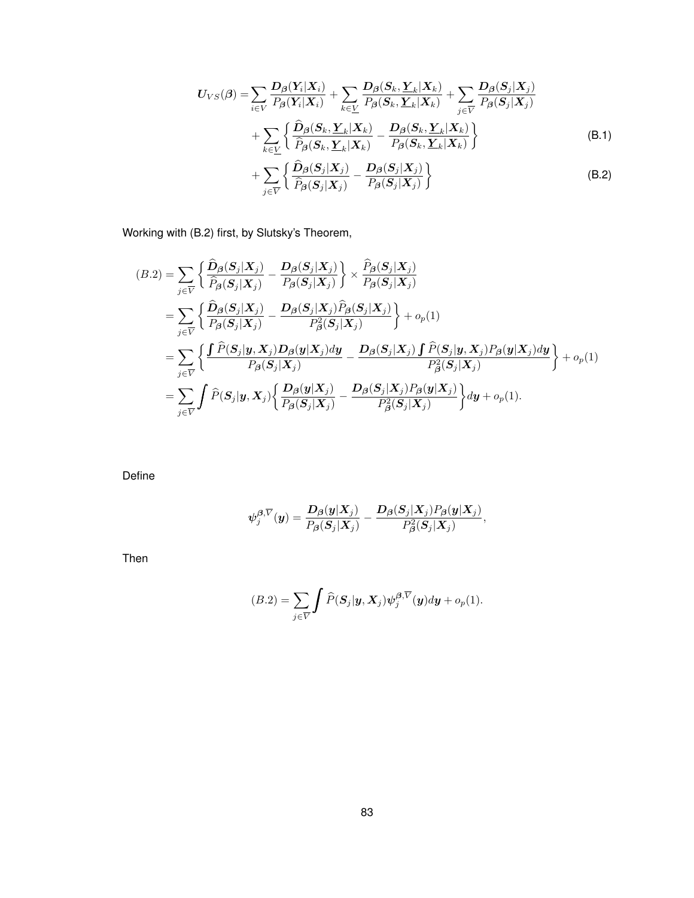$$
\begin{aligned}
\boldsymbol{U}_{VS}(\boldsymbol{\beta}) = &\sum_{i\in V} \frac{\boldsymbol{D}_{\boldsymbol{\beta}}(\boldsymbol{Y}_i|\boldsymbol{X}_i)}{P_{\boldsymbol{\beta}}(\boldsymbol{Y}_i|\boldsymbol{X}_i)} + \sum_{k\in \underline{V}} \frac{\boldsymbol{D}_{\boldsymbol{\beta}}(\boldsymbol{S}_k, \underline{\boldsymbol{Y}}_k|\boldsymbol{X}_k)}{P_{\boldsymbol{\beta}}(\boldsymbol{S}_k, \underline{\boldsymbol{Y}}_k|\boldsymbol{X}_k)} + \sum_{j\in \overline{V}} \frac{\boldsymbol{D}_{\boldsymbol{\beta}}(\boldsymbol{S}_j|\boldsymbol{X}_j)}{P_{\boldsymbol{\beta}}(\boldsymbol{S}_j|\boldsymbol{X}_j)} \\
&+ \sum_{k\in \underline{V}} \left\{ \frac{\widehat{\boldsymbol{D}}_{\boldsymbol{\beta}}(\boldsymbol{S}_k, \underline{\boldsymbol{Y}}_k|\boldsymbol{X}_k)}{\widehat{P}_{\boldsymbol{\beta}}(\boldsymbol{S}_k, \underline{\boldsymbol{Y}}_k|\boldsymbol{X}_k)} - \frac{\boldsymbol{D}_{\boldsymbol{\beta}}(\boldsymbol{S}_k, \underline{\boldsymbol{Y}}_k|\boldsymbol{X}_k)}{P_{\boldsymbol{\beta}}(\boldsymbol{S}_k, \underline{\boldsymbol{Y}}_k|\boldsymbol{X}_k)} \right\} \qquad \text{(B.1)} \\
&+ \sum_{j\in \overline{V}} \left\{ \frac{\widehat{\boldsymbol{D}}_{\boldsymbol{\beta}}(\boldsymbol{S}_j|\boldsymbol{X}_j)}{\widehat{P}_{\boldsymbol{\beta}}(\boldsymbol{S}_j|\boldsymbol{X}_j)} - \frac{\boldsymbol{D}_{\boldsymbol{\beta}}(\boldsymbol{S}_j|\boldsymbol{X}_j)}{P_{\boldsymbol{\beta}}(\boldsymbol{S}_j|\boldsymbol{X}_j)} \right\} \qquad \text{(B.2)}
\end{aligned}
$$

Working with (B.2) first, by Slutsky's Theorem,

$$
\begin{aligned}
(B.2) &= \sum_{j\in \overline{V}} \left\{ \frac{\widehat{\boldsymbol{D}}_{\boldsymbol{\beta}}(\boldsymbol{S}_j|\boldsymbol{X}_j)}{\widehat{P}_{\boldsymbol{\beta}}(\boldsymbol{S}_j|\boldsymbol{X}_j)} - \frac{\boldsymbol{D}_{\boldsymbol{\beta}}(\boldsymbol{S}_j|\boldsymbol{X}_j)}{P_{\boldsymbol{\beta}}(\boldsymbol{S}_j|\boldsymbol{X}_j)} \right\} \times \frac{\widehat{P}_{\boldsymbol{\beta}}(\boldsymbol{S}_j|\boldsymbol{X}_j)}{P_{\boldsymbol{\beta}}(\boldsymbol{S}_j|\boldsymbol{X}_j)} \\
&= \sum_{j\in \overline{V}} \left\{ \frac{\widehat{\boldsymbol{D}}_{\boldsymbol{\beta}}(\boldsymbol{S}_j|\boldsymbol{X}_j)}{P_{\boldsymbol{\beta}}(\boldsymbol{S}_j|\boldsymbol{X}_j)} - \frac{\boldsymbol{D}_{\boldsymbol{\beta}}(\boldsymbol{S}_j|\boldsymbol{X}_j)\widehat{P}_{\boldsymbol{\beta}}(\boldsymbol{S}_j|\boldsymbol{X}_j)}{P^2_{\boldsymbol{\beta}}(\boldsymbol{S}_j|\boldsymbol{X}_j)} \right\} + o_p(1) \\
&= \sum_{j\in \overline{V}} \left\{ \frac{\int \widehat{P}(\boldsymbol{S}_j|\boldsymbol{y}, \boldsymbol{X}_j)\boldsymbol{D}_{\boldsymbol{\beta}}(\boldsymbol{y}|\boldsymbol{X}_j)d\boldsymbol{y}}{P_{\boldsymbol{\beta}}(\boldsymbol{S}_j|\boldsymbol{X}_j)} - \frac{\boldsymbol{D}_{\boldsymbol{\beta}}(\boldsymbol{S}_j|\boldsymbol{X}_j)\int \widehat{P}(\boldsymbol{S}_j|\boldsymbol{y}, \boldsymbol{X}_j)P_{\boldsymbol{\beta}}(\boldsymbol{y}|\boldsymbol{X}_j)d\boldsymbol{y}}{P^2_{\boldsymbol{\beta}}(\boldsymbol{S}_j|\boldsymbol{X}_j)} \right\} + o_p(1) \\
&= \sum_{j\in \overline{V}} \int \widehat{P}(\boldsymbol{S}_j|\boldsymbol{y}, \boldsymbol{X}_j) \left\{ \frac{\boldsymbol{D}_{\boldsymbol{\beta}}(\boldsymbol{y}|\boldsymbol{X}_j)}{P_{\boldsymbol{\beta}}(\boldsymbol{S}_j|\boldsymbol{X}_j)} - \frac{\boldsymbol{D}_{\boldsymbol{\beta}}(\boldsymbol{S}_j|\boldsymbol{X}_j)P_{\boldsymbol{\beta}}(\boldsymbol{y}|\boldsymbol{X}_j)}{P^2_{\boldsymbol{\beta}}(\boldsymbol{S}_j|\boldsymbol{X}_j)} \right\} d\boldsymbol{y} + o_p(1).
\end{aligned}
$$

Define

$$
\boldsymbol{\psi}_j^{\boldsymbol{\beta}, \overline{V}}(\boldsymbol{y}) = \frac{\boldsymbol{D}_{\boldsymbol{\beta}}(\boldsymbol{y}|\boldsymbol{X}_j)}{P_{\boldsymbol{\beta}}(\boldsymbol{S}_j|\boldsymbol{X}_j)} - \frac{\boldsymbol{D}_{\boldsymbol{\beta}}(\boldsymbol{S}_j|\boldsymbol{X}_j)P_{\boldsymbol{\beta}}(\boldsymbol{y}|\boldsymbol{X}_j)}{P^2_{\boldsymbol{\beta}}(\boldsymbol{S}_j|\boldsymbol{X}_j)},
$$

Then

$$
(B.2) = \sum_{j\in \overline{V}} \int \widehat{P}(\boldsymbol{S}_j|\boldsymbol{y}, \boldsymbol{X}_j)\boldsymbol{\psi}_j^{\boldsymbol{\beta}, \overline{V}}(\boldsymbol{y})d\boldsymbol{y} + o_p(1).
$$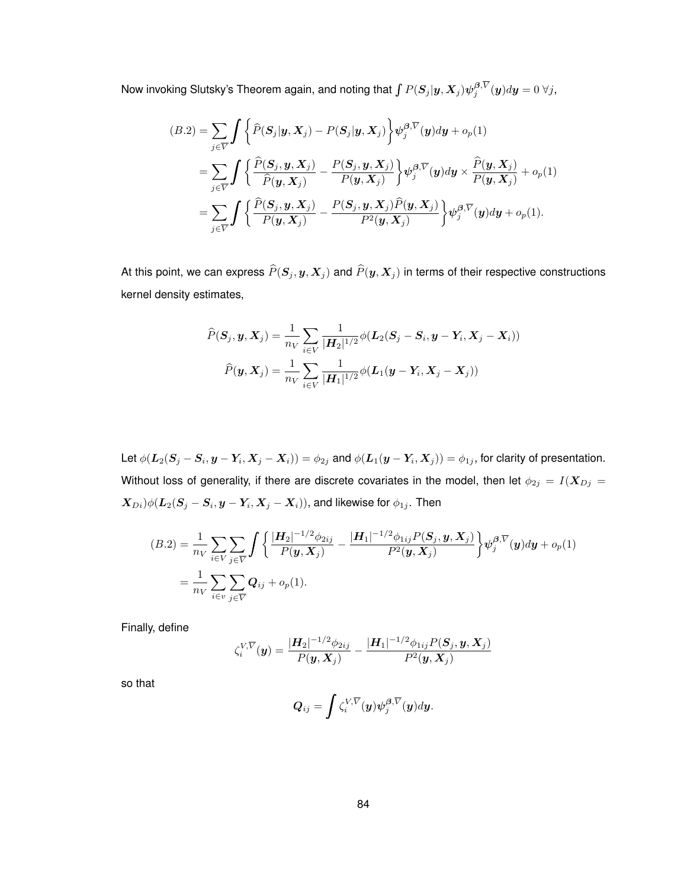Now invoking Slutsky's Theorem again, and noting that $\int P(\boldsymbol{S}_j|\boldsymbol{y}, \boldsymbol{X}_j)\boldsymbol{\psi}_j^{\boldsymbol{\beta},\overline{V}}(\boldsymbol{y})d\boldsymbol{y} = 0 \;\forall j$,

$$
\begin{aligned}
(B.2) &= \sum_{j\in\overline{V}} \int \left\{ \widehat{P}(\boldsymbol{S}_j|\boldsymbol{y}, \boldsymbol{X}_j) - P(\boldsymbol{S}_j|\boldsymbol{y}, \boldsymbol{X}_j) \right\} \boldsymbol{\psi}_j^{\boldsymbol{\beta},\overline{V}}(\boldsymbol{y})d\boldsymbol{y} + o_p(1) \\
&= \sum_{j\in\overline{V}} \int \left\{ \frac{\widehat{P}(\boldsymbol{S}_j, \boldsymbol{y}, \boldsymbol{X}_j)}{\widehat{P}(\boldsymbol{y}, \boldsymbol{X}_j)} - \frac{P(\boldsymbol{S}_j, \boldsymbol{y}, \boldsymbol{X}_j)}{P(\boldsymbol{y}, \boldsymbol{X}_j)} \right\} \boldsymbol{\psi}_j^{\boldsymbol{\beta},\overline{V}}(\boldsymbol{y})d\boldsymbol{y} \times \frac{\widehat{P}(\boldsymbol{y}, \boldsymbol{X}_j)}{P(\boldsymbol{y}, \boldsymbol{X}_j)} + o_p(1) \\
&= \sum_{j\in\overline{V}} \int \left\{ \frac{\widehat{P}(\boldsymbol{S}_j, \boldsymbol{y}, \boldsymbol{X}_j)}{P(\boldsymbol{y}, \boldsymbol{X}_j)} - \frac{P(\boldsymbol{S}_j, \boldsymbol{y}, \boldsymbol{X}_j)\widehat{P}(\boldsymbol{y}, \boldsymbol{X}_j)}{P^2(\boldsymbol{y}, \boldsymbol{X}_j)} \right\} \boldsymbol{\psi}_j^{\boldsymbol{\beta},\overline{V}}(\boldsymbol{y})d\boldsymbol{y} + o_p(1).
\end{aligned}
$$

At this point, we can express $\widehat{P}(\boldsymbol{S}_j, \boldsymbol{y}, \boldsymbol{X}_j)$ and $\widehat{P}(\boldsymbol{y}, \boldsymbol{X}_j)$ in terms of their respective constructions kernel density estimates,

$$
\begin{aligned}
\widehat{P}(\boldsymbol{S}_j, \boldsymbol{y}, \boldsymbol{X}_j) &= \frac{1}{n_V} \sum_{i\in V} \frac{1}{|\boldsymbol{H}_2|^{1/2}} \phi(\boldsymbol{L}_2(\boldsymbol{S}_j - \boldsymbol{S}_i, \boldsymbol{y} - \boldsymbol{Y}_i, \boldsymbol{X}_j - \boldsymbol{X}_i)) \\
\widehat{P}(\boldsymbol{y}, \boldsymbol{X}_j) &= \frac{1}{n_V} \sum_{i\in V} \frac{1}{|\boldsymbol{H}_1|^{1/2}} \phi(\boldsymbol{L}_1(\boldsymbol{y} - \boldsymbol{Y}_i, \boldsymbol{X}_j - \boldsymbol{X}_j))
\end{aligned}
$$

Let $\phi(\boldsymbol{L}_2(\boldsymbol{S}_j - \boldsymbol{S}_i, \boldsymbol{y} - \boldsymbol{Y}_i, \boldsymbol{X}_j - \boldsymbol{X}_i)) = \phi_{2j}$ and $\phi(\boldsymbol{L}_1(\boldsymbol{y} - \boldsymbol{Y}_i, \boldsymbol{X}_j)) = \phi_{1j}$, for clarity of presentation. Without loss of generality, if there are discrete covariates in the model, then let $\phi_{2j} = I(\boldsymbol{X}_{Dj} = \boldsymbol{X}_{Di})\phi(\boldsymbol{L}_2(\boldsymbol{S}_j - \boldsymbol{S}_i, \boldsymbol{y} - \boldsymbol{Y}_i, \boldsymbol{X}_j - \boldsymbol{X}_i))$, and likewise for $\phi_{1j}$. Then

$$
\begin{aligned}
(B.2) &= \frac{1}{n_V} \sum_{i\in V} \sum_{j\in\overline{V}} \int \left\{ \frac{|\boldsymbol{H}_2|^{-1/2}\phi_{2ij}}{P(\boldsymbol{y}, \boldsymbol{X}_j)} - \frac{|\boldsymbol{H}_1|^{-1/2}\phi_{1ij}P(\boldsymbol{S}_j, \boldsymbol{y}, \boldsymbol{X}_j)}{P^2(\boldsymbol{y}, \boldsymbol{X}_j)} \right\} \boldsymbol{\psi}_j^{\boldsymbol{\beta},\overline{V}}(\boldsymbol{y})d\boldsymbol{y} + o_p(1) \\
&= \frac{1}{n_V} \sum_{i\in v} \sum_{j\in\overline{V}} \boldsymbol{Q}_{ij} + o_p(1).
\end{aligned}
$$

Finally, define

$$
\zeta_i^{V,\overline{V}}(\boldsymbol{y}) = \frac{|\boldsymbol{H}_2|^{-1/2}\phi_{2ij}}{P(\boldsymbol{y}, \boldsymbol{X}_j)} - \frac{|\boldsymbol{H}_1|^{-1/2}\phi_{1ij}P(\boldsymbol{S}_j, \boldsymbol{y}, \boldsymbol{X}_j)}{P^2(\boldsymbol{y}, \boldsymbol{X}_j)}
$$

so that

$$
\boldsymbol{Q}_{ij} = \int \zeta_i^{V,\overline{V}}(\boldsymbol{y}) \boldsymbol{\psi}_j^{\boldsymbol{\beta},\overline{V}}(\boldsymbol{y})d\boldsymbol{y}.
$$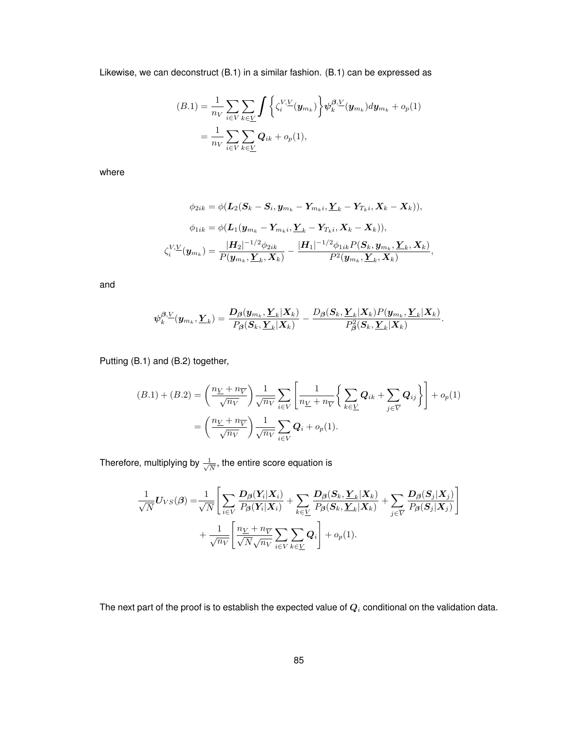Likewise, we can deconstruct (B.1) in a similar fashion. (B.1) can be expressed as

$$
\begin{aligned}
(B.1) &= \frac{1}{n_V} \sum_{i \in V} \sum_{k \in \underline{V}} \int \left\{ \zeta_i^{V,\underline{V}}(\boldsymbol{y}_{m_k}) \right\} \boldsymbol{\psi}_k^{\boldsymbol{\beta},\underline{V}}(\boldsymbol{y}_{m_k}) d\boldsymbol{y}_{m_k} + o_p(1) \\
&= \frac{1}{n_V} \sum_{i \in V} \sum_{k \in \underline{V}} \boldsymbol{Q}_{ik} + o_p(1),
\end{aligned}
$$

where

$$
\begin{aligned}
\phi_{2ik} &= \phi(\boldsymbol{L}_2(\boldsymbol{S}_k - \boldsymbol{S}_i, \boldsymbol{y}_{m_k} - \boldsymbol{Y}_{m_k i}, \underline{\boldsymbol{Y}}_k - \boldsymbol{Y}_{T_k i}, \boldsymbol{X}_k - \boldsymbol{X}_k)), \\
\phi_{1ik} &= \phi(\boldsymbol{L}_1(\boldsymbol{y}_{m_k} - \boldsymbol{Y}_{m_k i}, \underline{\boldsymbol{Y}}_k - \boldsymbol{Y}_{T_k i}, \boldsymbol{X}_k - \boldsymbol{X}_k)), \\
\zeta_i^{V,\underline{V}}(\boldsymbol{y}_{m_k}) &= \frac{|\boldsymbol{H}_2|^{-1/2}\phi_{2ik}}{P(\boldsymbol{y}_{m_k}, \underline{\boldsymbol{Y}}_k, \boldsymbol{X}_k)} - \frac{|\boldsymbol{H}_1|^{-1/2}\phi_{1ik} P(\boldsymbol{S}_k, \boldsymbol{y}_{m_k}, \underline{\boldsymbol{Y}}_k, \boldsymbol{X}_k)}{P^2(\boldsymbol{y}_{m_k}, \underline{\boldsymbol{Y}}_k, \boldsymbol{X}_k)},
\end{aligned}
$$

and

$$
\boldsymbol{\psi}_k^{\boldsymbol{\beta},\underline{V}}(\boldsymbol{y}_{m_k}, \underline{\boldsymbol{Y}}_k) = \frac{\boldsymbol{D}_{\boldsymbol{\beta}}(\boldsymbol{y}_{m_k}, \underline{\boldsymbol{Y}}_k | \boldsymbol{X}_k)}{P_{\boldsymbol{\beta}}(\boldsymbol{S}_k, \underline{\boldsymbol{Y}}_k | \boldsymbol{X}_k)} - \frac{D_{\boldsymbol{\beta}}(\boldsymbol{S}_k, \underline{\boldsymbol{Y}}_k | \boldsymbol{X}_k) P(\boldsymbol{y}_{m_k}, \underline{\boldsymbol{Y}}_k | \boldsymbol{X}_k)}{P_{\boldsymbol{\beta}}^2(\boldsymbol{S}_k, \underline{\boldsymbol{Y}}_k | \boldsymbol{X}_k)}.
$$

Putting (B.1) and (B.2) together,

$$
\begin{aligned}
(B.1) + (B.2) &= \left( \frac{n_{\underline{V}} + n_{\overline{V}}}{\sqrt{n_V}} \right) \frac{1}{\sqrt{n_V}} \sum_{i \in V} \left[ \frac{1}{n_{\underline{V}} + n_{\overline{V}}} \left\{ \sum_{k \in \underline{V}} \boldsymbol{Q}_{ik} + \sum_{j \in \overline{V}} \boldsymbol{Q}_{ij} \right\} \right] + o_p(1) \\
&= \left( \frac{n_{\underline{V}} + n_{\overline{V}}}{\sqrt{n_V}} \right) \frac{1}{\sqrt{n_V}} \sum_{i \in V} \boldsymbol{Q}_i + o_p(1).
\end{aligned}
$$

Therefore, multiplying by $\frac{1}{\sqrt{N}}$, the entire score equation is

$$
\begin{aligned}
\frac{1}{\sqrt{N}} \boldsymbol{U}_{VS}(\boldsymbol{\beta}) =& \frac{1}{\sqrt{N}} \left[ \sum_{i \in V} \frac{\boldsymbol{D}_{\boldsymbol{\beta}}(\boldsymbol{Y}_i | \boldsymbol{X}_i)}{P_{\boldsymbol{\beta}}(\boldsymbol{Y}_i | \boldsymbol{X}_i)} + \sum_{k \in \underline{V}} \frac{\boldsymbol{D}_{\boldsymbol{\beta}}(\boldsymbol{S}_k, \underline{\boldsymbol{Y}}_k | \boldsymbol{X}_k)}{P_{\boldsymbol{\beta}}(\boldsymbol{S}_k, \underline{\boldsymbol{Y}}_k | \boldsymbol{X}_k)} + \sum_{j \in \overline{V}} \frac{\boldsymbol{D}_{\boldsymbol{\beta}}(\boldsymbol{S}_j | \boldsymbol{X}_j)}{P_{\boldsymbol{\beta}}(\boldsymbol{S}_j | \boldsymbol{X}_j)} \right] \\
&+ \frac{1}{\sqrt{n_V}} \left[ \frac{n_{\underline{V}} + n_{\overline{V}}}{\sqrt{N}\sqrt{n_V}} \sum_{i \in V} \sum_{k \in \underline{V}} \boldsymbol{Q}_i \right] + o_p(1).
\end{aligned}
$$

The next part of the proof is to establish the expected value of $\boldsymbol{Q}_i$ conditional on the validation data.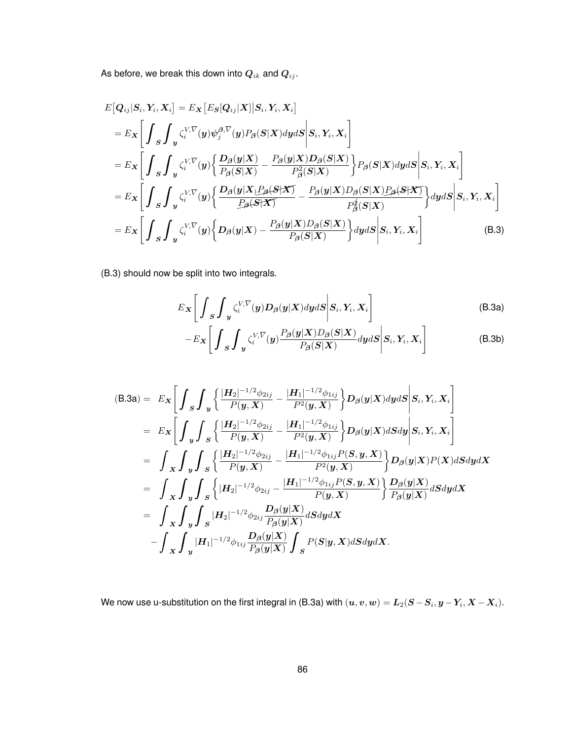As before, we break this down into $\boldsymbol{Q}_{ik}$ and $\boldsymbol{Q}_{ij}$.

$$
\begin{aligned}
E\big[\boldsymbol{Q}_{ij}|\boldsymbol{S}_i,\boldsymbol{Y}_i,\boldsymbol{X}_i\big] &= E_{\boldsymbol{X}}\big[E_{\boldsymbol{S}}[\boldsymbol{Q}_{ij}|\boldsymbol{X}]\big|\boldsymbol{S}_i,\boldsymbol{Y}_i,\boldsymbol{X}_i\big] \\
&= E_{\boldsymbol{X}}\left[\int_{\boldsymbol{S}}\int_{\boldsymbol{y}} \zeta_i^{V,\overline{V}}(\boldsymbol{y})\psi_j^{\boldsymbol{\beta},\overline{V}}(\boldsymbol{y})P_{\boldsymbol{\beta}}(\boldsymbol{S}|\boldsymbol{X})d\boldsymbol{y}d\boldsymbol{S}\middle|\boldsymbol{S}_i,\boldsymbol{Y}_i,\boldsymbol{X}_i\right] \\
&= E_{\boldsymbol{X}}\left[\int_{\boldsymbol{S}}\int_{\boldsymbol{y}} \zeta_i^{V,\overline{V}}(\boldsymbol{y})\left\{\frac{\boldsymbol{D}_{\boldsymbol{\beta}}(\boldsymbol{y}|\boldsymbol{X})}{P_{\boldsymbol{\beta}}(\boldsymbol{S}|\boldsymbol{X})} - \frac{P_{\boldsymbol{\beta}}(\boldsymbol{y}|\boldsymbol{X})\boldsymbol{D}_{\boldsymbol{\beta}}(\boldsymbol{S}|\boldsymbol{X})}{P^2_{\boldsymbol{\beta}}(\boldsymbol{S}|\boldsymbol{X})}\right\}P_{\boldsymbol{\beta}}(\boldsymbol{S}|\boldsymbol{X})d\boldsymbol{y}d\boldsymbol{S}\middle|\boldsymbol{S}_i,\boldsymbol{Y}_i,\boldsymbol{X}_i\right] \\
&= E_{\boldsymbol{X}}\left[\int_{\boldsymbol{S}}\int_{\boldsymbol{y}} \zeta_i^{V,\overline{V}}(\boldsymbol{y})\left\{\frac{\boldsymbol{D}_{\boldsymbol{\beta}}(\boldsymbol{y}|\boldsymbol{X})\cancel{P_{\boldsymbol{\beta}}(\boldsymbol{S}|\boldsymbol{X})}}{\cancel{P_{\boldsymbol{\beta}}(\boldsymbol{S}|\boldsymbol{X})}} - \frac{P_{\boldsymbol{\beta}}(\boldsymbol{y}|\boldsymbol{X})D_{\boldsymbol{\beta}}(\boldsymbol{S}|\boldsymbol{X})\cancel{P_{\boldsymbol{\beta}}(\boldsymbol{S}|\boldsymbol{X})}}{P^{\cancel{2}}_{\boldsymbol{\beta}}(\boldsymbol{S}|\boldsymbol{X})}\right\}d\boldsymbol{y}d\boldsymbol{S}\middle|\boldsymbol{S}_i,\boldsymbol{Y}_i,\boldsymbol{X}_i\right] \\
&= E_{\boldsymbol{X}}\left[\int_{\boldsymbol{S}}\int_{\boldsymbol{y}} \zeta_i^{V,\overline{V}}(\boldsymbol{y})\left\{\boldsymbol{D}_{\boldsymbol{\beta}}(\boldsymbol{y}|\boldsymbol{X}) - \frac{P_{\boldsymbol{\beta}}(\boldsymbol{y}|\boldsymbol{X})D_{\boldsymbol{\beta}}(\boldsymbol{S}|\boldsymbol{X})}{P_{\boldsymbol{\beta}}(\boldsymbol{S}|\boldsymbol{X})}\right\}d\boldsymbol{y}d\boldsymbol{S}\middle|\boldsymbol{S}_i,\boldsymbol{Y}_i,\boldsymbol{X}_i\right] \quad \text{(B.3)}
\end{aligned}
$$

(B.3) should now be split into two integrals.

$$
E_{\boldsymbol{X}}\left[\int_{\boldsymbol{S}}\int_{\boldsymbol{y}} \zeta_i^{V,\overline{V}}(\boldsymbol{y})\boldsymbol{D}_{\boldsymbol{\beta}}(\boldsymbol{y}|\boldsymbol{X})d\boldsymbol{y}d\boldsymbol{S}\middle|\boldsymbol{S}_i,\boldsymbol{Y}_i,\boldsymbol{X}_i\right] \quad \text{(B.3a)}
$$

$$
-E_{\boldsymbol{X}}\left[\int_{\boldsymbol{S}}\int_{\boldsymbol{y}} \zeta_i^{V,\overline{V}}(\boldsymbol{y})\frac{P_{\boldsymbol{\beta}}(\boldsymbol{y}|\boldsymbol{X})D_{\boldsymbol{\beta}}(\boldsymbol{S}|\boldsymbol{X})}{P_{\boldsymbol{\beta}}(\boldsymbol{S}|\boldsymbol{X})}d\boldsymbol{y}d\boldsymbol{S}\middle|\boldsymbol{S}_i,\boldsymbol{Y}_i,\boldsymbol{X}_i\right] \quad \text{(B.3b)}
$$

$$
\begin{aligned}
\text{(B.3a)} &= E_{\boldsymbol{X}}\left[\int_{\boldsymbol{S}}\int_{\boldsymbol{y}}\left\{\frac{|\boldsymbol{H}_2|^{-1/2}\phi_{2ij}}{P(\boldsymbol{y},\boldsymbol{X})} - \frac{|\boldsymbol{H}_1|^{-1/2}\phi_{1ij}}{P^2(\boldsymbol{y},\boldsymbol{X})}\right\}\boldsymbol{D}_{\boldsymbol{\beta}}(\boldsymbol{y}|\boldsymbol{X})d\boldsymbol{y}d\boldsymbol{S}\middle|\boldsymbol{S}_i,\boldsymbol{Y}_i,\boldsymbol{X}_i\right] \\
&= E_{\boldsymbol{X}}\left[\int_{\boldsymbol{y}}\int_{\boldsymbol{S}}\left\{\frac{|\boldsymbol{H}_2|^{-1/2}\phi_{2ij}}{P(\boldsymbol{y},\boldsymbol{X})} - \frac{|\boldsymbol{H}_1|^{-1/2}\phi_{1ij}}{P^2(\boldsymbol{y},\boldsymbol{X})}\right\}\boldsymbol{D}_{\boldsymbol{\beta}}(\boldsymbol{y}|\boldsymbol{X})d\boldsymbol{S}d\boldsymbol{y}\middle|\boldsymbol{S}_i,\boldsymbol{Y}_i,\boldsymbol{X}_i\right] \\
&= \int_{\boldsymbol{X}}\int_{\boldsymbol{y}}\int_{\boldsymbol{S}}\left\{\frac{|\boldsymbol{H}_2|^{-1/2}\phi_{2ij}}{P(\boldsymbol{y},\boldsymbol{X})} - \frac{|\boldsymbol{H}_1|^{-1/2}\phi_{1ij}P(\boldsymbol{S},\boldsymbol{y},\boldsymbol{X})}{P^2(\boldsymbol{y},\boldsymbol{X})}\right\}\boldsymbol{D}_{\boldsymbol{\beta}}(\boldsymbol{y}|\boldsymbol{X})P(\boldsymbol{X})d\boldsymbol{S}d\boldsymbol{y}d\boldsymbol{X} \\
&= \int_{\boldsymbol{X}}\int_{\boldsymbol{y}}\int_{\boldsymbol{S}}\left\{|\boldsymbol{H}_2|^{-1/2}\phi_{2ij} - \frac{|\boldsymbol{H}_1|^{-1/2}\phi_{1ij}P(\boldsymbol{S},\boldsymbol{y},\boldsymbol{X})}{P(\boldsymbol{y},\boldsymbol{X})}\right\}\frac{\boldsymbol{D}_{\boldsymbol{\beta}}(\boldsymbol{y}|\boldsymbol{X})}{P_{\boldsymbol{\beta}}(\boldsymbol{y}|\boldsymbol{X})}d\boldsymbol{S}d\boldsymbol{y}d\boldsymbol{X} \\
&= \int_{\boldsymbol{X}}\int_{\boldsymbol{y}}\int_{\boldsymbol{S}}|\boldsymbol{H}_2|^{-1/2}\phi_{2ij}\frac{\boldsymbol{D}_{\boldsymbol{\beta}}(\boldsymbol{y}|\boldsymbol{X})}{P_{\boldsymbol{\beta}}(\boldsymbol{y}|\boldsymbol{X})}d\boldsymbol{S}d\boldsymbol{y}d\boldsymbol{X} \\
&\quad -\int_{\boldsymbol{X}}\int_{\boldsymbol{y}}|\boldsymbol{H}_1|^{-1/2}\phi_{1ij}\frac{\boldsymbol{D}_{\boldsymbol{\beta}}(\boldsymbol{y}|\boldsymbol{X})}{P_{\boldsymbol{\beta}}(\boldsymbol{y}|\boldsymbol{X})}\int_{\boldsymbol{S}}P(\boldsymbol{S}|\boldsymbol{y},\boldsymbol{X})d\boldsymbol{S}d\boldsymbol{y}d\boldsymbol{X}.
\end{aligned}
$$

We now use u-substitution on the first integral in (B.3a) with $(\boldsymbol{u},\boldsymbol{v},\boldsymbol{w}) = \boldsymbol{L}_2(\boldsymbol{S}-\boldsymbol{S}_i,\boldsymbol{y}-\boldsymbol{Y}_i,\boldsymbol{X}-\boldsymbol{X}_i)$.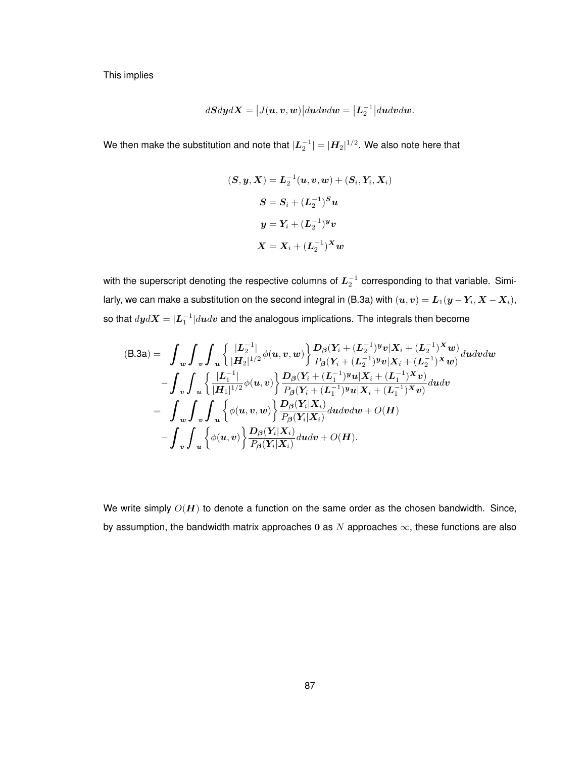This implies

$$d\boldsymbol{S}d\boldsymbol{y}d\boldsymbol{X} = \big|J(\boldsymbol{u},\boldsymbol{v},\boldsymbol{w})\big|d\boldsymbol{u}d\boldsymbol{v}d\boldsymbol{w} = \big|\boldsymbol{L}_2^{-1}\big|d\boldsymbol{u}d\boldsymbol{v}d\boldsymbol{w}.$$

We then make the substitution and note that $|\boldsymbol{L}_2^{-1}| = |\boldsymbol{H}_2|^{1/2}$. We also note here that

$$\begin{aligned}
(\boldsymbol{S},\boldsymbol{y},\boldsymbol{X}) &= \boldsymbol{L}_2^{-1}(\boldsymbol{u},\boldsymbol{v},\boldsymbol{w}) + (\boldsymbol{S}_i,\boldsymbol{Y}_i,\boldsymbol{X}_i)\\
\boldsymbol{S} &= \boldsymbol{S}_i + (\boldsymbol{L}_2^{-1})^{\boldsymbol{S}}\boldsymbol{u}\\
\boldsymbol{y} &= \boldsymbol{Y}_i + (\boldsymbol{L}_2^{-1})^{\boldsymbol{y}}\boldsymbol{v}\\
\boldsymbol{X} &= \boldsymbol{X}_i + (\boldsymbol{L}_2^{-1})^{\boldsymbol{X}}\boldsymbol{w}
\end{aligned}$$

with the superscript denoting the respective columns of $\boldsymbol{L}_2^{-1}$ corresponding to that variable. Similarly, we can make a substitution on the second integral in (B.3a) with $(\boldsymbol{u},\boldsymbol{v}) = \boldsymbol{L}_1(\boldsymbol{y}-\boldsymbol{Y}_i, \boldsymbol{X}-\boldsymbol{X}_i)$, so that $d\boldsymbol{y}d\boldsymbol{X} = |\boldsymbol{L}_1^{-1}|d\boldsymbol{u}d\boldsymbol{v}$ and the analogous implications. The integrals then become

$$\begin{aligned}
\text{(B.3a)} = &\int_{\boldsymbol{w}}\int_{\boldsymbol{v}}\int_{\boldsymbol{u}}\left\{\frac{|\boldsymbol{L}_2^{-1}|}{|\boldsymbol{H}_2|^{1/2}}\phi(\boldsymbol{u},\boldsymbol{v},\boldsymbol{w})\right\}\frac{\boldsymbol{D}_{\boldsymbol{\beta}}(\boldsymbol{Y}_i+(\boldsymbol{L}_2^{-1})^{\boldsymbol{y}}\boldsymbol{v}|\boldsymbol{X}_i+(\boldsymbol{L}_2^{-1})^{\boldsymbol{X}}\boldsymbol{w})}{P_{\boldsymbol{\beta}}(\boldsymbol{Y}_i+(\boldsymbol{L}_2^{-1})^{\boldsymbol{y}}\boldsymbol{v}|\boldsymbol{X}_i+(\boldsymbol{L}_2^{-1})^{\boldsymbol{X}}\boldsymbol{w})}d\boldsymbol{u}d\boldsymbol{v}d\boldsymbol{w}\\
&-\int_{\boldsymbol{v}}\int_{\boldsymbol{u}}\left\{\frac{|\boldsymbol{L}_1^{-1}|}{|\boldsymbol{H}_1|^{1/2}}\phi(\boldsymbol{u},\boldsymbol{v})\right\}\frac{\boldsymbol{D}_{\boldsymbol{\beta}}(\boldsymbol{Y}_i+(\boldsymbol{L}_1^{-1})^{\boldsymbol{y}}\boldsymbol{u}|\boldsymbol{X}_i+(\boldsymbol{L}_1^{-1})^{\boldsymbol{X}}\boldsymbol{v})}{P_{\boldsymbol{\beta}}(\boldsymbol{Y}_i+(\boldsymbol{L}_1^{-1})^{\boldsymbol{y}}\boldsymbol{u}|\boldsymbol{X}_i+(\boldsymbol{L}_1^{-1})^{\boldsymbol{X}}\boldsymbol{v})}d\boldsymbol{u}d\boldsymbol{v}\\
= &\int_{\boldsymbol{w}}\int_{\boldsymbol{v}}\int_{\boldsymbol{u}}\left\{\phi(\boldsymbol{u},\boldsymbol{v},\boldsymbol{w})\right\}\frac{\boldsymbol{D}_{\boldsymbol{\beta}}(\boldsymbol{Y}_i|\boldsymbol{X}_i)}{P_{\boldsymbol{\beta}}(\boldsymbol{Y}_i|\boldsymbol{X}_i)}d\boldsymbol{u}d\boldsymbol{v}d\boldsymbol{w} + O(\boldsymbol{H})\\
&-\int_{\boldsymbol{v}}\int_{\boldsymbol{u}}\left\{\phi(\boldsymbol{u},\boldsymbol{v})\right\}\frac{\boldsymbol{D}_{\boldsymbol{\beta}}(\boldsymbol{Y}_i|\boldsymbol{X}_i)}{P_{\boldsymbol{\beta}}(\boldsymbol{Y}_i|\boldsymbol{X}_i)}d\boldsymbol{u}d\boldsymbol{v} + O(\boldsymbol{H}).
\end{aligned}$$

We write simply $O(\boldsymbol{H})$ to denote a function on the same order as the chosen bandwidth. Since, by assumption, the bandwidth matrix approaches $\boldsymbol{0}$ as $N$ approaches $\infty$, these functions are also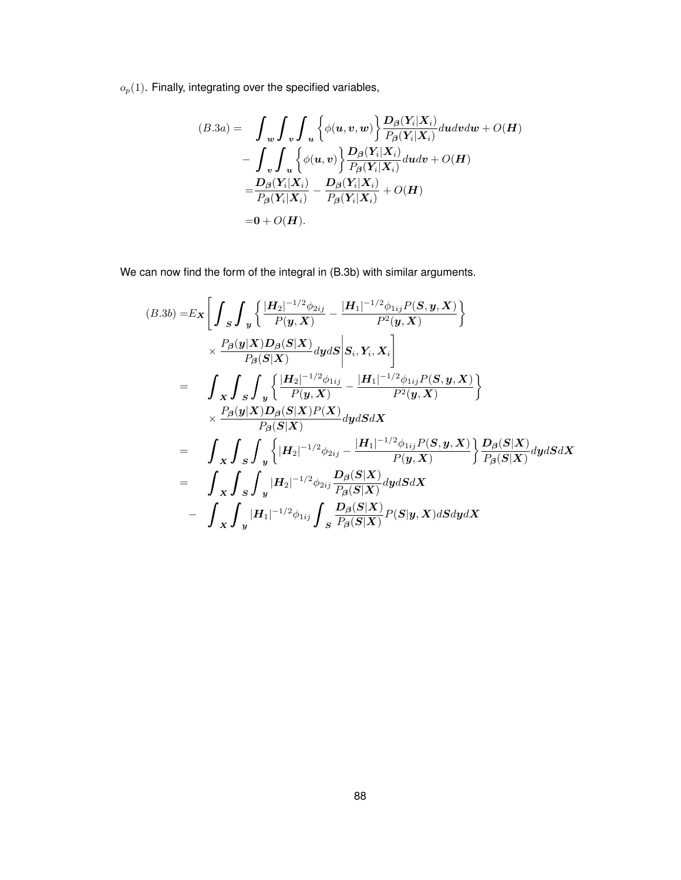$o_p(1)$. Finally, integrating over the specified variables,

$$
\begin{aligned}
(B.3a) = & \int_{\boldsymbol{w}}\int_{\boldsymbol{v}}\int_{\boldsymbol{u}} \left\{\phi(\boldsymbol{u},\boldsymbol{v},\boldsymbol{w})\right\} \frac{\boldsymbol{D}_{\boldsymbol{\beta}}(\boldsymbol{Y}_i|\boldsymbol{X}_i)}{P_{\boldsymbol{\beta}}(\boldsymbol{Y}_i|\boldsymbol{X}_i)} d\boldsymbol{u}d\boldsymbol{v}d\boldsymbol{w} + O(\boldsymbol{H}) \\
& - \int_{\boldsymbol{v}}\int_{\boldsymbol{u}} \left\{\phi(\boldsymbol{u},\boldsymbol{v})\right\} \frac{\boldsymbol{D}_{\boldsymbol{\beta}}(\boldsymbol{Y}_i|\boldsymbol{X}_i)}{P_{\boldsymbol{\beta}}(\boldsymbol{Y}_i|\boldsymbol{X}_i)} d\boldsymbol{u}d\boldsymbol{v} + O(\boldsymbol{H}) \\
= & \frac{\boldsymbol{D}_{\boldsymbol{\beta}}(\boldsymbol{Y}_i|\boldsymbol{X}_i)}{P_{\boldsymbol{\beta}}(\boldsymbol{Y}_i|\boldsymbol{X}_i)} - \frac{\boldsymbol{D}_{\boldsymbol{\beta}}(\boldsymbol{Y}_i|\boldsymbol{X}_i)}{P_{\boldsymbol{\beta}}(\boldsymbol{Y}_i|\boldsymbol{X}_i)} + O(\boldsymbol{H}) \\
= & \boldsymbol{0} + O(\boldsymbol{H}).
\end{aligned}
$$

We can now find the form of the integral in (B.3b) with similar arguments.

$$
\begin{aligned}
(B.3b) = & E_{\boldsymbol{X}}\Bigg[\int_{\boldsymbol{S}}\int_{\boldsymbol{y}} \left\{ \frac{|\boldsymbol{H}_2|^{-1/2}\phi_{2ij}}{P(\boldsymbol{y},\boldsymbol{X})} - \frac{|\boldsymbol{H}_1|^{-1/2}\phi_{1ij}P(\boldsymbol{S},\boldsymbol{y},\boldsymbol{X})}{P^2(\boldsymbol{y},\boldsymbol{X})} \right\} \\
& \times \frac{P_{\boldsymbol{\beta}}(\boldsymbol{y}|\boldsymbol{X})\boldsymbol{D}_{\boldsymbol{\beta}}(\boldsymbol{S}|\boldsymbol{X})}{P_{\boldsymbol{\beta}}(\boldsymbol{S}|\boldsymbol{X})} d\boldsymbol{y}d\boldsymbol{S} \Bigg| \boldsymbol{S}_i, \boldsymbol{Y}_i, \boldsymbol{X}_i \Bigg] \\
= & \int_{\boldsymbol{X}}\int_{\boldsymbol{S}}\int_{\boldsymbol{y}} \left\{ \frac{|\boldsymbol{H}_2|^{-1/2}\phi_{1ij}}{P(\boldsymbol{y},\boldsymbol{X})} - \frac{|\boldsymbol{H}_1|^{-1/2}\phi_{1ij}P(\boldsymbol{S},\boldsymbol{y},\boldsymbol{X})}{P^2(\boldsymbol{y},\boldsymbol{X})} \right\} \\
& \times \frac{P_{\boldsymbol{\beta}}(\boldsymbol{y}|\boldsymbol{X})\boldsymbol{D}_{\boldsymbol{\beta}}(\boldsymbol{S}|\boldsymbol{X})P(\boldsymbol{X})}{P_{\boldsymbol{\beta}}(\boldsymbol{S}|\boldsymbol{X})} d\boldsymbol{y}d\boldsymbol{S}d\boldsymbol{X} \\
= & \int_{\boldsymbol{X}}\int_{\boldsymbol{S}}\int_{\boldsymbol{y}} \left\{ |\boldsymbol{H}_2|^{-1/2}\phi_{2ij} - \frac{|\boldsymbol{H}_1|^{-1/2}\phi_{1ij}P(\boldsymbol{S},\boldsymbol{y},\boldsymbol{X})}{P(\boldsymbol{y},\boldsymbol{X})} \right\} \frac{\boldsymbol{D}_{\boldsymbol{\beta}}(\boldsymbol{S}|\boldsymbol{X})}{P_{\boldsymbol{\beta}}(\boldsymbol{S}|\boldsymbol{X})} d\boldsymbol{y}d\boldsymbol{S}d\boldsymbol{X} \\
= & \int_{\boldsymbol{X}}\int_{\boldsymbol{S}}\int_{\boldsymbol{y}} |\boldsymbol{H}_2|^{-1/2}\phi_{2ij} \frac{\boldsymbol{D}_{\boldsymbol{\beta}}(\boldsymbol{S}|\boldsymbol{X})}{P_{\boldsymbol{\beta}}(\boldsymbol{S}|\boldsymbol{X})} d\boldsymbol{y}d\boldsymbol{S}d\boldsymbol{X} \\
& - \int_{\boldsymbol{X}}\int_{\boldsymbol{y}} |\boldsymbol{H}_1|^{-1/2}\phi_{1ij} \int_{\boldsymbol{S}} \frac{\boldsymbol{D}_{\boldsymbol{\beta}}(\boldsymbol{S}|\boldsymbol{X})}{P_{\boldsymbol{\beta}}(\boldsymbol{S}|\boldsymbol{X})} P(\boldsymbol{S}|\boldsymbol{y},\boldsymbol{X}) d\boldsymbol{S}d\boldsymbol{y}d\boldsymbol{X}
\end{aligned}
$$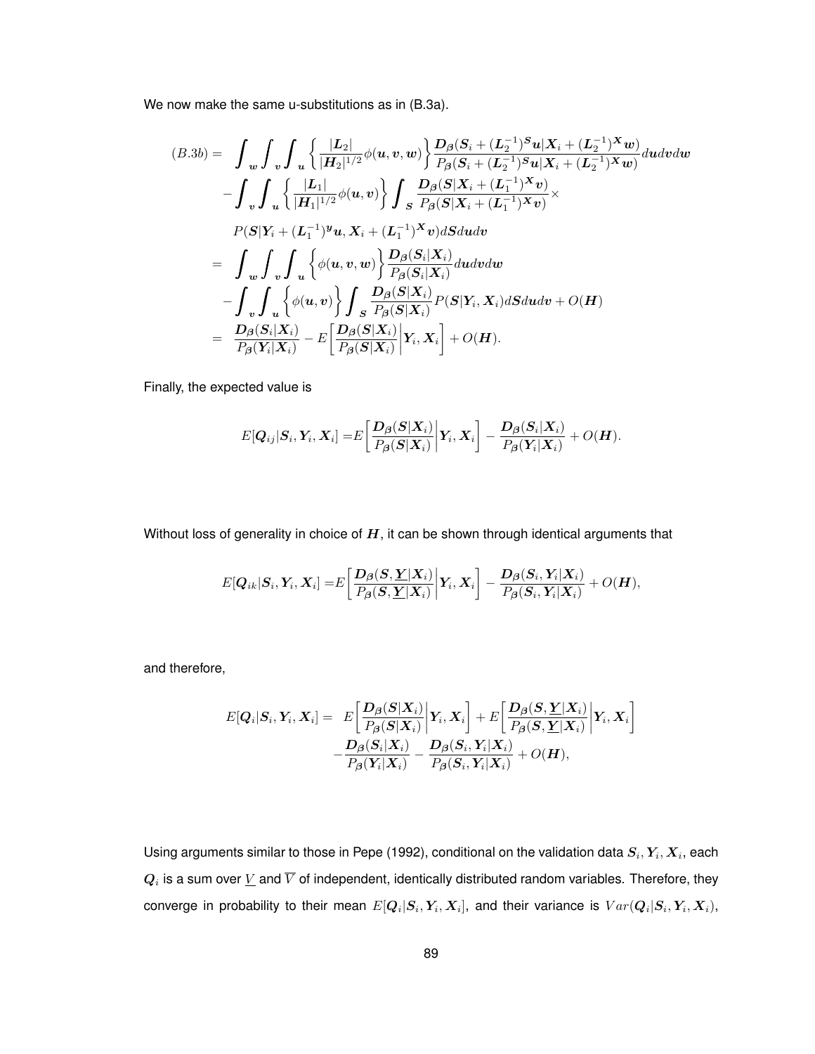We now make the same u-substitutions as in (B.3a).

$$
\begin{aligned}
(B.3b) = & \int_{\boldsymbol{w}} \int_{\boldsymbol{v}} \int_{\boldsymbol{u}} \left\{ \frac{|\boldsymbol{L}_2|}{|\boldsymbol{H}_2|^{1/2}} \phi(\boldsymbol{u}, \boldsymbol{v}, \boldsymbol{w}) \right\} \frac{\boldsymbol{D}_{\boldsymbol{\beta}}(\boldsymbol{S}_i + (\boldsymbol{L}_2^{-1})^{\boldsymbol{S}} \boldsymbol{u} | \boldsymbol{X}_i + (\boldsymbol{L}_2^{-1})^{\boldsymbol{X}} \boldsymbol{w})}{P_{\boldsymbol{\beta}}(\boldsymbol{S}_i + (\boldsymbol{L}_2^{-1})^{\boldsymbol{S}} \boldsymbol{u} | \boldsymbol{X}_i + (\boldsymbol{L}_2^{-1})^{\boldsymbol{X}} \boldsymbol{w})} d\boldsymbol{u} d\boldsymbol{v} d\boldsymbol{w} \\
& - \int_{\boldsymbol{v}} \int_{\boldsymbol{u}} \left\{ \frac{|\boldsymbol{L}_1|}{|\boldsymbol{H}_1|^{1/2}} \phi(\boldsymbol{u}, \boldsymbol{v}) \right\} \int_{\boldsymbol{S}} \frac{\boldsymbol{D}_{\boldsymbol{\beta}}(\boldsymbol{S} | \boldsymbol{X}_i + (\boldsymbol{L}_1^{-1})^{\boldsymbol{X}} \boldsymbol{v})}{P_{\boldsymbol{\beta}}(\boldsymbol{S} | \boldsymbol{X}_i + (\boldsymbol{L}_1^{-1})^{\boldsymbol{X}} \boldsymbol{v})} \times \\
& P(\boldsymbol{S} | \boldsymbol{Y}_i + (\boldsymbol{L}_1^{-1})^{\boldsymbol{y}} \boldsymbol{u}, \boldsymbol{X}_i + (\boldsymbol{L}_1^{-1})^{\boldsymbol{X}} \boldsymbol{v}) d\boldsymbol{S} d\boldsymbol{u} d\boldsymbol{v} \\
= & \int_{\boldsymbol{w}} \int_{\boldsymbol{v}} \int_{\boldsymbol{u}} \left\{ \phi(\boldsymbol{u}, \boldsymbol{v}, \boldsymbol{w}) \right\} \frac{\boldsymbol{D}_{\boldsymbol{\beta}}(\boldsymbol{S}_i | \boldsymbol{X}_i)}{P_{\boldsymbol{\beta}}(\boldsymbol{S}_i | \boldsymbol{X}_i)} d\boldsymbol{u} d\boldsymbol{v} d\boldsymbol{w} \\
& - \int_{\boldsymbol{v}} \int_{\boldsymbol{u}} \left\{ \phi(\boldsymbol{u}, \boldsymbol{v}) \right\} \int_{\boldsymbol{S}} \frac{\boldsymbol{D}_{\boldsymbol{\beta}}(\boldsymbol{S} | \boldsymbol{X}_i)}{P_{\boldsymbol{\beta}}(\boldsymbol{S} | \boldsymbol{X}_i)} P(\boldsymbol{S} | \boldsymbol{Y}_i, \boldsymbol{X}_i) d\boldsymbol{S} d\boldsymbol{u} d\boldsymbol{v} + O(\boldsymbol{H}) \\
= & \frac{\boldsymbol{D}_{\boldsymbol{\beta}}(\boldsymbol{S}_i | \boldsymbol{X}_i)}{P_{\boldsymbol{\beta}}(\boldsymbol{Y}_i | \boldsymbol{X}_i)} - E\left[ \frac{\boldsymbol{D}_{\boldsymbol{\beta}}(\boldsymbol{S} | \boldsymbol{X}_i)}{P_{\boldsymbol{\beta}}(\boldsymbol{S} | \boldsymbol{X}_i)} \middle| \boldsymbol{Y}_i, \boldsymbol{X}_i \right] + O(\boldsymbol{H}).
\end{aligned}
$$

Finally, the expected value is

$$
E[\boldsymbol{Q}_{ij} | \boldsymbol{S}_i, \boldsymbol{Y}_i, \boldsymbol{X}_i] = E\left[ \frac{\boldsymbol{D}_{\boldsymbol{\beta}}(\boldsymbol{S} | \boldsymbol{X}_i)}{P_{\boldsymbol{\beta}}(\boldsymbol{S} | \boldsymbol{X}_i)} \middle| \boldsymbol{Y}_i, \boldsymbol{X}_i \right] - \frac{\boldsymbol{D}_{\boldsymbol{\beta}}(\boldsymbol{S}_i | \boldsymbol{X}_i)}{P_{\boldsymbol{\beta}}(\boldsymbol{Y}_i | \boldsymbol{X}_i)} + O(\boldsymbol{H}).
$$

Without loss of generality in choice of $\boldsymbol{H}$, it can be shown through identical arguments that

$$
E[\boldsymbol{Q}_{ik} | \boldsymbol{S}_i, \boldsymbol{Y}_i, \boldsymbol{X}_i] = E\left[ \frac{\boldsymbol{D}_{\boldsymbol{\beta}}(\boldsymbol{S}, \underline{\boldsymbol{Y}} | \boldsymbol{X}_i)}{P_{\boldsymbol{\beta}}(\boldsymbol{S}, \underline{\boldsymbol{Y}} | \boldsymbol{X}_i)} \middle| \boldsymbol{Y}_i, \boldsymbol{X}_i \right] - \frac{\boldsymbol{D}_{\boldsymbol{\beta}}(\boldsymbol{S}_i, \boldsymbol{Y}_i | \boldsymbol{X}_i)}{P_{\boldsymbol{\beta}}(\boldsymbol{S}_i, \boldsymbol{Y}_i | \boldsymbol{X}_i)} + O(\boldsymbol{H}),
$$

and therefore,

$$
\begin{aligned}
E[\boldsymbol{Q}_i | \boldsymbol{S}_i, \boldsymbol{Y}_i, \boldsymbol{X}_i] = & E\left[ \frac{\boldsymbol{D}_{\boldsymbol{\beta}}(\boldsymbol{S} | \boldsymbol{X}_i)}{P_{\boldsymbol{\beta}}(\boldsymbol{S} | \boldsymbol{X}_i)} \middle| \boldsymbol{Y}_i, \boldsymbol{X}_i \right] + E\left[ \frac{\boldsymbol{D}_{\boldsymbol{\beta}}(\boldsymbol{S}, \underline{\boldsymbol{Y}} | \boldsymbol{X}_i)}{P_{\boldsymbol{\beta}}(\boldsymbol{S}, \underline{\boldsymbol{Y}} | \boldsymbol{X}_i)} \middle| \boldsymbol{Y}_i, \boldsymbol{X}_i \right] \\
& - \frac{\boldsymbol{D}_{\boldsymbol{\beta}}(\boldsymbol{S}_i | \boldsymbol{X}_i)}{P_{\boldsymbol{\beta}}(\boldsymbol{Y}_i | \boldsymbol{X}_i)} - \frac{\boldsymbol{D}_{\boldsymbol{\beta}}(\boldsymbol{S}_i, \boldsymbol{Y}_i | \boldsymbol{X}_i)}{P_{\boldsymbol{\beta}}(\boldsymbol{S}_i, \boldsymbol{Y}_i | \boldsymbol{X}_i)} + O(\boldsymbol{H}),
\end{aligned}
$$

Using arguments similar to those in Pepe (1992), conditional on the validation data $\boldsymbol{S}_i, \boldsymbol{Y}_i, \boldsymbol{X}_i$, each $\boldsymbol{Q}_i$ is a sum over $\underline{V}$ and $\overline{V}$ of independent, identically distributed random variables. Therefore, they converge in probability to their mean $E[\boldsymbol{Q}_i | \boldsymbol{S}_i, \boldsymbol{Y}_i, \boldsymbol{X}_i]$, and their variance is $Var(\boldsymbol{Q}_i | \boldsymbol{S}_i, \boldsymbol{Y}_i, \boldsymbol{X}_i)$,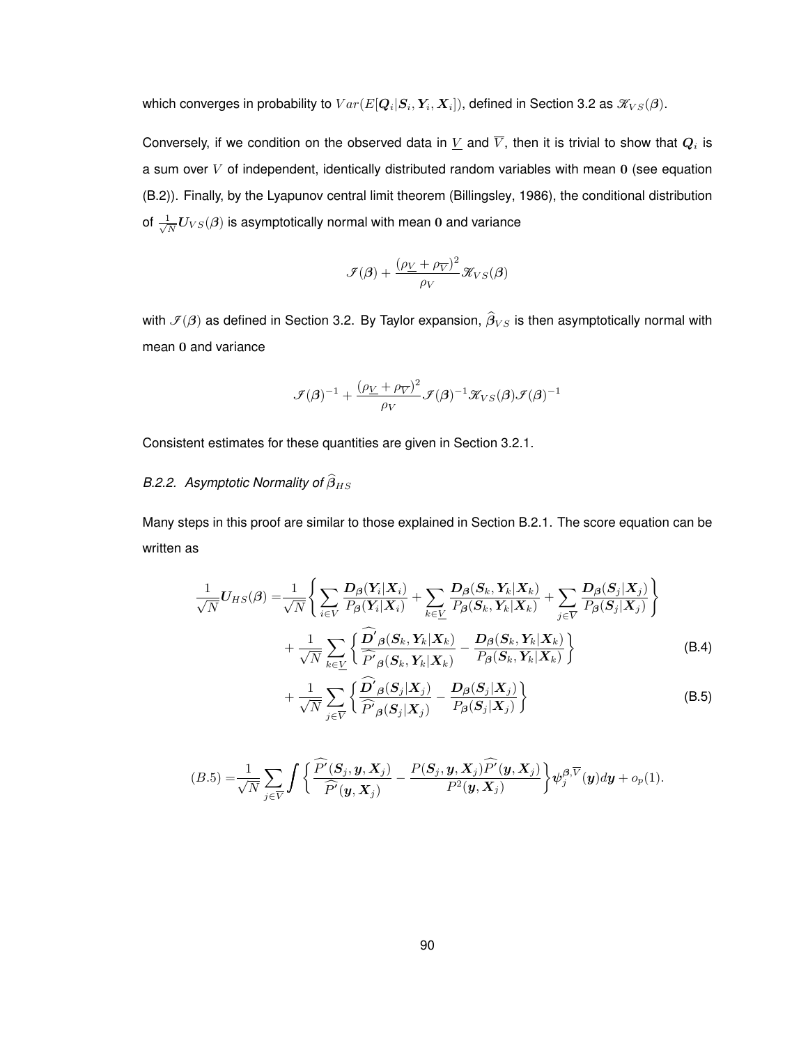which converges in probability to $Var(E[\boldsymbol{Q}_i|\boldsymbol{S}_i, \boldsymbol{Y}_i, \boldsymbol{X}_i])$, defined in Section 3.2 as $\mathscr{K}_{VS}(\boldsymbol{\beta})$.

Conversely, if we condition on the observed data in $\underline{V}$ and $\overline{V}$, then it is trivial to show that $\boldsymbol{Q}_i$ is a sum over $V$ of independent, identically distributed random variables with mean $\mathbf{0}$ (see equation (B.2)). Finally, by the Lyapunov central limit theorem (Billingsley, 1986), the conditional distribution of $\frac{1}{\sqrt{N}}\boldsymbol{U}_{VS}(\boldsymbol{\beta})$ is asymptotically normal with mean $\mathbf{0}$ and variance

$$\mathscr{I}(\boldsymbol{\beta}) + \frac{(\rho_{\underline{V}} + \rho_{\overline{V}})^2}{\rho_V}\mathscr{K}_{VS}(\boldsymbol{\beta})$$

with $\mathscr{I}(\boldsymbol{\beta})$ as defined in Section 3.2. By Taylor expansion, $\widehat{\boldsymbol{\beta}}_{VS}$ is then asymptotically normal with mean $\mathbf{0}$ and variance

$$\mathscr{I}(\boldsymbol{\beta})^{-1} + \frac{(\rho_{\underline{V}} + \rho_{\overline{V}})^2}{\rho_V}\mathscr{I}(\boldsymbol{\beta})^{-1}\mathscr{K}_{VS}(\boldsymbol{\beta})\mathscr{I}(\boldsymbol{\beta})^{-1}$$

Consistent estimates for these quantities are given in Section 3.2.1.

### *B.2.2. Asymptotic Normality of $\widehat{\boldsymbol{\beta}}_{HS}$*

Many steps in this proof are similar to those explained in Section B.2.1. The score equation can be written as

$$\begin{aligned}
\frac{1}{\sqrt{N}}\boldsymbol{U}_{HS}(\boldsymbol{\beta}) =& \frac{1}{\sqrt{N}}\left\{\sum_{i\in V}\frac{\boldsymbol{D}_{\boldsymbol{\beta}}(\boldsymbol{Y}_i|\boldsymbol{X}_i)}{P_{\boldsymbol{\beta}}(\boldsymbol{Y}_i|\boldsymbol{X}_i)} + \sum_{k\in\underline{V}}\frac{\boldsymbol{D}_{\boldsymbol{\beta}}(\boldsymbol{S}_k, \boldsymbol{Y}_k|\boldsymbol{X}_k)}{P_{\boldsymbol{\beta}}(\boldsymbol{S}_k, \boldsymbol{Y}_k|\boldsymbol{X}_k)} + \sum_{j\in\overline{V}}\frac{\boldsymbol{D}_{\boldsymbol{\beta}}(\boldsymbol{S}_j|\boldsymbol{X}_j)}{P_{\boldsymbol{\beta}}(\boldsymbol{S}_j|\boldsymbol{X}_j)}\right\} \\
&+ \frac{1}{\sqrt{N}}\sum_{k\in\underline{V}}\left\{\frac{\widehat{\boldsymbol{D}'}_{\boldsymbol{\beta}}(\boldsymbol{S}_k, \boldsymbol{Y}_k|\boldsymbol{X}_k)}{\widehat{P'}_{\boldsymbol{\beta}}(\boldsymbol{S}_k, \boldsymbol{Y}_k|\boldsymbol{X}_k)} - \frac{\boldsymbol{D}_{\boldsymbol{\beta}}(\boldsymbol{S}_k, \boldsymbol{Y}_k|\boldsymbol{X}_k)}{P_{\boldsymbol{\beta}}(\boldsymbol{S}_k, \boldsymbol{Y}_k|\boldsymbol{X}_k)}\right\} \qquad \text{(B.4)} \\
&+ \frac{1}{\sqrt{N}}\sum_{j\in\overline{V}}\left\{\frac{\widehat{\boldsymbol{D}'}_{\boldsymbol{\beta}}(\boldsymbol{S}_j|\boldsymbol{X}_j)}{\widehat{P'}_{\boldsymbol{\beta}}(\boldsymbol{S}_j|\boldsymbol{X}_j)} - \frac{\boldsymbol{D}_{\boldsymbol{\beta}}(\boldsymbol{S}_j|\boldsymbol{X}_j)}{P_{\boldsymbol{\beta}}(\boldsymbol{S}_j|\boldsymbol{X}_j)}\right\} \qquad \text{(B.5)}
\end{aligned}$$

$$(B.5) = \frac{1}{\sqrt{N}}\sum_{j\in\overline{V}}\int\left\{\frac{\widehat{P'}(\boldsymbol{S}_j, \boldsymbol{y}, \boldsymbol{X}_j)}{\widehat{P'}(\boldsymbol{y}, \boldsymbol{X}_j)} - \frac{P(\boldsymbol{S}_j, \boldsymbol{y}, \boldsymbol{X}_j)\widehat{P'}(\boldsymbol{y}, \boldsymbol{X}_j)}{P^2(\boldsymbol{y}, \boldsymbol{X}_j)}\right\}\boldsymbol{\psi}_j^{\boldsymbol{\beta},\overline{V}}(\boldsymbol{y})d\boldsymbol{y} + o_p(1).$$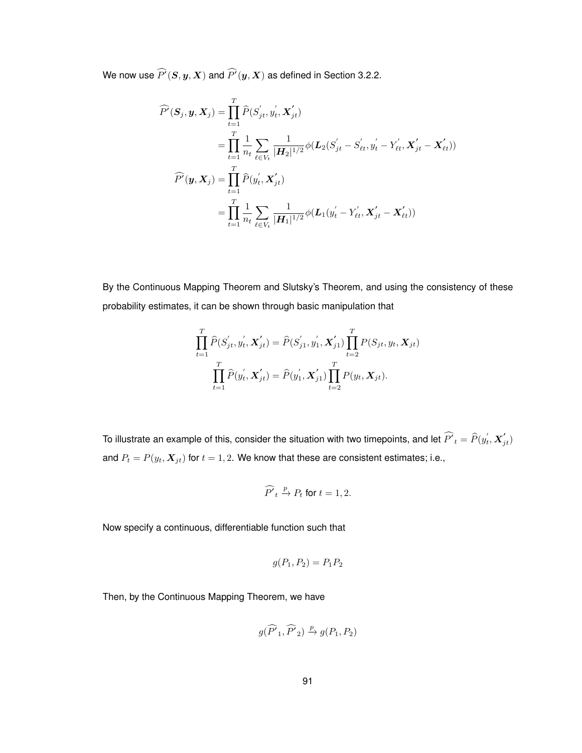We now use $\widehat{P'}(\boldsymbol{S}, \boldsymbol{y}, \boldsymbol{X})$ and $\widehat{P'}(\boldsymbol{y}, \boldsymbol{X})$ as defined in Section 3.2.2.

$$
\begin{aligned}
\widehat{P'}(\boldsymbol{S}_j, \boldsymbol{y}, \boldsymbol{X}_j) &= \prod_{t=1}^{T} \widehat{P}(S_{jt}^{'}, y_t^{'}, \boldsymbol{X}_{jt}^{'}) \\
&= \prod_{t=1}^{T} \frac{1}{n_t} \sum_{\ell \in V_t} \frac{1}{|\boldsymbol{H}_2|^{1/2}} \phi(\boldsymbol{L}_2(S_{jt}^{'} - S_{\ell t}^{'}, y_t^{'} - Y_{\ell t}^{'}, \boldsymbol{X}_{jt}^{'} - \boldsymbol{X}_{\ell t}^{'})) \\
\widehat{P'}(\boldsymbol{y}, \boldsymbol{X}_j) &= \prod_{t=1}^{T} \widehat{P}(y_t^{'}, \boldsymbol{X}_{jt}^{'}) \\
&= \prod_{t=1}^{T} \frac{1}{n_t} \sum_{\ell \in V_t} \frac{1}{|\boldsymbol{H}_1|^{1/2}} \phi(\boldsymbol{L}_1(y_t^{'} - Y_{\ell t}^{'}, \boldsymbol{X}_{jt}^{'} - \boldsymbol{X}_{\ell t}^{'}))
\end{aligned}
$$

By the Continuous Mapping Theorem and Slutsky's Theorem, and using the consistency of these probability estimates, it can be shown through basic manipulation that

$$
\begin{aligned}
\prod_{t=1}^{T} \widehat{P}(S_{jt}^{'}, y_t^{'}, \boldsymbol{X}_{jt}^{'}) &= \widehat{P}(S_{j1}^{'}, y_1^{'}, \boldsymbol{X}_{j1}^{'}) \prod_{t=2}^{T} P(S_{jt}, y_t, \boldsymbol{X}_{jt}) \\
\prod_{t=1}^{T} \widehat{P}(y_t^{'}, \boldsymbol{X}_{jt}^{'}) &= \widehat{P}(y_1^{'}, \boldsymbol{X}_{j1}^{'}) \prod_{t=2}^{T} P(y_t, \boldsymbol{X}_{jt}).
\end{aligned}
$$

To illustrate an example of this, consider the situation with two timepoints, and let $\widehat{P'}_t = \widehat{P}(y_t^{'}, \boldsymbol{X}_{jt}^{'})$ and $P_t = P(y_t, \boldsymbol{X}_{jt})$ for $t = 1, 2$. We know that these are consistent estimates; i.e.,

$$
\widehat{P'}_t \xrightarrow{p} P_t \text{ for } t = 1, 2.
$$

Now specify a continuous, differentiable function such that

$$
g(P_1, P_2) = P_1 P_2
$$

Then, by the Continuous Mapping Theorem, we have

$$
g(\widehat{P'}_1, \widehat{P'}_2) \xrightarrow{p} g(P_1, P_2)
$$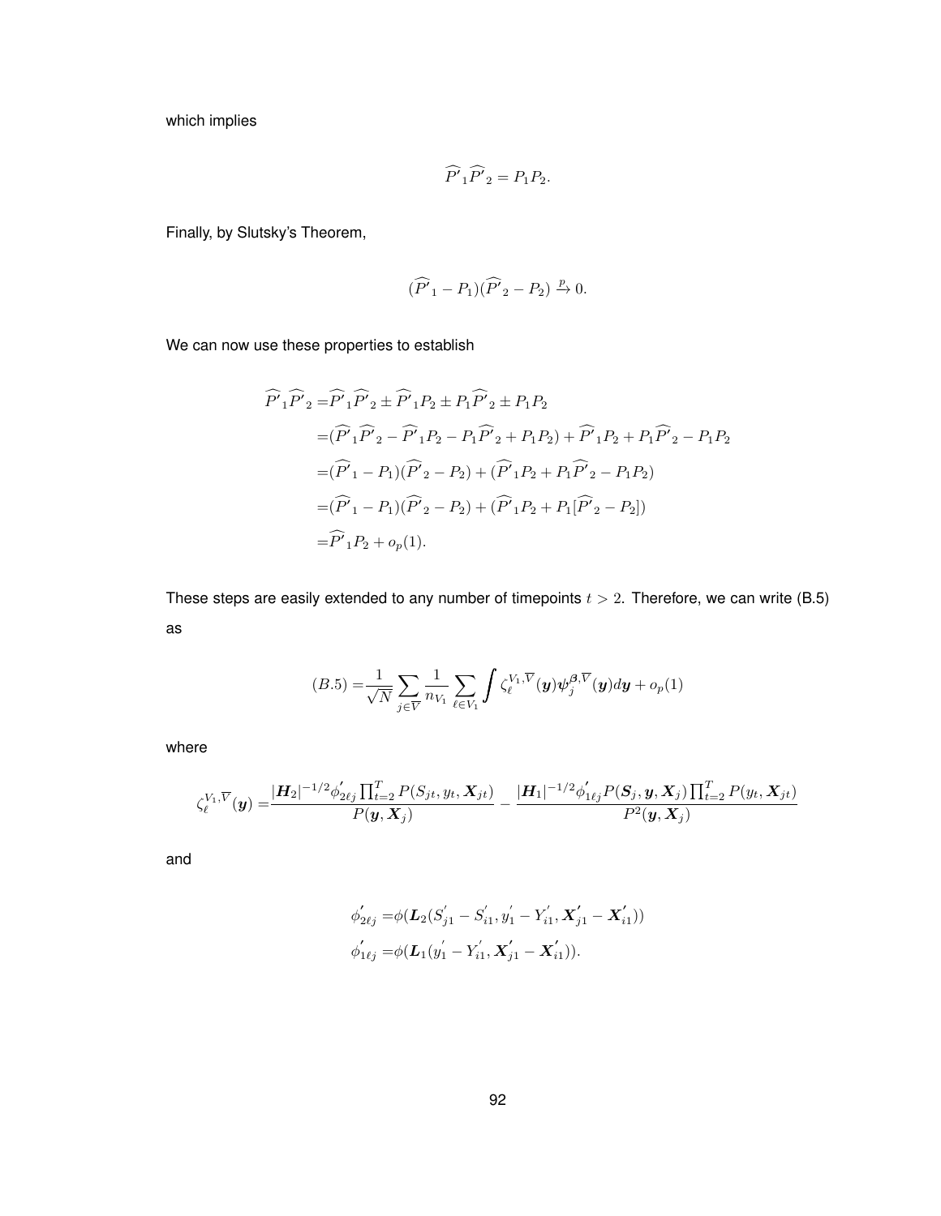which implies

$$\widehat{P'}_1\widehat{P'}_2 = P_1 P_2.$$

Finally, by Slutsky's Theorem,

$$(\widehat{P'}_1 - P_1)(\widehat{P'}_2 - P_2) \xrightarrow{p} 0.$$

We can now use these properties to establish

$$\begin{aligned}
\widehat{P'}_1\widehat{P'}_2 =& \widehat{P'}_1\widehat{P'}_2 \pm \widehat{P'}_1 P_2 \pm P_1\widehat{P'}_2 \pm P_1 P_2 \\
=& (\widehat{P'}_1\widehat{P'}_2 - \widehat{P'}_1 P_2 - P_1\widehat{P'}_2 + P_1 P_2) + \widehat{P'}_1 P_2 + P_1\widehat{P'}_2 - P_1 P_2 \\
=& (\widehat{P'}_1 - P_1)(\widehat{P'}_2 - P_2) + (\widehat{P'}_1 P_2 + P_1\widehat{P'}_2 - P_1 P_2) \\
=& (\widehat{P'}_1 - P_1)(\widehat{P'}_2 - P_2) + (\widehat{P'}_1 P_2 + P_1[\widehat{P'}_2 - P_2]) \\
=& \widehat{P'}_1 P_2 + o_p(1).
\end{aligned}$$

These steps are easily extended to any number of timepoints $t > 2$. Therefore, we can write (B.5) as

$$(B.5) = \frac{1}{\sqrt{N}} \sum_{j \in \overline{V}} \frac{1}{n_{V_1}} \sum_{\ell \in V_1} \int \zeta_\ell^{V_1, \overline{V}}(\boldsymbol{y}) \boldsymbol{\psi}_j^{\boldsymbol{\beta}, \overline{V}}(\boldsymbol{y}) d\boldsymbol{y} + o_p(1)$$

where

$$\zeta_\ell^{V_1, \overline{V}}(\boldsymbol{y}) = \frac{|\boldsymbol{H}_2|^{-1/2} \phi'_{2\ell j} \prod_{t=2}^{T} P(S_{jt}, y_t, \boldsymbol{X}_{jt})}{P(\boldsymbol{y}, \boldsymbol{X}_j)} - \frac{|\boldsymbol{H}_1|^{-1/2} \phi'_{1\ell j} P(\boldsymbol{S}_j, \boldsymbol{y}, \boldsymbol{X}_j) \prod_{t=2}^{T} P(y_t, \boldsymbol{X}_{jt})}{P^2(\boldsymbol{y}, \boldsymbol{X}_j)}$$

and

$$\begin{aligned}
\phi'_{2\ell j} =& \phi(\boldsymbol{L}_2(S'_{j1} - S'_{i1}, y'_1 - Y'_{i1}, \boldsymbol{X}'_{j1} - \boldsymbol{X}'_{i1})) \\
\phi'_{1\ell j} =& \phi(\boldsymbol{L}_1(y'_1 - Y'_{i1}, \boldsymbol{X}'_{j1} - \boldsymbol{X}'_{i1})).
\end{aligned}$$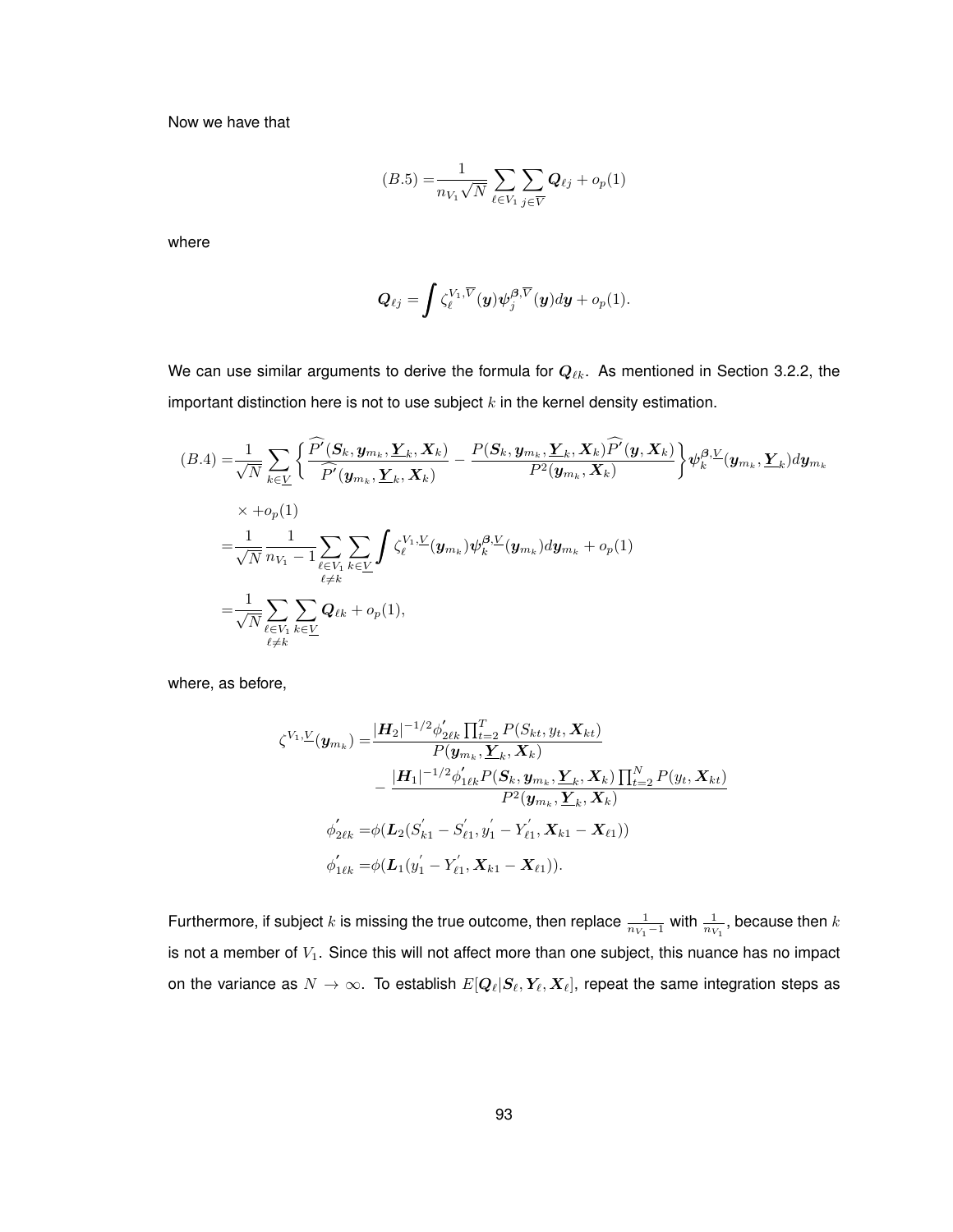Now we have that

$$(B.5) = \frac{1}{n_{V_1}\sqrt{N}} \sum_{\ell \in V_1} \sum_{j \in \overline{V}} \boldsymbol{Q}_{\ell j} + o_p(1)$$

where

$$\boldsymbol{Q}_{\ell j} = \int \zeta_\ell^{V_1, \overline{V}}(\boldsymbol{y}) \boldsymbol{\psi}_j^{\boldsymbol{\beta}, \overline{V}}(\boldsymbol{y}) d\boldsymbol{y} + o_p(1).$$

We can use similar arguments to derive the formula for $\boldsymbol{Q}_{\ell k}$. As mentioned in Section 3.2.2, the important distinction here is not to use subject $k$ in the kernel density estimation.

$$\begin{aligned}
(B.4) =& \frac{1}{\sqrt{N}} \sum_{k \in \underline{V}} \left\{ \frac{\widehat{P'}(\boldsymbol{S}_k, \boldsymbol{y}_{m_k}, \underline{\boldsymbol{Y}}_k, \boldsymbol{X}_k)}{\widehat{P'}(\boldsymbol{y}_{m_k}, \underline{\boldsymbol{Y}}_k, \boldsymbol{X}_k)} - \frac{P(\boldsymbol{S}_k, \boldsymbol{y}_{m_k}, \underline{\boldsymbol{Y}}_k, \boldsymbol{X}_k) \widehat{P'}(\boldsymbol{y}, \boldsymbol{X}_k)}{P^2(\boldsymbol{y}_{m_k}, \boldsymbol{X}_k)} \right\} \boldsymbol{\psi}_k^{\boldsymbol{\beta}, \underline{V}}(\boldsymbol{y}_{m_k}, \underline{\boldsymbol{Y}}_k) d\boldsymbol{y}_{m_k} \\
& \times + o_p(1) \\
=& \frac{1}{\sqrt{N}} \frac{1}{n_{V_1} - 1} \sum_{\substack{\ell \in V_1 \\ \ell \neq k}} \sum_{k \in \underline{V}} \int \zeta_\ell^{V_1, \underline{V}}(\boldsymbol{y}_{m_k}) \boldsymbol{\psi}_k^{\boldsymbol{\beta}, \underline{V}}(\boldsymbol{y}_{m_k}) d\boldsymbol{y}_{m_k} + o_p(1) \\
=& \frac{1}{\sqrt{N}} \sum_{\substack{\ell \in V_1 \\ \ell \neq k}} \sum_{k \in \underline{V}} \boldsymbol{Q}_{\ell k} + o_p(1),
\end{aligned}$$

where, as before,

$$\begin{aligned}
\zeta^{V_1, \underline{V}}(\boldsymbol{y}_{m_k}) =& \frac{|\boldsymbol{H}_2|^{-1/2} \phi'_{2\ell k} \prod_{t=2}^{T} P(S_{kt}, y_t, \boldsymbol{X}_{kt})}{P(\boldsymbol{y}_{m_k}, \underline{\boldsymbol{Y}}_k, \boldsymbol{X}_k)} \\
& - \frac{|\boldsymbol{H}_1|^{-1/2} \phi'_{1\ell k} P(\boldsymbol{S}_k, \boldsymbol{y}_{m_k}, \underline{\boldsymbol{Y}}_k, \boldsymbol{X}_k) \prod_{t=2}^{N} P(y_t, \boldsymbol{X}_{kt})}{P^2(\boldsymbol{y}_{m_k}, \underline{\boldsymbol{Y}}_k, \boldsymbol{X}_k)} \\
\phi'_{2\ell k} =& \phi(\boldsymbol{L}_2(S'_{k1} - S'_{\ell 1}, y'_1 - Y'_{\ell 1}, \boldsymbol{X}_{k1} - \boldsymbol{X}_{\ell 1})) \\
\phi'_{1\ell k} =& \phi(\boldsymbol{L}_1(y'_1 - Y'_{\ell 1}, \boldsymbol{X}_{k1} - \boldsymbol{X}_{\ell 1})).
\end{aligned}$$

Furthermore, if subject $k$ is missing the true outcome, then replace $\frac{1}{n_{V_1}-1}$ with $\frac{1}{n_{V_1}}$, because then $k$ is not a member of $V_1$. Since this will not affect more than one subject, this nuance has no impact on the variance as $N \to \infty$. To establish $E[\boldsymbol{Q}_\ell | \boldsymbol{S}_\ell, \boldsymbol{Y}_\ell, \boldsymbol{X}_\ell]$, repeat the same integration steps as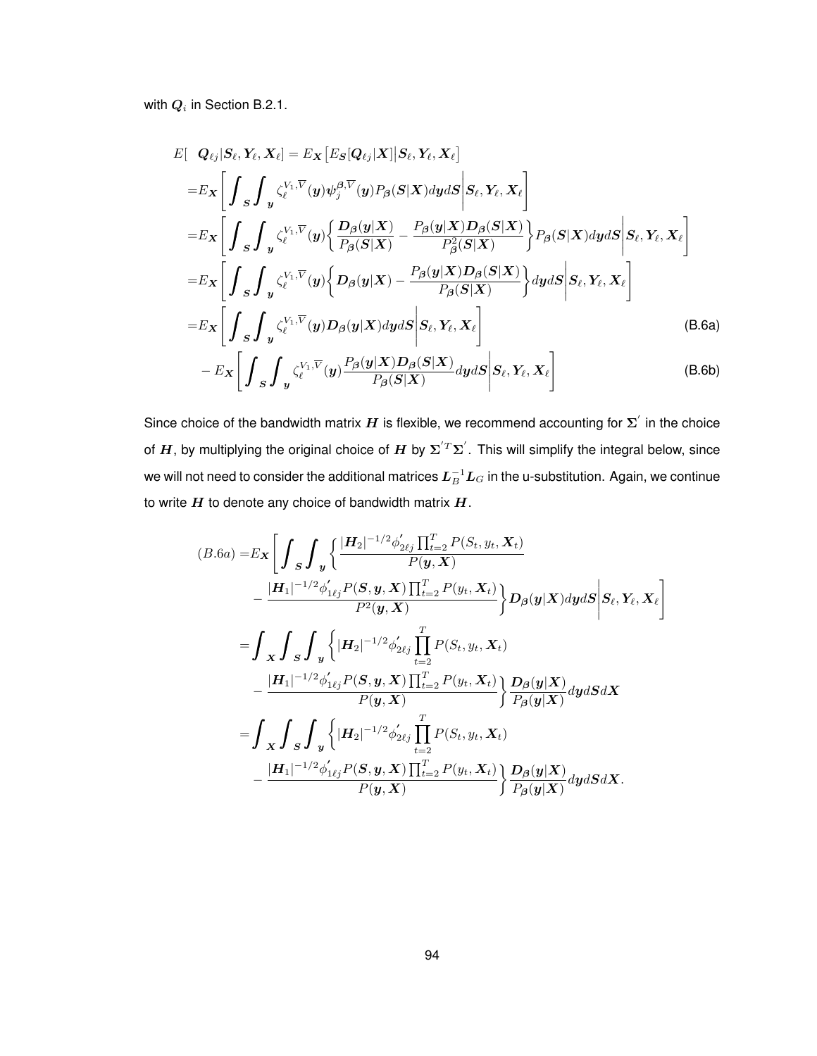with $\boldsymbol{Q}_i$ in Section B.2.1.

$$
\begin{aligned}
E[\ \ \boldsymbol{Q}_{\ell j}|\boldsymbol{S}_\ell, \boldsymbol{Y}_\ell, \boldsymbol{X}_\ell] &= E_{\boldsymbol{X}}\big[E_{\boldsymbol{S}}[\boldsymbol{Q}_{\ell j}|\boldsymbol{X}]\big|\boldsymbol{S}_\ell, \boldsymbol{Y}_\ell, \boldsymbol{X}_\ell\big] \\
=&E_{\boldsymbol{X}}\left[\int_{\boldsymbol{S}}\int_{\boldsymbol{y}} \zeta_\ell^{V_1,\overline{V}}(\boldsymbol{y})\boldsymbol{\psi}_j^{\boldsymbol{\beta},\overline{V}}(\boldsymbol{y})P_{\boldsymbol{\beta}}(\boldsymbol{S}|\boldsymbol{X})d\boldsymbol{y}d\boldsymbol{S}\middle|\boldsymbol{S}_\ell, \boldsymbol{Y}_\ell, \boldsymbol{X}_\ell\right] \\
=&E_{\boldsymbol{X}}\left[\int_{\boldsymbol{S}}\int_{\boldsymbol{y}} \zeta_\ell^{V_1,\overline{V}}(\boldsymbol{y})\left\{\frac{\boldsymbol{D}_{\boldsymbol{\beta}}(\boldsymbol{y}|\boldsymbol{X})}{P_{\boldsymbol{\beta}}(\boldsymbol{S}|\boldsymbol{X})} - \frac{P_{\boldsymbol{\beta}}(\boldsymbol{y}|\boldsymbol{X})\boldsymbol{D}_{\boldsymbol{\beta}}(\boldsymbol{S}|\boldsymbol{X})}{P_{\boldsymbol{\beta}}^2(\boldsymbol{S}|\boldsymbol{X})}\right\}P_{\boldsymbol{\beta}}(\boldsymbol{S}|\boldsymbol{X})d\boldsymbol{y}d\boldsymbol{S}\middle|\boldsymbol{S}_\ell, \boldsymbol{Y}_\ell, \boldsymbol{X}_\ell\right] \\
=&E_{\boldsymbol{X}}\left[\int_{\boldsymbol{S}}\int_{\boldsymbol{y}} \zeta_\ell^{V_1,\overline{V}}(\boldsymbol{y})\left\{\boldsymbol{D}_{\boldsymbol{\beta}}(\boldsymbol{y}|\boldsymbol{X}) - \frac{P_{\boldsymbol{\beta}}(\boldsymbol{y}|\boldsymbol{X})\boldsymbol{D}_{\boldsymbol{\beta}}(\boldsymbol{S}|\boldsymbol{X})}{P_{\boldsymbol{\beta}}(\boldsymbol{S}|\boldsymbol{X})}\right\}d\boldsymbol{y}d\boldsymbol{S}\middle|\boldsymbol{S}_\ell, \boldsymbol{Y}_\ell, \boldsymbol{X}_\ell\right] \\
=&E_{\boldsymbol{X}}\left[\int_{\boldsymbol{S}}\int_{\boldsymbol{y}} \zeta_\ell^{V_1,\overline{V}}(\boldsymbol{y})\boldsymbol{D}_{\boldsymbol{\beta}}(\boldsymbol{y}|\boldsymbol{X})d\boldsymbol{y}d\boldsymbol{S}\middle|\boldsymbol{S}_\ell, \boldsymbol{Y}_\ell, \boldsymbol{X}_\ell\right] \qquad \text{(B.6a)} \\
&- E_{\boldsymbol{X}}\left[\int_{\boldsymbol{S}}\int_{\boldsymbol{y}} \zeta_\ell^{V_1,\overline{V}}(\boldsymbol{y})\frac{P_{\boldsymbol{\beta}}(\boldsymbol{y}|\boldsymbol{X})\boldsymbol{D}_{\boldsymbol{\beta}}(\boldsymbol{S}|\boldsymbol{X})}{P_{\boldsymbol{\beta}}(\boldsymbol{S}|\boldsymbol{X})}d\boldsymbol{y}d\boldsymbol{S}\middle|\boldsymbol{S}_\ell, \boldsymbol{Y}_\ell, \boldsymbol{X}_\ell\right] \qquad \text{(B.6b)}
\end{aligned}
$$

Since choice of the bandwidth matrix $\boldsymbol{H}$ is flexible, we recommend accounting for $\boldsymbol{\Sigma}'$ in the choice of $\boldsymbol{H}$, by multiplying the original choice of $\boldsymbol{H}$ by $\boldsymbol{\Sigma}^{'T}\boldsymbol{\Sigma}'$. This will simplify the integral below, since we will not need to consider the additional matrices $\boldsymbol{L}_B^{-1}\boldsymbol{L}_G$ in the u-substitution. Again, we continue to write $\boldsymbol{H}$ to denote any choice of bandwidth matrix $\boldsymbol{H}$.

$$
\begin{aligned}
(B.6a) =&E_{\boldsymbol{X}}\left[\int_{\boldsymbol{S}}\int_{\boldsymbol{y}}\left\{\frac{|\boldsymbol{H}_2|^{-1/2}\phi'_{2\ell j}\prod_{t=2}^T P(S_t, y_t, \boldsymbol{X}_t)}{P(\boldsymbol{y}, \boldsymbol{X})}\right.\right. \\
&\left.\left. - \frac{|\boldsymbol{H}_1|^{-1/2}\phi'_{1\ell j}P(\boldsymbol{S}, \boldsymbol{y}, \boldsymbol{X})\prod_{t=2}^T P(y_t, \boldsymbol{X}_t)}{P^2(\boldsymbol{y}, \boldsymbol{X})}\right\}\boldsymbol{D}_{\boldsymbol{\beta}}(\boldsymbol{y}|\boldsymbol{X})d\boldsymbol{y}d\boldsymbol{S}\middle|\boldsymbol{S}_\ell, \boldsymbol{Y}_\ell, \boldsymbol{X}_\ell\right] \\
=&\int_{\boldsymbol{X}}\int_{\boldsymbol{S}}\int_{\boldsymbol{y}}\left\{|\boldsymbol{H}_2|^{-1/2}\phi'_{2\ell j}\prod_{t=2}^T P(S_t, y_t, \boldsymbol{X}_t)\right. \\
&\left. - \frac{|\boldsymbol{H}_1|^{-1/2}\phi'_{1\ell j}P(\boldsymbol{S}, \boldsymbol{y}, \boldsymbol{X})\prod_{t=2}^T P(y_t, \boldsymbol{X}_t)}{P(\boldsymbol{y}, \boldsymbol{X})}\right\}\frac{\boldsymbol{D}_{\boldsymbol{\beta}}(\boldsymbol{y}|\boldsymbol{X})}{P_{\boldsymbol{\beta}}(\boldsymbol{y}|\boldsymbol{X})}d\boldsymbol{y}d\boldsymbol{S}d\boldsymbol{X} \\
=&\int_{\boldsymbol{X}}\int_{\boldsymbol{S}}\int_{\boldsymbol{y}}\left\{|\boldsymbol{H}_2|^{-1/2}\phi'_{2\ell j}\prod_{t=2}^T P(S_t, y_t, \boldsymbol{X}_t)\right. \\
&\left. - \frac{|\boldsymbol{H}_1|^{-1/2}\phi'_{1\ell j}P(\boldsymbol{S}, \boldsymbol{y}, \boldsymbol{X})\prod_{t=2}^T P(y_t, \boldsymbol{X}_t)}{P(\boldsymbol{y}, \boldsymbol{X})}\right\}\frac{\boldsymbol{D}_{\boldsymbol{\beta}}(\boldsymbol{y}|\boldsymbol{X})}{P_{\boldsymbol{\beta}}(\boldsymbol{y}|\boldsymbol{X})}d\boldsymbol{y}d\boldsymbol{S}d\boldsymbol{X}.
\end{aligned}
$$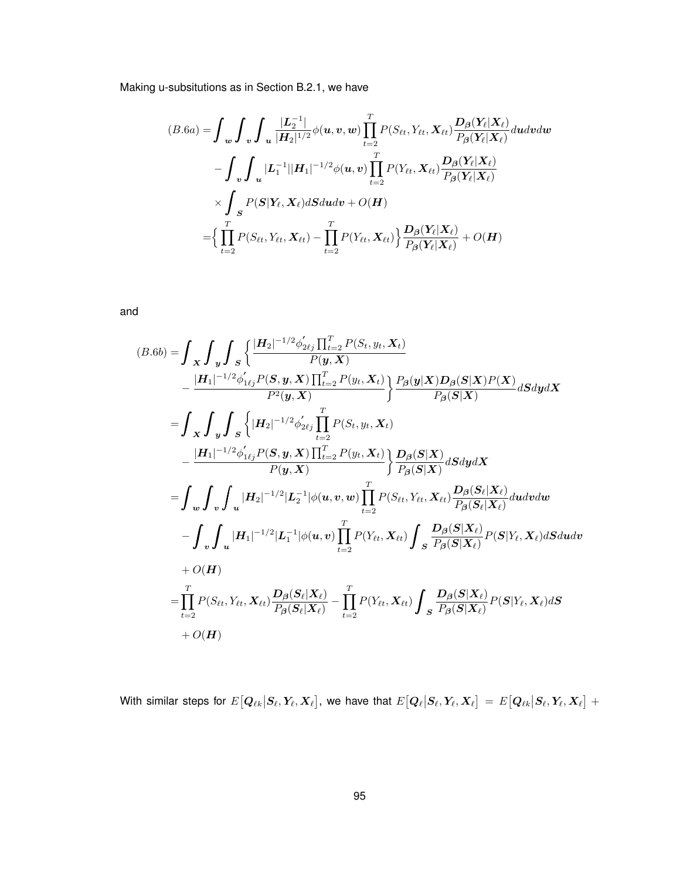Making u-subsitutions as in Section B.2.1, we have

$$
\begin{aligned}
(B.6a) =& \int_{\boldsymbol{w}} \int_{\boldsymbol{v}} \int_{\boldsymbol{u}} \frac{|\boldsymbol{L}_2^{-1}|}{|\boldsymbol{H}_2|^{1/2}} \phi(\boldsymbol{u}, \boldsymbol{v}, \boldsymbol{w}) \prod_{t=2}^{T} P(S_{\ell t}, Y_{\ell t}, \boldsymbol{X}_{\ell t}) \frac{\boldsymbol{D}_{\boldsymbol{\beta}}(\boldsymbol{Y}_\ell | \boldsymbol{X}_\ell)}{P_{\boldsymbol{\beta}}(\boldsymbol{Y}_\ell | \boldsymbol{X}_\ell)} d\boldsymbol{u} d\boldsymbol{v} d\boldsymbol{w} \\
& - \int_{\boldsymbol{v}} \int_{\boldsymbol{u}} |\boldsymbol{L}_1^{-1}| |\boldsymbol{H}_1|^{-1/2} \phi(\boldsymbol{u}, \boldsymbol{v}) \prod_{t=2}^{T} P(Y_{\ell t}, \boldsymbol{X}_{\ell t}) \frac{\boldsymbol{D}_{\boldsymbol{\beta}}(\boldsymbol{Y}_\ell | \boldsymbol{X}_\ell)}{P_{\boldsymbol{\beta}}(\boldsymbol{Y}_\ell | \boldsymbol{X}_\ell)} \\
& \times \int_{\boldsymbol{S}} P(\boldsymbol{S} | \boldsymbol{Y}_\ell, \boldsymbol{X}_\ell) d\boldsymbol{S} d\boldsymbol{u} d\boldsymbol{v} + O(\boldsymbol{H}) \\
=& \Big\{ \prod_{t=2}^{T} P(S_{\ell t}, Y_{\ell t}, \boldsymbol{X}_{\ell t}) - \prod_{t=2}^{T} P(Y_{\ell t}, \boldsymbol{X}_{\ell t}) \Big\} \frac{\boldsymbol{D}_{\boldsymbol{\beta}}(\boldsymbol{Y}_\ell | \boldsymbol{X}_\ell)}{P_{\boldsymbol{\beta}}(\boldsymbol{Y}_\ell | \boldsymbol{X}_\ell)} + O(\boldsymbol{H})
\end{aligned}
$$

and

$$
\begin{aligned}
(B.6b) =& \int_{\boldsymbol{X}} \int_{\boldsymbol{y}} \int_{\boldsymbol{S}} \Big\{ \frac{|\boldsymbol{H}_2|^{-1/2} \phi'_{2\ell j} \prod_{t=2}^{T} P(S_t, y_t, \boldsymbol{X}_t)}{P(\boldsymbol{y}, \boldsymbol{X})} \\
& - \frac{|\boldsymbol{H}_1|^{-1/2} \phi'_{1\ell j} P(\boldsymbol{S}, \boldsymbol{y}, \boldsymbol{X}) \prod_{t=2}^{T} P(y_t, \boldsymbol{X}_t)}{P^2(\boldsymbol{y}, \boldsymbol{X})} \Big\} \frac{P_{\boldsymbol{\beta}}(\boldsymbol{y} | \boldsymbol{X}) \boldsymbol{D}_{\boldsymbol{\beta}}(\boldsymbol{S} | \boldsymbol{X}) P(\boldsymbol{X})}{P_{\boldsymbol{\beta}}(\boldsymbol{S} | \boldsymbol{X})} d\boldsymbol{S} d\boldsymbol{y} d\boldsymbol{X} \\
=& \int_{\boldsymbol{X}} \int_{\boldsymbol{y}} \int_{\boldsymbol{S}} \Big\{ |\boldsymbol{H}_2|^{-1/2} \phi'_{2\ell j} \prod_{t=2}^{T} P(S_t, y_t, \boldsymbol{X}_t) \\
& - \frac{|\boldsymbol{H}_1|^{-1/2} \phi'_{1\ell j} P(\boldsymbol{S}, \boldsymbol{y}, \boldsymbol{X}) \prod_{t=2}^{T} P(y_t, \boldsymbol{X}_t)}{P(\boldsymbol{y}, \boldsymbol{X})} \Big\} \frac{\boldsymbol{D}_{\boldsymbol{\beta}}(\boldsymbol{S} | \boldsymbol{X})}{P_{\boldsymbol{\beta}}(\boldsymbol{S} | \boldsymbol{X})} d\boldsymbol{S} d\boldsymbol{y} d\boldsymbol{X} \\
=& \int_{\boldsymbol{w}} \int_{\boldsymbol{v}} \int_{\boldsymbol{u}} |\boldsymbol{H}_2|^{-1/2} |\boldsymbol{L}_2^{-1}| \phi(\boldsymbol{u}, \boldsymbol{v}, \boldsymbol{w}) \prod_{t=2}^{T} P(S_{\ell t}, Y_{\ell t}, \boldsymbol{X}_{\ell t}) \frac{\boldsymbol{D}_{\boldsymbol{\beta}}(\boldsymbol{S}_\ell | \boldsymbol{X}_\ell)}{P_{\boldsymbol{\beta}}(\boldsymbol{S}_\ell | \boldsymbol{X}_\ell)} d\boldsymbol{u} d\boldsymbol{v} d\boldsymbol{w} \\
& - \int_{\boldsymbol{v}} \int_{\boldsymbol{u}} |\boldsymbol{H}_1|^{-1/2} |\boldsymbol{L}_1^{-1}| \phi(\boldsymbol{u}, \boldsymbol{v}) \prod_{t=2}^{T} P(Y_{\ell t}, \boldsymbol{X}_{\ell t}) \int_{\boldsymbol{S}} \frac{\boldsymbol{D}_{\boldsymbol{\beta}}(\boldsymbol{S} | \boldsymbol{X}_\ell)}{P_{\boldsymbol{\beta}}(\boldsymbol{S} | \boldsymbol{X}_\ell)} P(\boldsymbol{S} | Y_\ell, \boldsymbol{X}_\ell) d\boldsymbol{S} d\boldsymbol{u} d\boldsymbol{v} \\
& + O(\boldsymbol{H}) \\
=& \prod_{t=2}^{T} P(S_{\ell t}, Y_{\ell t}, \boldsymbol{X}_{\ell t}) \frac{\boldsymbol{D}_{\boldsymbol{\beta}}(\boldsymbol{S}_\ell | \boldsymbol{X}_\ell)}{P_{\boldsymbol{\beta}}(\boldsymbol{S}_\ell | \boldsymbol{X}_\ell)} - \prod_{t=2}^{T} P(Y_{\ell t}, \boldsymbol{X}_{\ell t}) \int_{\boldsymbol{S}} \frac{\boldsymbol{D}_{\boldsymbol{\beta}}(\boldsymbol{S} | \boldsymbol{X}_\ell)}{P_{\boldsymbol{\beta}}(\boldsymbol{S} | \boldsymbol{X}_\ell)} P(\boldsymbol{S} | Y_\ell, \boldsymbol{X}_\ell) d\boldsymbol{S} \\
& + O(\boldsymbol{H})
\end{aligned}
$$

With similar steps for $E\big[\boldsymbol{Q}_{\ell k} \big| \boldsymbol{S}_\ell, \boldsymbol{Y}_\ell, \boldsymbol{X}_\ell\big]$, we have that $E\big[\boldsymbol{Q}_\ell \big| \boldsymbol{S}_\ell, \boldsymbol{Y}_\ell, \boldsymbol{X}_\ell\big] = E\big[\boldsymbol{Q}_{\ell k} \big| \boldsymbol{S}_\ell, \boldsymbol{Y}_\ell, \boldsymbol{X}_\ell\big] +$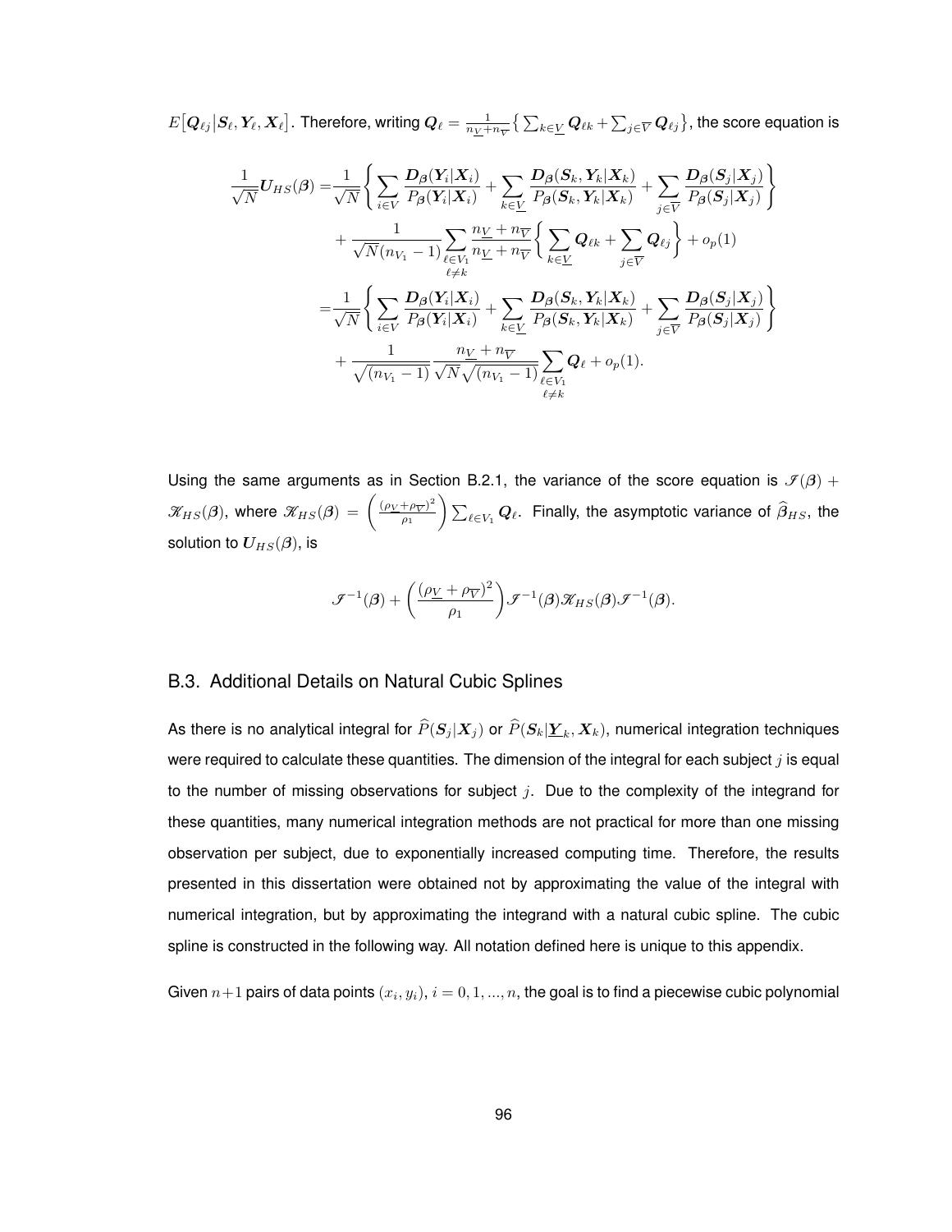$E\big[\boldsymbol{Q}_{\ell j}\big|\boldsymbol{S}_\ell, \boldsymbol{Y}_\ell, \boldsymbol{X}_\ell\big]$. Therefore, writing $\boldsymbol{Q}_\ell = \frac{1}{n_{\underline{V}}+n_{\overline{V}}}\big\{\sum_{k\in\underline{V}}\boldsymbol{Q}_{\ell k} + \sum_{j\in\overline{V}}\boldsymbol{Q}_{\ell j}\big\}$, the score equation is

$$
\begin{aligned}
\frac{1}{\sqrt{N}}\boldsymbol{U}_{HS}(\boldsymbol{\beta}) =& \frac{1}{\sqrt{N}}\left\{\sum_{i\in V}\frac{\boldsymbol{D}_{\boldsymbol{\beta}}(\boldsymbol{Y}_i|\boldsymbol{X}_i)}{P_{\boldsymbol{\beta}}(\boldsymbol{Y}_i|\boldsymbol{X}_i)} + \sum_{k\in\underline{V}}\frac{\boldsymbol{D}_{\boldsymbol{\beta}}(\boldsymbol{S}_k, \boldsymbol{Y}_k|\boldsymbol{X}_k)}{P_{\boldsymbol{\beta}}(\boldsymbol{S}_k, \boldsymbol{Y}_k|\boldsymbol{X}_k)} + \sum_{j\in\overline{V}}\frac{\boldsymbol{D}_{\boldsymbol{\beta}}(\boldsymbol{S}_j|\boldsymbol{X}_j)}{P_{\boldsymbol{\beta}}(\boldsymbol{S}_j|\boldsymbol{X}_j)}\right\} \\
&+ \frac{1}{\sqrt{N}(n_{V_1}-1)}\sum_{\substack{\ell\in V_1\\ \ell\neq k}}\frac{n_{\underline{V}}+n_{\overline{V}}}{n_{\underline{V}}+n_{\overline{V}}}\left\{\sum_{k\in\underline{V}}\boldsymbol{Q}_{\ell k} + \sum_{j\in\overline{V}}\boldsymbol{Q}_{\ell j}\right\} + o_p(1) \\
=& \frac{1}{\sqrt{N}}\left\{\sum_{i\in V}\frac{\boldsymbol{D}_{\boldsymbol{\beta}}(\boldsymbol{Y}_i|\boldsymbol{X}_i)}{P_{\boldsymbol{\beta}}(\boldsymbol{Y}_i|\boldsymbol{X}_i)} + \sum_{k\in\underline{V}}\frac{\boldsymbol{D}_{\boldsymbol{\beta}}(\boldsymbol{S}_k, \boldsymbol{Y}_k|\boldsymbol{X}_k)}{P_{\boldsymbol{\beta}}(\boldsymbol{S}_k, \boldsymbol{Y}_k|\boldsymbol{X}_k)} + \sum_{j\in\overline{V}}\frac{\boldsymbol{D}_{\boldsymbol{\beta}}(\boldsymbol{S}_j|\boldsymbol{X}_j)}{P_{\boldsymbol{\beta}}(\boldsymbol{S}_j|\boldsymbol{X}_j)}\right\} \\
&+ \frac{1}{\sqrt{(n_{V_1}-1)}}\frac{n_{\underline{V}}+n_{\overline{V}}}{\sqrt{N}\sqrt{(n_{V_1}-1)}}\sum_{\substack{\ell\in V_1\\ \ell\neq k}}\boldsymbol{Q}_\ell + o_p(1).
\end{aligned}
$$

Using the same arguments as in Section B.2.1, the variance of the score equation is $\mathscr{I}(\boldsymbol{\beta}) + \mathscr{K}_{HS}(\boldsymbol{\beta})$, where $\mathscr{K}_{HS}(\boldsymbol{\beta}) = \left(\frac{(\rho_{\underline{V}}+\rho_{\overline{V}})^2}{\rho_1}\right)\sum_{\ell\in V_1}\boldsymbol{Q}_\ell$. Finally, the asymptotic variance of $\widehat{\boldsymbol{\beta}}_{HS}$, the solution to $\boldsymbol{U}_{HS}(\boldsymbol{\beta})$, is

$$
\mathscr{I}^{-1}(\boldsymbol{\beta}) + \left(\frac{(\rho_{\underline{V}}+\rho_{\overline{V}})^2}{\rho_1}\right)\mathscr{I}^{-1}(\boldsymbol{\beta})\mathscr{K}_{HS}(\boldsymbol{\beta})\mathscr{I}^{-1}(\boldsymbol{\beta}).
$$

## B.3. Additional Details on Natural Cubic Splines

As there is no analytical integral for $\widehat{P}(\boldsymbol{S}_j|\boldsymbol{X}_j)$ or $\widehat{P}(\boldsymbol{S}_k|\underline{\boldsymbol{Y}}_k, \boldsymbol{X}_k)$, numerical integration techniques were required to calculate these quantities. The dimension of the integral for each subject $j$ is equal to the number of missing observations for subject $j$. Due to the complexity of the integrand for these quantities, many numerical integration methods are not practical for more than one missing observation per subject, due to exponentially increased computing time. Therefore, the results presented in this dissertation were obtained not by approximating the value of the integral with numerical integration, but by approximating the integrand with a natural cubic spline. The cubic spline is constructed in the following way. All notation defined here is unique to this appendix.

Given $n+1$ pairs of data points $(x_i, y_i)$, $i = 0, 1, ..., n$, the goal is to find a piecewise cubic polynomial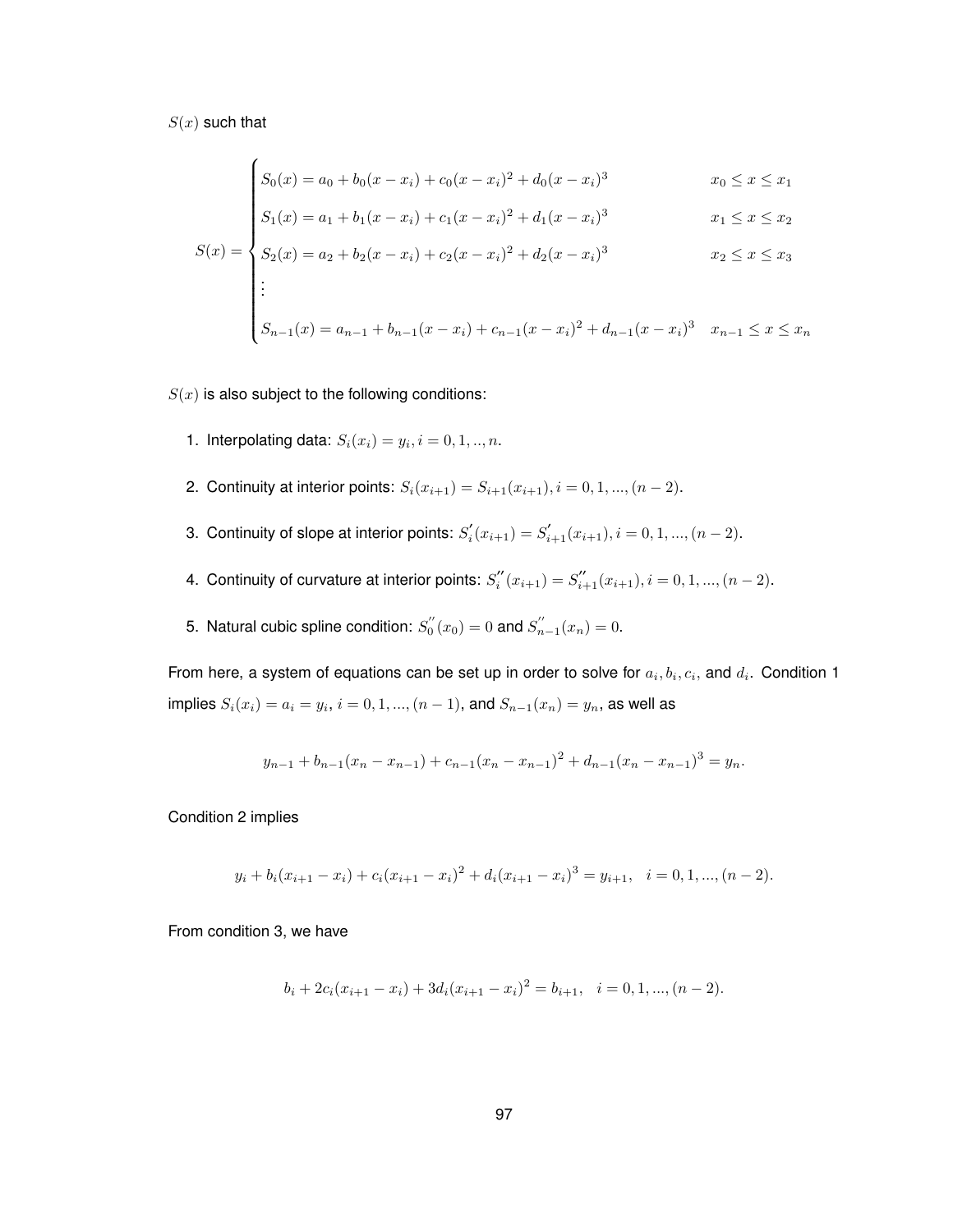$S(x)$ such that

$$
S(x) = \begin{cases}
S_0(x) = a_0 + b_0(x - x_i) + c_0(x - x_i)^2 + d_0(x - x_i)^3 & x_0 \leq x \leq x_1 \\
S_1(x) = a_1 + b_1(x - x_i) + c_1(x - x_i)^2 + d_1(x - x_i)^3 & x_1 \leq x \leq x_2 \\
S_2(x) = a_2 + b_2(x - x_i) + c_2(x - x_i)^2 + d_2(x - x_i)^3 & x_2 \leq x \leq x_3 \\
\vdots & \\
S_{n-1}(x) = a_{n-1} + b_{n-1}(x - x_i) + c_{n-1}(x - x_i)^2 + d_{n-1}(x - x_i)^3 & x_{n-1} \leq x \leq x_n
\end{cases}
$$

$S(x)$ is also subject to the following conditions:

1. Interpolating data: $S_i(x_i) = y_i, i = 0, 1, .., n.$
2. Continuity at interior points: $S_i(x_{i+1}) = S_{i+1}(x_{i+1}), i = 0, 1, ..., (n-2).$
3. Continuity of slope at interior points: $S_i^{'}(x_{i+1}) = S_{i+1}^{'}(x_{i+1}), i = 0, 1, ..., (n-2).$
4. Continuity of curvature at interior points: $S_i^{''}(x_{i+1}) = S_{i+1}^{''}(x_{i+1}), i = 0, 1, ..., (n-2).$
5. Natural cubic spline condition: $S_0^{''}(x_0) = 0$ and $S_{n-1}^{''}(x_n) = 0.$

From here, a system of equations can be set up in order to solve for $a_i, b_i, c_i,$ and $d_i$. Condition 1 implies $S_i(x_i) = a_i = y_i$, $i = 0, 1, ..., (n-1)$, and $S_{n-1}(x_n) = y_n$, as well as

$$
y_{n-1} + b_{n-1}(x_n - x_{n-1}) + c_{n-1}(x_n - x_{n-1})^2 + d_{n-1}(x_n - x_{n-1})^3 = y_n.
$$

Condition 2 implies

$$
y_i + b_i(x_{i+1} - x_i) + c_i(x_{i+1} - x_i)^2 + d_i(x_{i+1} - x_i)^3 = y_{i+1}, \quad i = 0, 1, ..., (n-2).
$$

From condition 3, we have

$$
b_i + 2c_i(x_{i+1} - x_i) + 3d_i(x_{i+1} - x_i)^2 = b_{i+1}, \quad i = 0, 1, ..., (n-2).
$$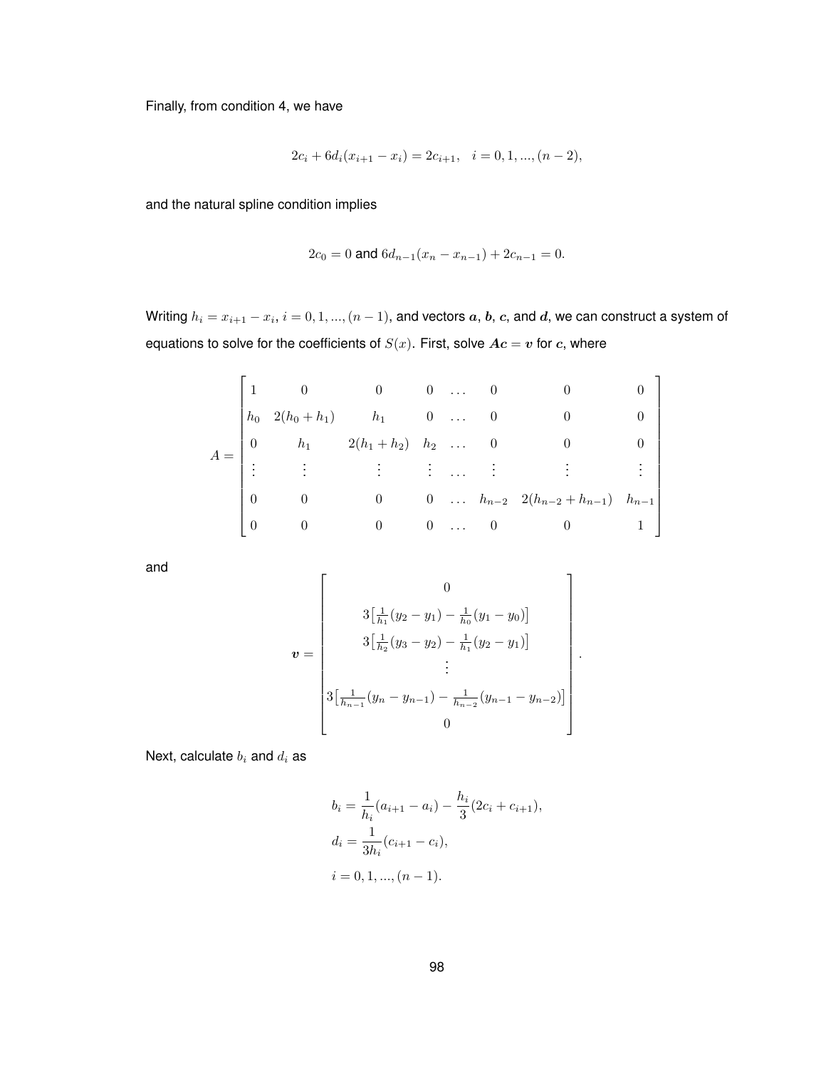Finally, from condition 4, we have

$$2c_i + 6d_i(x_{i+1} - x_i) = 2c_{i+1}, \quad i = 0, 1, ..., (n-2),$$

and the natural spline condition implies

$$2c_0 = 0 \text{ and } 6d_{n-1}(x_n - x_{n-1}) + 2c_{n-1} = 0.$$

Writing $h_i = x_{i+1} - x_i$, $i = 0, 1, ..., (n-1)$, and vectors $\boldsymbol{a}$, $\boldsymbol{b}$, $\boldsymbol{c}$, and $\boldsymbol{d}$, we can construct a system of equations to solve for the coefficients of $S(x)$. First, solve $\boldsymbol{A}\boldsymbol{c} = \boldsymbol{v}$ for $\boldsymbol{c}$, where

$$A = \begin{bmatrix} 1 & 0 & 0 & 0 & \dots & 0 & 0 & 0 \\ h_0 & 2(h_0 + h_1) & h_1 & 0 & \dots & 0 & 0 & 0 \\ 0 & h_1 & 2(h_1 + h_2) & h_2 & \dots & 0 & 0 & 0 \\ \vdots & \vdots & \vdots & \vdots & \dots & \vdots & \vdots & \vdots \\ 0 & 0 & 0 & 0 & \dots & h_{n-2} & 2(h_{n-2} + h_{n-1}) & h_{n-1} \\ 0 & 0 & 0 & 0 & \dots & 0 & 0 & 1 \end{bmatrix}$$

and

$$\boldsymbol{v} = \begin{bmatrix} 0 \\ 3\left[\frac{1}{h_1}(y_2 - y_1) - \frac{1}{h_0}(y_1 - y_0)\right] \\ 3\left[\frac{1}{h_2}(y_3 - y_2) - \frac{1}{h_1}(y_2 - y_1)\right] \\ \vdots \\ 3\left[\frac{1}{h_{n-1}}(y_n - y_{n-1}) - \frac{1}{h_{n-2}}(y_{n-1} - y_{n-2})\right] \\ 0 \end{bmatrix}.$$

Next, calculate $b_i$ and $d_i$ as

$$\begin{aligned} b_i &= \frac{1}{h_i}(a_{i+1} - a_i) - \frac{h_i}{3}(2c_i + c_{i+1}), \\ d_i &= \frac{1}{3h_i}(c_{i+1} - c_i), \\ i &= 0, 1, ..., (n-1). \end{aligned}$$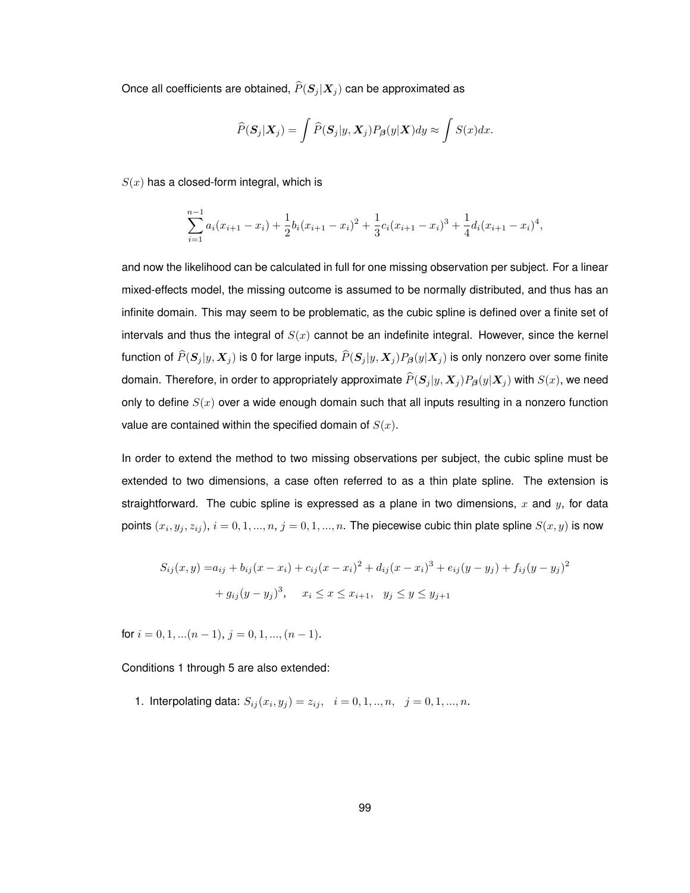Once all coefficients are obtained, $\widehat{P}(\boldsymbol{S}_j|\boldsymbol{X}_j)$ can be approximated as

$$\widehat{P}(\boldsymbol{S}_j|\boldsymbol{X}_j) = \int \widehat{P}(\boldsymbol{S}_j|y, \boldsymbol{X}_j) P_{\boldsymbol{\beta}}(y|\boldsymbol{X}) dy \approx \int S(x) dx.$$

$S(x)$ has a closed-form integral, which is

$$\sum_{i=1}^{n-1} a_i(x_{i+1} - x_i) + \frac{1}{2} b_i (x_{i+1} - x_i)^2 + \frac{1}{3} c_i (x_{i+1} - x_i)^3 + \frac{1}{4} d_i (x_{i+1} - x_i)^4,$$

and now the likelihood can be calculated in full for one missing observation per subject. For a linear mixed-effects model, the missing outcome is assumed to be normally distributed, and thus has an infinite domain. This may seem to be problematic, as the cubic spline is defined over a finite set of intervals and thus the integral of $S(x)$ cannot be an indefinite integral. However, since the kernel function of $\widehat{P}(\boldsymbol{S}_j|y, \boldsymbol{X}_j)$ is 0 for large inputs, $\widehat{P}(\boldsymbol{S}_j|y, \boldsymbol{X}_j) P_{\boldsymbol{\beta}}(y|\boldsymbol{X}_j)$ is only nonzero over some finite domain. Therefore, in order to appropriately approximate $\widehat{P}(\boldsymbol{S}_j|y, \boldsymbol{X}_j) P_{\boldsymbol{\beta}}(y|\boldsymbol{X}_j)$ with $S(x)$, we need only to define $S(x)$ over a wide enough domain such that all inputs resulting in a nonzero function value are contained within the specified domain of $S(x)$.

In order to extend the method to two missing observations per subject, the cubic spline must be extended to two dimensions, a case often referred to as a thin plate spline. The extension is straightforward. The cubic spline is expressed as a plane in two dimensions, $x$ and $y$, for data points $(x_i, y_j, z_{ij})$, $i = 0, 1, ..., n$, $j = 0, 1, ..., n$. The piecewise cubic thin plate spline $S(x, y)$ is now

$$\begin{aligned} S_{ij}(x, y) =& a_{ij} + b_{ij}(x - x_i) + c_{ij}(x - x_i)^2 + d_{ij}(x - x_i)^3 + e_{ij}(y - y_j) + f_{ij}(y - y_j)^2 \\ &+ g_{ij}(y - y_j)^3, \quad x_i \le x \le x_{i+1}, \quad y_j \le y \le y_{j+1} \end{aligned}$$

for $i = 0, 1, ...(n-1)$, $j = 0, 1, ..., (n-1)$.

Conditions 1 through 5 are also extended:

1. Interpolating data: $S_{ij}(x_i, y_j) = z_{ij}, \quad i = 0, 1, .., n, \quad j = 0, 1, ..., n.$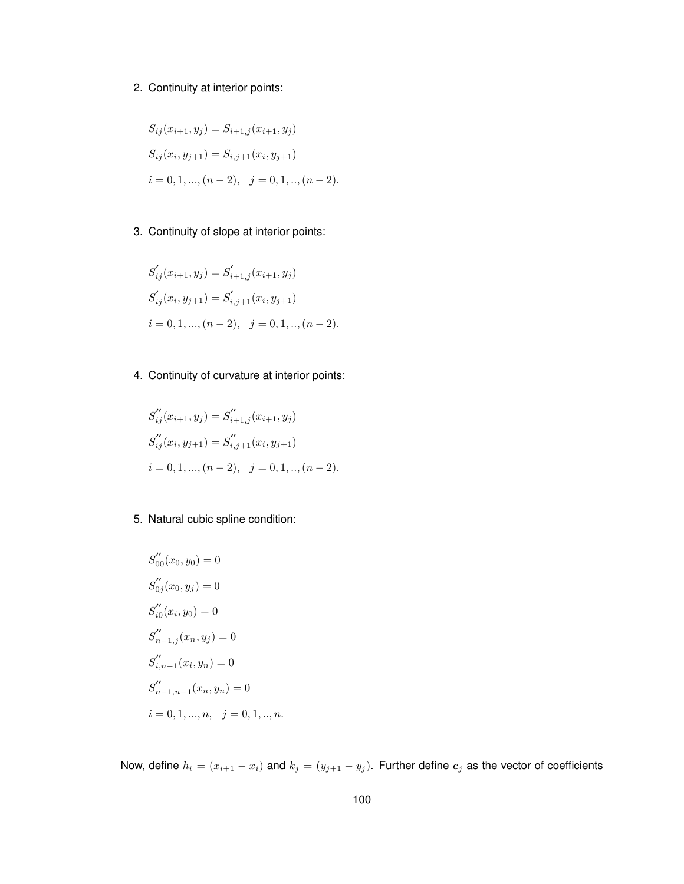2. Continuity at interior points:

$$S_{ij}(x_{i+1}, y_j) = S_{i+1,j}(x_{i+1}, y_j)$$

$$S_{ij}(x_i, y_{j+1}) = S_{i,j+1}(x_i, y_{j+1})$$

$$i = 0, 1, ..., (n-2), \quad j = 0, 1, .., (n-2).$$

3. Continuity of slope at interior points:

$$S^{'}_{ij}(x_{i+1}, y_j) = S^{'}_{i+1,j}(x_{i+1}, y_j)$$

$$S^{'}_{ij}(x_i, y_{j+1}) = S^{'}_{i,j+1}(x_i, y_{j+1})$$

$$i = 0, 1, ..., (n-2), \quad j = 0, 1, .., (n-2).$$

4. Continuity of curvature at interior points:

$$S^{''}_{ij}(x_{i+1}, y_j) = S^{''}_{i+1,j}(x_{i+1}, y_j)$$

$$S^{''}_{ij}(x_i, y_{j+1}) = S^{''}_{i,j+1}(x_i, y_{j+1})$$

$$i = 0, 1, ..., (n-2), \quad j = 0, 1, .., (n-2).$$

5. Natural cubic spline condition:

$$S^{''}_{00}(x_0, y_0) = 0$$

$$S^{''}_{0j}(x_0, y_j) = 0$$

$$S^{''}_{i0}(x_i, y_0) = 0$$

$$S^{''}_{n-1,j}(x_n, y_j) = 0$$

$$S^{''}_{i,n-1}(x_i, y_n) = 0$$

$$S^{''}_{n-1,n-1}(x_n, y_n) = 0$$

$$i = 0, 1, ..., n, \quad j = 0, 1, .., n.$$

Now, define $h_i = (x_{i+1} - x_i)$ and $k_j = (y_{j+1} - y_j)$. Further define $\boldsymbol{c}_j$ as the vector of coefficients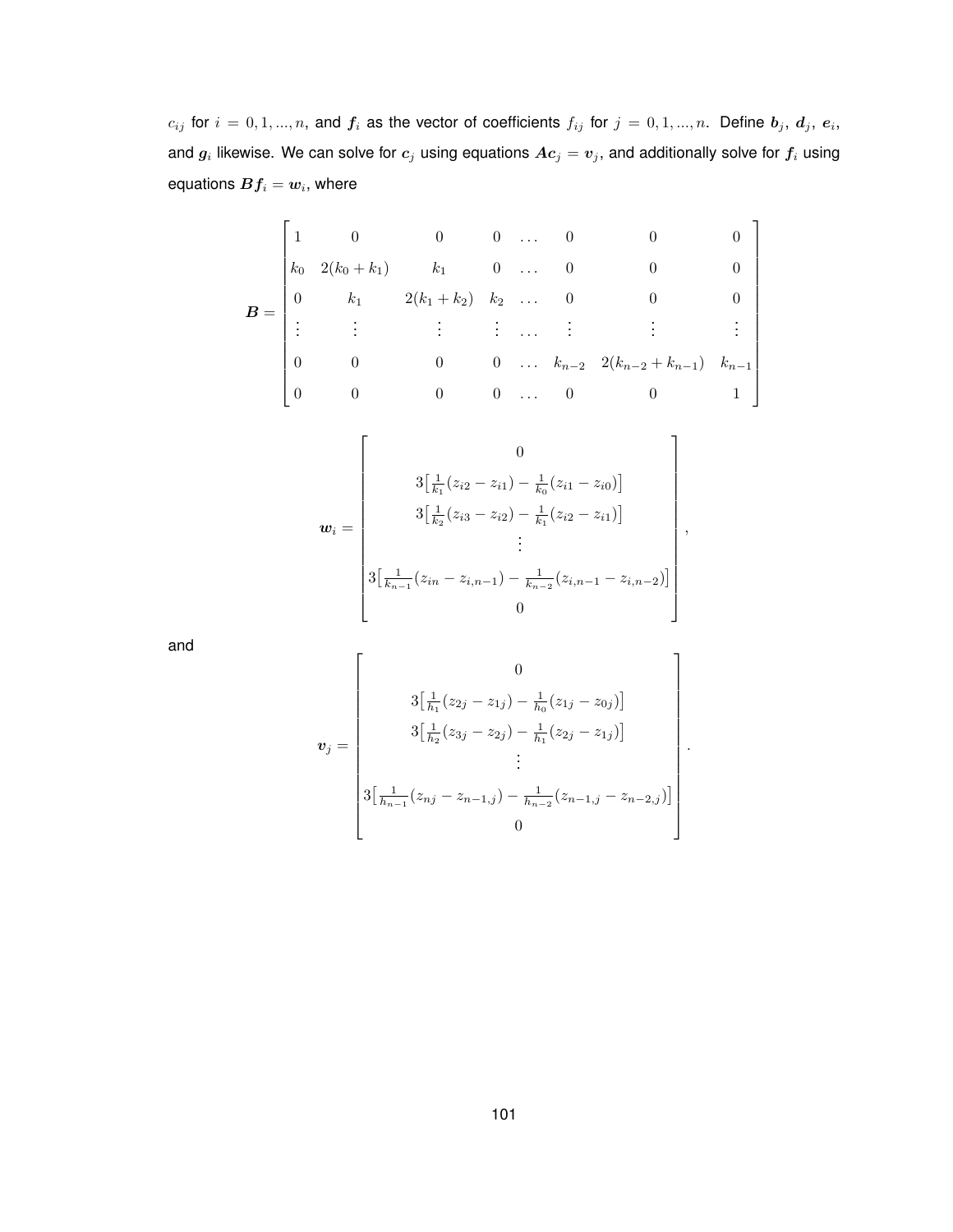$c_{ij}$ for $i = 0, 1, ..., n$, and $\boldsymbol{f}_i$ as the vector of coefficients $f_{ij}$ for $j = 0, 1, ..., n$. Define $\boldsymbol{b}_j$, $\boldsymbol{d}_j$, $\boldsymbol{e}_i$, and $\boldsymbol{g}_i$ likewise. We can solve for $\boldsymbol{c}_j$ using equations $\boldsymbol{A}\boldsymbol{c}_j = \boldsymbol{v}_j$, and additionally solve for $\boldsymbol{f}_i$ using equations $\boldsymbol{B}\boldsymbol{f}_i = \boldsymbol{w}_i$, where

$$\boldsymbol{B} = \begin{bmatrix} 1 & 0 & 0 & 0 & \dots & 0 & 0 & 0 \\ k_0 & 2(k_0 + k_1) & k_1 & 0 & \dots & 0 & 0 & 0 \\ 0 & k_1 & 2(k_1 + k_2) & k_2 & \dots & 0 & 0 & 0 \\ \vdots & \vdots & \vdots & \vdots & \dots & \vdots & \vdots & \vdots \\ 0 & 0 & 0 & 0 & \dots & k_{n-2} & 2(k_{n-2} + k_{n-1}) & k_{n-1} \\ 0 & 0 & 0 & 0 & \dots & 0 & 0 & 1 \end{bmatrix}$$

$$\boldsymbol{w}_i = \begin{bmatrix} 0 \\ 3\left[\frac{1}{k_1}(z_{i2} - z_{i1}) - \frac{1}{k_0}(z_{i1} - z_{i0})\right] \\ 3\left[\frac{1}{k_2}(z_{i3} - z_{i2}) - \frac{1}{k_1}(z_{i2} - z_{i1})\right] \\ \vdots \\ 3\left[\frac{1}{k_{n-1}}(z_{in} - z_{i,n-1}) - \frac{1}{k_{n-2}}(z_{i,n-1} - z_{i,n-2})\right] \\ 0 \end{bmatrix},$$

and

$$\boldsymbol{v}_j = \begin{bmatrix} 0 \\ 3\left[\frac{1}{h_1}(z_{2j} - z_{1j}) - \frac{1}{h_0}(z_{1j} - z_{0j})\right] \\ 3\left[\frac{1}{h_2}(z_{3j} - z_{2j}) - \frac{1}{h_1}(z_{2j} - z_{1j})\right] \\ \vdots \\ 3\left[\frac{1}{h_{n-1}}(z_{nj} - z_{n-1,j}) - \frac{1}{h_{n-2}}(z_{n-1,j} - z_{n-2,j})\right] \\ 0 \end{bmatrix}.$$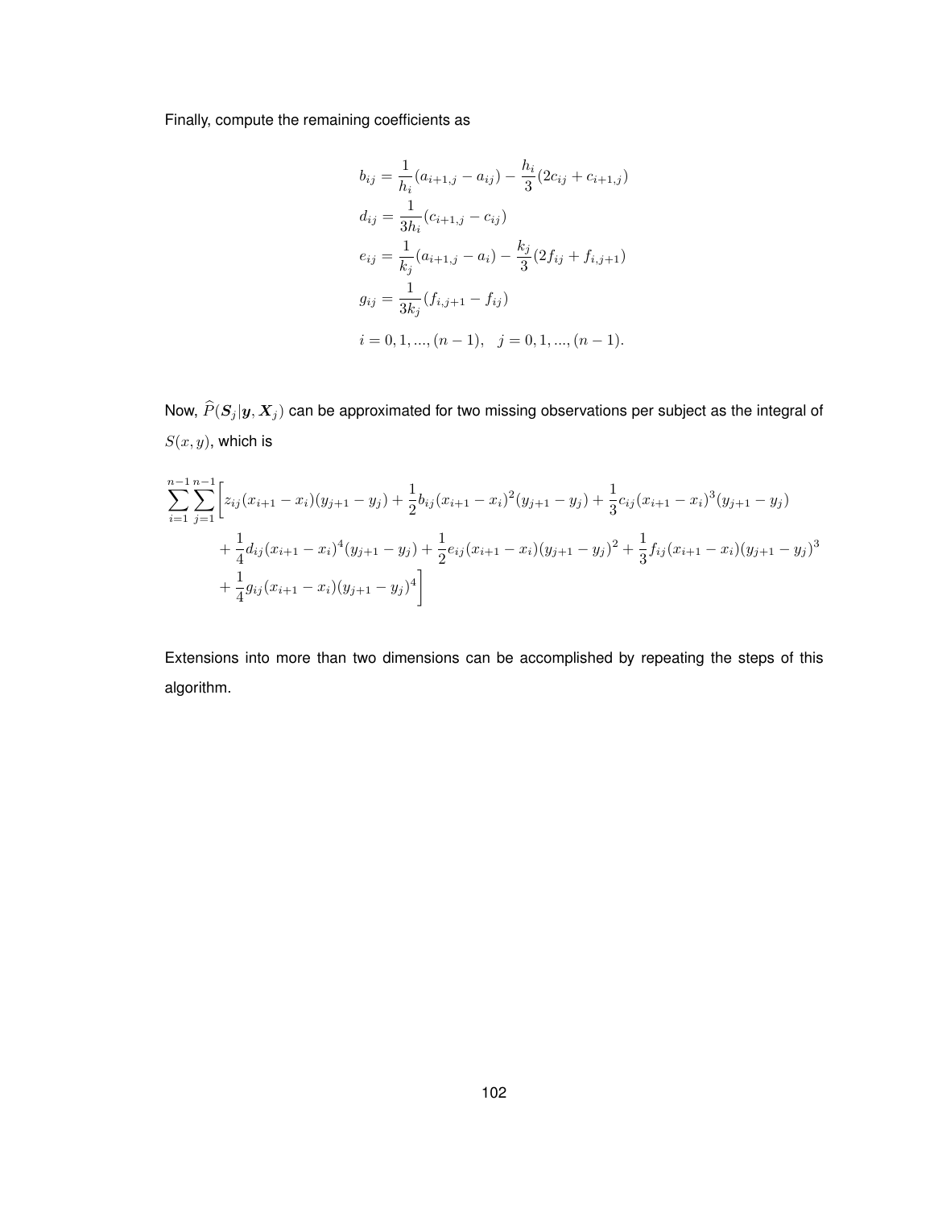Finally, compute the remaining coefficients as

$$
\begin{aligned}
b_{ij} &= \frac{1}{h_i}(a_{i+1,j} - a_{ij}) - \frac{h_i}{3}(2c_{ij} + c_{i+1,j}) \\
d_{ij} &= \frac{1}{3h_i}(c_{i+1,j} - c_{ij}) \\
e_{ij} &= \frac{1}{k_j}(a_{i+1,j} - a_i) - \frac{k_j}{3}(2f_{ij} + f_{i,j+1}) \\
g_{ij} &= \frac{1}{3k_j}(f_{i,j+1} - f_{ij}) \\
i &= 0, 1, ..., (n-1), \quad j = 0, 1, ..., (n-1).
\end{aligned}
$$

Now, $\widehat{P}(\boldsymbol{S}_j | \boldsymbol{y}, \boldsymbol{X}_j)$ can be approximated for two missing observations per subject as the integral of $S(x, y)$, which is

$$
\begin{aligned}
\sum_{i=1}^{n-1} \sum_{j=1}^{n-1} \Big[ & z_{ij}(x_{i+1} - x_i)(y_{j+1} - y_j) + \frac{1}{2} b_{ij}(x_{i+1} - x_i)^2 (y_{j+1} - y_j) + \frac{1}{3} c_{ij}(x_{i+1} - x_i)^3 (y_{j+1} - y_j) \\
& + \frac{1}{4} d_{ij}(x_{i+1} - x_i)^4 (y_{j+1} - y_j) + \frac{1}{2} e_{ij}(x_{i+1} - x_i)(y_{j+1} - y_j)^2 + \frac{1}{3} f_{ij}(x_{i+1} - x_i)(y_{j+1} - y_j)^3 \\
& + \frac{1}{4} g_{ij}(x_{i+1} - x_i)(y_{j+1} - y_j)^4 \Big]
\end{aligned}
$$

Extensions into more than two dimensions can be accomplished by repeating the steps of this algorithm.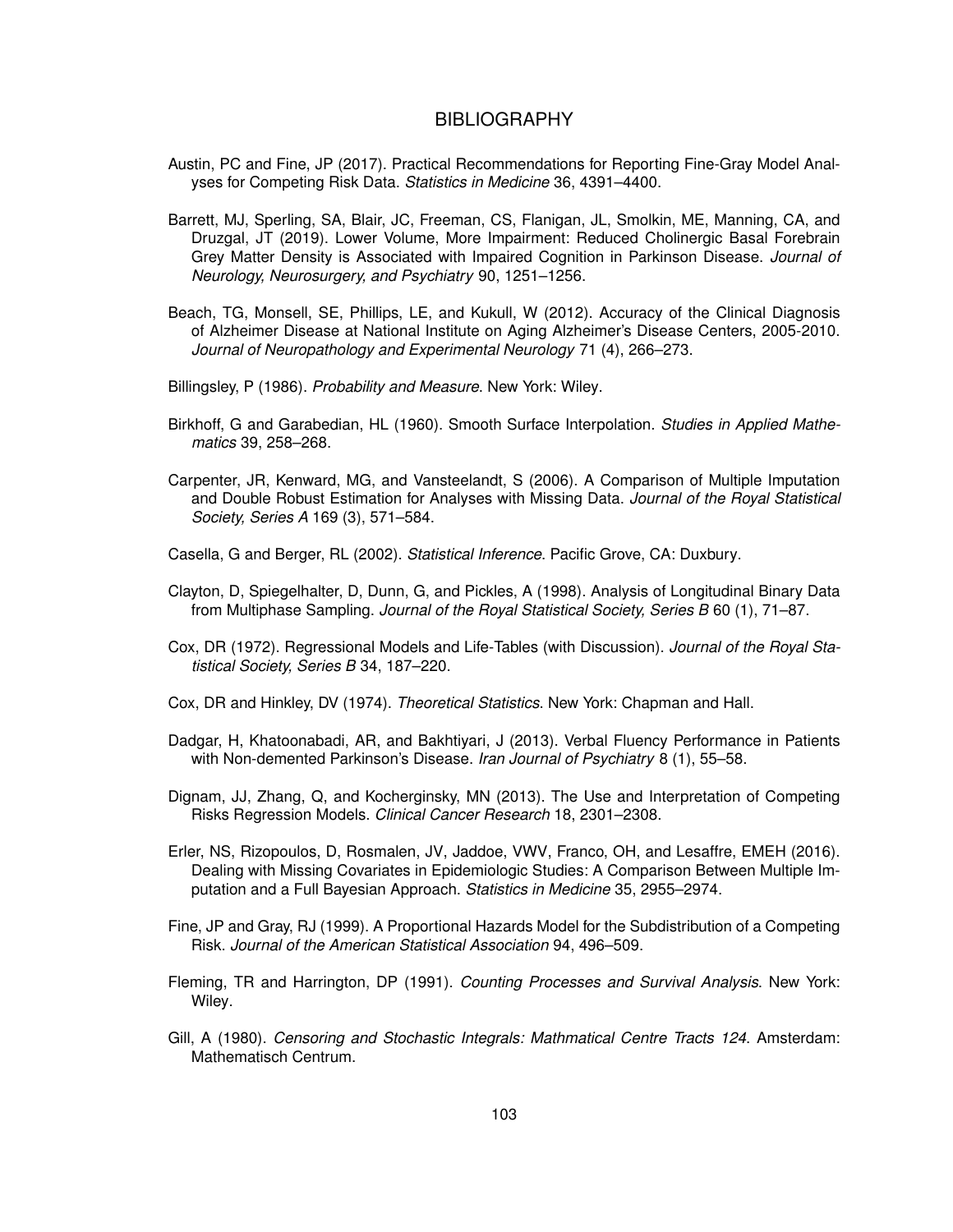# BIBLIOGRAPHY

Austin, PC and Fine, JP (2017). Practical Recommendations for Reporting Fine-Gray Model Analyses for Competing Risk Data. *Statistics in Medicine* 36, 4391–4400.

Barrett, MJ, Sperling, SA, Blair, JC, Freeman, CS, Flanigan, JL, Smolkin, ME, Manning, CA, and Druzgal, JT (2019). Lower Volume, More Impairment: Reduced Cholinergic Basal Forebrain Grey Matter Density is Associated with Impaired Cognition in Parkinson Disease. *Journal of Neurology, Neurosurgery, and Psychiatry* 90, 1251–1256.

Beach, TG, Monsell, SE, Phillips, LE, and Kukull, W (2012). Accuracy of the Clinical Diagnosis of Alzheimer Disease at National Institute on Aging Alzheimer's Disease Centers, 2005-2010. *Journal of Neuropathology and Experimental Neurology* 71 (4), 266–273.

Billingsley, P (1986). *Probability and Measure*. New York: Wiley.

Birkhoff, G and Garabedian, HL (1960). Smooth Surface Interpolation. *Studies in Applied Mathematics* 39, 258–268.

Carpenter, JR, Kenward, MG, and Vansteelandt, S (2006). A Comparison of Multiple Imputation and Double Robust Estimation for Analyses with Missing Data. *Journal of the Royal Statistical Society, Series A* 169 (3), 571–584.

Casella, G and Berger, RL (2002). *Statistical Inference*. Pacific Grove, CA: Duxbury.

Clayton, D, Spiegelhalter, D, Dunn, G, and Pickles, A (1998). Analysis of Longitudinal Binary Data from Multiphase Sampling. *Journal of the Royal Statistical Society, Series B* 60 (1), 71–87.

Cox, DR (1972). Regressional Models and Life-Tables (with Discussion). *Journal of the Royal Statistical Society, Series B* 34, 187–220.

Cox, DR and Hinkley, DV (1974). *Theoretical Statistics*. New York: Chapman and Hall.

Dadgar, H, Khatoonabadi, AR, and Bakhtiyari, J (2013). Verbal Fluency Performance in Patients with Non-demented Parkinson's Disease. *Iran Journal of Psychiatry* 8 (1), 55–58.

Dignam, JJ, Zhang, Q, and Kocherginsky, MN (2013). The Use and Interpretation of Competing Risks Regression Models. *Clinical Cancer Research* 18, 2301–2308.

Erler, NS, Rizopoulos, D, Rosmalen, JV, Jaddoe, VWV, Franco, OH, and Lesaffre, EMEH (2016). Dealing with Missing Covariates in Epidemiologic Studies: A Comparison Between Multiple Imputation and a Full Bayesian Approach. *Statistics in Medicine* 35, 2955–2974.

Fine, JP and Gray, RJ (1999). A Proportional Hazards Model for the Subdistribution of a Competing Risk. *Journal of the American Statistical Association* 94, 496–509.

Fleming, TR and Harrington, DP (1991). *Counting Processes and Survival Analysis*. New York: Wiley.

Gill, A (1980). *Censoring and Stochastic Integrals: Mathmatical Centre Tracts 124*. Amsterdam: Mathematisch Centrum.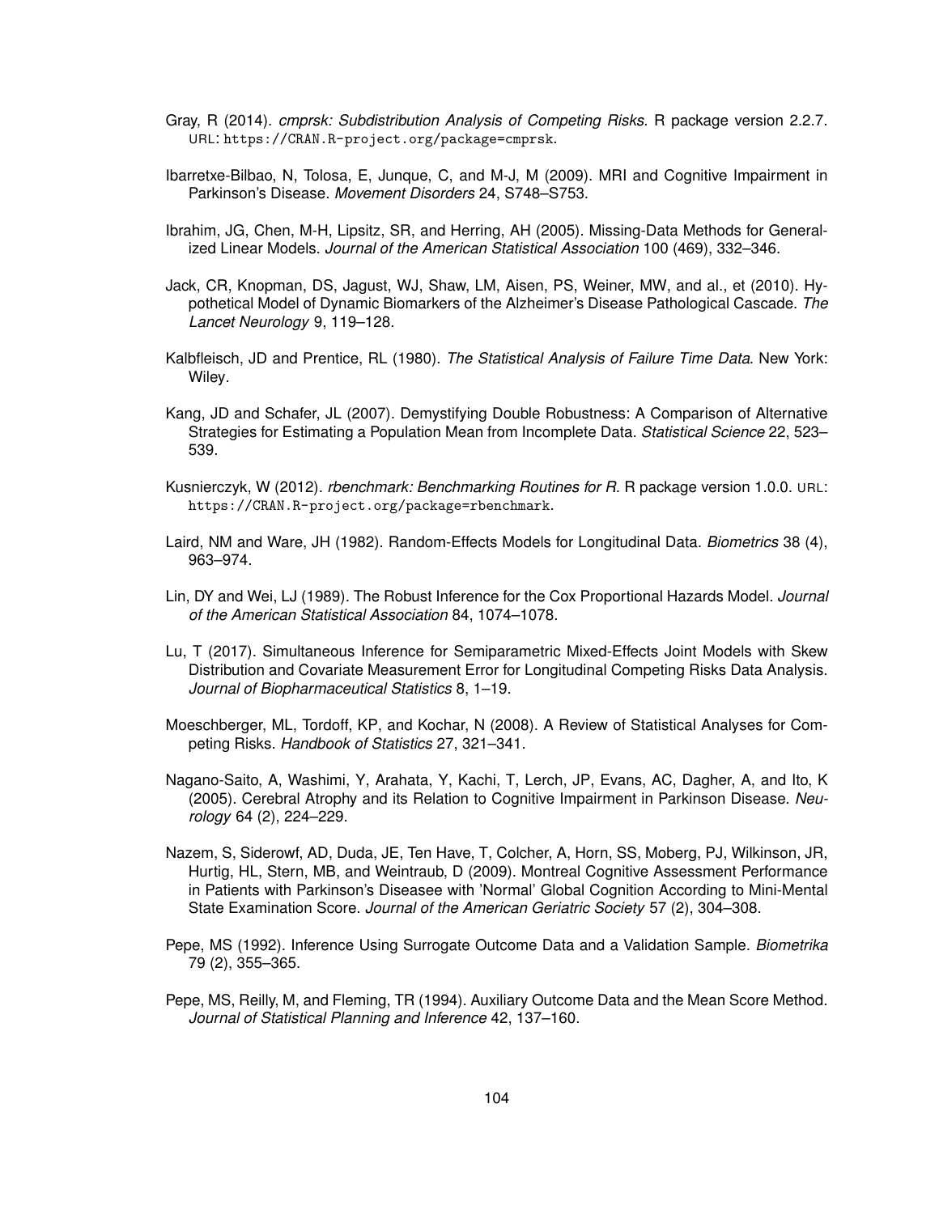Gray, R (2014). *cmprsk: Subdistribution Analysis of Competing Risks*. R package version 2.2.7. URL: https://CRAN.R-project.org/package=cmprsk.

Ibarretxe-Bilbao, N, Tolosa, E, Junque, C, and M-J, M (2009). MRI and Cognitive Impairment in Parkinson's Disease. *Movement Disorders* 24, S748–S753.

Ibrahim, JG, Chen, M-H, Lipsitz, SR, and Herring, AH (2005). Missing-Data Methods for Generalized Linear Models. *Journal of the American Statistical Association* 100 (469), 332–346.

Jack, CR, Knopman, DS, Jagust, WJ, Shaw, LM, Aisen, PS, Weiner, MW, and al., et (2010). Hypothetical Model of Dynamic Biomarkers of the Alzheimer's Disease Pathological Cascade. *The Lancet Neurology* 9, 119–128.

Kalbfleisch, JD and Prentice, RL (1980). *The Statistical Analysis of Failure Time Data*. New York: Wiley.

Kang, JD and Schafer, JL (2007). Demystifying Double Robustness: A Comparison of Alternative Strategies for Estimating a Population Mean from Incomplete Data. *Statistical Science* 22, 523–539.

Kusnierczyk, W (2012). *rbenchmark: Benchmarking Routines for R*. R package version 1.0.0. URL: https://CRAN.R-project.org/package=rbenchmark.

Laird, NM and Ware, JH (1982). Random-Effects Models for Longitudinal Data. *Biometrics* 38 (4), 963–974.

Lin, DY and Wei, LJ (1989). The Robust Inference for the Cox Proportional Hazards Model. *Journal of the American Statistical Association* 84, 1074–1078.

Lu, T (2017). Simultaneous Inference for Semiparametric Mixed-Effects Joint Models with Skew Distribution and Covariate Measurement Error for Longitudinal Competing Risks Data Analysis. *Journal of Biopharmaceutical Statistics* 8, 1–19.

Moeschberger, ML, Tordoff, KP, and Kochar, N (2008). A Review of Statistical Analyses for Competing Risks. *Handbook of Statistics* 27, 321–341.

Nagano-Saito, A, Washimi, Y, Arahata, Y, Kachi, T, Lerch, JP, Evans, AC, Dagher, A, and Ito, K (2005). Cerebral Atrophy and its Relation to Cognitive Impairment in Parkinson Disease. *Neurology* 64 (2), 224–229.

Nazem, S, Siderowf, AD, Duda, JE, Ten Have, T, Colcher, A, Horn, SS, Moberg, PJ, Wilkinson, JR, Hurtig, HL, Stern, MB, and Weintraub, D (2009). Montreal Cognitive Assessment Performance in Patients with Parkinson's Diseasee with 'Normal' Global Cognition According to Mini-Mental State Examination Score. *Journal of the American Geriatric Society* 57 (2), 304–308.

Pepe, MS (1992). Inference Using Surrogate Outcome Data and a Validation Sample. *Biometrika* 79 (2), 355–365.

Pepe, MS, Reilly, M, and Fleming, TR (1994). Auxiliary Outcome Data and the Mean Score Method. *Journal of Statistical Planning and Inference* 42, 137–160.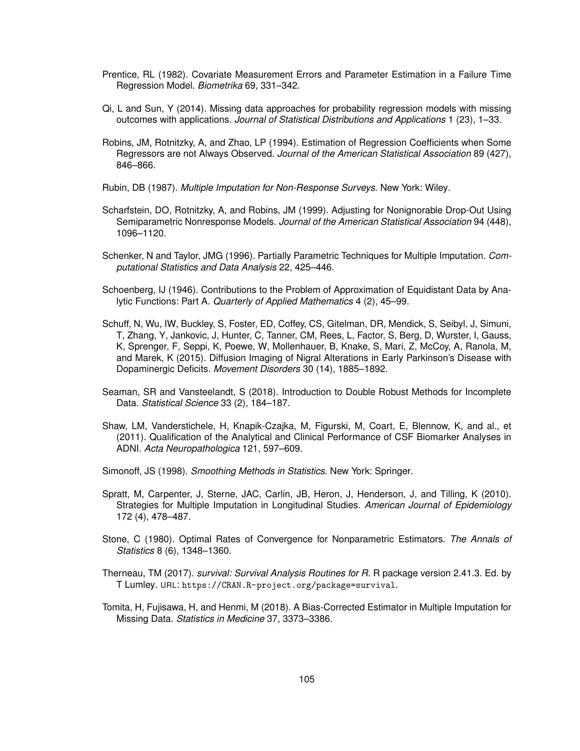Prentice, RL (1982). Covariate Measurement Errors and Parameter Estimation in a Failure Time Regression Model. *Biometrika* 69, 331–342.

Qi, L and Sun, Y (2014). Missing data approaches for probability regression models with missing outcomes with applications. *Journal of Statistical Distributions and Applications* 1 (23), 1–33.

Robins, JM, Rotnitzky, A, and Zhao, LP (1994). Estimation of Regression Coefficients when Some Regressors are not Always Observed. *Journal of the American Statistical Association* 89 (427), 846–866.

Rubin, DB (1987). *Multiple Imputation for Non-Response Surveys*. New York: Wiley.

Scharfstein, DO, Rotnitzky, A, and Robins, JM (1999). Adjusting for Nonignorable Drop-Out Using Semiparametric Nonresponse Models. *Journal of the American Statistical Association* 94 (448), 1096–1120.

Schenker, N and Taylor, JMG (1996). Partially Parametric Techniques for Multiple Imputation. *Computational Statistics and Data Analysis* 22, 425–446.

Schoenberg, IJ (1946). Contributions to the Problem of Approximation of Equidistant Data by Analytic Functions: Part A. *Quarterly of Applied Mathematics* 4 (2), 45–99.

Schuff, N, Wu, IW, Buckley, S, Foster, ED, Coffey, CS, Gitelman, DR, Mendick, S, Seibyl, J, Simuni, T, Zhang, Y, Jankovic, J, Hunter, C, Tanner, CM, Rees, L, Factor, S, Berg, D, Wurster, I, Gauss, K, Sprenger, F, Seppi, K, Poewe, W, Mollenhauer, B, Knake, S, Mari, Z, McCoy, A, Ranola, M, and Marek, K (2015). Diffusion Imaging of Nigral Alterations in Early Parkinson's Disease with Dopaminergic Deficits. *Movement Disorders* 30 (14), 1885–1892.

Seaman, SR and Vansteelandt, S (2018). Introduction to Double Robust Methods for Incomplete Data. *Statistical Science* 33 (2), 184–187.

Shaw, LM, Vanderstichele, H, Knapik-Czajka, M, Figurski, M, Coart, E, Blennow, K, and al., et (2011). Qualification of the Analytical and Clinical Performance of CSF Biomarker Analyses in ADNI. *Acta Neuropathologica* 121, 597–609.

Simonoff, JS (1998). *Smoothing Methods in Statistics*. New York: Springer.

Spratt, M, Carpenter, J, Sterne, JAC, Carlin, JB, Heron, J, Henderson, J, and Tilling, K (2010). Strategies for Multiple Imputation in Longitudinal Studies. *American Journal of Epidemiology* 172 (4), 478–487.

Stone, C (1980). Optimal Rates of Convergence for Nonparametric Estimators. *The Annals of Statistics* 8 (6), 1348–1360.

Therneau, TM (2017). *survival: Survival Analysis Routines for R*. R package version 2.41.3. Ed. by T Lumley. URL: https://CRAN.R-project.org/package=survival.

Tomita, H, Fujisawa, H, and Henmi, M (2018). A Bias-Corrected Estimator in Multiple Imputation for Missing Data. *Statistics in Medicine* 37, 3373–3386.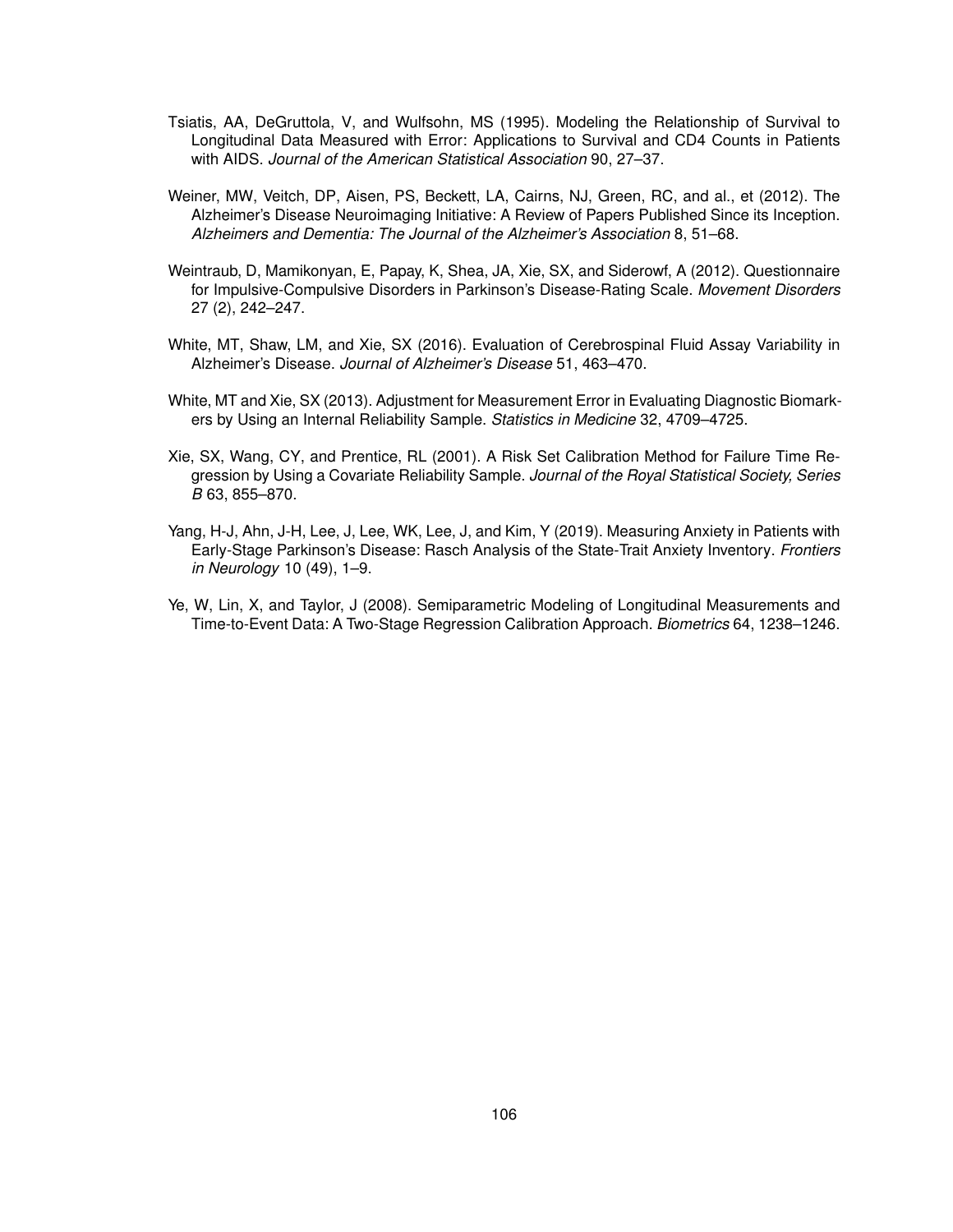Tsiatis, AA, DeGruttola, V, and Wulfsohn, MS (1995). Modeling the Relationship of Survival to Longitudinal Data Measured with Error: Applications to Survival and CD4 Counts in Patients with AIDS. *Journal of the American Statistical Association* 90, 27–37.

Weiner, MW, Veitch, DP, Aisen, PS, Beckett, LA, Cairns, NJ, Green, RC, and al., et (2012). The Alzheimer's Disease Neuroimaging Initiative: A Review of Papers Published Since its Inception. *Alzheimers and Dementia: The Journal of the Alzheimer's Association* 8, 51–68.

Weintraub, D, Mamikonyan, E, Papay, K, Shea, JA, Xie, SX, and Siderowf, A (2012). Questionnaire for Impulsive-Compulsive Disorders in Parkinson's Disease-Rating Scale. *Movement Disorders* 27 (2), 242–247.

White, MT, Shaw, LM, and Xie, SX (2016). Evaluation of Cerebrospinal Fluid Assay Variability in Alzheimer's Disease. *Journal of Alzheimer's Disease* 51, 463–470.

White, MT and Xie, SX (2013). Adjustment for Measurement Error in Evaluating Diagnostic Biomarkers by Using an Internal Reliability Sample. *Statistics in Medicine* 32, 4709–4725.

Xie, SX, Wang, CY, and Prentice, RL (2001). A Risk Set Calibration Method for Failure Time Regression by Using a Covariate Reliability Sample. *Journal of the Royal Statistical Society, Series B* 63, 855–870.

Yang, H-J, Ahn, J-H, Lee, J, Lee, WK, Lee, J, and Kim, Y (2019). Measuring Anxiety in Patients with Early-Stage Parkinson's Disease: Rasch Analysis of the State-Trait Anxiety Inventory. *Frontiers in Neurology* 10 (49), 1–9.

Ye, W, Lin, X, and Taylor, J (2008). Semiparametric Modeling of Longitudinal Measurements and Time-to-Event Data: A Two-Stage Regression Calibration Approach. *Biometrics* 64, 1238–1246.